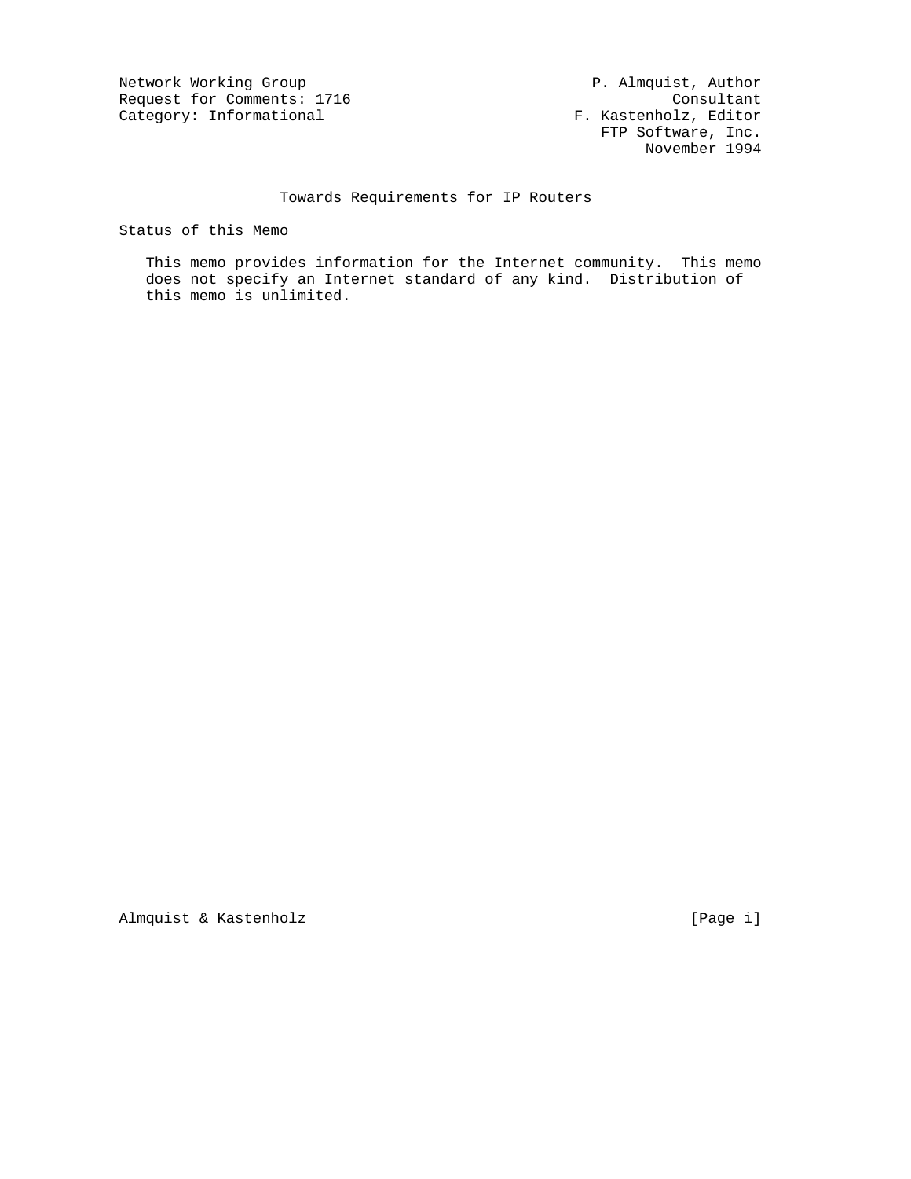Network Working Group P. Almquist, Author
Request for Comments: 1716 Consultant
Category: Informational F. Kastenholz, Editor
FTP Software, Inc.
November 1994

# Towards Requirements for IP Routers

## Status of this Memo

This memo provides information for the Internet community. This memo does not specify an Internet standard of any kind. Distribution of this memo is unlimited.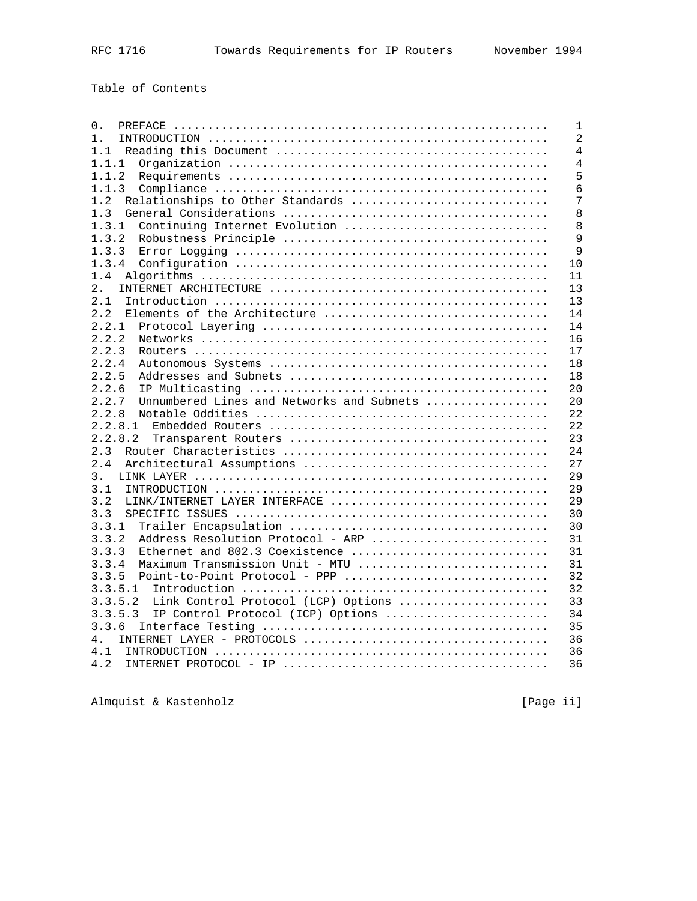Table of Contents

```
0.  PREFACE .....................................................   1
1.  INTRODUCTION ................................................   2
1.1  Reading this Document ......................................   4
1.1.1  Organization .............................................   4
1.1.2  Requirements .............................................   5
1.1.3  Compliance ...............................................   6
1.2  Relationships to Other Standards ...........................   7
1.3  General Considerations .....................................   8
1.3.1  Continuing Internet Evolution ............................   8
1.3.2  Robustness Principle .....................................   9
1.3.3  Error Logging ............................................   9
1.3.4  Configuration ............................................  10
1.4  Algorithms .................................................  11
2.  INTERNET ARCHITECTURE .......................................  13
2.1  Introduction ...............................................  13
2.2  Elements of the Architecture ...............................  14
2.2.1  Protocol Layering ........................................  14
2.2.2  Networks .................................................  16
2.2.3  Routers ..................................................  17
2.2.4  Autonomous Systems .......................................  18
2.2.5  Addresses and Subnets ....................................  18
2.2.6  IP Multicasting ..........................................  20
2.2.7  Unnumbered Lines and Networks and Subnets ................  20
2.2.8  Notable Oddities .........................................  22
2.2.8.1  Embedded Routers .......................................  22
2.2.8.2  Transparent Routers ....................................  23
2.3  Router Characteristics .....................................  24
2.4  Architectural Assumptions ..................................  27
3.  LINK LAYER ..................................................  29
3.1  INTRODUCTION ...............................................  29
3.2  LINK/INTERNET LAYER INTERFACE ..............................  29
3.3  SPECIFIC ISSUES ............................................  30
3.3.1  Trailer Encapsulation ....................................  30
3.3.2  Address Resolution Protocol - ARP ........................  31
3.3.3  Ethernet and 802.3 Coexistence ...........................  31
3.3.4  Maximum Transmission Unit - MTU ..........................  31
3.3.5  Point-to-Point Protocol - PPP ............................  32
3.3.5.1  Introduction ...........................................  32
3.3.5.2  Link Control Protocol (LCP) Options ....................  33
3.3.5.3  IP Control Protocol (ICP) Options ......................  34
3.3.6  Interface Testing ........................................  35
4.  INTERNET LAYER - PROTOCOLS ..................................  36
4.1  INTRODUCTION ...............................................  36
4.2  INTERNET PROTOCOL - IP .....................................  36
```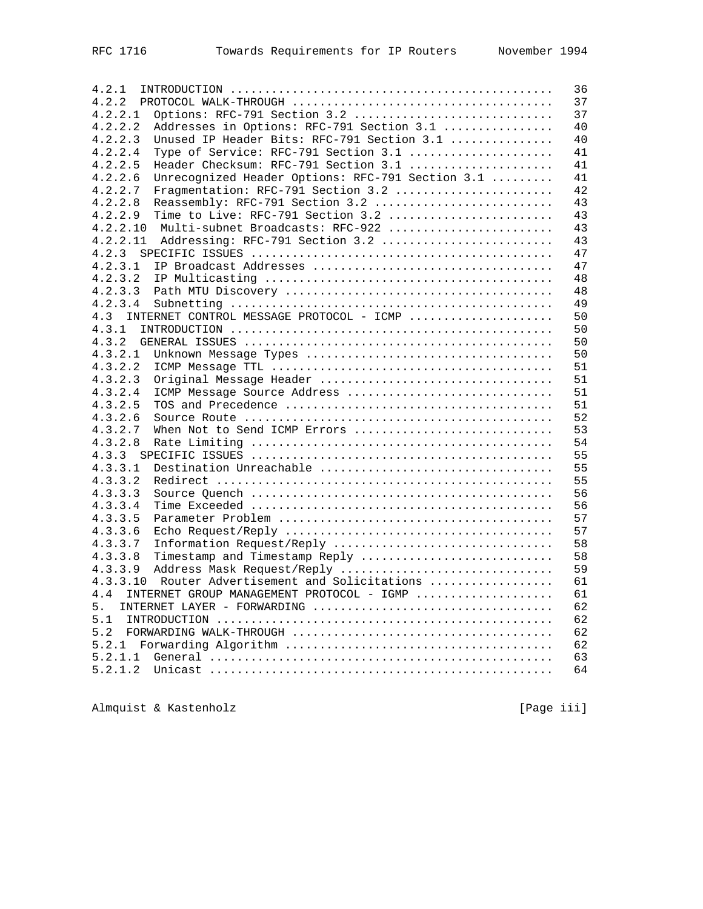```
4.2.1  INTRODUCTION ..............................................  36
4.2.2  PROTOCOL WALK-THROUGH .....................................  37
4.2.2.1  Options: RFC-791 Section 3.2 ............................  37
4.2.2.2  Addresses in Options: RFC-791 Section 3.1 ...............  40
4.2.2.3  Unused IP Header Bits: RFC-791 Section 3.1 ..............  40
4.2.2.4  Type of Service: RFC-791 Section 3.1 ....................  41
4.2.2.5  Header Checksum: RFC-791 Section 3.1 ....................  41
4.2.2.6  Unrecognized Header Options: RFC-791 Section 3.1 ........  41
4.2.2.7  Fragmentation: RFC-791 Section 3.2 ......................  42
4.2.2.8  Reassembly: RFC-791 Section 3.2 .........................  43
4.2.2.9  Time to Live: RFC-791 Section 3.2 .......................  43
4.2.2.10  Multi-subnet Broadcasts: RFC-922 .......................  43
4.2.2.11  Addressing: RFC-791 Section 3.2 ........................  43
4.2.3  SPECIFIC ISSUES ...........................................  47
4.2.3.1  IP Broadcast Addresses ..................................  47
4.2.3.2  IP Multicasting .........................................  48
4.2.3.3  Path MTU Discovery ......................................  48
4.2.3.4  Subnetting ..............................................  49
4.3  INTERNET CONTROL MESSAGE PROTOCOL - ICMP ....................  50
4.3.1  INTRODUCTION ..............................................  50
4.3.2  GENERAL ISSUES ............................................  50
4.3.2.1  Unknown Message Types ...................................  50
4.3.2.2  ICMP Message TTL ........................................  51
4.3.2.3  Original Message Header .................................  51
4.3.2.4  ICMP Message Source Address .............................  51
4.3.2.5  TOS and Precedence ......................................  51
4.3.2.6  Source Route ............................................  52
4.3.2.7  When Not to Send ICMP Errors ............................  53
4.3.2.8  Rate Limiting ...........................................  54
4.3.3  SPECIFIC ISSUES ...........................................  55
4.3.3.1  Destination Unreachable .................................  55
4.3.3.2  Redirect ................................................  55
4.3.3.3  Source Quench ...........................................  56
4.3.3.4  Time Exceeded ...........................................  56
4.3.3.5  Parameter Problem .......................................  57
4.3.3.6  Echo Request/Reply ......................................  57
4.3.3.7  Information Request/Reply ...............................  58
4.3.3.8  Timestamp and Timestamp Reply ...........................  58
4.3.3.9  Address Mask Request/Reply ..............................  59
4.3.3.10  Router Advertisement and Solicitations .................  61
4.4  INTERNET GROUP MANAGEMENT PROTOCOL - IGMP ...................  61
5.  INTERNET LAYER - FORWARDING ..................................  62
5.1  INTRODUCTION ................................................  62
5.2  FORWARDING WALK-THROUGH .....................................  62
5.2.1  Forwarding Algorithm ......................................  62
5.2.1.1  General .................................................  63
5.2.1.2  Unicast .................................................  64
```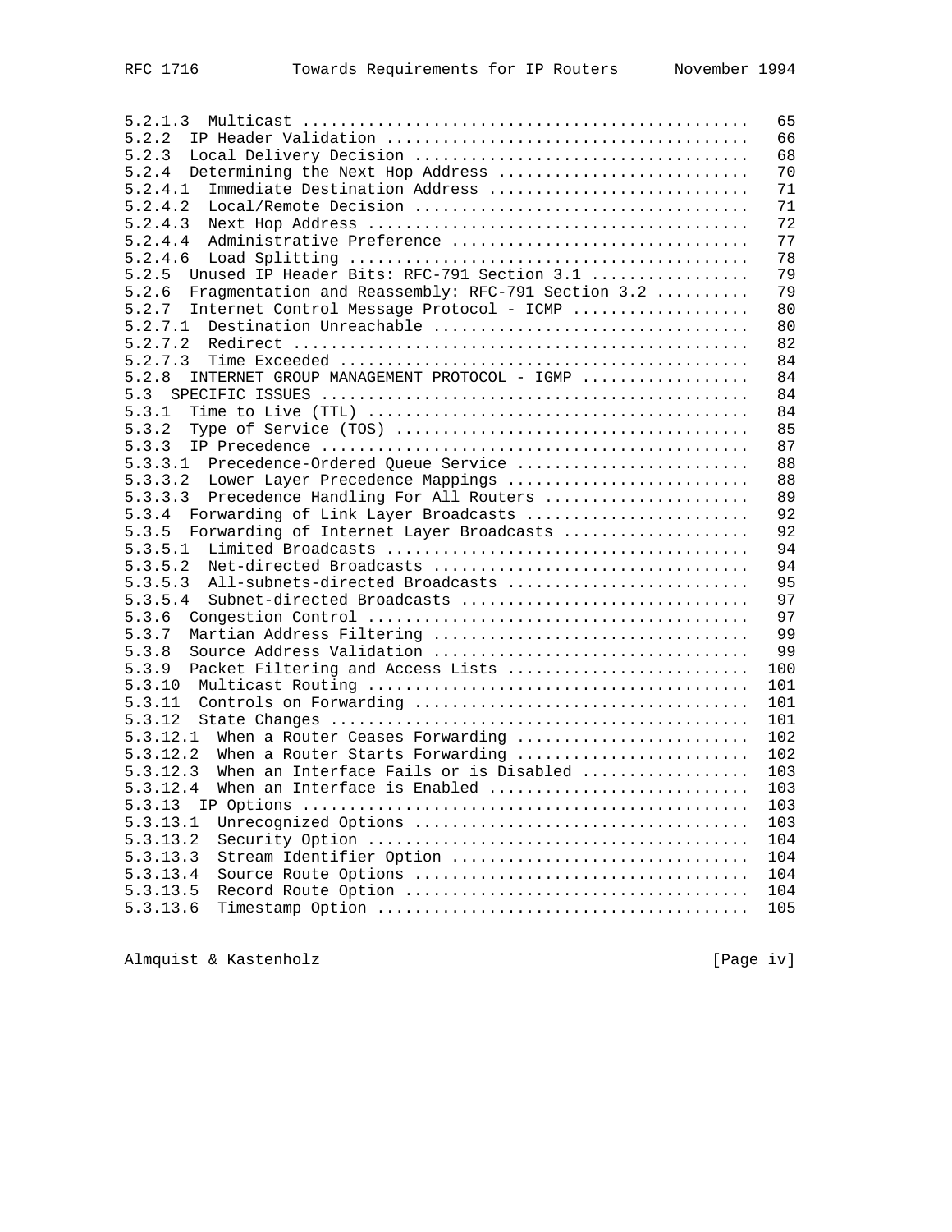```
5.2.1.3  Multicast ............................................... 65
5.2.2  IP Header Validation ...................................... 66
5.2.3  Local Delivery Decision ................................... 68
5.2.4  Determining the Next Hop Address .......................... 70
5.2.4.1  Immediate Destination Address ........................... 71
5.2.4.2  Local/Remote Decision ................................... 71
5.2.4.3  Next Hop Address ........................................ 72
5.2.4.4  Administrative Preference ............................... 77
5.2.4.6  Load Splitting .......................................... 78
5.2.5  Unused IP Header Bits: RFC-791 Section 3.1 ................ 79
5.2.6  Fragmentation and Reassembly: RFC-791 Section 3.2 ......... 79
5.2.7  Internet Control Message Protocol - ICMP .................. 80
5.2.7.1  Destination Unreachable ................................. 80
5.2.7.2  Redirect ................................................ 82
5.2.7.3  Time Exceeded ........................................... 84
5.2.8  INTERNET GROUP MANAGEMENT PROTOCOL - IGMP ................. 84
5.3  SPECIFIC ISSUES ............................................. 84
5.3.1  Time to Live (TTL) ........................................ 84
5.3.2  Type of Service (TOS) ..................................... 85
5.3.3  IP Precedence ............................................. 87
5.3.3.1  Precedence-Ordered Queue Service ........................ 88
5.3.3.2  Lower Layer Precedence Mappings ......................... 88
5.3.3.3  Precedence Handling For All Routers ..................... 89
5.3.4  Forwarding of Link Layer Broadcasts ....................... 92
5.3.5  Forwarding of Internet Layer Broadcasts ................... 92
5.3.5.1  Limited Broadcasts ...................................... 94
5.3.5.2  Net-directed Broadcasts ................................. 94
5.3.5.3  All-subnets-directed Broadcasts ......................... 95
5.3.5.4  Subnet-directed Broadcasts .............................. 97
5.3.6  Congestion Control ........................................ 97
5.3.7  Martian Address Filtering ................................. 99
5.3.8  Source Address Validation ................................. 99
5.3.9  Packet Filtering and Access Lists ......................... 100
5.3.10  Multicast Routing ........................................ 101
5.3.11  Controls on Forwarding ................................... 101
5.3.12  State Changes ............................................ 101
5.3.12.1  When a Router Ceases Forwarding ........................ 102
5.3.12.2  When a Router Starts Forwarding ........................ 102
5.3.12.3  When an Interface Fails or is Disabled ................. 103
5.3.12.4  When an Interface is Enabled ........................... 103
5.3.13  IP Options ............................................... 103
5.3.13.1  Unrecognized Options ................................... 103
5.3.13.2  Security Option ........................................ 104
5.3.13.3  Stream Identifier Option ............................... 104
5.3.13.4  Source Route Options ................................... 104
5.3.13.5  Record Route Option .................................... 104
5.3.13.6  Timestamp Option ....................................... 105
```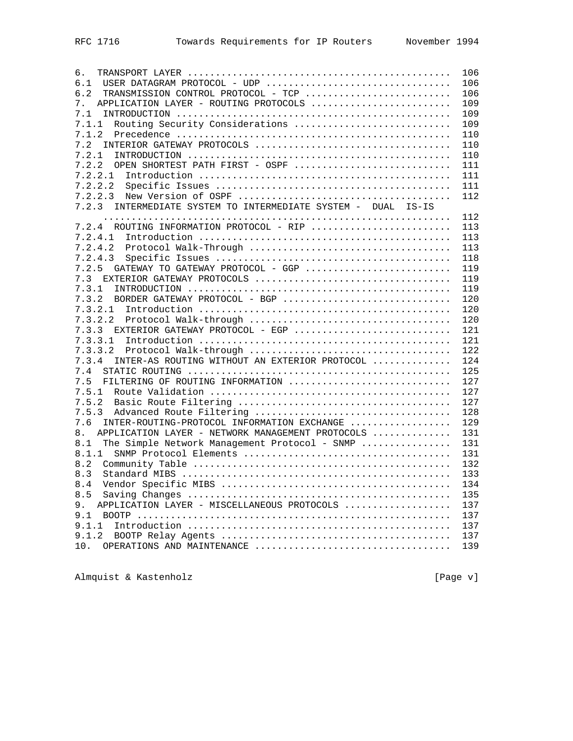```
6.  TRANSPORT LAYER ..............................................  106
6.1  USER DATAGRAM PROTOCOL - UDP ................................  106
6.2  TRANSMISSION CONTROL PROTOCOL - TCP .........................  106
7.  APPLICATION LAYER - ROUTING PROTOCOLS ........................  109
7.1  INTRODUCTION ................................................  109
7.1.1  Routing Security Considerations ...........................  109
7.1.2  Precedence ................................................  110
7.2  INTERIOR GATEWAY PROTOCOLS ..................................  110
7.2.1  INTRODUCTION ..............................................  110
7.2.2  OPEN SHORTEST PATH FIRST - OSPF ...........................  111
7.2.2.1  Introduction ............................................  111
7.2.2.2  Specific Issues .........................................  111
7.2.2.3  New Version of OSPF .....................................  112
7.2.3  INTERMEDIATE SYSTEM TO INTERMEDIATE SYSTEM -  DUAL  IS-IS
     ...............................................................  112
7.2.4  ROUTING INFORMATION PROTOCOL - RIP ........................  113
7.2.4.1  Introduction ............................................  113
7.2.4.2  Protocol Walk-Through ...................................  113
7.2.4.3  Specific Issues .........................................  118
7.2.5  GATEWAY TO GATEWAY PROTOCOL - GGP .........................  119
7.3  EXTERIOR GATEWAY PROTOCOLS ..................................  119
7.3.1  INTRODUCTION ..............................................  119
7.3.2  BORDER GATEWAY PROTOCOL - BGP .............................  120
7.3.2.1  Introduction ............................................  120
7.3.2.2  Protocol Walk-through ...................................  120
7.3.3  EXTERIOR GATEWAY PROTOCOL - EGP ...........................  121
7.3.3.1  Introduction ............................................  121
7.3.3.2  Protocol Walk-through ...................................  122
7.3.4  INTER-AS ROUTING WITHOUT AN EXTERIOR PROTOCOL .............  124
7.4  STATIC ROUTING ..............................................  125
7.5  FILTERING OF ROUTING INFORMATION ............................  127
7.5.1  Route Validation ..........................................  127
7.5.2  Basic Route Filtering .....................................  127
7.5.3  Advanced Route Filtering ..................................  128
7.6  INTER-ROUTING-PROTOCOL INFORMATION EXCHANGE .................  129
8.  APPLICATION LAYER - NETWORK MANAGEMENT PROTOCOLS .............  131
8.1  The Simple Network Management Protocol - SNMP ...............  131
8.1.1  SNMP Protocol Elements ....................................  131
8.2  Community Table .............................................  132
8.3  Standard MIBS ...............................................  133
8.4  Vendor Specific MIBS ........................................  134
8.5  Saving Changes ..............................................  135
9.  APPLICATION LAYER - MISCELLANEOUS PROTOCOLS ..................  137
9.1  BOOTP .......................................................  137
9.1.1  Introduction ..............................................  137
9.1.2  BOOTP Relay Agents ........................................  137
10.  OPERATIONS AND MAINTENANCE ..................................  139
```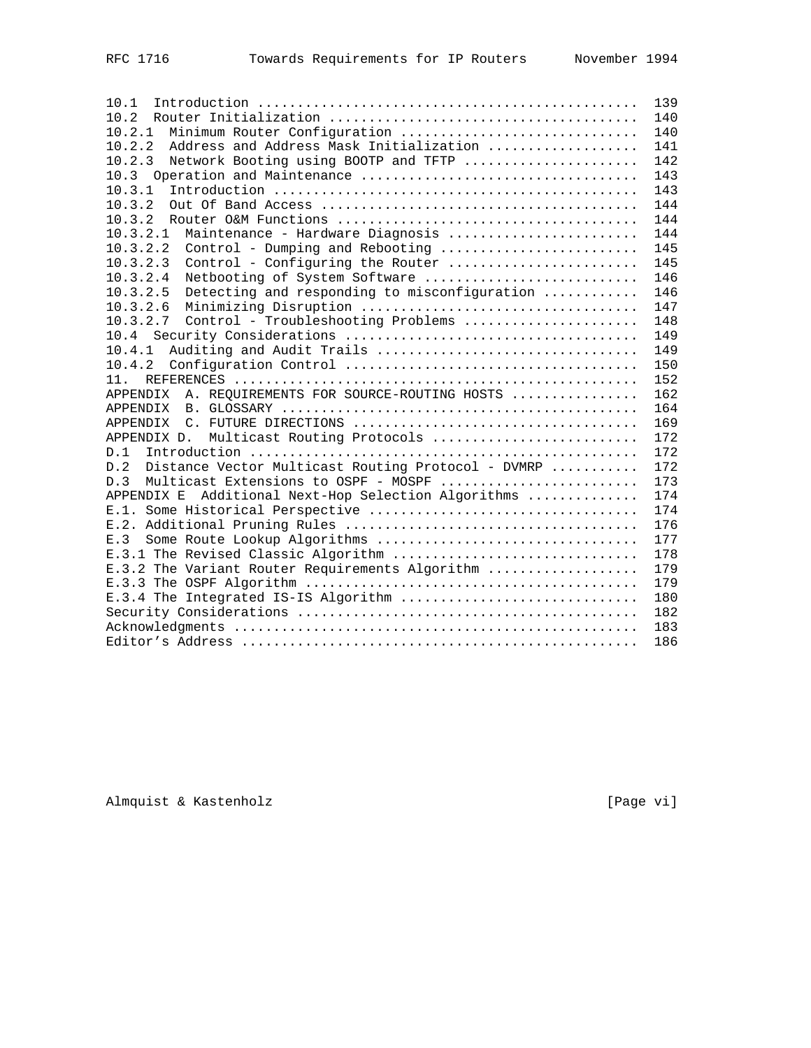```
10.1  Introduction ...............................................  139
10.2  Router Initialization ......................................  140
10.2.1  Minimum Router Configuration .............................  140
10.2.2  Address and Address Mask Initialization ..................  141
10.2.3  Network Booting using BOOTP and TFTP .....................  142
10.3  Operation and Maintenance ..................................  143
10.3.1  Introduction .............................................  143
10.3.2  Out Of Band Access .......................................  144
10.3.2  Router O&M Functions .....................................  144
10.3.2.1  Maintenance - Hardware Diagnosis .......................  144
10.3.2.2  Control - Dumping and Rebooting ........................  145
10.3.2.3  Control - Configuring the Router .......................  145
10.3.2.4  Netbooting of System Software ..........................  146
10.3.2.5  Detecting and responding to misconfiguration ...........  146
10.3.2.6  Minimizing Disruption ..................................  147
10.3.2.7  Control - Troubleshooting Problems .....................  148
10.4  Security Considerations ....................................  149
10.4.1  Auditing and Audit Trails ................................  149
10.4.2  Configuration Control ....................................  150
11.  REFERENCES ..................................................  152
APPENDIX  A. REQUIREMENTS FOR SOURCE-ROUTING HOSTS ................  162
APPENDIX  B. GLOSSARY ............................................  164
APPENDIX  C. FUTURE DIRECTIONS ...................................  169
APPENDIX D.  Multicast Routing Protocols .........................  172
D.1  Introduction ................................................  172
D.2  Distance Vector Multicast Routing Protocol - DVMRP ..........  172
D.3  Multicast Extensions to OSPF - MOSPF ........................  173
APPENDIX E  Additional Next-Hop Selection Algorithms .............  174
E.1. Some Historical Perspective .................................  174
E.2. Additional Pruning Rules ....................................  176
E.3  Some Route Lookup Algorithms ................................  177
E.3.1 The Revised Classic Algorithm ..............................  178
E.3.2 The Variant Router Requirements Algorithm ..................  179
E.3.3 The OSPF Algorithm .........................................  179
E.3.4 The Integrated IS-IS Algorithm .............................  180
Security Considerations ..........................................  182
Acknowledgments ..................................................  183
Editor's Address .................................................  186
```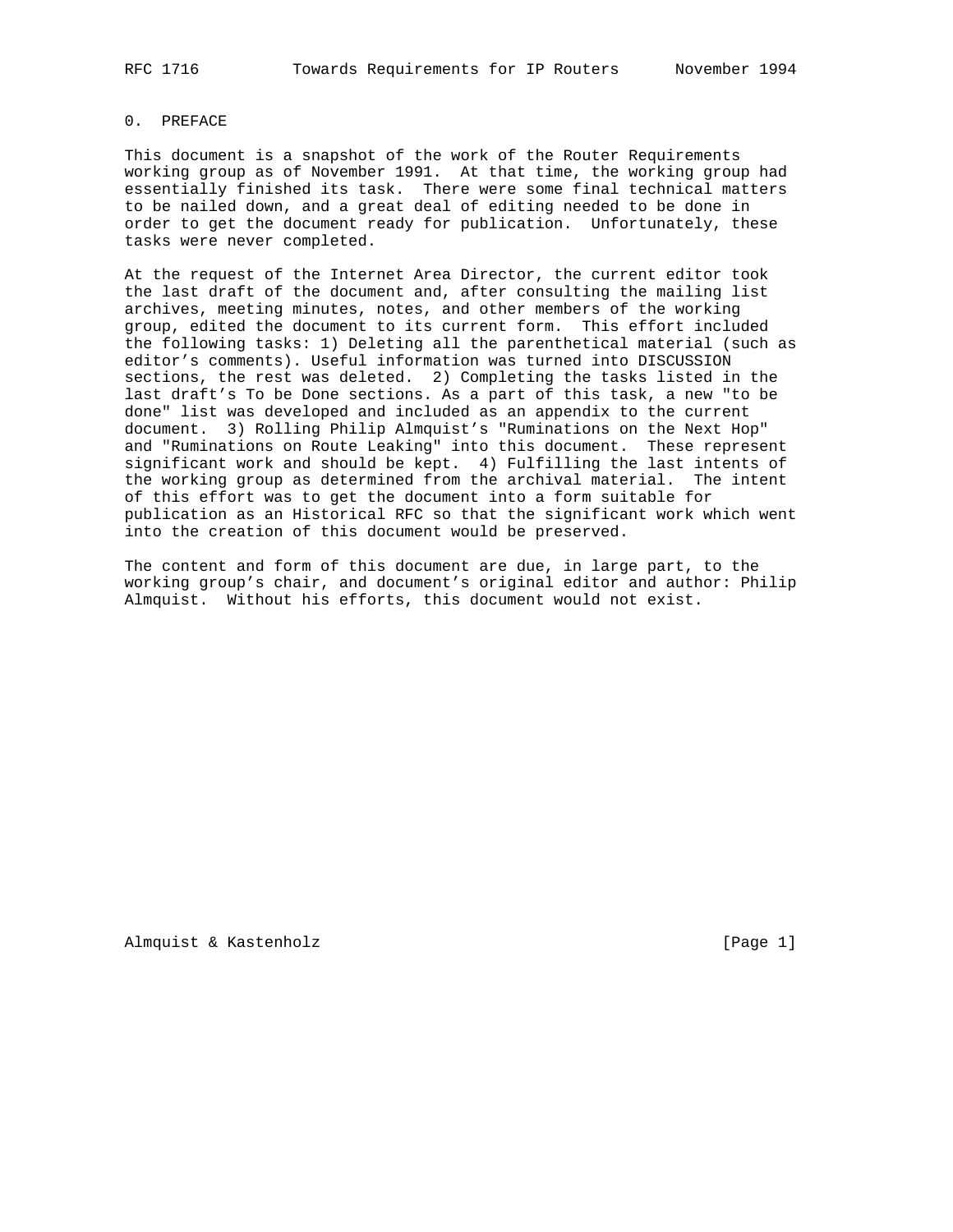# 0. PREFACE

This document is a snapshot of the work of the Router Requirements working group as of November 1991. At that time, the working group had essentially finished its task. There were some final technical matters to be nailed down, and a great deal of editing needed to be done in order to get the document ready for publication. Unfortunately, these tasks were never completed.

At the request of the Internet Area Director, the current editor took the last draft of the document and, after consulting the mailing list archives, meeting minutes, notes, and other members of the working group, edited the document to its current form. This effort included the following tasks: 1) Deleting all the parenthetical material (such as editor's comments). Useful information was turned into DISCUSSION sections, the rest was deleted. 2) Completing the tasks listed in the last draft's To be Done sections. As a part of this task, a new "to be done" list was developed and included as an appendix to the current document. 3) Rolling Philip Almquist's "Ruminations on the Next Hop" and "Ruminations on Route Leaking" into this document. These represent significant work and should be kept. 4) Fulfilling the last intents of the working group as determined from the archival material. The intent of this effort was to get the document into a form suitable for publication as an Historical RFC so that the significant work which went into the creation of this document would be preserved.

The content and form of this document are due, in large part, to the working group's chair, and document's original editor and author: Philip Almquist. Without his efforts, this document would not exist.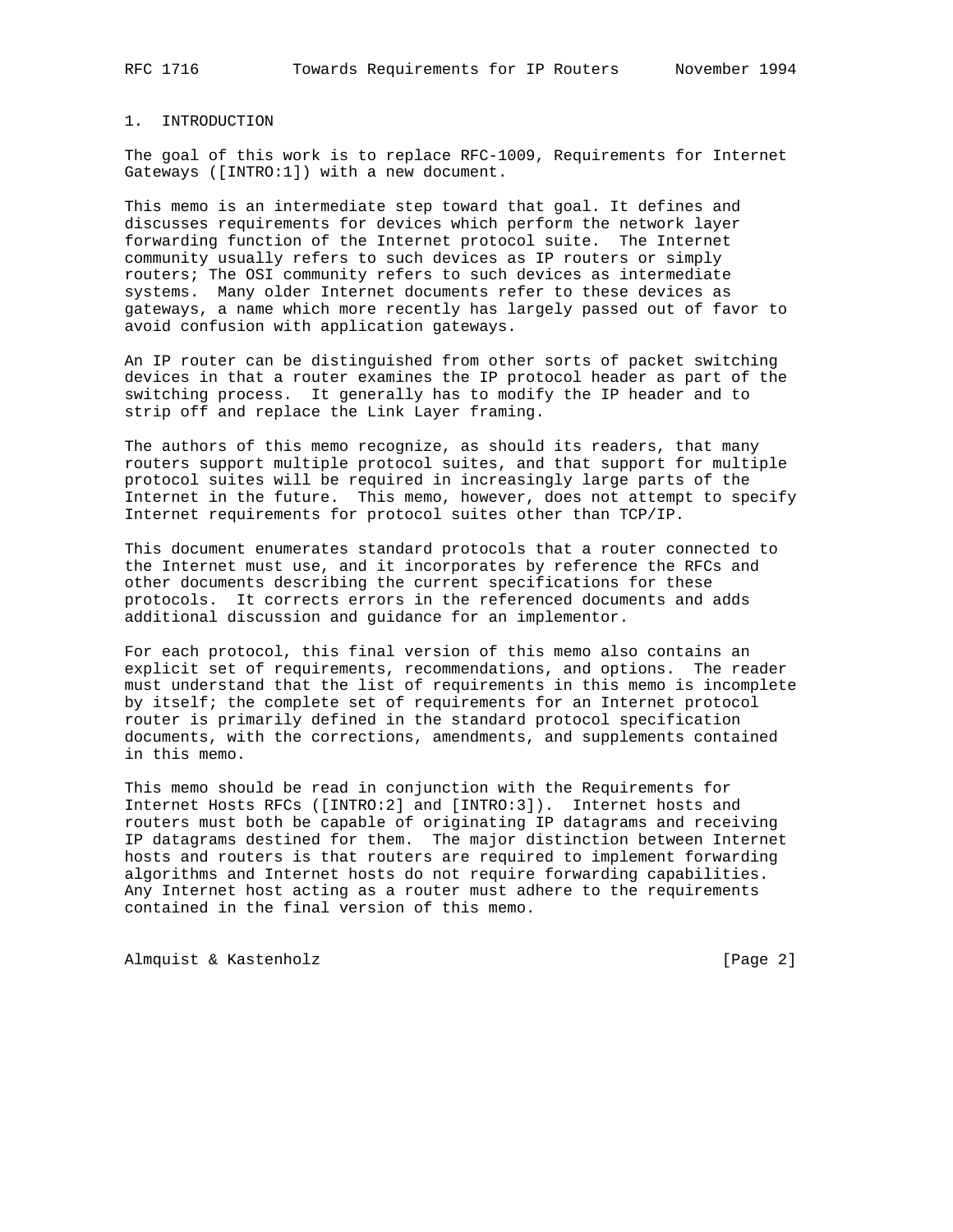# 1. INTRODUCTION

The goal of this work is to replace RFC-1009, Requirements for Internet Gateways ([INTRO:1]) with a new document.

This memo is an intermediate step toward that goal. It defines and discusses requirements for devices which perform the network layer forwarding function of the Internet protocol suite. The Internet community usually refers to such devices as IP routers or simply routers; The OSI community refers to such devices as intermediate systems. Many older Internet documents refer to these devices as gateways, a name which more recently has largely passed out of favor to avoid confusion with application gateways.

An IP router can be distinguished from other sorts of packet switching devices in that a router examines the IP protocol header as part of the switching process. It generally has to modify the IP header and to strip off and replace the Link Layer framing.

The authors of this memo recognize, as should its readers, that many routers support multiple protocol suites, and that support for multiple protocol suites will be required in increasingly large parts of the Internet in the future. This memo, however, does not attempt to specify Internet requirements for protocol suites other than TCP/IP.

This document enumerates standard protocols that a router connected to the Internet must use, and it incorporates by reference the RFCs and other documents describing the current specifications for these protocols. It corrects errors in the referenced documents and adds additional discussion and guidance for an implementor.

For each protocol, this final version of this memo also contains an explicit set of requirements, recommendations, and options. The reader must understand that the list of requirements in this memo is incomplete by itself; the complete set of requirements for an Internet protocol router is primarily defined in the standard protocol specification documents, with the corrections, amendments, and supplements contained in this memo.

This memo should be read in conjunction with the Requirements for Internet Hosts RFCs ([INTRO:2] and [INTRO:3]). Internet hosts and routers must both be capable of originating IP datagrams and receiving IP datagrams destined for them. The major distinction between Internet hosts and routers is that routers are required to implement forwarding algorithms and Internet hosts do not require forwarding capabilities. Any Internet host acting as a router must adhere to the requirements contained in the final version of this memo.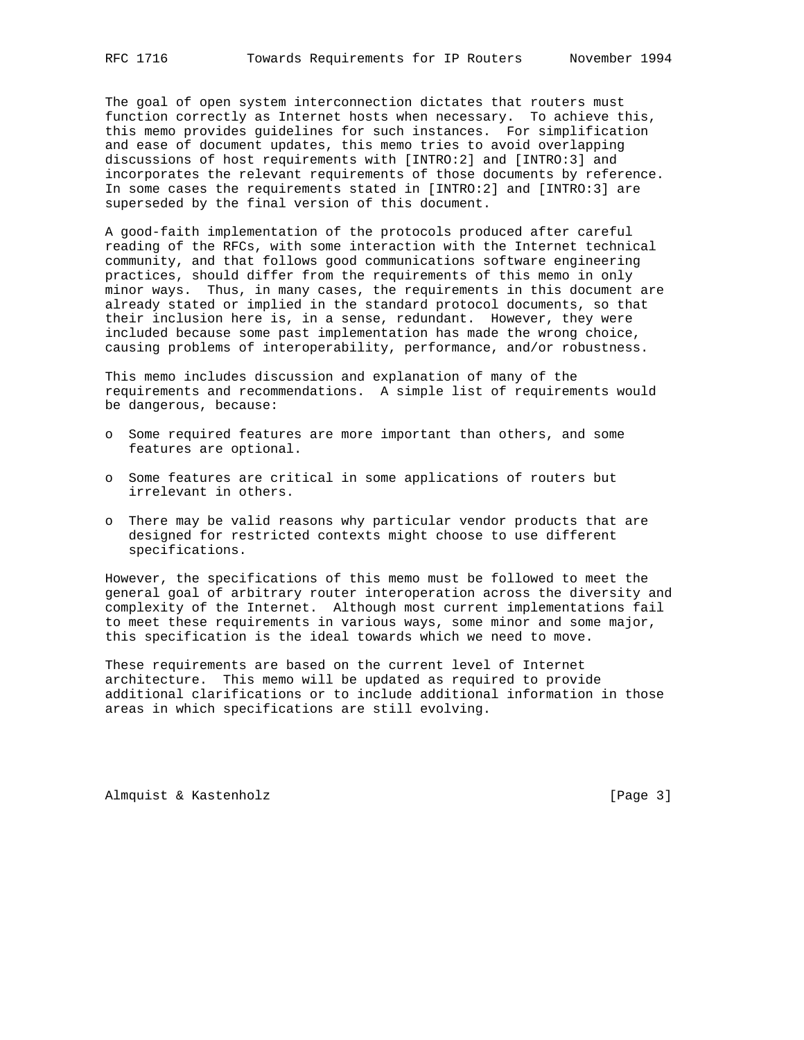The goal of open system interconnection dictates that routers must function correctly as Internet hosts when necessary. To achieve this, this memo provides guidelines for such instances. For simplification and ease of document updates, this memo tries to avoid overlapping discussions of host requirements with [INTRO:2] and [INTRO:3] and incorporates the relevant requirements of those documents by reference. In some cases the requirements stated in [INTRO:2] and [INTRO:3] are superseded by the final version of this document.

A good-faith implementation of the protocols produced after careful reading of the RFCs, with some interaction with the Internet technical community, and that follows good communications software engineering practices, should differ from the requirements of this memo in only minor ways. Thus, in many cases, the requirements in this document are already stated or implied in the standard protocol documents, so that their inclusion here is, in a sense, redundant. However, they were included because some past implementation has made the wrong choice, causing problems of interoperability, performance, and/or robustness.

This memo includes discussion and explanation of many of the requirements and recommendations. A simple list of requirements would be dangerous, because:

- Some required features are more important than others, and some features are optional.
- Some features are critical in some applications of routers but irrelevant in others.
- There may be valid reasons why particular vendor products that are designed for restricted contexts might choose to use different specifications.

However, the specifications of this memo must be followed to meet the general goal of arbitrary router interoperation across the diversity and complexity of the Internet. Although most current implementations fail to meet these requirements in various ways, some minor and some major, this specification is the ideal towards which we need to move.

These requirements are based on the current level of Internet architecture. This memo will be updated as required to provide additional clarifications or to include additional information in those areas in which specifications are still evolving.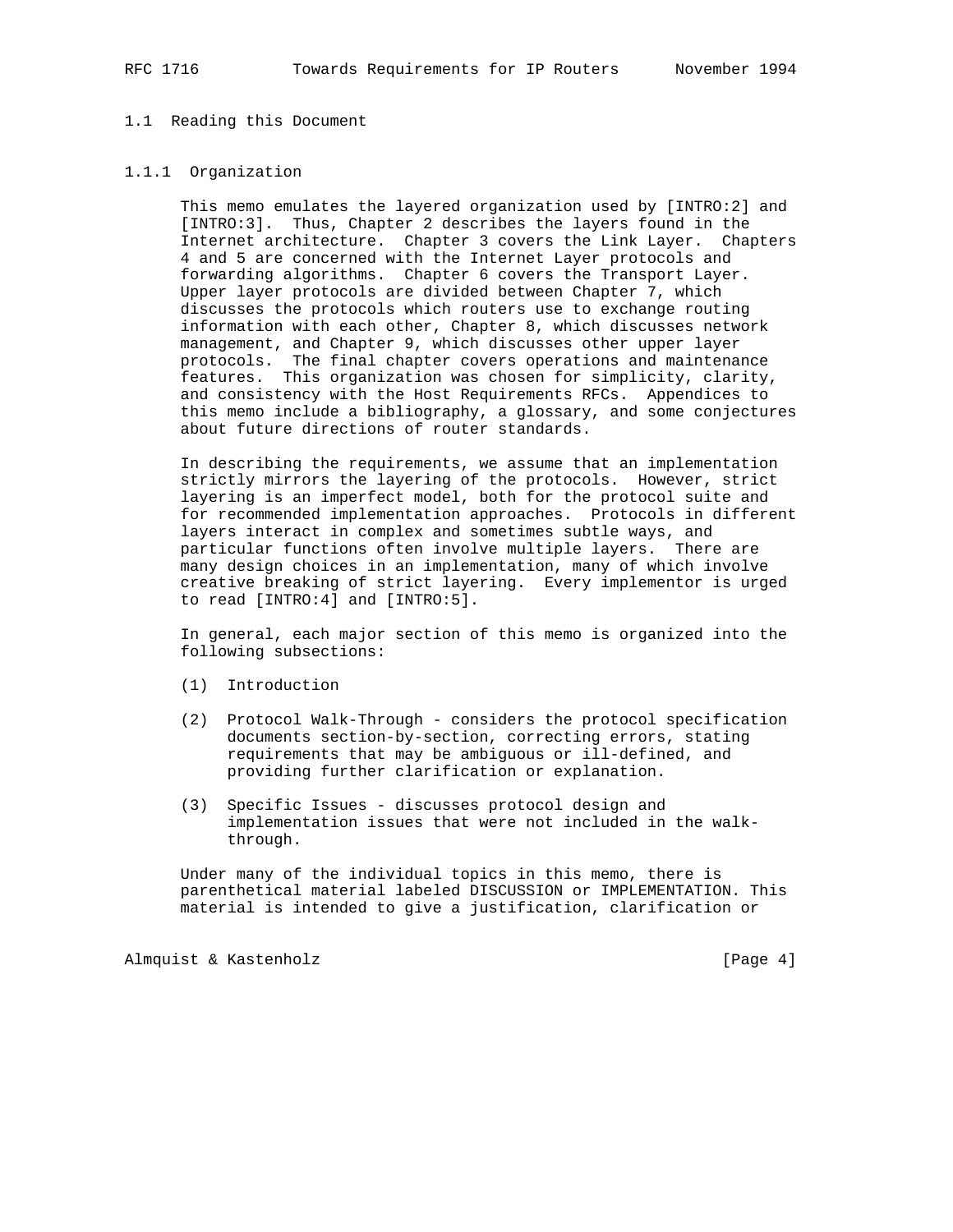## 1.1 Reading this Document

### 1.1.1 Organization

This memo emulates the layered organization used by [INTRO:2] and [INTRO:3]. Thus, Chapter 2 describes the layers found in the Internet architecture. Chapter 3 covers the Link Layer. Chapters 4 and 5 are concerned with the Internet Layer protocols and forwarding algorithms. Chapter 6 covers the Transport Layer. Upper layer protocols are divided between Chapter 7, which discusses the protocols which routers use to exchange routing information with each other, Chapter 8, which discusses network management, and Chapter 9, which discusses other upper layer protocols. The final chapter covers operations and maintenance features. This organization was chosen for simplicity, clarity, and consistency with the Host Requirements RFCs. Appendices to this memo include a bibliography, a glossary, and some conjectures about future directions of router standards.

In describing the requirements, we assume that an implementation strictly mirrors the layering of the protocols. However, strict layering is an imperfect model, both for the protocol suite and for recommended implementation approaches. Protocols in different layers interact in complex and sometimes subtle ways, and particular functions often involve multiple layers. There are many design choices in an implementation, many of which involve creative breaking of strict layering. Every implementor is urged to read [INTRO:4] and [INTRO:5].

In general, each major section of this memo is organized into the following subsections:

(1) Introduction

(2) Protocol Walk-Through - considers the protocol specification documents section-by-section, correcting errors, stating requirements that may be ambiguous or ill-defined, and providing further clarification or explanation.

(3) Specific Issues - discusses protocol design and implementation issues that were not included in the walk-through.

Under many of the individual topics in this memo, there is parenthetical material labeled DISCUSSION or IMPLEMENTATION. This material is intended to give a justification, clarification or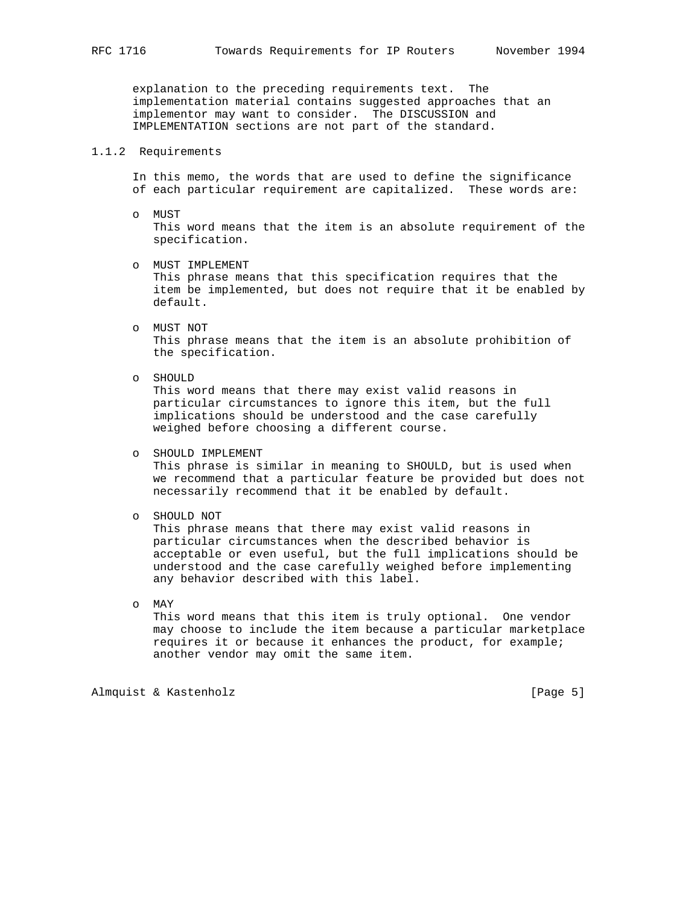explanation to the preceding requirements text. The implementation material contains suggested approaches that an implementor may want to consider. The DISCUSSION and IMPLEMENTATION sections are not part of the standard.

### 1.1.2 Requirements

In this memo, the words that are used to define the significance of each particular requirement are capitalized. These words are:

- MUST
  This word means that the item is an absolute requirement of the specification.

- MUST IMPLEMENT
  This phrase means that this specification requires that the item be implemented, but does not require that it be enabled by default.

- MUST NOT
  This phrase means that the item is an absolute prohibition of the specification.

- SHOULD
  This word means that there may exist valid reasons in particular circumstances to ignore this item, but the full implications should be understood and the case carefully weighed before choosing a different course.

- SHOULD IMPLEMENT
  This phrase is similar in meaning to SHOULD, but is used when we recommend that a particular feature be provided but does not necessarily recommend that it be enabled by default.

- SHOULD NOT
  This phrase means that there may exist valid reasons in particular circumstances when the described behavior is acceptable or even useful, but the full implications should be understood and the case carefully weighed before implementing any behavior described with this label.

- MAY
  This word means that this item is truly optional. One vendor may choose to include the item because a particular marketplace requires it or because it enhances the product, for example; another vendor may omit the same item.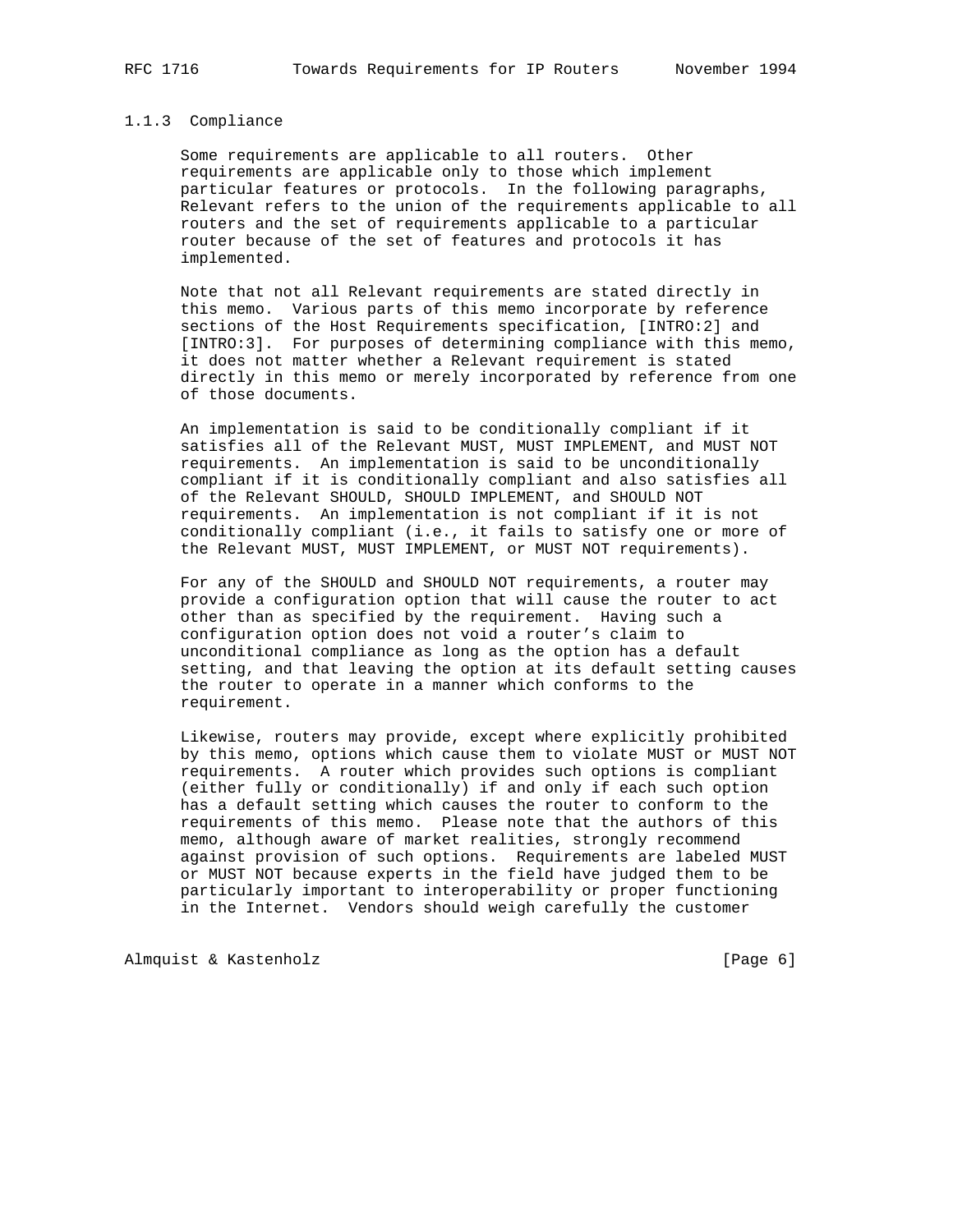### 1.1.3 Compliance

Some requirements are applicable to all routers. Other requirements are applicable only to those which implement particular features or protocols. In the following paragraphs, Relevant refers to the union of the requirements applicable to all routers and the set of requirements applicable to a particular router because of the set of features and protocols it has implemented.

Note that not all Relevant requirements are stated directly in this memo. Various parts of this memo incorporate by reference sections of the Host Requirements specification, [INTRO:2] and [INTRO:3]. For purposes of determining compliance with this memo, it does not matter whether a Relevant requirement is stated directly in this memo or merely incorporated by reference from one of those documents.

An implementation is said to be conditionally compliant if it satisfies all of the Relevant MUST, MUST IMPLEMENT, and MUST NOT requirements. An implementation is said to be unconditionally compliant if it is conditionally compliant and also satisfies all of the Relevant SHOULD, SHOULD IMPLEMENT, and SHOULD NOT requirements. An implementation is not compliant if it is not conditionally compliant (i.e., it fails to satisfy one or more of the Relevant MUST, MUST IMPLEMENT, or MUST NOT requirements).

For any of the SHOULD and SHOULD NOT requirements, a router may provide a configuration option that will cause the router to act other than as specified by the requirement. Having such a configuration option does not void a router's claim to unconditional compliance as long as the option has a default setting, and that leaving the option at its default setting causes the router to operate in a manner which conforms to the requirement.

Likewise, routers may provide, except where explicitly prohibited by this memo, options which cause them to violate MUST or MUST NOT requirements. A router which provides such options is compliant (either fully or conditionally) if and only if each such option has a default setting which causes the router to conform to the requirements of this memo. Please note that the authors of this memo, although aware of market realities, strongly recommend against provision of such options. Requirements are labeled MUST or MUST NOT because experts in the field have judged them to be particularly important to interoperability or proper functioning in the Internet. Vendors should weigh carefully the customer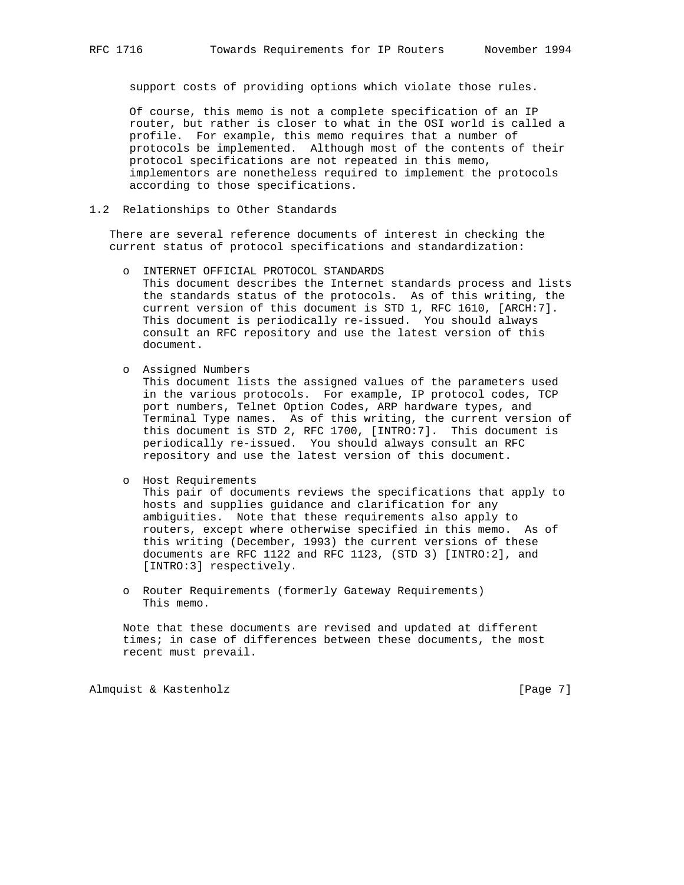support costs of providing options which violate those rules.

Of course, this memo is not a complete specification of an IP router, but rather is closer to what in the OSI world is called a profile. For example, this memo requires that a number of protocols be implemented. Although most of the contents of their protocol specifications are not repeated in this memo, implementors are nonetheless required to implement the protocols according to those specifications.

## 1.2 Relationships to Other Standards

There are several reference documents of interest in checking the current status of protocol specifications and standardization:

- INTERNET OFFICIAL PROTOCOL STANDARDS
  This document describes the Internet standards process and lists the standards status of the protocols. As of this writing, the current version of this document is STD 1, RFC 1610, [ARCH:7]. This document is periodically re-issued. You should always consult an RFC repository and use the latest version of this document.

- Assigned Numbers
  This document lists the assigned values of the parameters used in the various protocols. For example, IP protocol codes, TCP port numbers, Telnet Option Codes, ARP hardware types, and Terminal Type names. As of this writing, the current version of this document is STD 2, RFC 1700, [INTRO:7]. This document is periodically re-issued. You should always consult an RFC repository and use the latest version of this document.

- Host Requirements
  This pair of documents reviews the specifications that apply to hosts and supplies guidance and clarification for any ambiguities. Note that these requirements also apply to routers, except where otherwise specified in this memo. As of this writing (December, 1993) the current versions of these documents are RFC 1122 and RFC 1123, (STD 3) [INTRO:2], and [INTRO:3] respectively.

- Router Requirements (formerly Gateway Requirements)
  This memo.

Note that these documents are revised and updated at different times; in case of differences between these documents, the most recent must prevail.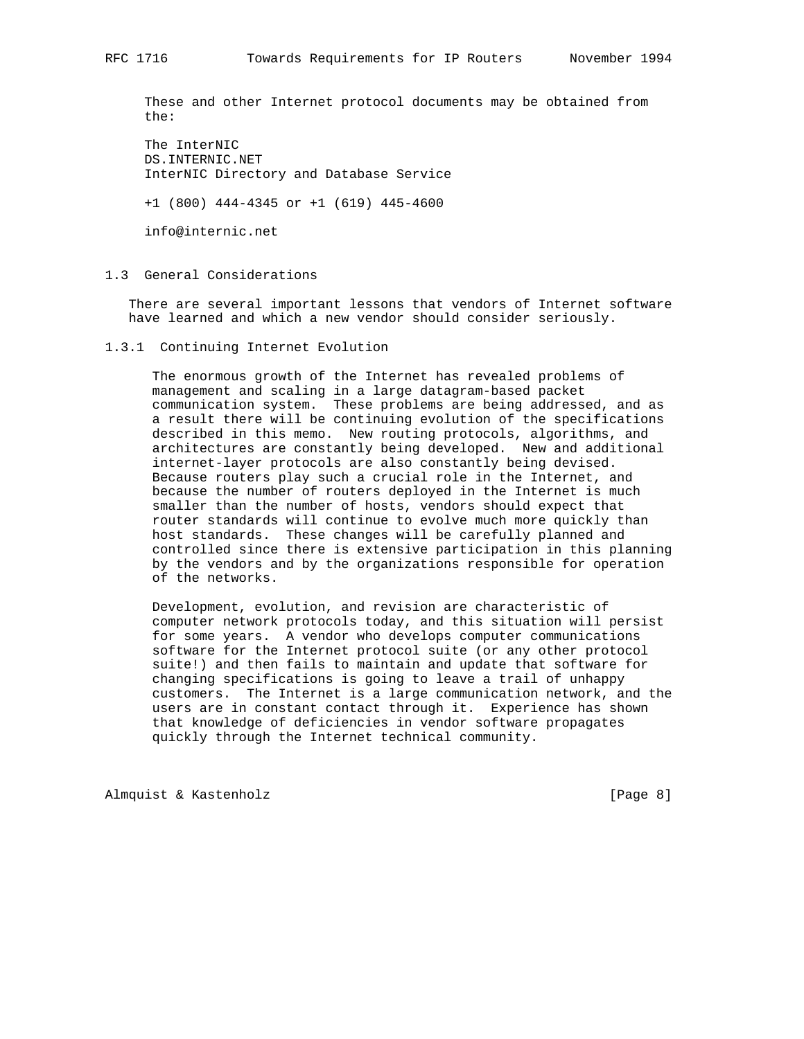These and other Internet protocol documents may be obtained from the:

The InterNIC
DS.INTERNIC.NET
InterNIC Directory and Database Service

+1 (800) 444-4345 or +1 (619) 445-4600

info@internic.net

## 1.3 General Considerations

There are several important lessons that vendors of Internet software have learned and which a new vendor should consider seriously.

### 1.3.1 Continuing Internet Evolution

The enormous growth of the Internet has revealed problems of management and scaling in a large datagram-based packet communication system. These problems are being addressed, and as a result there will be continuing evolution of the specifications described in this memo. New routing protocols, algorithms, and architectures are constantly being developed. New and additional internet-layer protocols are also constantly being devised. Because routers play such a crucial role in the Internet, and because the number of routers deployed in the Internet is much smaller than the number of hosts, vendors should expect that router standards will continue to evolve much more quickly than host standards. These changes will be carefully planned and controlled since there is extensive participation in this planning by the vendors and by the organizations responsible for operation of the networks.

Development, evolution, and revision are characteristic of computer network protocols today, and this situation will persist for some years. A vendor who develops computer communications software for the Internet protocol suite (or any other protocol suite!) and then fails to maintain and update that software for changing specifications is going to leave a trail of unhappy customers. The Internet is a large communication network, and the users are in constant contact through it. Experience has shown that knowledge of deficiencies in vendor software propagates quickly through the Internet technical community.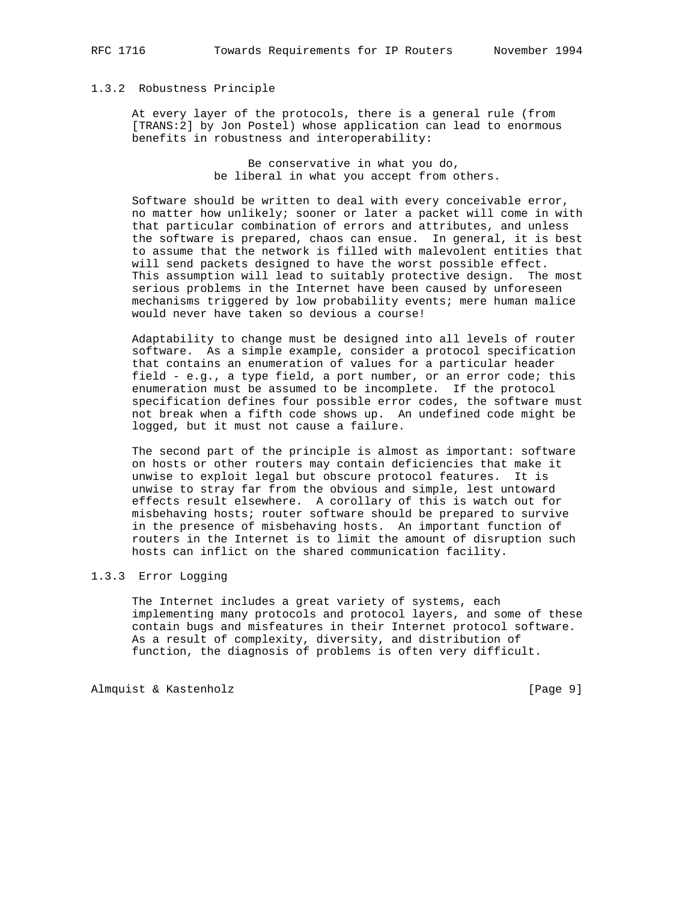### 1.3.2 Robustness Principle

At every layer of the protocols, there is a general rule (from [TRANS:2] by Jon Postel) whose application can lead to enormous benefits in robustness and interoperability:

> Be conservative in what you do,
> be liberal in what you accept from others.

Software should be written to deal with every conceivable error, no matter how unlikely; sooner or later a packet will come in with that particular combination of errors and attributes, and unless the software is prepared, chaos can ensue. In general, it is best to assume that the network is filled with malevolent entities that will send packets designed to have the worst possible effect. This assumption will lead to suitably protective design. The most serious problems in the Internet have been caused by unforeseen mechanisms triggered by low probability events; mere human malice would never have taken so devious a course!

Adaptability to change must be designed into all levels of router software. As a simple example, consider a protocol specification that contains an enumeration of values for a particular header field - e.g., a type field, a port number, or an error code; this enumeration must be assumed to be incomplete. If the protocol specification defines four possible error codes, the software must not break when a fifth code shows up. An undefined code might be logged, but it must not cause a failure.

The second part of the principle is almost as important: software on hosts or other routers may contain deficiencies that make it unwise to exploit legal but obscure protocol features. It is unwise to stray far from the obvious and simple, lest untoward effects result elsewhere. A corollary of this is watch out for misbehaving hosts; router software should be prepared to survive in the presence of misbehaving hosts. An important function of routers in the Internet is to limit the amount of disruption such hosts can inflict on the shared communication facility.

### 1.3.3 Error Logging

The Internet includes a great variety of systems, each implementing many protocols and protocol layers, and some of these contain bugs and misfeatures in their Internet protocol software. As a result of complexity, diversity, and distribution of function, the diagnosis of problems is often very difficult.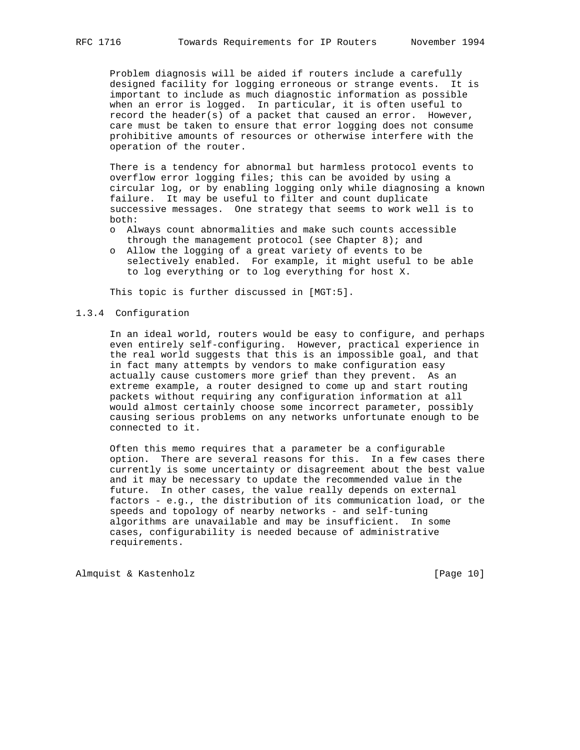Problem diagnosis will be aided if routers include a carefully designed facility for logging erroneous or strange events. It is important to include as much diagnostic information as possible when an error is logged. In particular, it is often useful to record the header(s) of a packet that caused an error. However, care must be taken to ensure that error logging does not consume prohibitive amounts of resources or otherwise interfere with the operation of the router.

There is a tendency for abnormal but harmless protocol events to overflow error logging files; this can be avoided by using a circular log, or by enabling logging only while diagnosing a known failure. It may be useful to filter and count duplicate successive messages. One strategy that seems to work well is to both:

- o Always count abnormalities and make such counts accessible through the management protocol (see Chapter 8); and
- o Allow the logging of a great variety of events to be selectively enabled. For example, it might useful to be able to log everything or to log everything for host X.

This topic is further discussed in [MGT:5].

### 1.3.4 Configuration

In an ideal world, routers would be easy to configure, and perhaps even entirely self-configuring. However, practical experience in the real world suggests that this is an impossible goal, and that in fact many attempts by vendors to make configuration easy actually cause customers more grief than they prevent. As an extreme example, a router designed to come up and start routing packets without requiring any configuration information at all would almost certainly choose some incorrect parameter, possibly causing serious problems on any networks unfortunate enough to be connected to it.

Often this memo requires that a parameter be a configurable option. There are several reasons for this. In a few cases there currently is some uncertainty or disagreement about the best value and it may be necessary to update the recommended value in the future. In other cases, the value really depends on external factors - e.g., the distribution of its communication load, or the speeds and topology of nearby networks - and self-tuning algorithms are unavailable and may be insufficient. In some cases, configurability is needed because of administrative requirements.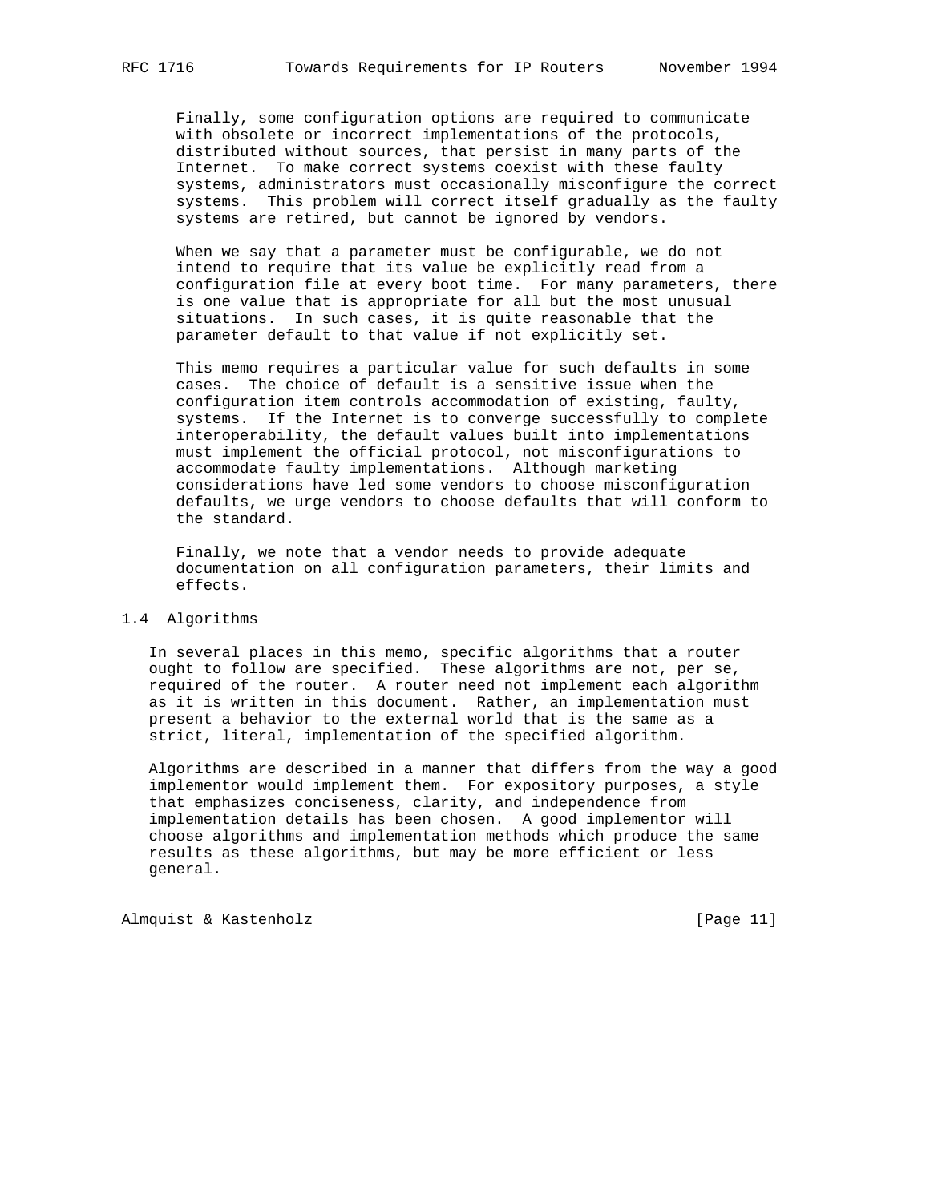Finally, some configuration options are required to communicate with obsolete or incorrect implementations of the protocols, distributed without sources, that persist in many parts of the Internet. To make correct systems coexist with these faulty systems, administrators must occasionally misconfigure the correct systems. This problem will correct itself gradually as the faulty systems are retired, but cannot be ignored by vendors.

When we say that a parameter must be configurable, we do not intend to require that its value be explicitly read from a configuration file at every boot time. For many parameters, there is one value that is appropriate for all but the most unusual situations. In such cases, it is quite reasonable that the parameter default to that value if not explicitly set.

This memo requires a particular value for such defaults in some cases. The choice of default is a sensitive issue when the configuration item controls accommodation of existing, faulty, systems. If the Internet is to converge successfully to complete interoperability, the default values built into implementations must implement the official protocol, not misconfigurations to accommodate faulty implementations. Although marketing considerations have led some vendors to choose misconfiguration defaults, we urge vendors to choose defaults that will conform to the standard.

Finally, we note that a vendor needs to provide adequate documentation on all configuration parameters, their limits and effects.

## 1.4 Algorithms

In several places in this memo, specific algorithms that a router ought to follow are specified. These algorithms are not, per se, required of the router. A router need not implement each algorithm as it is written in this document. Rather, an implementation must present a behavior to the external world that is the same as a strict, literal, implementation of the specified algorithm.

Algorithms are described in a manner that differs from the way a good implementor would implement them. For expository purposes, a style that emphasizes conciseness, clarity, and independence from implementation details has been chosen. A good implementor will choose algorithms and implementation methods which produce the same results as these algorithms, but may be more efficient or less general.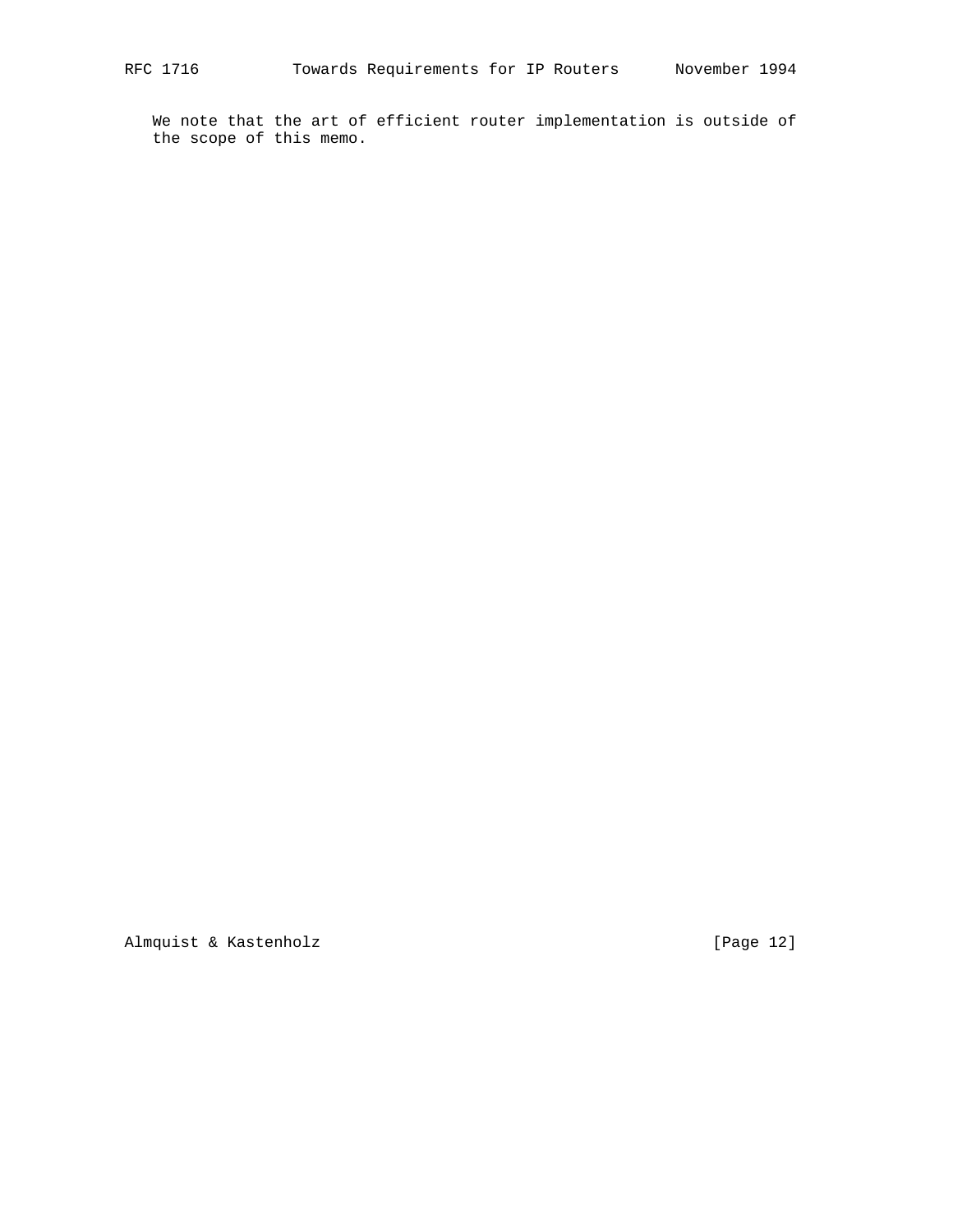We note that the art of efficient router implementation is outside of the scope of this memo.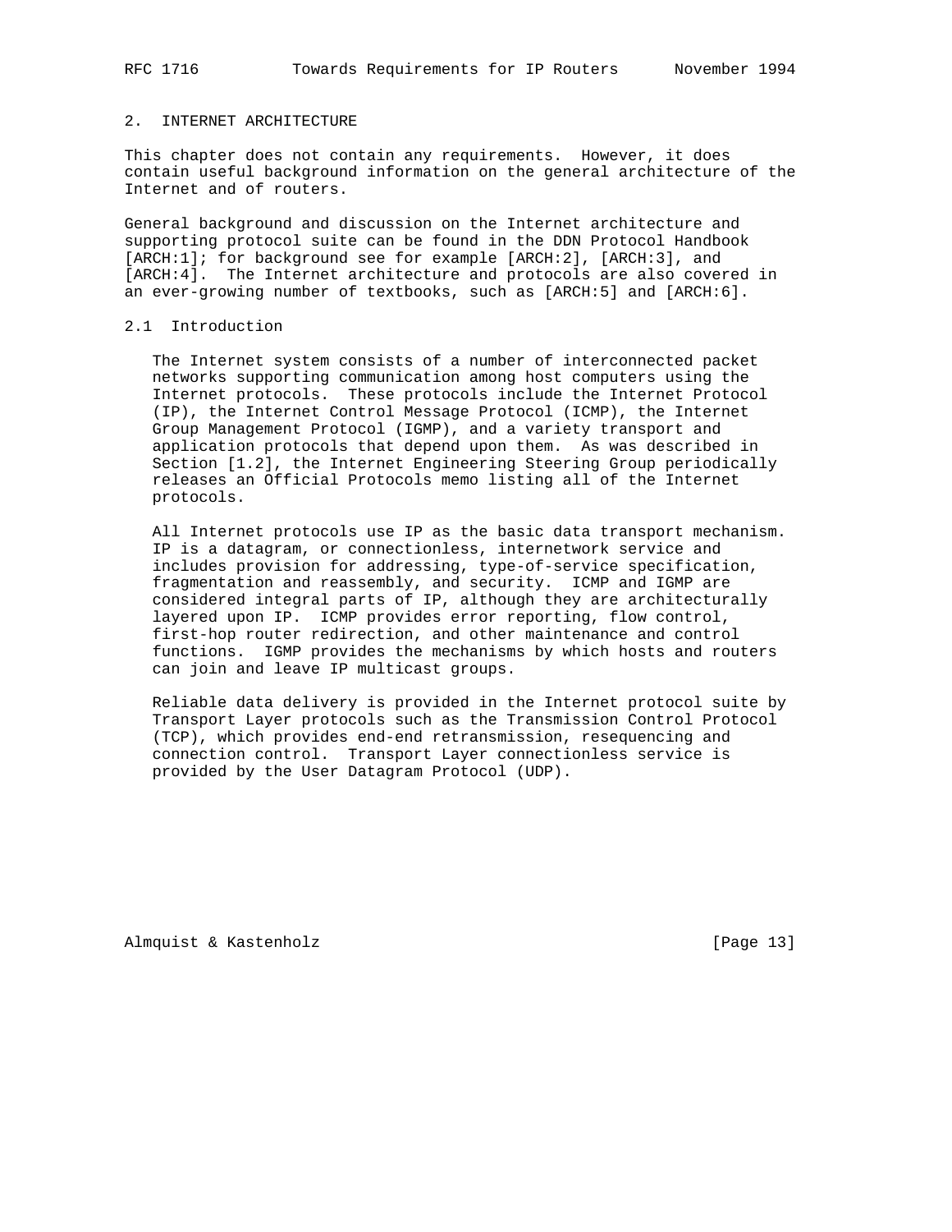## 2. INTERNET ARCHITECTURE

This chapter does not contain any requirements. However, it does contain useful background information on the general architecture of the Internet and of routers.

General background and discussion on the Internet architecture and supporting protocol suite can be found in the DDN Protocol Handbook [ARCH:1]; for background see for example [ARCH:2], [ARCH:3], and [ARCH:4]. The Internet architecture and protocols are also covered in an ever-growing number of textbooks, such as [ARCH:5] and [ARCH:6].

### 2.1 Introduction

The Internet system consists of a number of interconnected packet networks supporting communication among host computers using the Internet protocols. These protocols include the Internet Protocol (IP), the Internet Control Message Protocol (ICMP), the Internet Group Management Protocol (IGMP), and a variety transport and application protocols that depend upon them. As was described in Section [1.2], the Internet Engineering Steering Group periodically releases an Official Protocols memo listing all of the Internet protocols.

All Internet protocols use IP as the basic data transport mechanism. IP is a datagram, or connectionless, internetwork service and includes provision for addressing, type-of-service specification, fragmentation and reassembly, and security. ICMP and IGMP are considered integral parts of IP, although they are architecturally layered upon IP. ICMP provides error reporting, flow control, first-hop router redirection, and other maintenance and control functions. IGMP provides the mechanisms by which hosts and routers can join and leave IP multicast groups.

Reliable data delivery is provided in the Internet protocol suite by Transport Layer protocols such as the Transmission Control Protocol (TCP), which provides end-end retransmission, resequencing and connection control. Transport Layer connectionless service is provided by the User Datagram Protocol (UDP).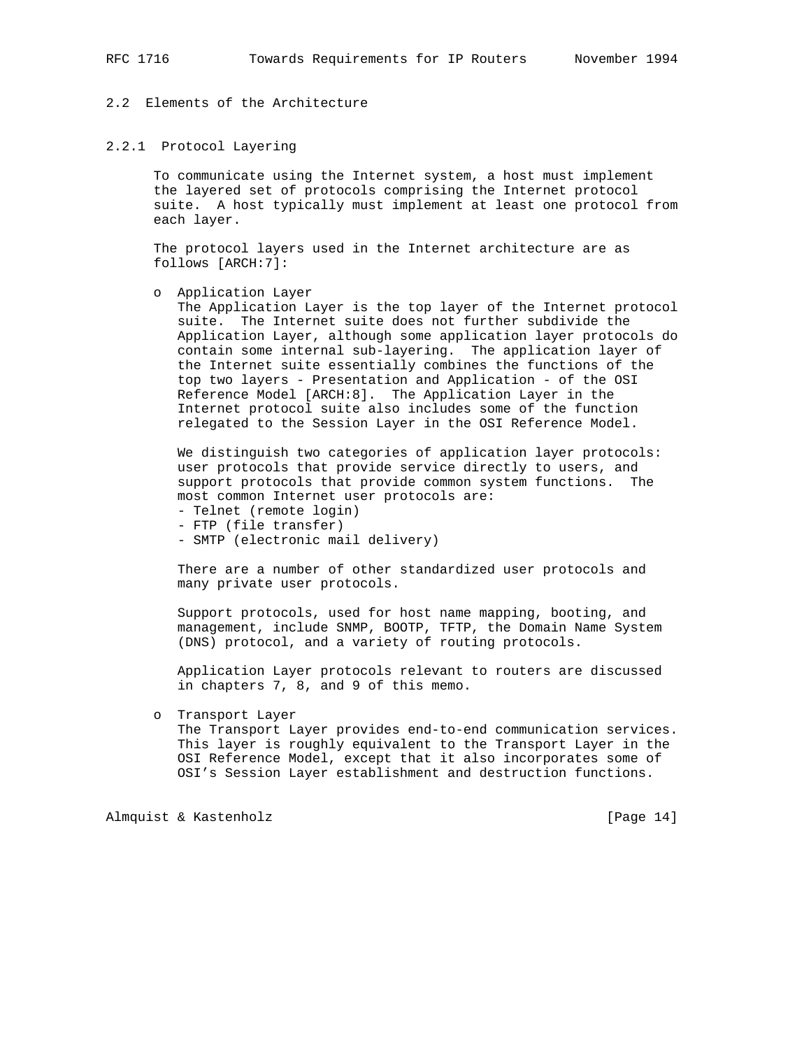## 2.2 Elements of the Architecture

### 2.2.1 Protocol Layering

To communicate using the Internet system, a host must implement the layered set of protocols comprising the Internet protocol suite. A host typically must implement at least one protocol from each layer.

The protocol layers used in the Internet architecture are as follows [ARCH:7]:

- Application Layer
  The Application Layer is the top layer of the Internet protocol suite. The Internet suite does not further subdivide the Application Layer, although some application layer protocols do contain some internal sub-layering. The application layer of the Internet suite essentially combines the functions of the top two layers - Presentation and Application - of the OSI Reference Model [ARCH:8]. The Application Layer in the Internet protocol suite also includes some of the function relegated to the Session Layer in the OSI Reference Model.

  We distinguish two categories of application layer protocols: user protocols that provide service directly to users, and support protocols that provide common system functions. The most common Internet user protocols are:
  - Telnet (remote login)
  - FTP (file transfer)
  - SMTP (electronic mail delivery)

  There are a number of other standardized user protocols and many private user protocols.

  Support protocols, used for host name mapping, booting, and management, include SNMP, BOOTP, TFTP, the Domain Name System (DNS) protocol, and a variety of routing protocols.

  Application Layer protocols relevant to routers are discussed in chapters 7, 8, and 9 of this memo.

- Transport Layer
  The Transport Layer provides end-to-end communication services. This layer is roughly equivalent to the Transport Layer in the OSI Reference Model, except that it also incorporates some of OSI's Session Layer establishment and destruction functions.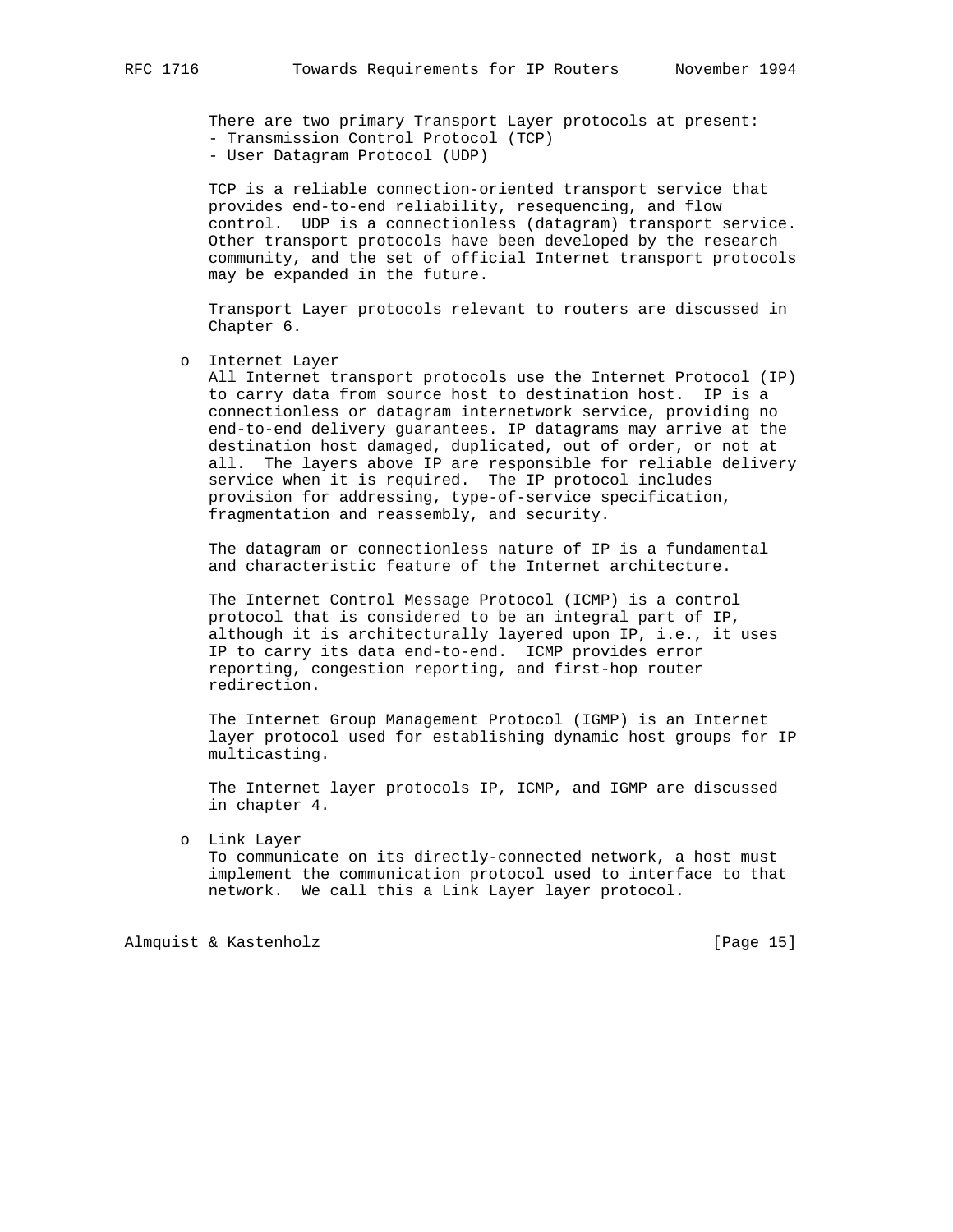There are two primary Transport Layer protocols at present:

- Transmission Control Protocol (TCP)
- User Datagram Protocol (UDP)

TCP is a reliable connection-oriented transport service that provides end-to-end reliability, resequencing, and flow control. UDP is a connectionless (datagram) transport service. Other transport protocols have been developed by the research community, and the set of official Internet transport protocols may be expanded in the future.

Transport Layer protocols relevant to routers are discussed in Chapter 6.

- Internet Layer

  All Internet transport protocols use the Internet Protocol (IP) to carry data from source host to destination host. IP is a connectionless or datagram internetwork service, providing no end-to-end delivery guarantees. IP datagrams may arrive at the destination host damaged, duplicated, out of order, or not at all. The layers above IP are responsible for reliable delivery service when it is required. The IP protocol includes provision for addressing, type-of-service specification, fragmentation and reassembly, and security.

  The datagram or connectionless nature of IP is a fundamental and characteristic feature of the Internet architecture.

  The Internet Control Message Protocol (ICMP) is a control protocol that is considered to be an integral part of IP, although it is architecturally layered upon IP, i.e., it uses IP to carry its data end-to-end. ICMP provides error reporting, congestion reporting, and first-hop router redirection.

  The Internet Group Management Protocol (IGMP) is an Internet layer protocol used for establishing dynamic host groups for IP multicasting.

  The Internet layer protocols IP, ICMP, and IGMP are discussed in chapter 4.

- Link Layer

  To communicate on its directly-connected network, a host must implement the communication protocol used to interface to that network. We call this a Link Layer layer protocol.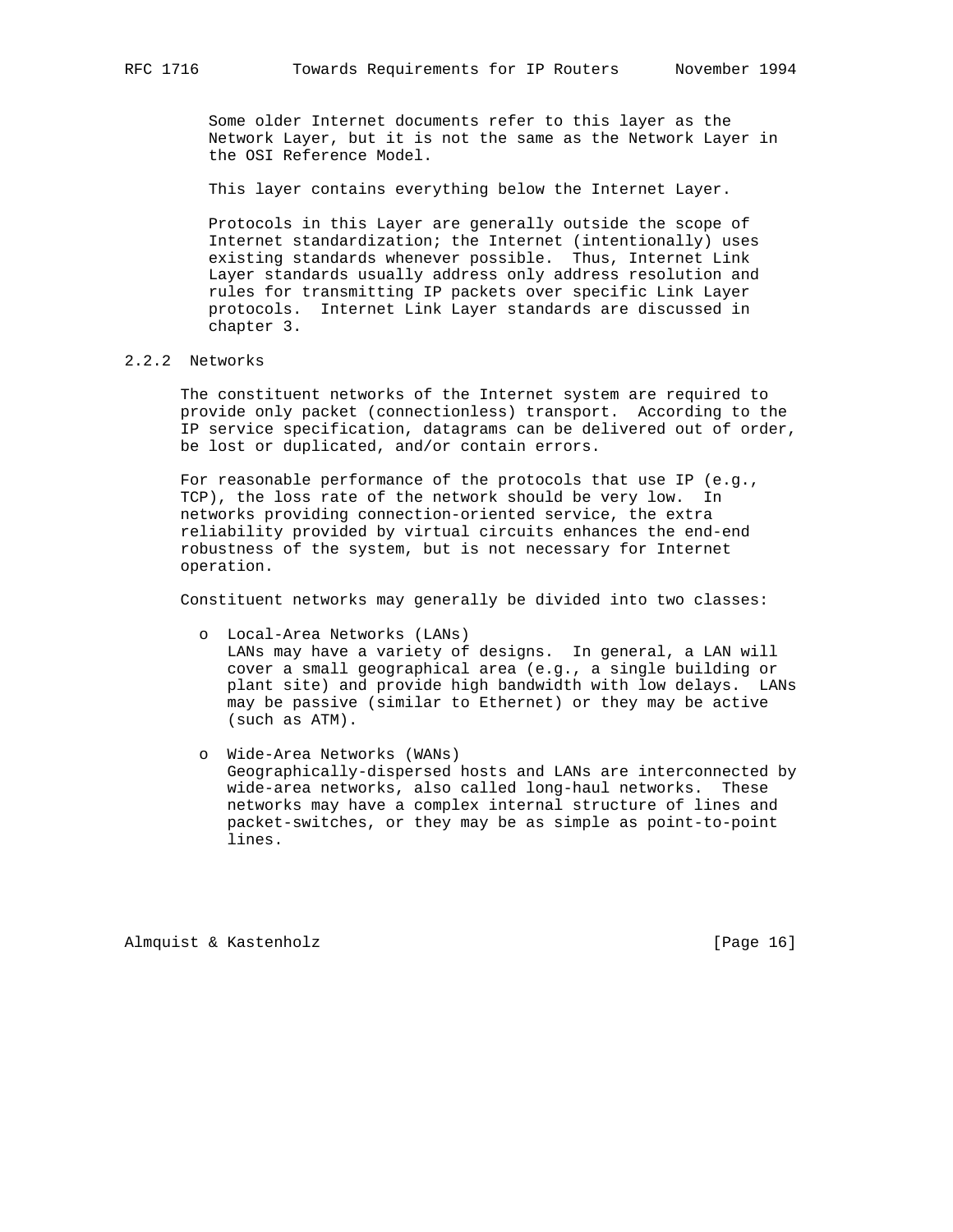Some older Internet documents refer to this layer as the Network Layer, but it is not the same as the Network Layer in the OSI Reference Model.

This layer contains everything below the Internet Layer.

Protocols in this Layer are generally outside the scope of Internet standardization; the Internet (intentionally) uses existing standards whenever possible. Thus, Internet Link Layer standards usually address only address resolution and rules for transmitting IP packets over specific Link Layer protocols. Internet Link Layer standards are discussed in chapter 3.

### 2.2.2 Networks

The constituent networks of the Internet system are required to provide only packet (connectionless) transport. According to the IP service specification, datagrams can be delivered out of order, be lost or duplicated, and/or contain errors.

For reasonable performance of the protocols that use IP (e.g., TCP), the loss rate of the network should be very low. In networks providing connection-oriented service, the extra reliability provided by virtual circuits enhances the end-end robustness of the system, but is not necessary for Internet operation.

Constituent networks may generally be divided into two classes:

- Local-Area Networks (LANs)
  LANs may have a variety of designs. In general, a LAN will cover a small geographical area (e.g., a single building or plant site) and provide high bandwidth with low delays. LANs may be passive (similar to Ethernet) or they may be active (such as ATM).

- Wide-Area Networks (WANs)
  Geographically-dispersed hosts and LANs are interconnected by wide-area networks, also called long-haul networks. These networks may have a complex internal structure of lines and packet-switches, or they may be as simple as point-to-point lines.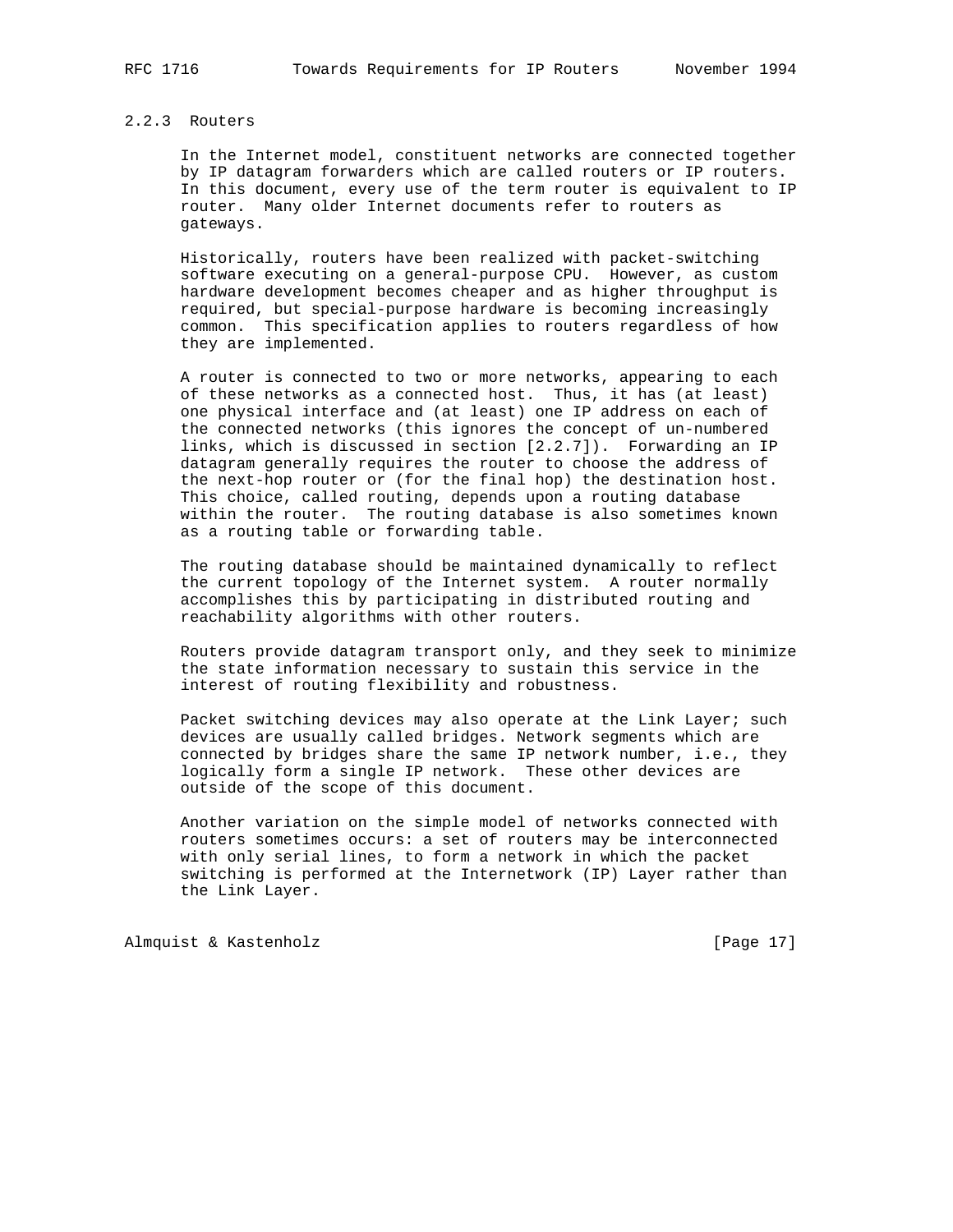### 2.2.3 Routers

In the Internet model, constituent networks are connected together by IP datagram forwarders which are called routers or IP routers. In this document, every use of the term router is equivalent to IP router. Many older Internet documents refer to routers as gateways.

Historically, routers have been realized with packet-switching software executing on a general-purpose CPU. However, as custom hardware development becomes cheaper and as higher throughput is required, but special-purpose hardware is becoming increasingly common. This specification applies to routers regardless of how they are implemented.

A router is connected to two or more networks, appearing to each of these networks as a connected host. Thus, it has (at least) one physical interface and (at least) one IP address on each of the connected networks (this ignores the concept of un-numbered links, which is discussed in section [2.2.7]). Forwarding an IP datagram generally requires the router to choose the address of the next-hop router or (for the final hop) the destination host. This choice, called routing, depends upon a routing database within the router. The routing database is also sometimes known as a routing table or forwarding table.

The routing database should be maintained dynamically to reflect the current topology of the Internet system. A router normally accomplishes this by participating in distributed routing and reachability algorithms with other routers.

Routers provide datagram transport only, and they seek to minimize the state information necessary to sustain this service in the interest of routing flexibility and robustness.

Packet switching devices may also operate at the Link Layer; such devices are usually called bridges. Network segments which are connected by bridges share the same IP network number, i.e., they logically form a single IP network. These other devices are outside of the scope of this document.

Another variation on the simple model of networks connected with routers sometimes occurs: a set of routers may be interconnected with only serial lines, to form a network in which the packet switching is performed at the Internetwork (IP) Layer rather than the Link Layer.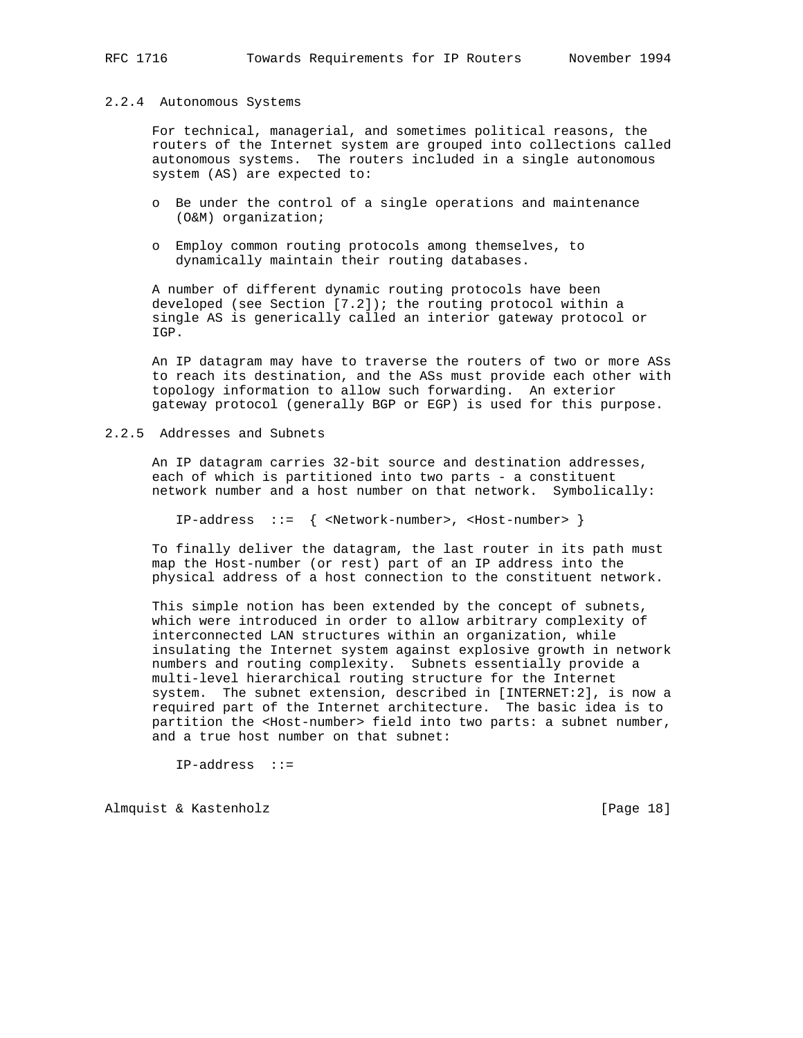### 2.2.4 Autonomous Systems

For technical, managerial, and sometimes political reasons, the routers of the Internet system are grouped into collections called autonomous systems. The routers included in a single autonomous system (AS) are expected to:

- Be under the control of a single operations and maintenance (O&M) organization;
- Employ common routing protocols among themselves, to dynamically maintain their routing databases.

A number of different dynamic routing protocols have been developed (see Section [7.2]); the routing protocol within a single AS is generically called an interior gateway protocol or IGP.

An IP datagram may have to traverse the routers of two or more ASs to reach its destination, and the ASs must provide each other with topology information to allow such forwarding. An exterior gateway protocol (generally BGP or EGP) is used for this purpose.

### 2.2.5 Addresses and Subnets

An IP datagram carries 32-bit source and destination addresses, each of which is partitioned into two parts - a constituent network number and a host number on that network. Symbolically:

```
IP-address  ::=  { <Network-number>, <Host-number> }
```

To finally deliver the datagram, the last router in its path must map the Host-number (or rest) part of an IP address into the physical address of a host connection to the constituent network.

This simple notion has been extended by the concept of subnets, which were introduced in order to allow arbitrary complexity of interconnected LAN structures within an organization, while insulating the Internet system against explosive growth in network numbers and routing complexity. Subnets essentially provide a multi-level hierarchical routing structure for the Internet system. The subnet extension, described in [INTERNET:2], is now a required part of the Internet architecture. The basic idea is to partition the <Host-number> field into two parts: a subnet number, and a true host number on that subnet:

```
IP-address  ::=
```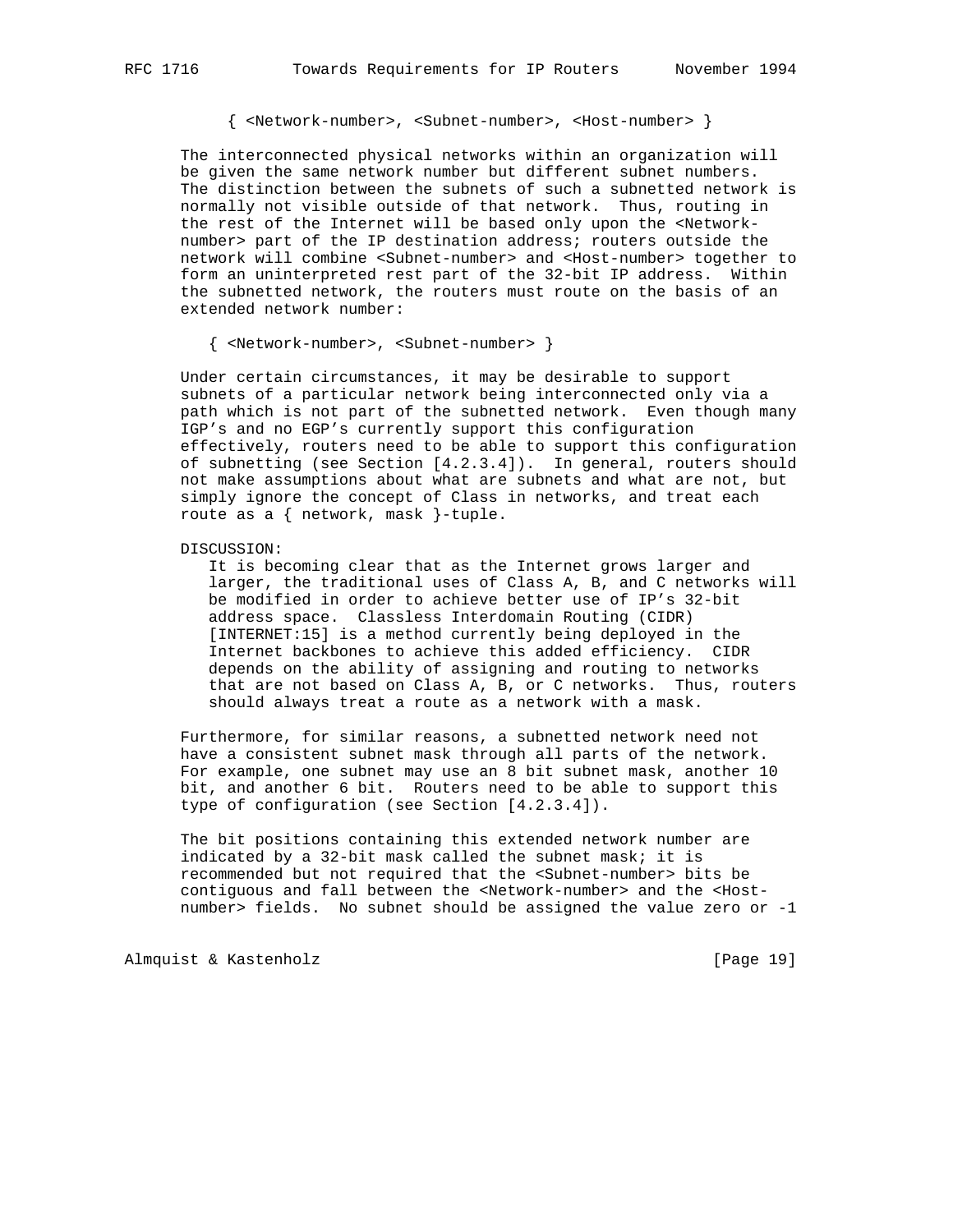{ <Network-number>, <Subnet-number>, <Host-number> }

The interconnected physical networks within an organization will be given the same network number but different subnet numbers. The distinction between the subnets of such a subnetted network is normally not visible outside of that network. Thus, routing in the rest of the Internet will be based only upon the <Network-number> part of the IP destination address; routers outside the network will combine <Subnet-number> and <Host-number> together to form an uninterpreted rest part of the 32-bit IP address. Within the subnetted network, the routers must route on the basis of an extended network number:

{ <Network-number>, <Subnet-number> }

Under certain circumstances, it may be desirable to support subnets of a particular network being interconnected only via a path which is not part of the subnetted network. Even though many IGP's and no EGP's currently support this configuration effectively, routers need to be able to support this configuration of subnetting (see Section [4.2.3.4]). In general, routers should not make assumptions about what are subnets and what are not, but simply ignore the concept of Class in networks, and treat each route as a { network, mask }-tuple.

DISCUSSION:
It is becoming clear that as the Internet grows larger and larger, the traditional uses of Class A, B, and C networks will be modified in order to achieve better use of IP's 32-bit address space. Classless Interdomain Routing (CIDR) [INTERNET:15] is a method currently being deployed in the Internet backbones to achieve this added efficiency. CIDR depends on the ability of assigning and routing to networks that are not based on Class A, B, or C networks. Thus, routers should always treat a route as a network with a mask.

Furthermore, for similar reasons, a subnetted network need not have a consistent subnet mask through all parts of the network. For example, one subnet may use an 8 bit subnet mask, another 10 bit, and another 6 bit. Routers need to be able to support this type of configuration (see Section [4.2.3.4]).

The bit positions containing this extended network number are indicated by a 32-bit mask called the subnet mask; it is recommended but not required that the <Subnet-number> bits be contiguous and fall between the <Network-number> and the <Host-number> fields. No subnet should be assigned the value zero or -1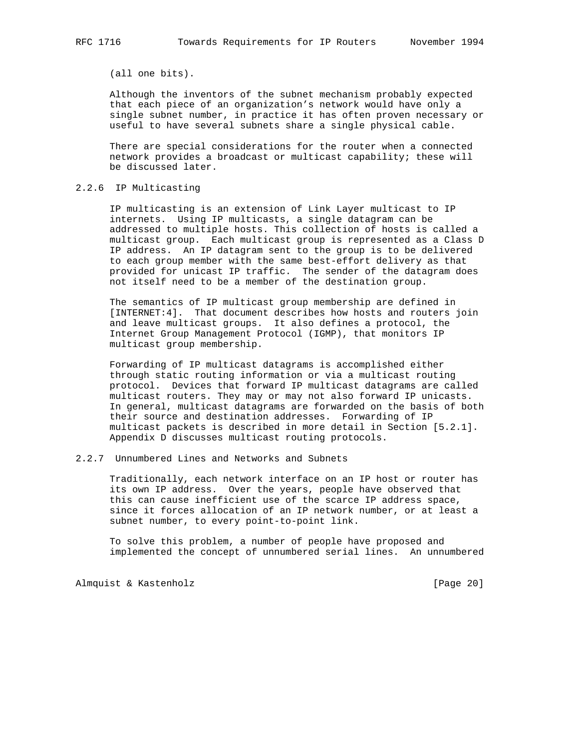(all one bits).

Although the inventors of the subnet mechanism probably expected that each piece of an organization's network would have only a single subnet number, in practice it has often proven necessary or useful to have several subnets share a single physical cable.

There are special considerations for the router when a connected network provides a broadcast or multicast capability; these will be discussed later.

### 2.2.6 IP Multicasting

IP multicasting is an extension of Link Layer multicast to IP internets. Using IP multicasts, a single datagram can be addressed to multiple hosts. This collection of hosts is called a multicast group. Each multicast group is represented as a Class D IP address. An IP datagram sent to the group is to be delivered to each group member with the same best-effort delivery as that provided for unicast IP traffic. The sender of the datagram does not itself need to be a member of the destination group.

The semantics of IP multicast group membership are defined in [INTERNET:4]. That document describes how hosts and routers join and leave multicast groups. It also defines a protocol, the Internet Group Management Protocol (IGMP), that monitors IP multicast group membership.

Forwarding of IP multicast datagrams is accomplished either through static routing information or via a multicast routing protocol. Devices that forward IP multicast datagrams are called multicast routers. They may or may not also forward IP unicasts. In general, multicast datagrams are forwarded on the basis of both their source and destination addresses. Forwarding of IP multicast packets is described in more detail in Section [5.2.1]. Appendix D discusses multicast routing protocols.

### 2.2.7 Unnumbered Lines and Networks and Subnets

Traditionally, each network interface on an IP host or router has its own IP address. Over the years, people have observed that this can cause inefficient use of the scarce IP address space, since it forces allocation of an IP network number, or at least a subnet number, to every point-to-point link.

To solve this problem, a number of people have proposed and implemented the concept of unnumbered serial lines. An unnumbered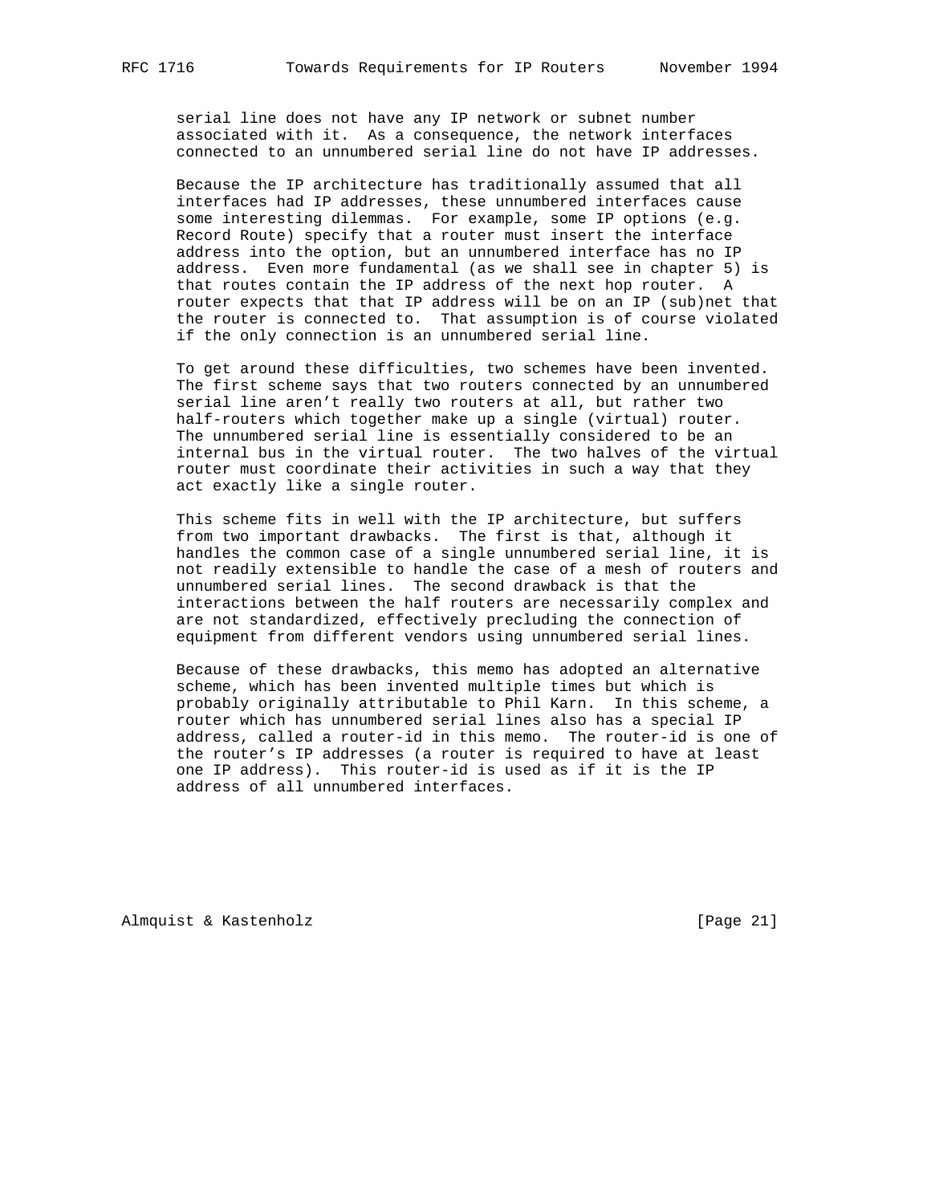serial line does not have any IP network or subnet number associated with it. As a consequence, the network interfaces connected to an unnumbered serial line do not have IP addresses.

Because the IP architecture has traditionally assumed that all interfaces had IP addresses, these unnumbered interfaces cause some interesting dilemmas. For example, some IP options (e.g. Record Route) specify that a router must insert the interface address into the option, but an unnumbered interface has no IP address. Even more fundamental (as we shall see in chapter 5) is that routes contain the IP address of the next hop router. A router expects that that IP address will be on an IP (sub)net that the router is connected to. That assumption is of course violated if the only connection is an unnumbered serial line.

To get around these difficulties, two schemes have been invented. The first scheme says that two routers connected by an unnumbered serial line aren't really two routers at all, but rather two half-routers which together make up a single (virtual) router. The unnumbered serial line is essentially considered to be an internal bus in the virtual router. The two halves of the virtual router must coordinate their activities in such a way that they act exactly like a single router.

This scheme fits in well with the IP architecture, but suffers from two important drawbacks. The first is that, although it handles the common case of a single unnumbered serial line, it is not readily extensible to handle the case of a mesh of routers and unnumbered serial lines. The second drawback is that the interactions between the half routers are necessarily complex and are not standardized, effectively precluding the connection of equipment from different vendors using unnumbered serial lines.

Because of these drawbacks, this memo has adopted an alternative scheme, which has been invented multiple times but which is probably originally attributable to Phil Karn. In this scheme, a router which has unnumbered serial lines also has a special IP address, called a router-id in this memo. The router-id is one of the router's IP addresses (a router is required to have at least one IP address). This router-id is used as if it is the IP address of all unnumbered interfaces.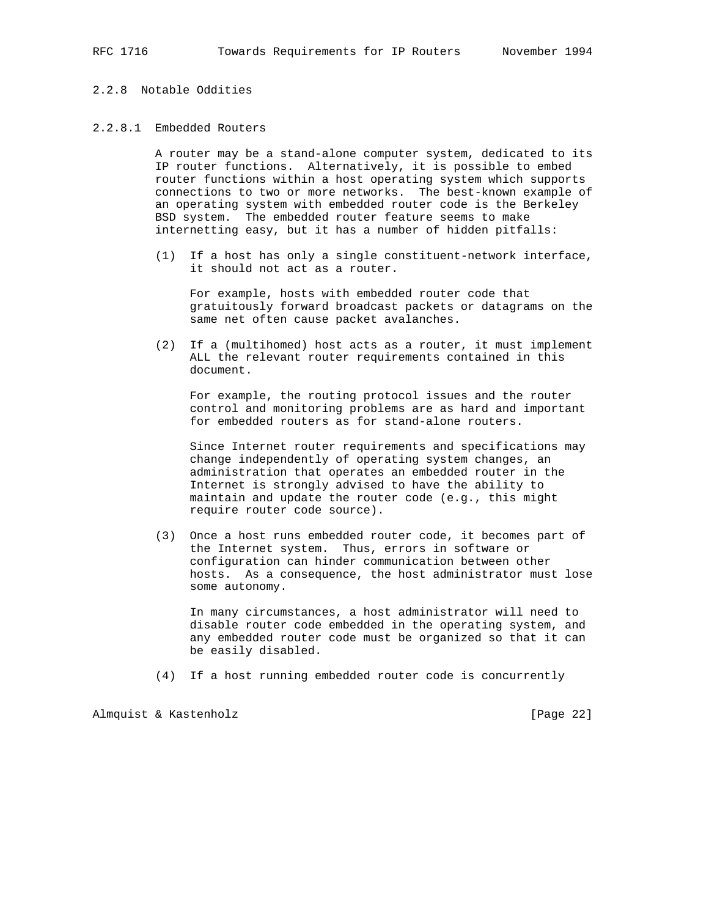### 2.2.8 Notable Oddities

#### 2.2.8.1 Embedded Routers

A router may be a stand-alone computer system, dedicated to its IP router functions. Alternatively, it is possible to embed router functions within a host operating system which supports connections to two or more networks. The best-known example of an operating system with embedded router code is the Berkeley BSD system. The embedded router feature seems to make internetting easy, but it has a number of hidden pitfalls:

(1) If a host has only a single constituent-network interface, it should not act as a router.

For example, hosts with embedded router code that gratuitously forward broadcast packets or datagrams on the same net often cause packet avalanches.

(2) If a (multihomed) host acts as a router, it must implement ALL the relevant router requirements contained in this document.

For example, the routing protocol issues and the router control and monitoring problems are as hard and important for embedded routers as for stand-alone routers.

Since Internet router requirements and specifications may change independently of operating system changes, an administration that operates an embedded router in the Internet is strongly advised to have the ability to maintain and update the router code (e.g., this might require router code source).

(3) Once a host runs embedded router code, it becomes part of the Internet system. Thus, errors in software or configuration can hinder communication between other hosts. As a consequence, the host administrator must lose some autonomy.

In many circumstances, a host administrator will need to disable router code embedded in the operating system, and any embedded router code must be organized so that it can be easily disabled.

(4) If a host running embedded router code is concurrently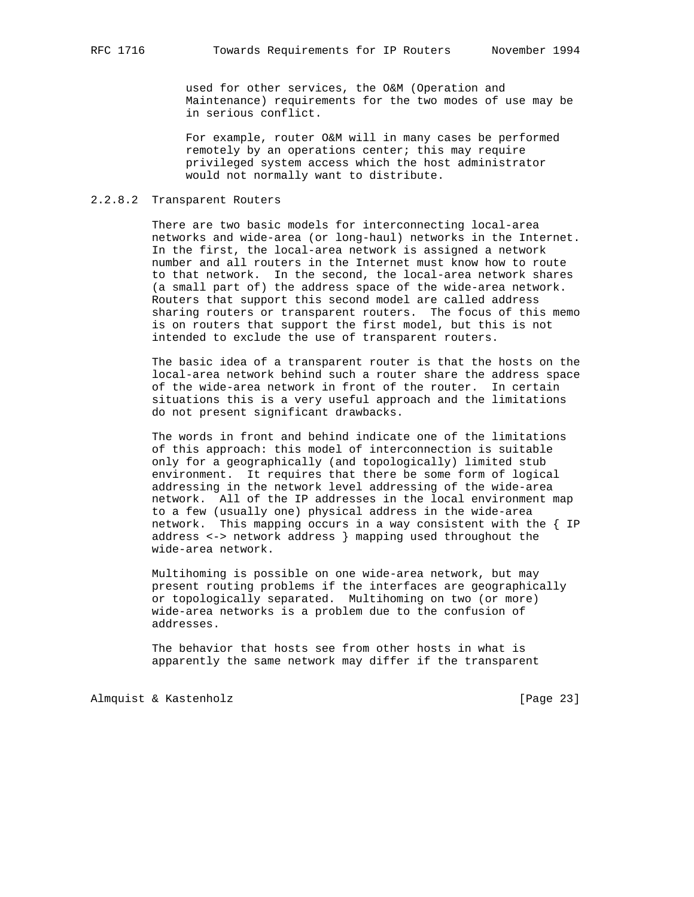used for other services, the O&M (Operation and Maintenance) requirements for the two modes of use may be in serious conflict.

For example, router O&M will in many cases be performed remotely by an operations center; this may require privileged system access which the host administrator would not normally want to distribute.

#### 2.2.8.2 Transparent Routers

There are two basic models for interconnecting local-area networks and wide-area (or long-haul) networks in the Internet. In the first, the local-area network is assigned a network number and all routers in the Internet must know how to route to that network. In the second, the local-area network shares (a small part of) the address space of the wide-area network. Routers that support this second model are called address sharing routers or transparent routers. The focus of this memo is on routers that support the first model, but this is not intended to exclude the use of transparent routers.

The basic idea of a transparent router is that the hosts on the local-area network behind such a router share the address space of the wide-area network in front of the router. In certain situations this is a very useful approach and the limitations do not present significant drawbacks.

The words in front and behind indicate one of the limitations of this approach: this model of interconnection is suitable only for a geographically (and topologically) limited stub environment. It requires that there be some form of logical addressing in the network level addressing of the wide-area network. All of the IP addresses in the local environment map to a few (usually one) physical address in the wide-area network. This mapping occurs in a way consistent with the { IP address <-> network address } mapping used throughout the wide-area network.

Multihoming is possible on one wide-area network, but may present routing problems if the interfaces are geographically or topologically separated. Multihoming on two (or more) wide-area networks is a problem due to the confusion of addresses.

The behavior that hosts see from other hosts in what is apparently the same network may differ if the transparent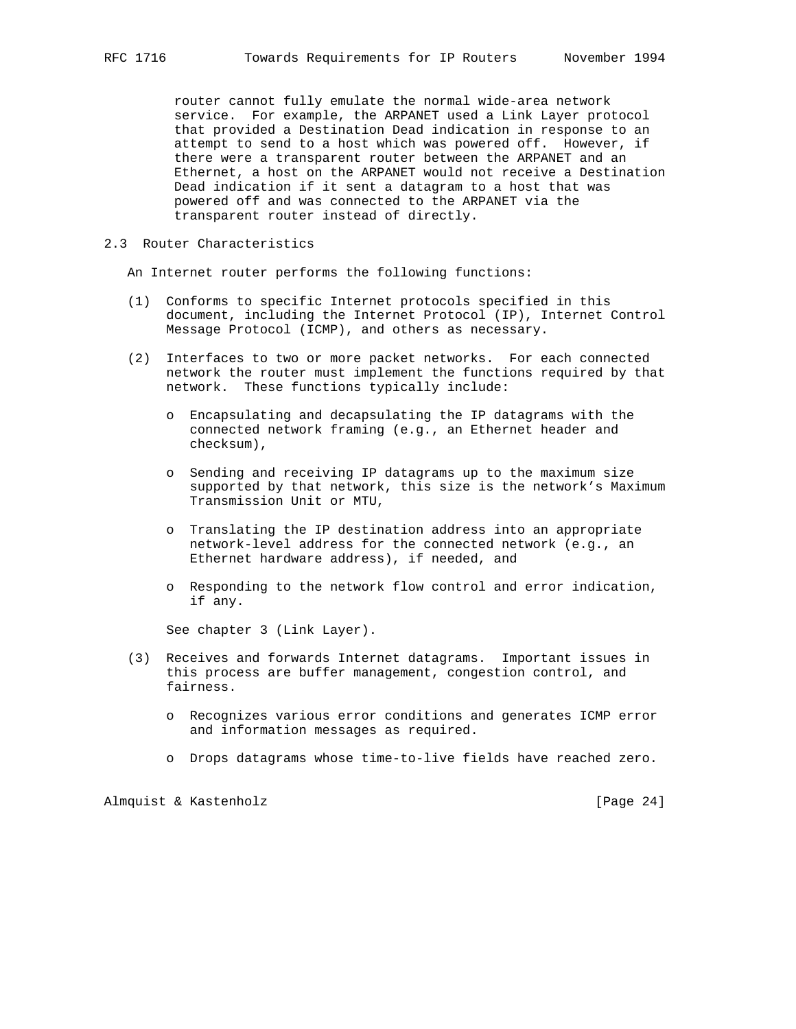router cannot fully emulate the normal wide-area network service. For example, the ARPANET used a Link Layer protocol that provided a Destination Dead indication in response to an attempt to send to a host which was powered off. However, if there were a transparent router between the ARPANET and an Ethernet, a host on the ARPANET would not receive a Destination Dead indication if it sent a datagram to a host that was powered off and was connected to the ARPANET via the transparent router instead of directly.

## 2.3 Router Characteristics

An Internet router performs the following functions:

(1) Conforms to specific Internet protocols specified in this document, including the Internet Protocol (IP), Internet Control Message Protocol (ICMP), and others as necessary.

(2) Interfaces to two or more packet networks. For each connected network the router must implement the functions required by that network. These functions typically include:

- Encapsulating and decapsulating the IP datagrams with the connected network framing (e.g., an Ethernet header and checksum),

- Sending and receiving IP datagrams up to the maximum size supported by that network, this size is the network's Maximum Transmission Unit or MTU,

- Translating the IP destination address into an appropriate network-level address for the connected network (e.g., an Ethernet hardware address), if needed, and

- Responding to the network flow control and error indication, if any.

See chapter 3 (Link Layer).

(3) Receives and forwards Internet datagrams. Important issues in this process are buffer management, congestion control, and fairness.

- Recognizes various error conditions and generates ICMP error and information messages as required.

- Drops datagrams whose time-to-live fields have reached zero.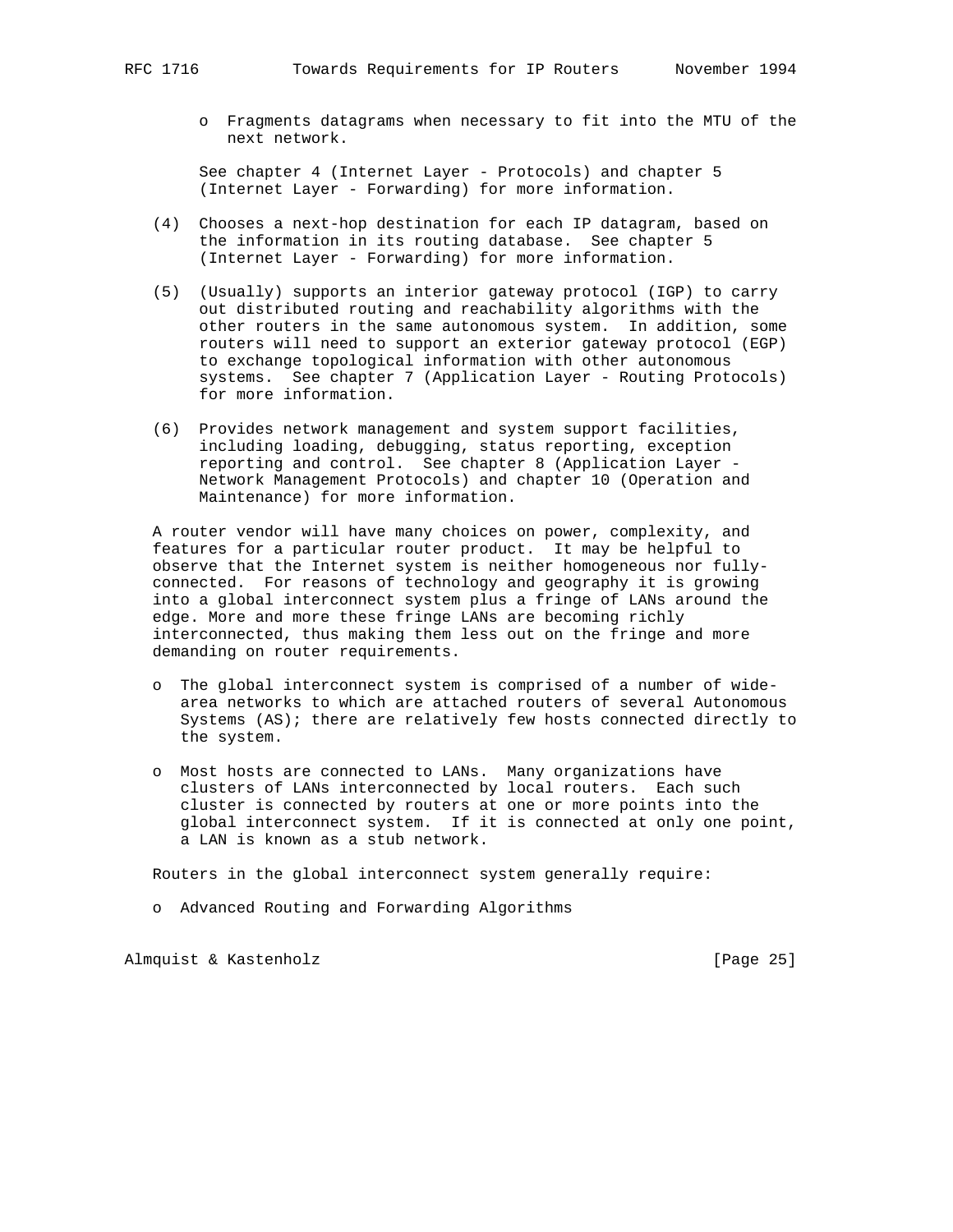- Fragments datagrams when necessary to fit into the MTU of the next network.

  See chapter 4 (Internet Layer - Protocols) and chapter 5 (Internet Layer - Forwarding) for more information.

(4) Chooses a next-hop destination for each IP datagram, based on the information in its routing database. See chapter 5 (Internet Layer - Forwarding) for more information.

(5) (Usually) supports an interior gateway protocol (IGP) to carry out distributed routing and reachability algorithms with the other routers in the same autonomous system. In addition, some routers will need to support an exterior gateway protocol (EGP) to exchange topological information with other autonomous systems. See chapter 7 (Application Layer - Routing Protocols) for more information.

(6) Provides network management and system support facilities, including loading, debugging, status reporting, exception reporting and control. See chapter 8 (Application Layer - Network Management Protocols) and chapter 10 (Operation and Maintenance) for more information.

A router vendor will have many choices on power, complexity, and features for a particular router product. It may be helpful to observe that the Internet system is neither homogeneous nor fully-connected. For reasons of technology and geography it is growing into a global interconnect system plus a fringe of LANs around the edge. More and more these fringe LANs are becoming richly interconnected, thus making them less out on the fringe and more demanding on router requirements.

- The global interconnect system is comprised of a number of wide-area networks to which are attached routers of several Autonomous Systems (AS); there are relatively few hosts connected directly to the system.

- Most hosts are connected to LANs. Many organizations have clusters of LANs interconnected by local routers. Each such cluster is connected by routers at one or more points into the global interconnect system. If it is connected at only one point, a LAN is known as a stub network.

Routers in the global interconnect system generally require:

- Advanced Routing and Forwarding Algorithms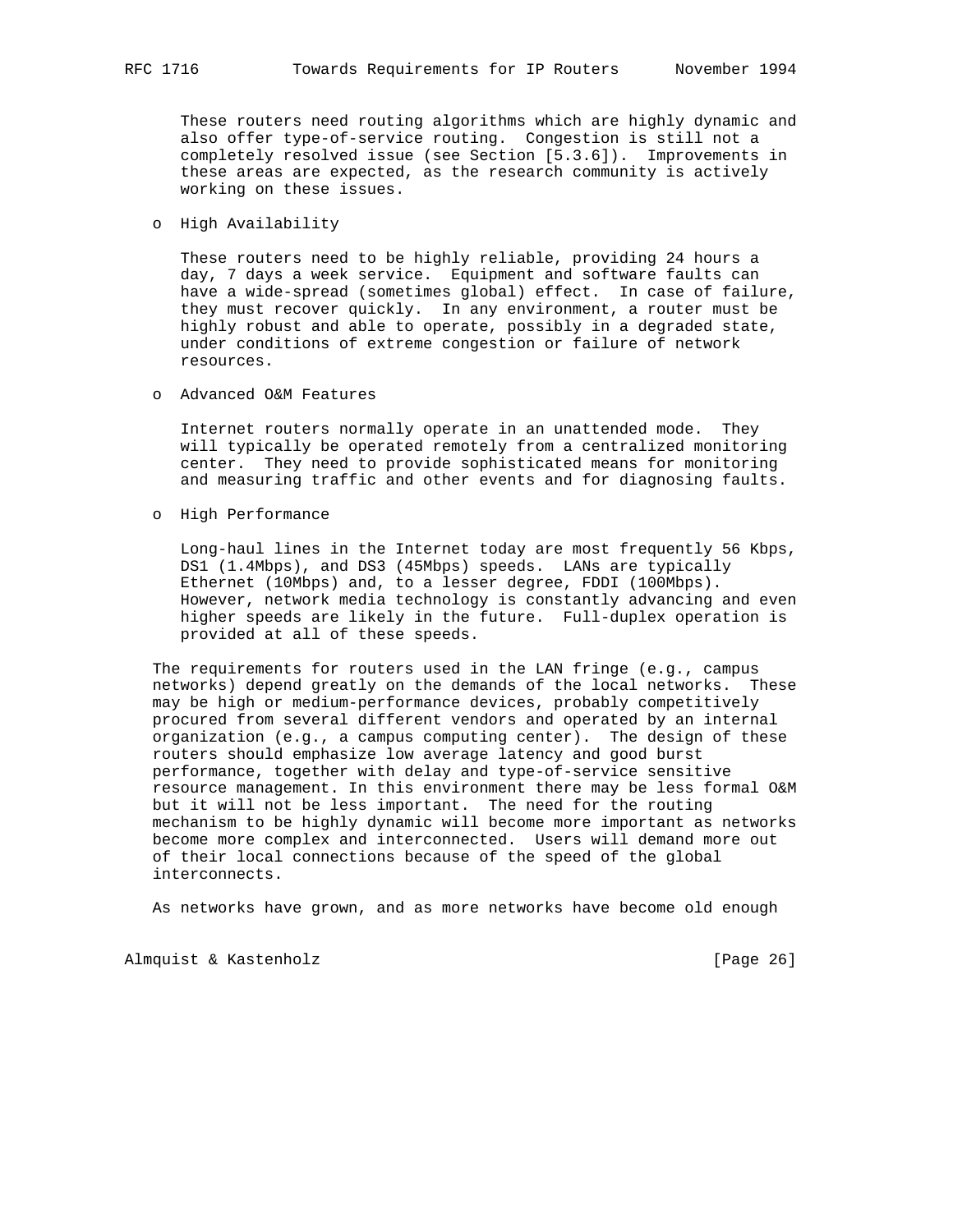These routers need routing algorithms which are highly dynamic and also offer type-of-service routing. Congestion is still not a completely resolved issue (see Section [5.3.6]). Improvements in these areas are expected, as the research community is actively working on these issues.

- High Availability

  These routers need to be highly reliable, providing 24 hours a day, 7 days a week service. Equipment and software faults can have a wide-spread (sometimes global) effect. In case of failure, they must recover quickly. In any environment, a router must be highly robust and able to operate, possibly in a degraded state, under conditions of extreme congestion or failure of network resources.

- Advanced O&M Features

  Internet routers normally operate in an unattended mode. They will typically be operated remotely from a centralized monitoring center. They need to provide sophisticated means for monitoring and measuring traffic and other events and for diagnosing faults.

- High Performance

  Long-haul lines in the Internet today are most frequently 56 Kbps, DS1 (1.4Mbps), and DS3 (45Mbps) speeds. LANs are typically Ethernet (10Mbps) and, to a lesser degree, FDDI (100Mbps). However, network media technology is constantly advancing and even higher speeds are likely in the future. Full-duplex operation is provided at all of these speeds.

The requirements for routers used in the LAN fringe (e.g., campus networks) depend greatly on the demands of the local networks. These may be high or medium-performance devices, probably competitively procured from several different vendors and operated by an internal organization (e.g., a campus computing center). The design of these routers should emphasize low average latency and good burst performance, together with delay and type-of-service sensitive resource management. In this environment there may be less formal O&M but it will not be less important. The need for the routing mechanism to be highly dynamic will become more important as networks become more complex and interconnected. Users will demand more out of their local connections because of the speed of the global interconnects.

As networks have grown, and as more networks have become old enough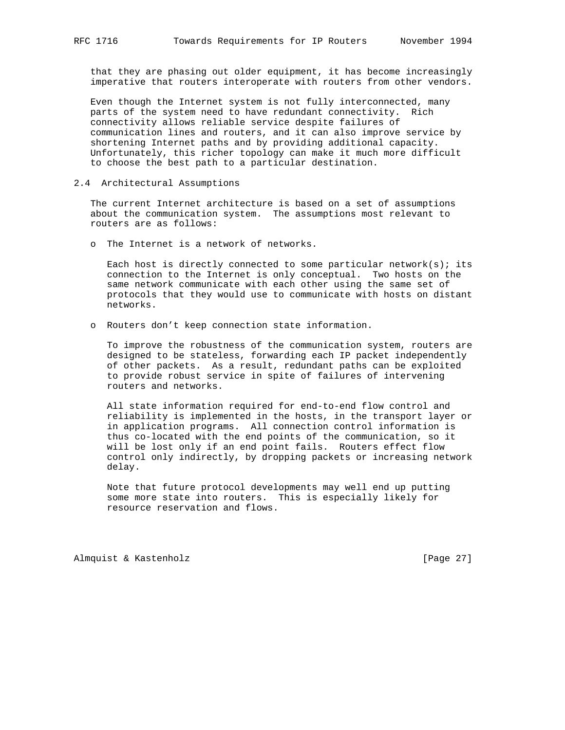that they are phasing out older equipment, it has become increasingly imperative that routers interoperate with routers from other vendors.

Even though the Internet system is not fully interconnected, many parts of the system need to have redundant connectivity. Rich connectivity allows reliable service despite failures of communication lines and routers, and it can also improve service by shortening Internet paths and by providing additional capacity. Unfortunately, this richer topology can make it much more difficult to choose the best path to a particular destination.

### 2.4 Architectural Assumptions

The current Internet architecture is based on a set of assumptions about the communication system. The assumptions most relevant to routers are as follows:

- The Internet is a network of networks.

  Each host is directly connected to some particular network(s); its connection to the Internet is only conceptual. Two hosts on the same network communicate with each other using the same set of protocols that they would use to communicate with hosts on distant networks.

- Routers don't keep connection state information.

  To improve the robustness of the communication system, routers are designed to be stateless, forwarding each IP packet independently of other packets. As a result, redundant paths can be exploited to provide robust service in spite of failures of intervening routers and networks.

  All state information required for end-to-end flow control and reliability is implemented in the hosts, in the transport layer or in application programs. All connection control information is thus co-located with the end points of the communication, so it will be lost only if an end point fails. Routers effect flow control only indirectly, by dropping packets or increasing network delay.

  Note that future protocol developments may well end up putting some more state into routers. This is especially likely for resource reservation and flows.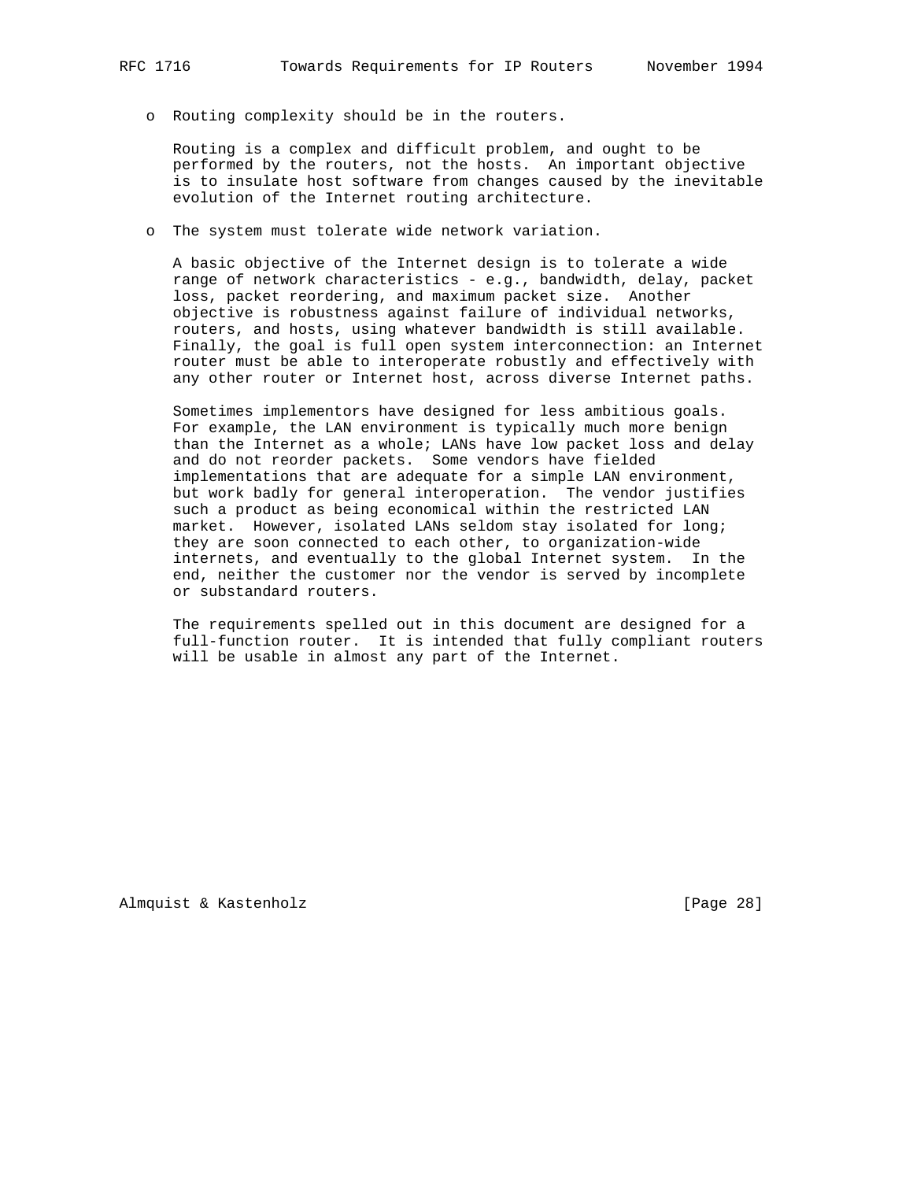o Routing complexity should be in the routers.

  Routing is a complex and difficult problem, and ought to be performed by the routers, not the hosts. An important objective is to insulate host software from changes caused by the inevitable evolution of the Internet routing architecture.

o The system must tolerate wide network variation.

  A basic objective of the Internet design is to tolerate a wide range of network characteristics - e.g., bandwidth, delay, packet loss, packet reordering, and maximum packet size. Another objective is robustness against failure of individual networks, routers, and hosts, using whatever bandwidth is still available. Finally, the goal is full open system interconnection: an Internet router must be able to interoperate robustly and effectively with any other router or Internet host, across diverse Internet paths.

  Sometimes implementors have designed for less ambitious goals. For example, the LAN environment is typically much more benign than the Internet as a whole; LANs have low packet loss and delay and do not reorder packets. Some vendors have fielded implementations that are adequate for a simple LAN environment, but work badly for general interoperation. The vendor justifies such a product as being economical within the restricted LAN market. However, isolated LANs seldom stay isolated for long; they are soon connected to each other, to organization-wide internets, and eventually to the global Internet system. In the end, neither the customer nor the vendor is served by incomplete or substandard routers.

  The requirements spelled out in this document are designed for a full-function router. It is intended that fully compliant routers will be usable in almost any part of the Internet.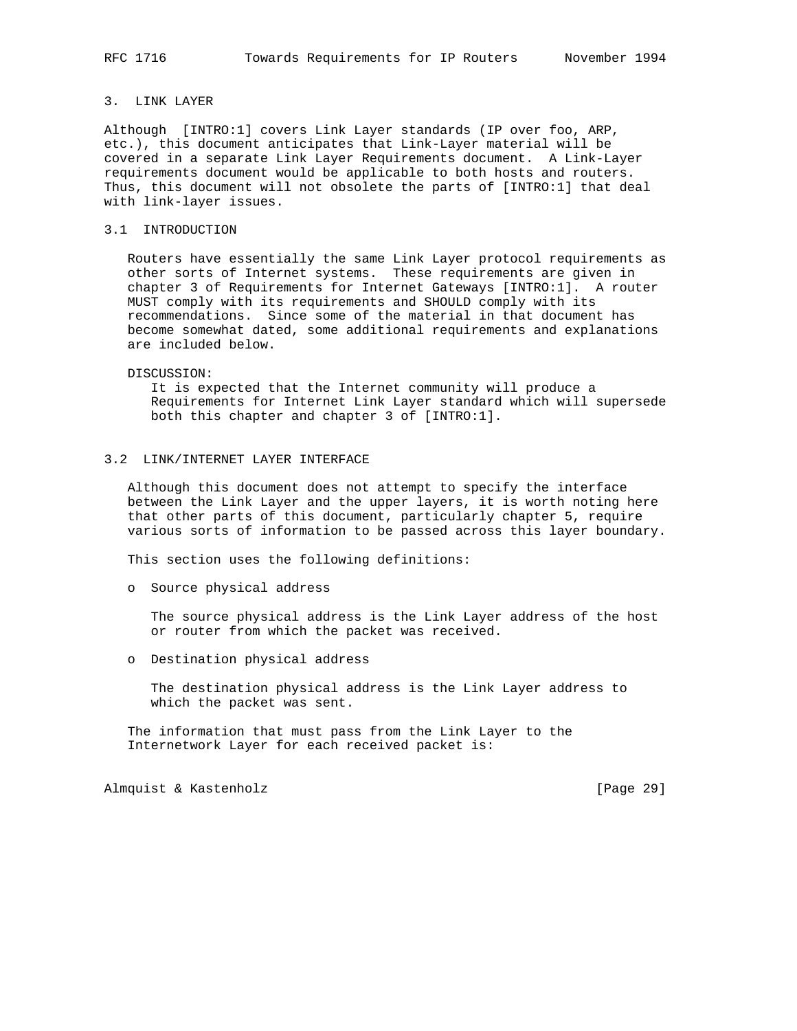## 3. LINK LAYER

Although [INTRO:1] covers Link Layer standards (IP over foo, ARP, etc.), this document anticipates that Link-Layer material will be covered in a separate Link Layer Requirements document. A Link-Layer requirements document would be applicable to both hosts and routers. Thus, this document will not obsolete the parts of [INTRO:1] that deal with link-layer issues.

### 3.1 INTRODUCTION

Routers have essentially the same Link Layer protocol requirements as other sorts of Internet systems. These requirements are given in chapter 3 of Requirements for Internet Gateways [INTRO:1]. A router MUST comply with its requirements and SHOULD comply with its recommendations. Since some of the material in that document has become somewhat dated, some additional requirements and explanations are included below.

DISCUSSION:
It is expected that the Internet community will produce a Requirements for Internet Link Layer standard which will supersede both this chapter and chapter 3 of [INTRO:1].

### 3.2 LINK/INTERNET LAYER INTERFACE

Although this document does not attempt to specify the interface between the Link Layer and the upper layers, it is worth noting here that other parts of this document, particularly chapter 5, require various sorts of information to be passed across this layer boundary.

This section uses the following definitions:

- Source physical address

  The source physical address is the Link Layer address of the host or router from which the packet was received.

- Destination physical address

  The destination physical address is the Link Layer address to which the packet was sent.

The information that must pass from the Link Layer to the Internetwork Layer for each received packet is: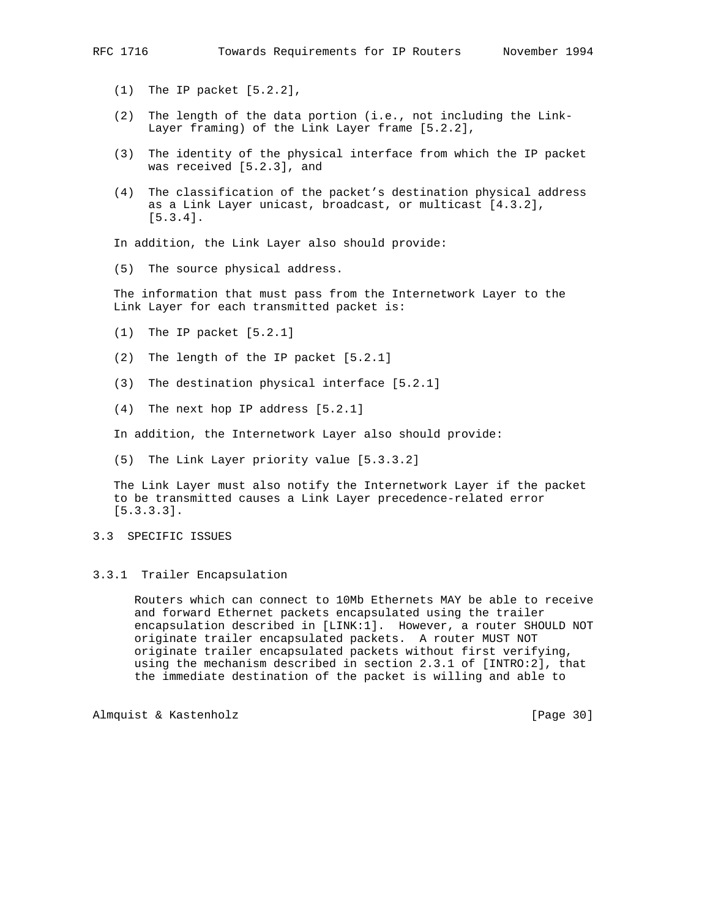(1) The IP packet [5.2.2],

(2) The length of the data portion (i.e., not including the Link-Layer framing) of the Link Layer frame [5.2.2],

(3) The identity of the physical interface from which the IP packet was received [5.2.3], and

(4) The classification of the packet's destination physical address as a Link Layer unicast, broadcast, or multicast [4.3.2], [5.3.4].

In addition, the Link Layer also should provide:

(5) The source physical address.

The information that must pass from the Internetwork Layer to the Link Layer for each transmitted packet is:

(1) The IP packet [5.2.1]

(2) The length of the IP packet [5.2.1]

(3) The destination physical interface [5.2.1]

(4) The next hop IP address [5.2.1]

In addition, the Internetwork Layer also should provide:

(5) The Link Layer priority value [5.3.3.2]

The Link Layer must also notify the Internetwork Layer if the packet to be transmitted causes a Link Layer precedence-related error [5.3.3.3].

## 3.3 SPECIFIC ISSUES

### 3.3.1 Trailer Encapsulation

Routers which can connect to 10Mb Ethernets MAY be able to receive and forward Ethernet packets encapsulated using the trailer encapsulation described in [LINK:1]. However, a router SHOULD NOT originate trailer encapsulated packets. A router MUST NOT originate trailer encapsulated packets without first verifying, using the mechanism described in section 2.3.1 of [INTRO:2], that the immediate destination of the packet is willing and able to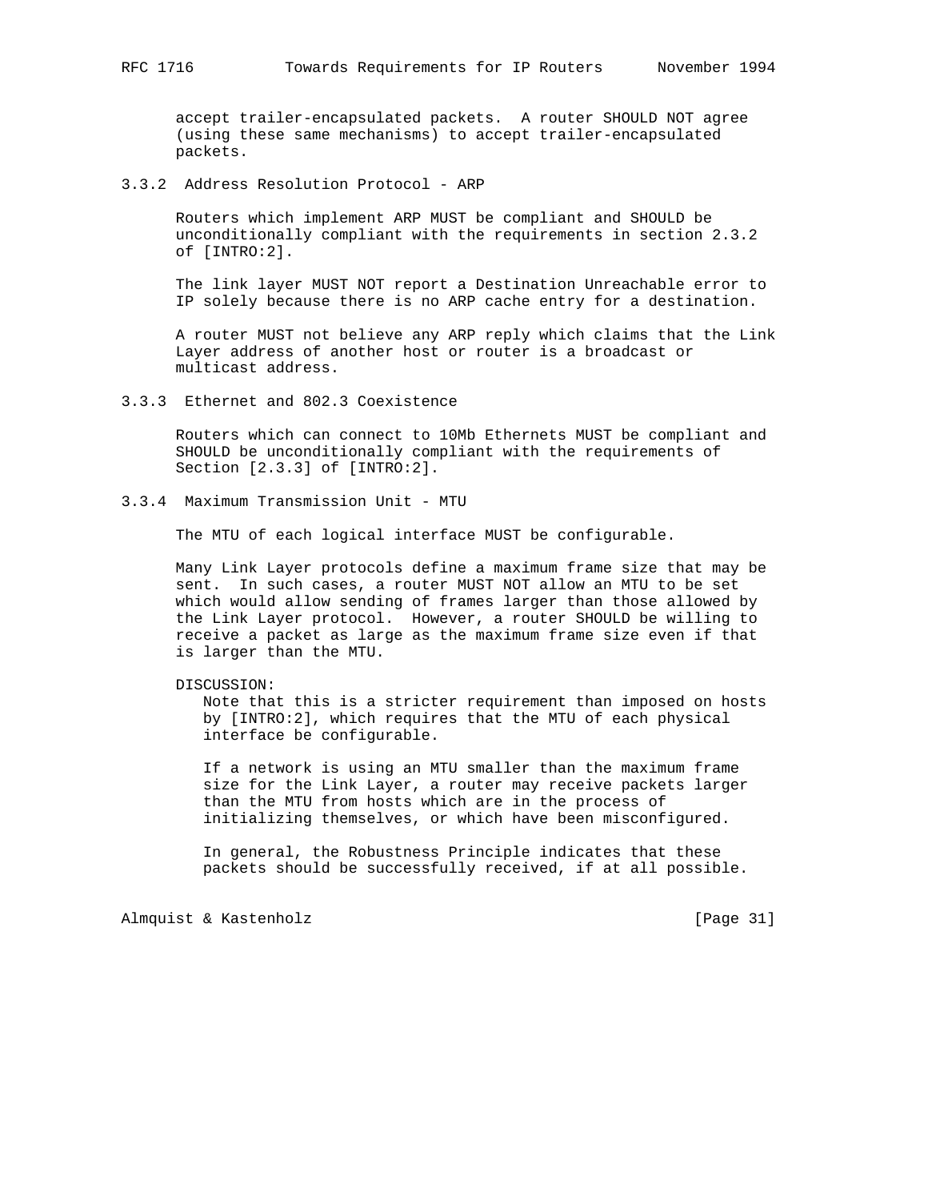accept trailer-encapsulated packets. A router SHOULD NOT agree (using these same mechanisms) to accept trailer-encapsulated packets.

### 3.3.2 Address Resolution Protocol - ARP

Routers which implement ARP MUST be compliant and SHOULD be unconditionally compliant with the requirements in section 2.3.2 of [INTRO:2].

The link layer MUST NOT report a Destination Unreachable error to IP solely because there is no ARP cache entry for a destination.

A router MUST not believe any ARP reply which claims that the Link Layer address of another host or router is a broadcast or multicast address.

### 3.3.3 Ethernet and 802.3 Coexistence

Routers which can connect to 10Mb Ethernets MUST be compliant and SHOULD be unconditionally compliant with the requirements of Section [2.3.3] of [INTRO:2].

### 3.3.4 Maximum Transmission Unit - MTU

The MTU of each logical interface MUST be configurable.

Many Link Layer protocols define a maximum frame size that may be sent. In such cases, a router MUST NOT allow an MTU to be set which would allow sending of frames larger than those allowed by the Link Layer protocol. However, a router SHOULD be willing to receive a packet as large as the maximum frame size even if that is larger than the MTU.

DISCUSSION:

Note that this is a stricter requirement than imposed on hosts by [INTRO:2], which requires that the MTU of each physical interface be configurable.

If a network is using an MTU smaller than the maximum frame size for the Link Layer, a router may receive packets larger than the MTU from hosts which are in the process of initializing themselves, or which have been misconfigured.

In general, the Robustness Principle indicates that these packets should be successfully received, if at all possible.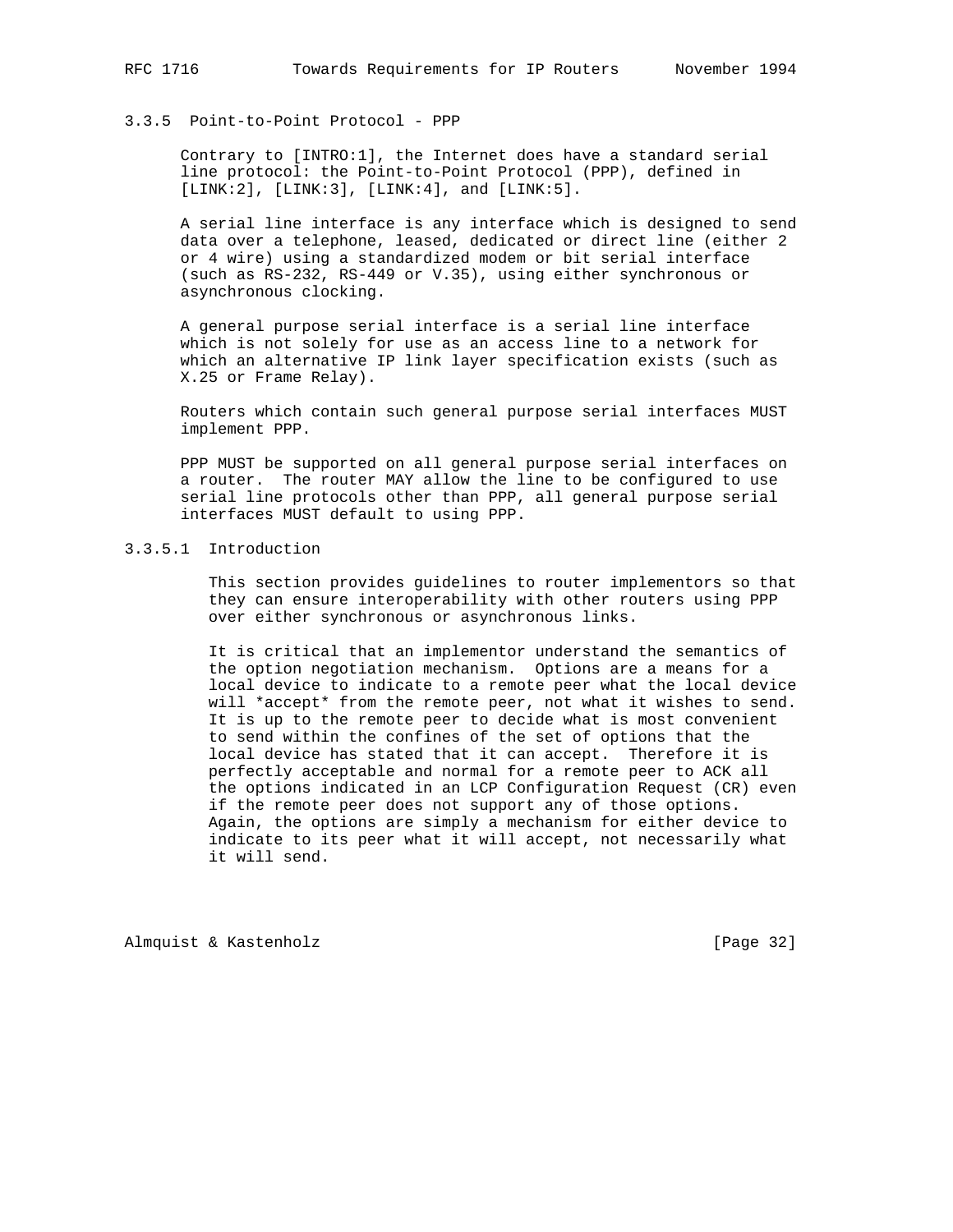### 3.3.5 Point-to-Point Protocol - PPP

Contrary to [INTRO:1], the Internet does have a standard serial line protocol: the Point-to-Point Protocol (PPP), defined in [LINK:2], [LINK:3], [LINK:4], and [LINK:5].

A serial line interface is any interface which is designed to send data over a telephone, leased, dedicated or direct line (either 2 or 4 wire) using a standardized modem or bit serial interface (such as RS-232, RS-449 or V.35), using either synchronous or asynchronous clocking.

A general purpose serial interface is a serial line interface which is not solely for use as an access line to a network for which an alternative IP link layer specification exists (such as X.25 or Frame Relay).

Routers which contain such general purpose serial interfaces MUST implement PPP.

PPP MUST be supported on all general purpose serial interfaces on a router. The router MAY allow the line to be configured to use serial line protocols other than PPP, all general purpose serial interfaces MUST default to using PPP.

#### 3.3.5.1 Introduction

This section provides guidelines to router implementors so that they can ensure interoperability with other routers using PPP over either synchronous or asynchronous links.

It is critical that an implementor understand the semantics of the option negotiation mechanism. Options are a means for a local device to indicate to a remote peer what the local device will *accept* from the remote peer, not what it wishes to send. It is up to the remote peer to decide what is most convenient to send within the confines of the set of options that the local device has stated that it can accept. Therefore it is perfectly acceptable and normal for a remote peer to ACK all the options indicated in an LCP Configuration Request (CR) even if the remote peer does not support any of those options. Again, the options are simply a mechanism for either device to indicate to its peer what it will accept, not necessarily what it will send.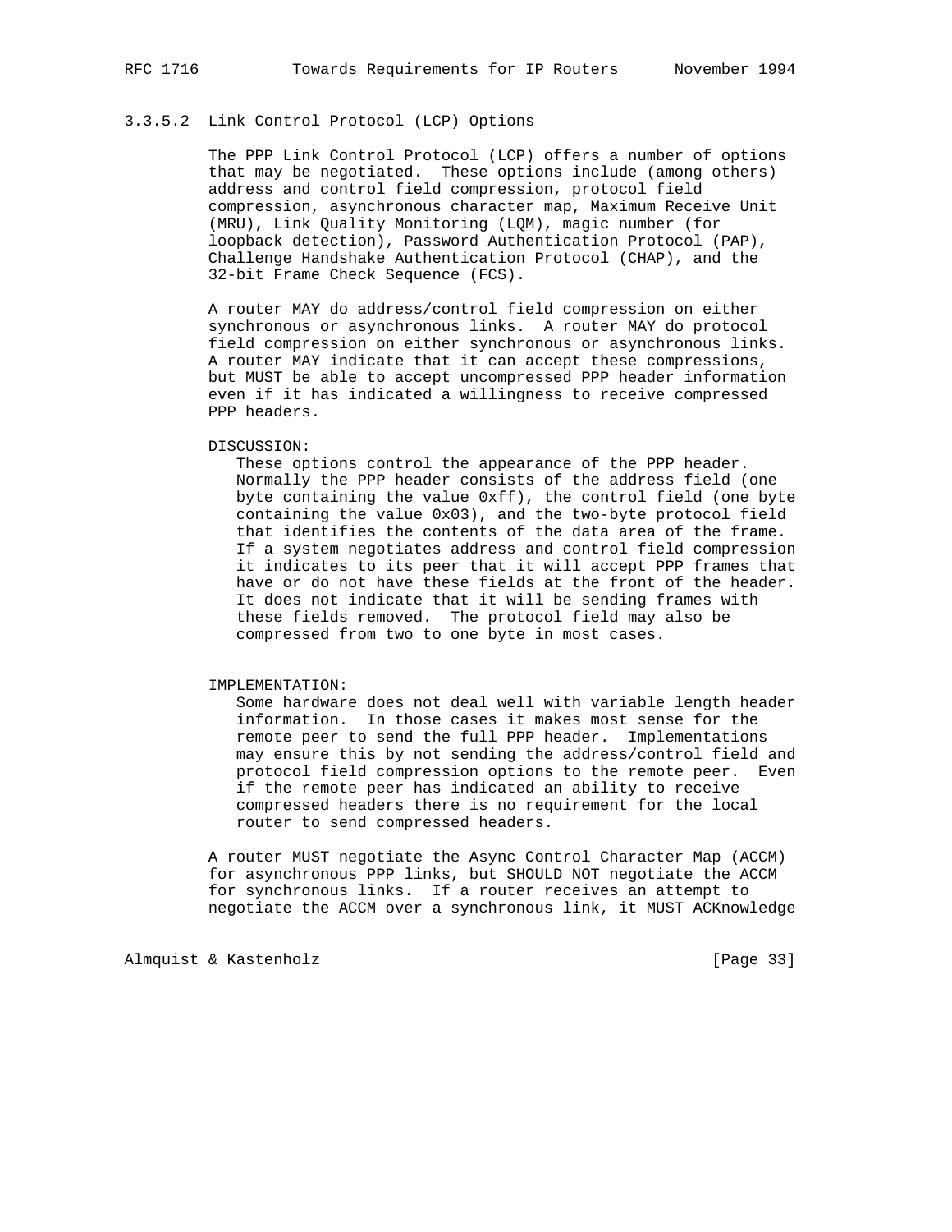#### 3.3.5.2 Link Control Protocol (LCP) Options

The PPP Link Control Protocol (LCP) offers a number of options that may be negotiated. These options include (among others) address and control field compression, protocol field compression, asynchronous character map, Maximum Receive Unit (MRU), Link Quality Monitoring (LQM), magic number (for loopback detection), Password Authentication Protocol (PAP), Challenge Handshake Authentication Protocol (CHAP), and the 32-bit Frame Check Sequence (FCS).

A router MAY do address/control field compression on either synchronous or asynchronous links. A router MAY do protocol field compression on either synchronous or asynchronous links. A router MAY indicate that it can accept these compressions, but MUST be able to accept uncompressed PPP header information even if it has indicated a willingness to receive compressed PPP headers.

DISCUSSION:
These options control the appearance of the PPP header. Normally the PPP header consists of the address field (one byte containing the value 0xff), the control field (one byte containing the value 0x03), and the two-byte protocol field that identifies the contents of the data area of the frame. If a system negotiates address and control field compression it indicates to its peer that it will accept PPP frames that have or do not have these fields at the front of the header. It does not indicate that it will be sending frames with these fields removed. The protocol field may also be compressed from two to one byte in most cases.

IMPLEMENTATION:
Some hardware does not deal well with variable length header information. In those cases it makes most sense for the remote peer to send the full PPP header. Implementations may ensure this by not sending the address/control field and protocol field compression options to the remote peer. Even if the remote peer has indicated an ability to receive compressed headers there is no requirement for the local router to send compressed headers.

A router MUST negotiate the Async Control Character Map (ACCM) for asynchronous PPP links, but SHOULD NOT negotiate the ACCM for synchronous links. If a router receives an attempt to negotiate the ACCM over a synchronous link, it MUST ACKnowledge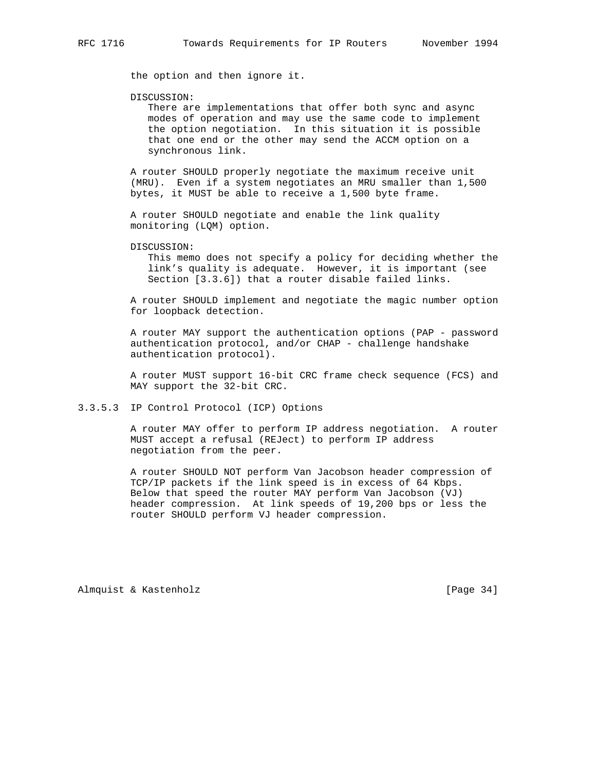the option and then ignore it.

DISCUSSION:
There are implementations that offer both sync and async modes of operation and may use the same code to implement the option negotiation. In this situation it is possible that one end or the other may send the ACCM option on a synchronous link.

A router SHOULD properly negotiate the maximum receive unit (MRU). Even if a system negotiates an MRU smaller than 1,500 bytes, it MUST be able to receive a 1,500 byte frame.

A router SHOULD negotiate and enable the link quality monitoring (LQM) option.

DISCUSSION:
This memo does not specify a policy for deciding whether the link's quality is adequate. However, it is important (see Section [3.3.6]) that a router disable failed links.

A router SHOULD implement and negotiate the magic number option for loopback detection.

A router MAY support the authentication options (PAP - password authentication protocol, and/or CHAP - challenge handshake authentication protocol).

A router MUST support 16-bit CRC frame check sequence (FCS) and MAY support the 32-bit CRC.

### 3.3.5.3 IP Control Protocol (ICP) Options

A router MAY offer to perform IP address negotiation. A router MUST accept a refusal (REJect) to perform IP address negotiation from the peer.

A router SHOULD NOT perform Van Jacobson header compression of TCP/IP packets if the link speed is in excess of 64 Kbps. Below that speed the router MAY perform Van Jacobson (VJ) header compression. At link speeds of 19,200 bps or less the router SHOULD perform VJ header compression.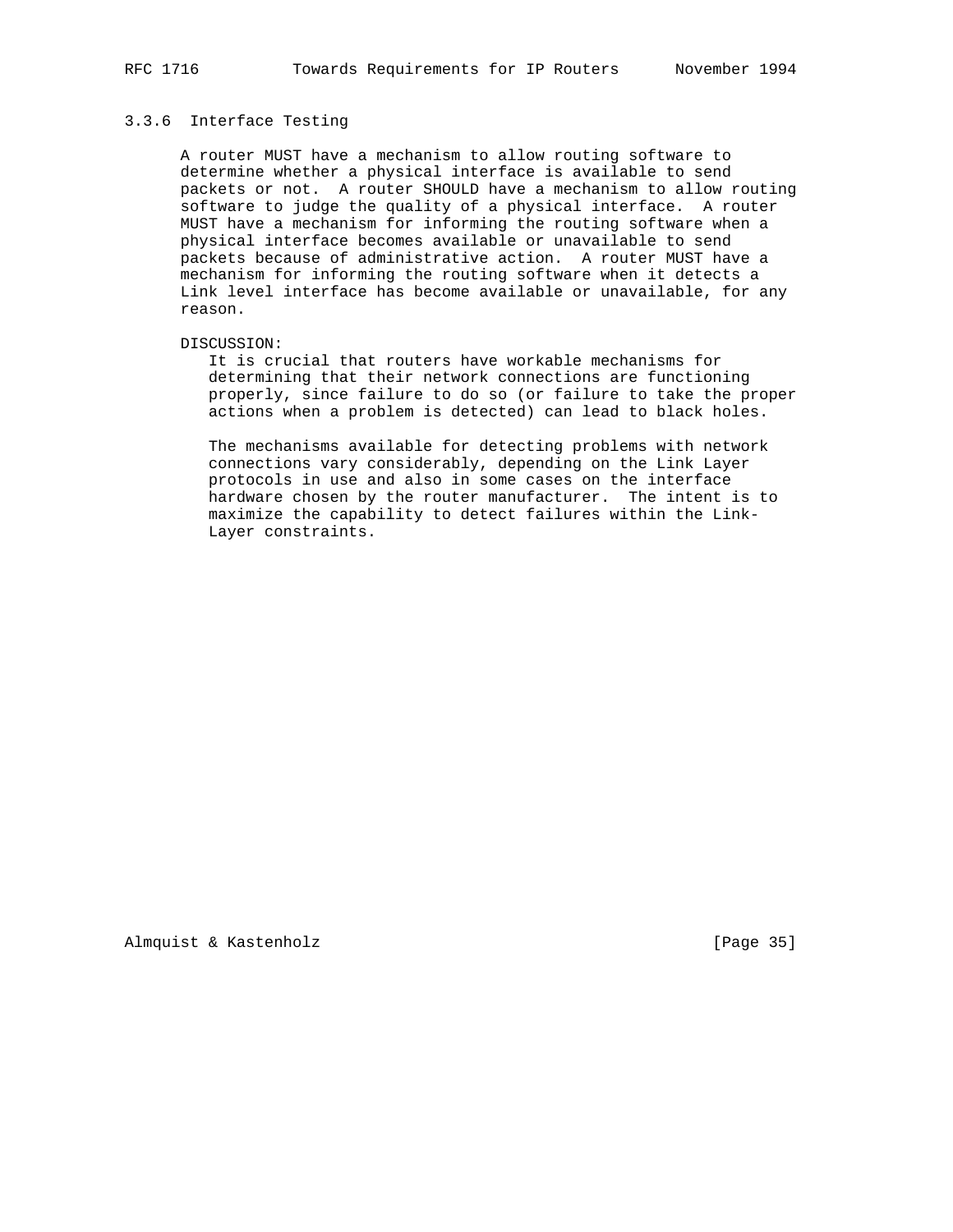### 3.3.6 Interface Testing

A router MUST have a mechanism to allow routing software to determine whether a physical interface is available to send packets or not. A router SHOULD have a mechanism to allow routing software to judge the quality of a physical interface. A router MUST have a mechanism for informing the routing software when a physical interface becomes available or unavailable to send packets because of administrative action. A router MUST have a mechanism for informing the routing software when it detects a Link level interface has become available or unavailable, for any reason.

DISCUSSION:

It is crucial that routers have workable mechanisms for determining that their network connections are functioning properly, since failure to do so (or failure to take the proper actions when a problem is detected) can lead to black holes.

The mechanisms available for detecting problems with network connections vary considerably, depending on the Link Layer protocols in use and also in some cases on the interface hardware chosen by the router manufacturer. The intent is to maximize the capability to detect failures within the Link-Layer constraints.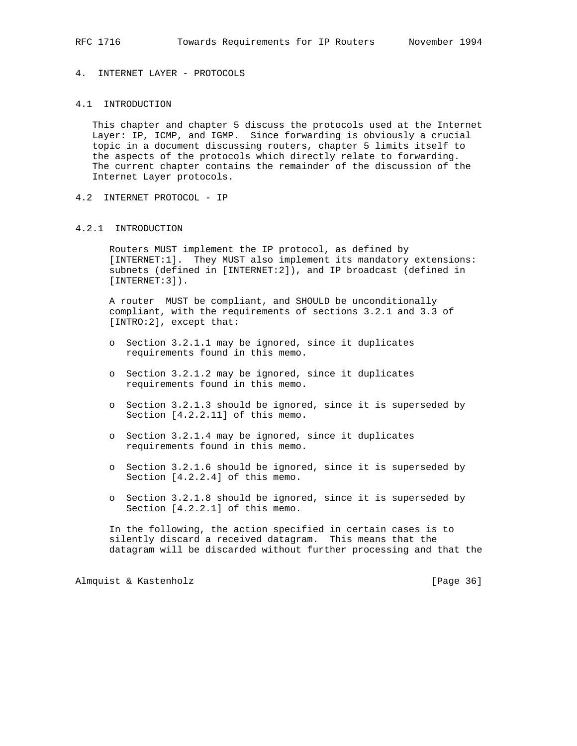## 4. INTERNET LAYER - PROTOCOLS

### 4.1 INTRODUCTION

This chapter and chapter 5 discuss the protocols used at the Internet Layer: IP, ICMP, and IGMP. Since forwarding is obviously a crucial topic in a document discussing routers, chapter 5 limits itself to the aspects of the protocols which directly relate to forwarding. The current chapter contains the remainder of the discussion of the Internet Layer protocols.

### 4.2 INTERNET PROTOCOL - IP

#### 4.2.1 INTRODUCTION

Routers MUST implement the IP protocol, as defined by [INTERNET:1]. They MUST also implement its mandatory extensions: subnets (defined in [INTERNET:2]), and IP broadcast (defined in [INTERNET:3]).

A router MUST be compliant, and SHOULD be unconditionally compliant, with the requirements of sections 3.2.1 and 3.3 of [INTRO:2], except that:

- o Section 3.2.1.1 may be ignored, since it duplicates requirements found in this memo.
- o Section 3.2.1.2 may be ignored, since it duplicates requirements found in this memo.
- o Section 3.2.1.3 should be ignored, since it is superseded by Section [4.2.2.11] of this memo.
- o Section 3.2.1.4 may be ignored, since it duplicates requirements found in this memo.
- o Section 3.2.1.6 should be ignored, since it is superseded by Section [4.2.2.4] of this memo.
- o Section 3.2.1.8 should be ignored, since it is superseded by Section [4.2.2.1] of this memo.

In the following, the action specified in certain cases is to silently discard a received datagram. This means that the datagram will be discarded without further processing and that the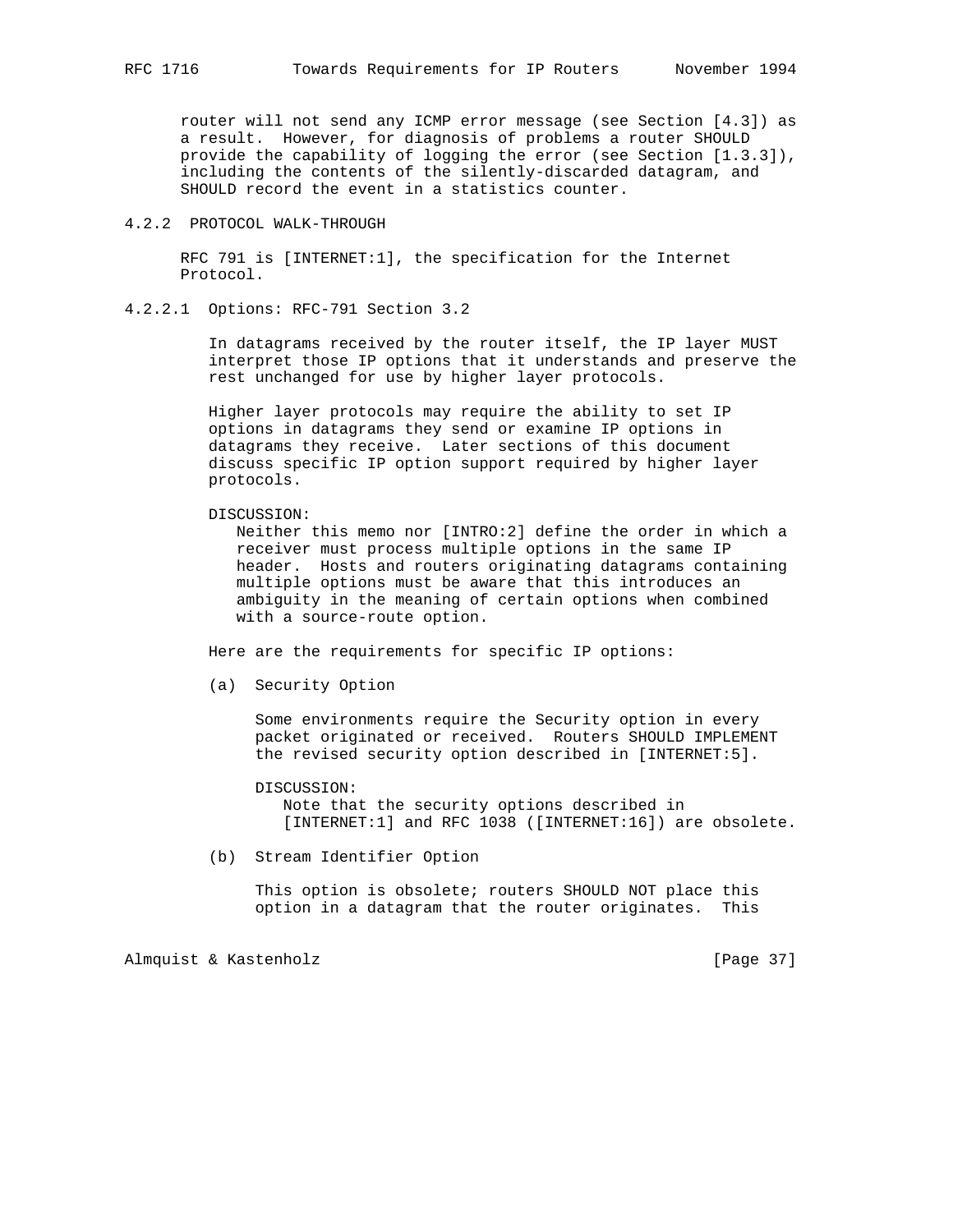router will not send any ICMP error message (see Section [4.3]) as a result. However, for diagnosis of problems a router SHOULD provide the capability of logging the error (see Section [1.3.3]), including the contents of the silently-discarded datagram, and SHOULD record the event in a statistics counter.

### 4.2.2 PROTOCOL WALK-THROUGH

RFC 791 is [INTERNET:1], the specification for the Internet Protocol.

#### 4.2.2.1 Options: RFC-791 Section 3.2

In datagrams received by the router itself, the IP layer MUST interpret those IP options that it understands and preserve the rest unchanged for use by higher layer protocols.

Higher layer protocols may require the ability to set IP options in datagrams they send or examine IP options in datagrams they receive. Later sections of this document discuss specific IP option support required by higher layer protocols.

DISCUSSION:
Neither this memo nor [INTRO:2] define the order in which a receiver must process multiple options in the same IP header. Hosts and routers originating datagrams containing multiple options must be aware that this introduces an ambiguity in the meaning of certain options when combined with a source-route option.

Here are the requirements for specific IP options:

(a) Security Option

Some environments require the Security option in every packet originated or received. Routers SHOULD IMPLEMENT the revised security option described in [INTERNET:5].

DISCUSSION:
Note that the security options described in [INTERNET:1] and RFC 1038 ([INTERNET:16]) are obsolete.

(b) Stream Identifier Option

This option is obsolete; routers SHOULD NOT place this option in a datagram that the router originates. This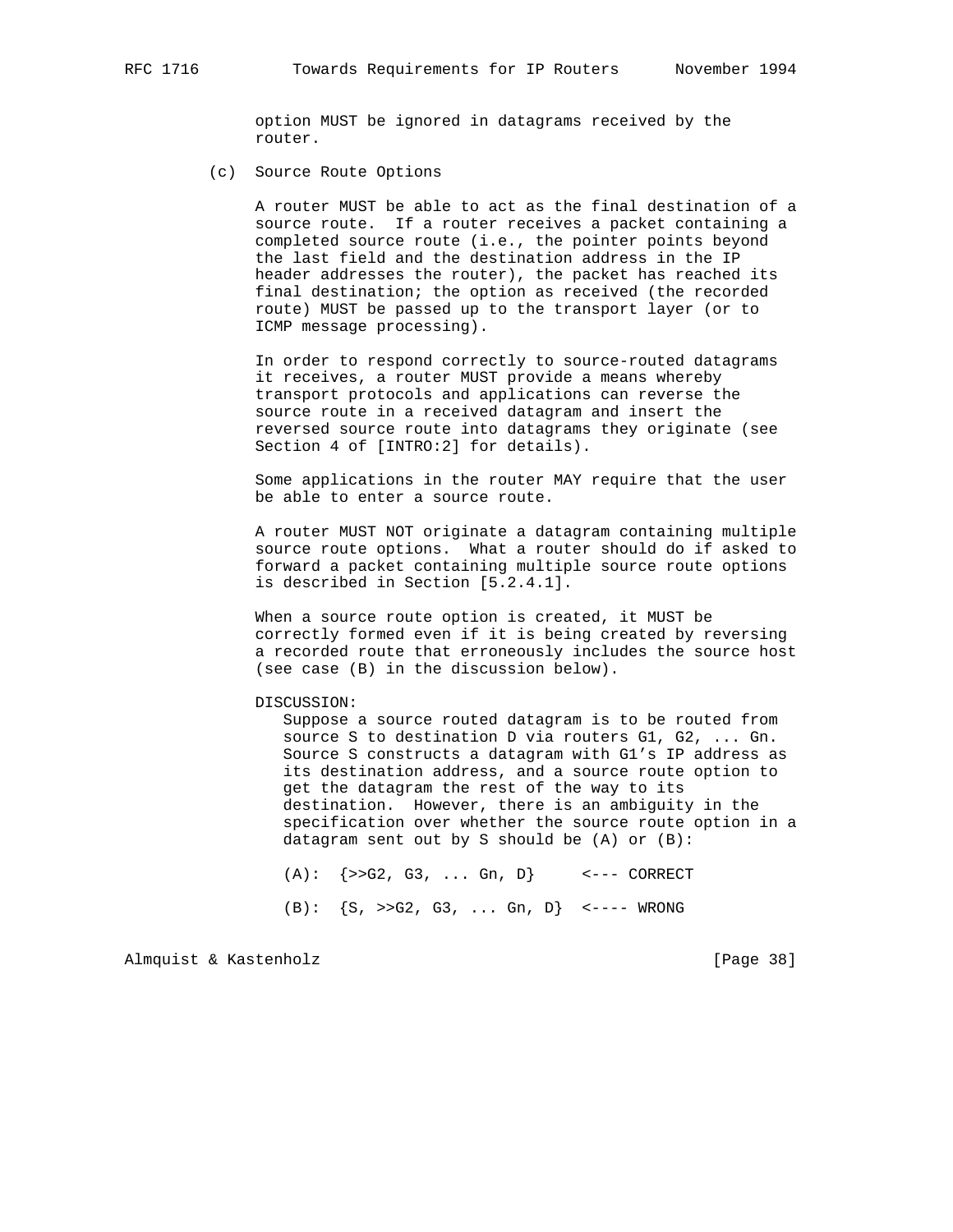option MUST be ignored in datagrams received by the router.

(c) Source Route Options

A router MUST be able to act as the final destination of a source route. If a router receives a packet containing a completed source route (i.e., the pointer points beyond the last field and the destination address in the IP header addresses the router), the packet has reached its final destination; the option as received (the recorded route) MUST be passed up to the transport layer (or to ICMP message processing).

In order to respond correctly to source-routed datagrams it receives, a router MUST provide a means whereby transport protocols and applications can reverse the source route in a received datagram and insert the reversed source route into datagrams they originate (see Section 4 of [INTRO:2] for details).

Some applications in the router MAY require that the user be able to enter a source route.

A router MUST NOT originate a datagram containing multiple source route options. What a router should do if asked to forward a packet containing multiple source route options is described in Section [5.2.4.1].

When a source route option is created, it MUST be correctly formed even if it is being created by reversing a recorded route that erroneously includes the source host (see case (B) in the discussion below).

DISCUSSION:
Suppose a source routed datagram is to be routed from source S to destination D via routers G1, G2, ... Gn. Source S constructs a datagram with G1's IP address as its destination address, and a source route option to get the datagram the rest of the way to its destination. However, there is an ambiguity in the specification over whether the source route option in a datagram sent out by S should be (A) or (B):

```
(A):  {>>G2, G3, ... Gn, D}     <--- CORRECT

(B):  {S, >>G2, G3, ... Gn, D}  <---- WRONG
```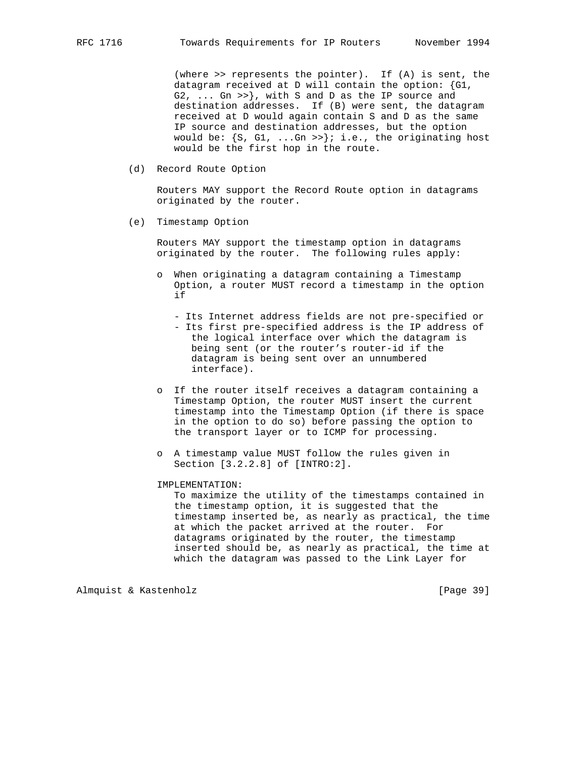(where >> represents the pointer). If (A) is sent, the datagram received at D will contain the option: {G1, G2, ... Gn >>}, with S and D as the IP source and destination addresses. If (B) were sent, the datagram received at D would again contain S and D as the same IP source and destination addresses, but the option would be: {S, G1, ...Gn >>}; i.e., the originating host would be the first hop in the route.

(d) Record Route Option

Routers MAY support the Record Route option in datagrams originated by the router.

(e) Timestamp Option

Routers MAY support the timestamp option in datagrams originated by the router. The following rules apply:

- When originating a datagram containing a Timestamp Option, a router MUST record a timestamp in the option if
  - Its Internet address fields are not pre-specified or
  - Its first pre-specified address is the IP address of the logical interface over which the datagram is being sent (or the router's router-id if the datagram is being sent over an unnumbered interface).
- If the router itself receives a datagram containing a Timestamp Option, the router MUST insert the current timestamp into the Timestamp Option (if there is space in the option to do so) before passing the option to the transport layer or to ICMP for processing.
- A timestamp value MUST follow the rules given in Section [3.2.2.8] of [INTRO:2].

IMPLEMENTATION:
To maximize the utility of the timestamps contained in the timestamp option, it is suggested that the timestamp inserted be, as nearly as practical, the time at which the packet arrived at the router. For datagrams originated by the router, the timestamp inserted should be, as nearly as practical, the time at which the datagram was passed to the Link Layer for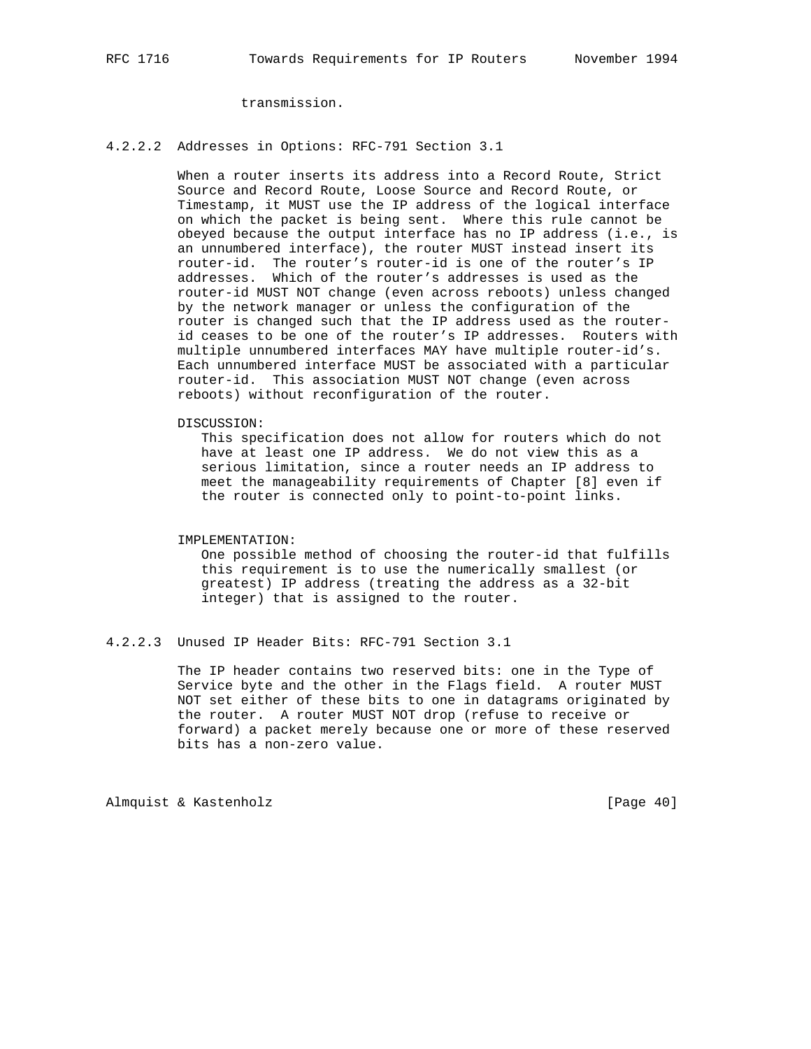transmission.

#### 4.2.2.2 Addresses in Options: RFC-791 Section 3.1

When a router inserts its address into a Record Route, Strict Source and Record Route, Loose Source and Record Route, or Timestamp, it MUST use the IP address of the logical interface on which the packet is being sent. Where this rule cannot be obeyed because the output interface has no IP address (i.e., is an unnumbered interface), the router MUST instead insert its router-id. The router's router-id is one of the router's IP addresses. Which of the router's addresses is used as the router-id MUST NOT change (even across reboots) unless changed by the network manager or unless the configuration of the router is changed such that the IP address used as the router-id ceases to be one of the router's IP addresses. Routers with multiple unnumbered interfaces MAY have multiple router-id's. Each unnumbered interface MUST be associated with a particular router-id. This association MUST NOT change (even across reboots) without reconfiguration of the router.

DISCUSSION:
This specification does not allow for routers which do not have at least one IP address. We do not view this as a serious limitation, since a router needs an IP address to meet the manageability requirements of Chapter [8] even if the router is connected only to point-to-point links.

IMPLEMENTATION:
One possible method of choosing the router-id that fulfills this requirement is to use the numerically smallest (or greatest) IP address (treating the address as a 32-bit integer) that is assigned to the router.

#### 4.2.2.3 Unused IP Header Bits: RFC-791 Section 3.1

The IP header contains two reserved bits: one in the Type of Service byte and the other in the Flags field. A router MUST NOT set either of these bits to one in datagrams originated by the router. A router MUST NOT drop (refuse to receive or forward) a packet merely because one or more of these reserved bits has a non-zero value.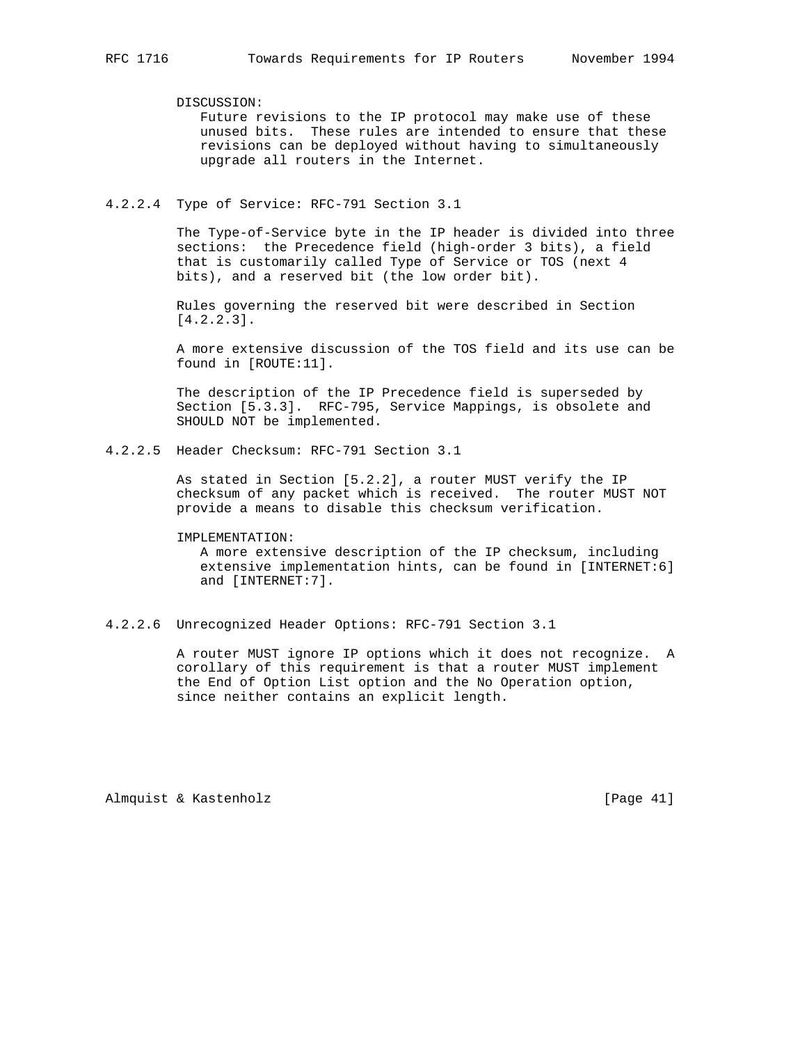DISCUSSION:
Future revisions to the IP protocol may make use of these unused bits. These rules are intended to ensure that these revisions can be deployed without having to simultaneously upgrade all routers in the Internet.

#### 4.2.2.4 Type of Service: RFC-791 Section 3.1

The Type-of-Service byte in the IP header is divided into three sections: the Precedence field (high-order 3 bits), a field that is customarily called Type of Service or TOS (next 4 bits), and a reserved bit (the low order bit).

Rules governing the reserved bit were described in Section [4.2.2.3].

A more extensive discussion of the TOS field and its use can be found in [ROUTE:11].

The description of the IP Precedence field is superseded by Section [5.3.3]. RFC-795, Service Mappings, is obsolete and SHOULD NOT be implemented.

#### 4.2.2.5 Header Checksum: RFC-791 Section 3.1

As stated in Section [5.2.2], a router MUST verify the IP checksum of any packet which is received. The router MUST NOT provide a means to disable this checksum verification.

IMPLEMENTATION:
A more extensive description of the IP checksum, including extensive implementation hints, can be found in [INTERNET:6] and [INTERNET:7].

#### 4.2.2.6 Unrecognized Header Options: RFC-791 Section 3.1

A router MUST ignore IP options which it does not recognize. A corollary of this requirement is that a router MUST implement the End of Option List option and the No Operation option, since neither contains an explicit length.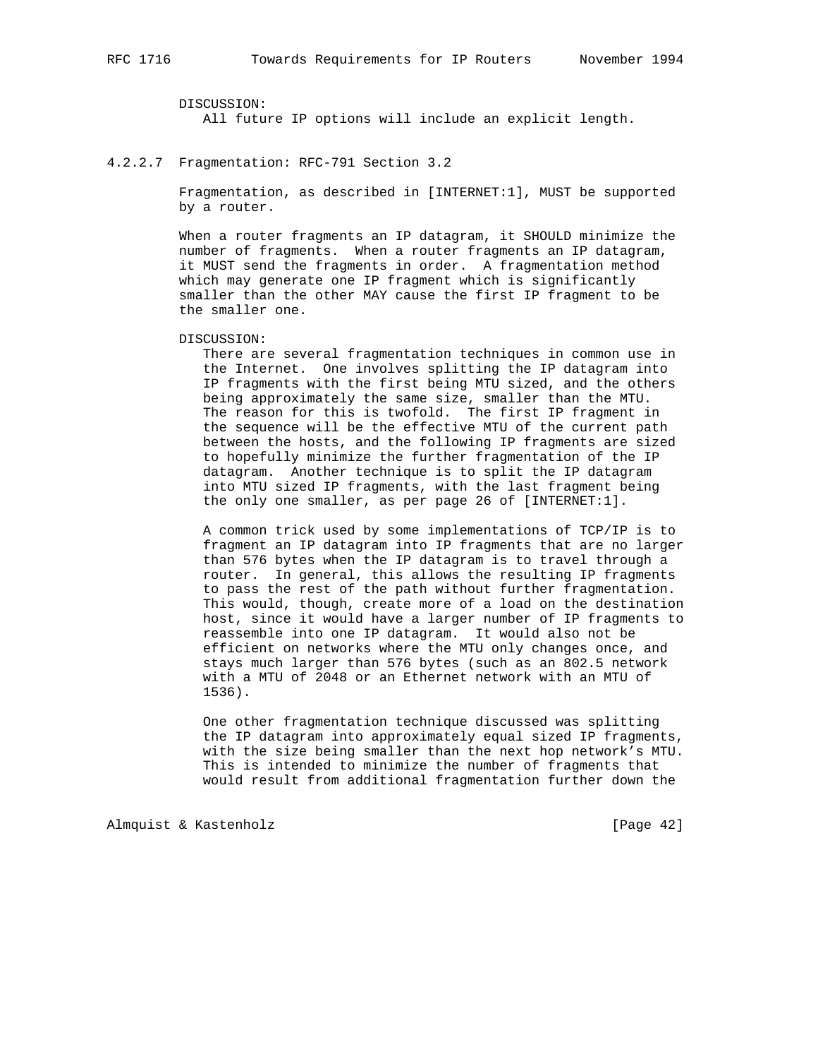DISCUSSION:
All future IP options will include an explicit length.

#### 4.2.2.7 Fragmentation: RFC-791 Section 3.2

Fragmentation, as described in [INTERNET:1], MUST be supported by a router.

When a router fragments an IP datagram, it SHOULD minimize the number of fragments. When a router fragments an IP datagram, it MUST send the fragments in order. A fragmentation method which may generate one IP fragment which is significantly smaller than the other MAY cause the first IP fragment to be the smaller one.

DISCUSSION:
There are several fragmentation techniques in common use in the Internet. One involves splitting the IP datagram into IP fragments with the first being MTU sized, and the others being approximately the same size, smaller than the MTU. The reason for this is twofold. The first IP fragment in the sequence will be the effective MTU of the current path between the hosts, and the following IP fragments are sized to hopefully minimize the further fragmentation of the IP datagram. Another technique is to split the IP datagram into MTU sized IP fragments, with the last fragment being the only one smaller, as per page 26 of [INTERNET:1].

A common trick used by some implementations of TCP/IP is to fragment an IP datagram into IP fragments that are no larger than 576 bytes when the IP datagram is to travel through a router. In general, this allows the resulting IP fragments to pass the rest of the path without further fragmentation. This would, though, create more of a load on the destination host, since it would have a larger number of IP fragments to reassemble into one IP datagram. It would also not be efficient on networks where the MTU only changes once, and stays much larger than 576 bytes (such as an 802.5 network with a MTU of 2048 or an Ethernet network with an MTU of 1536).

One other fragmentation technique discussed was splitting the IP datagram into approximately equal sized IP fragments, with the size being smaller than the next hop network's MTU. This is intended to minimize the number of fragments that would result from additional fragmentation further down the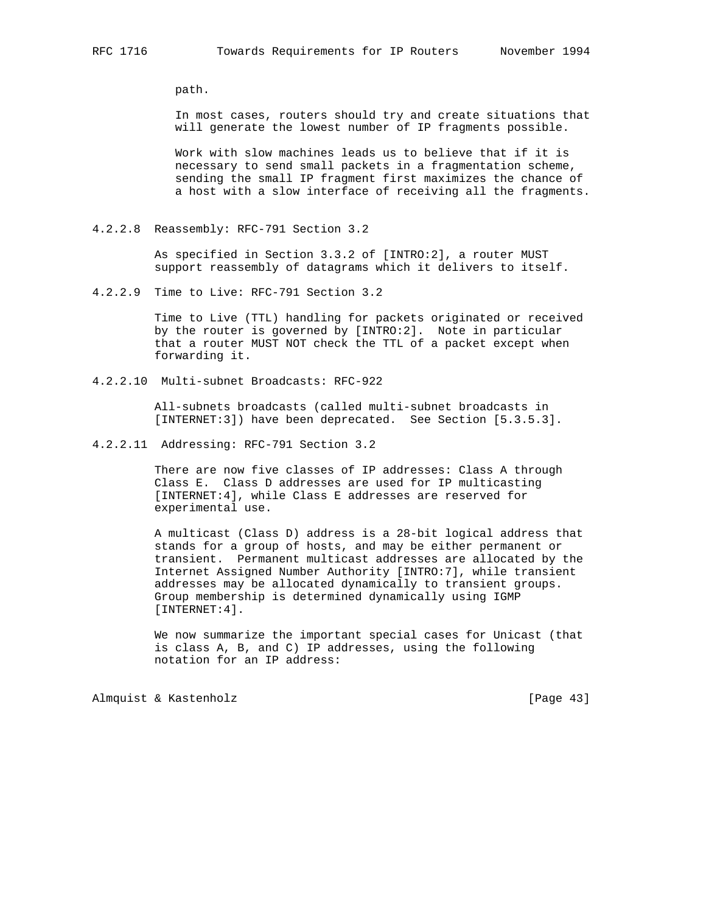path.

In most cases, routers should try and create situations that will generate the lowest number of IP fragments possible.

Work with slow machines leads us to believe that if it is necessary to send small packets in a fragmentation scheme, sending the small IP fragment first maximizes the chance of a host with a slow interface of receiving all the fragments.

#### 4.2.2.8 Reassembly: RFC-791 Section 3.2

As specified in Section 3.3.2 of [INTRO:2], a router MUST support reassembly of datagrams which it delivers to itself.

#### 4.2.2.9 Time to Live: RFC-791 Section 3.2

Time to Live (TTL) handling for packets originated or received by the router is governed by [INTRO:2]. Note in particular that a router MUST NOT check the TTL of a packet except when forwarding it.

#### 4.2.2.10 Multi-subnet Broadcasts: RFC-922

All-subnets broadcasts (called multi-subnet broadcasts in [INTERNET:3]) have been deprecated. See Section [5.3.5.3].

#### 4.2.2.11 Addressing: RFC-791 Section 3.2

There are now five classes of IP addresses: Class A through Class E. Class D addresses are used for IP multicasting [INTERNET:4], while Class E addresses are reserved for experimental use.

A multicast (Class D) address is a 28-bit logical address that stands for a group of hosts, and may be either permanent or transient. Permanent multicast addresses are allocated by the Internet Assigned Number Authority [INTRO:7], while transient addresses may be allocated dynamically to transient groups. Group membership is determined dynamically using IGMP [INTERNET:4].

We now summarize the important special cases for Unicast (that is class A, B, and C) IP addresses, using the following notation for an IP address: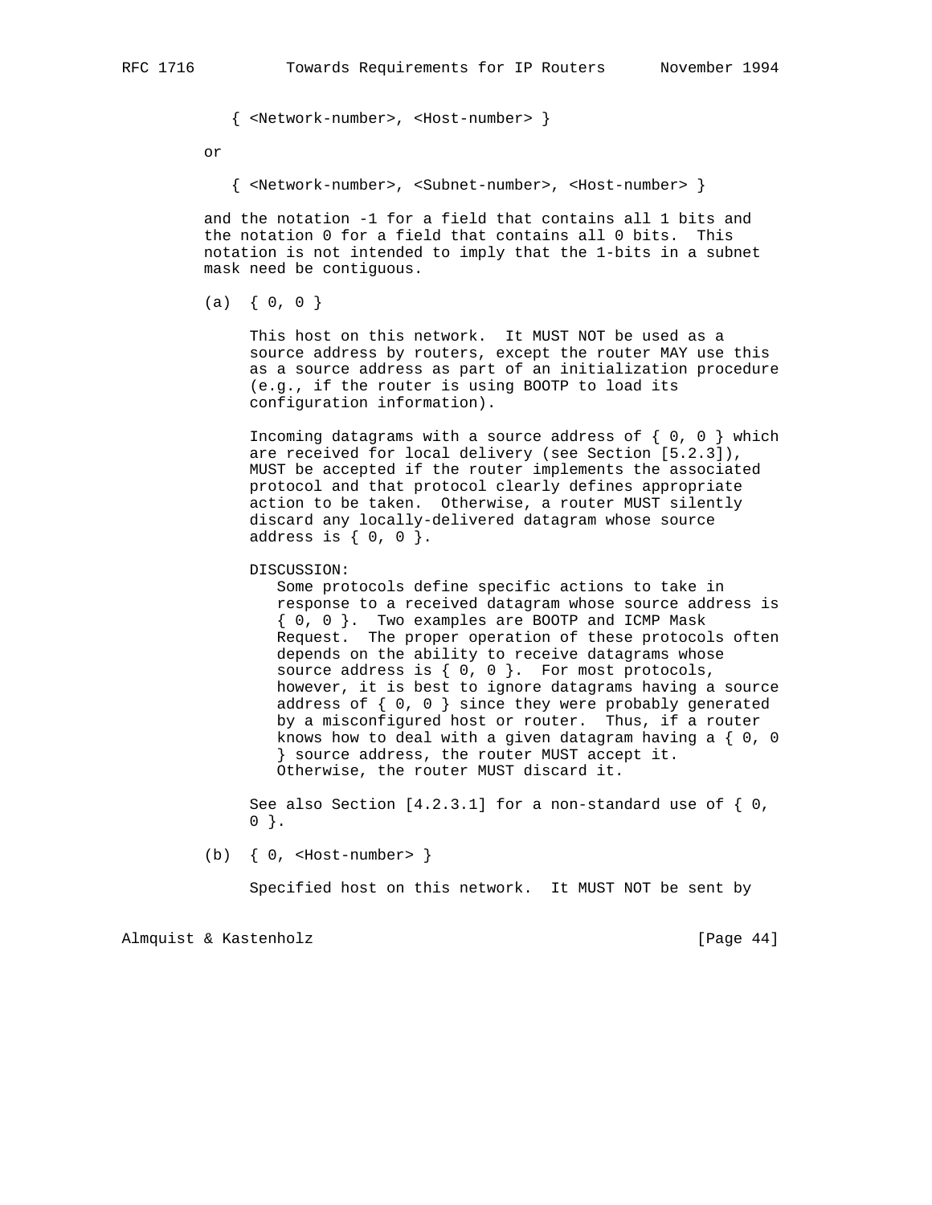{ <Network-number>, <Host-number> }

or

{ <Network-number>, <Subnet-number>, <Host-number> }

and the notation -1 for a field that contains all 1 bits and the notation 0 for a field that contains all 0 bits. This notation is not intended to imply that the 1-bits in a subnet mask need be contiguous.

(a) { 0, 0 }

This host on this network. It MUST NOT be used as a source address by routers, except the router MAY use this as a source address as part of an initialization procedure (e.g., if the router is using BOOTP to load its configuration information).

Incoming datagrams with a source address of { 0, 0 } which are received for local delivery (see Section [5.2.3]), MUST be accepted if the router implements the associated protocol and that protocol clearly defines appropriate action to be taken. Otherwise, a router MUST silently discard any locally-delivered datagram whose source address is { 0, 0 }.

DISCUSSION:
Some protocols define specific actions to take in response to a received datagram whose source address is { 0, 0 }. Two examples are BOOTP and ICMP Mask Request. The proper operation of these protocols often depends on the ability to receive datagrams whose source address is { 0, 0 }. For most protocols, however, it is best to ignore datagrams having a source address of { 0, 0 } since they were probably generated by a misconfigured host or router. Thus, if a router knows how to deal with a given datagram having a { 0, 0 } source address, the router MUST accept it. Otherwise, the router MUST discard it.

See also Section [4.2.3.1] for a non-standard use of { 0, 0 }.

(b) { 0, <Host-number> }

Specified host on this network. It MUST NOT be sent by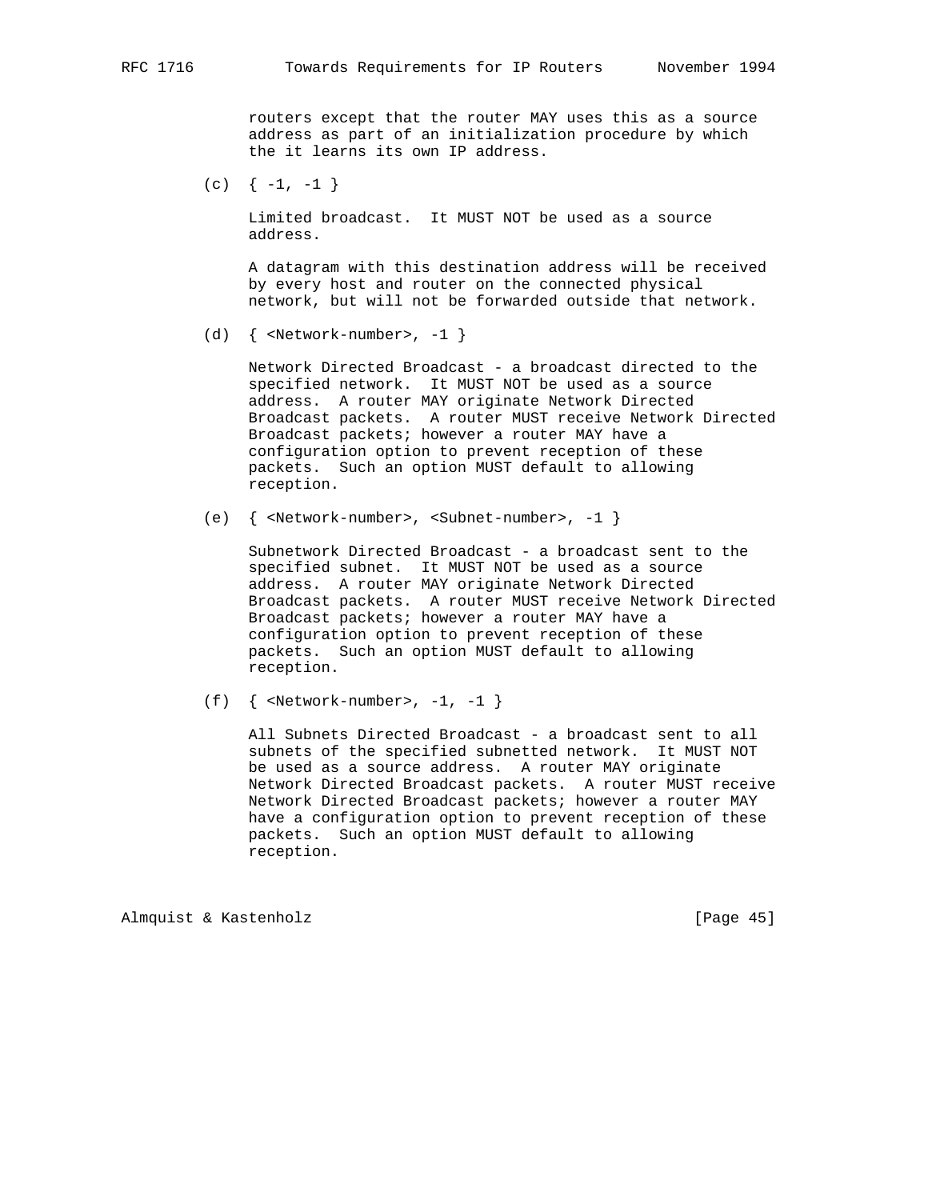routers except that the router MAY uses this as a source address as part of an initialization procedure by which the it learns its own IP address.

(c) { -1, -1 }

Limited broadcast. It MUST NOT be used as a source address.

A datagram with this destination address will be received by every host and router on the connected physical network, but will not be forwarded outside that network.

(d) { <Network-number>, -1 }

Network Directed Broadcast - a broadcast directed to the specified network. It MUST NOT be used as a source address. A router MAY originate Network Directed Broadcast packets. A router MUST receive Network Directed Broadcast packets; however a router MAY have a configuration option to prevent reception of these packets. Such an option MUST default to allowing reception.

(e) { <Network-number>, <Subnet-number>, -1 }

Subnetwork Directed Broadcast - a broadcast sent to the specified subnet. It MUST NOT be used as a source address. A router MAY originate Network Directed Broadcast packets. A router MUST receive Network Directed Broadcast packets; however a router MAY have a configuration option to prevent reception of these packets. Such an option MUST default to allowing reception.

(f) { <Network-number>, -1, -1 }

All Subnets Directed Broadcast - a broadcast sent to all subnets of the specified subnetted network. It MUST NOT be used as a source address. A router MAY originate Network Directed Broadcast packets. A router MUST receive Network Directed Broadcast packets; however a router MAY have a configuration option to prevent reception of these packets. Such an option MUST default to allowing reception.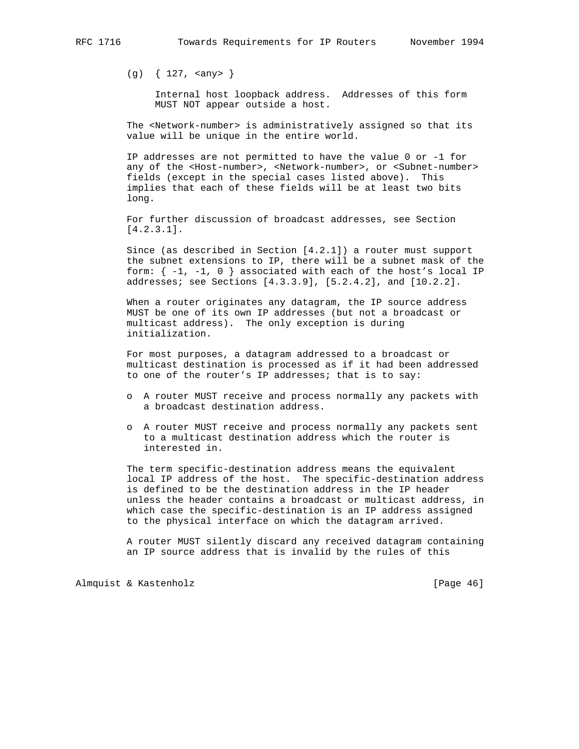(g) { 127, <any> }

Internal host loopback address. Addresses of this form MUST NOT appear outside a host.

The <Network-number> is administratively assigned so that its value will be unique in the entire world.

IP addresses are not permitted to have the value 0 or -1 for any of the <Host-number>, <Network-number>, or <Subnet-number> fields (except in the special cases listed above). This implies that each of these fields will be at least two bits long.

For further discussion of broadcast addresses, see Section [4.2.3.1].

Since (as described in Section [4.2.1]) a router must support the subnet extensions to IP, there will be a subnet mask of the form: { -1, -1, 0 } associated with each of the host's local IP addresses; see Sections [4.3.3.9], [5.2.4.2], and [10.2.2].

When a router originates any datagram, the IP source address MUST be one of its own IP addresses (but not a broadcast or multicast address). The only exception is during initialization.

For most purposes, a datagram addressed to a broadcast or multicast destination is processed as if it had been addressed to one of the router's IP addresses; that is to say:

- A router MUST receive and process normally any packets with a broadcast destination address.
- A router MUST receive and process normally any packets sent to a multicast destination address which the router is interested in.

The term specific-destination address means the equivalent local IP address of the host. The specific-destination address is defined to be the destination address in the IP header unless the header contains a broadcast or multicast address, in which case the specific-destination is an IP address assigned to the physical interface on which the datagram arrived.

A router MUST silently discard any received datagram containing an IP source address that is invalid by the rules of this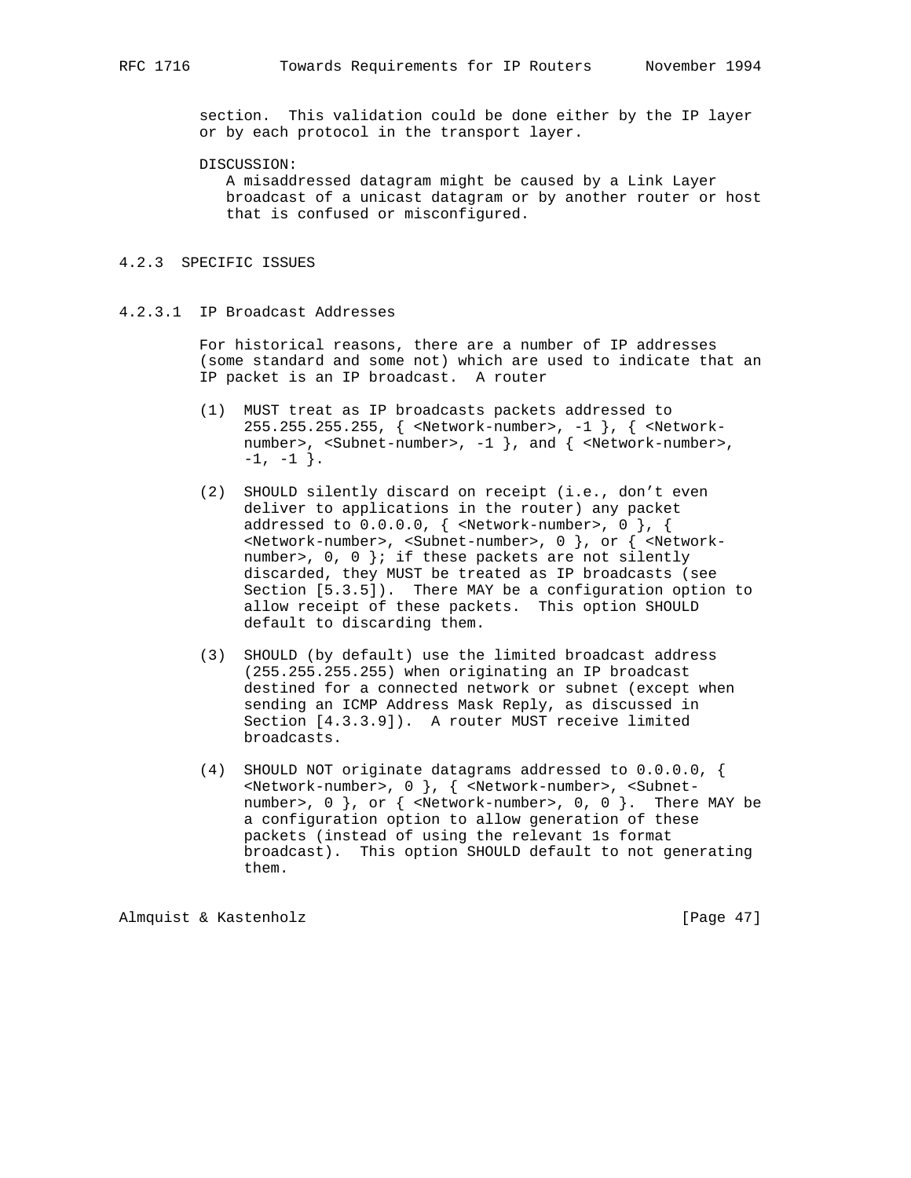section. This validation could be done either by the IP layer or by each protocol in the transport layer.

DISCUSSION:
A misaddressed datagram might be caused by a Link Layer broadcast of a unicast datagram or by another router or host that is confused or misconfigured.

### 4.2.3 SPECIFIC ISSUES

#### 4.2.3.1 IP Broadcast Addresses

For historical reasons, there are a number of IP addresses (some standard and some not) which are used to indicate that an IP packet is an IP broadcast. A router

(1) MUST treat as IP broadcasts packets addressed to 255.255.255.255, { <Network-number>, -1 }, { <Network-number>, <Subnet-number>, -1 }, and { <Network-number>, -1, -1 }.

(2) SHOULD silently discard on receipt (i.e., don't even deliver to applications in the router) any packet addressed to 0.0.0.0, { <Network-number>, 0 }, { <Network-number>, <Subnet-number>, 0 }, or { <Network-number>, 0, 0 }; if these packets are not silently discarded, they MUST be treated as IP broadcasts (see Section [5.3.5]). There MAY be a configuration option to allow receipt of these packets. This option SHOULD default to discarding them.

(3) SHOULD (by default) use the limited broadcast address (255.255.255.255) when originating an IP broadcast destined for a connected network or subnet (except when sending an ICMP Address Mask Reply, as discussed in Section [4.3.3.9]). A router MUST receive limited broadcasts.

(4) SHOULD NOT originate datagrams addressed to 0.0.0.0, { <Network-number>, 0 }, { <Network-number>, <Subnet-number>, 0 }, or { <Network-number>, 0, 0 }. There MAY be a configuration option to allow generation of these packets (instead of using the relevant 1s format broadcast). This option SHOULD default to not generating them.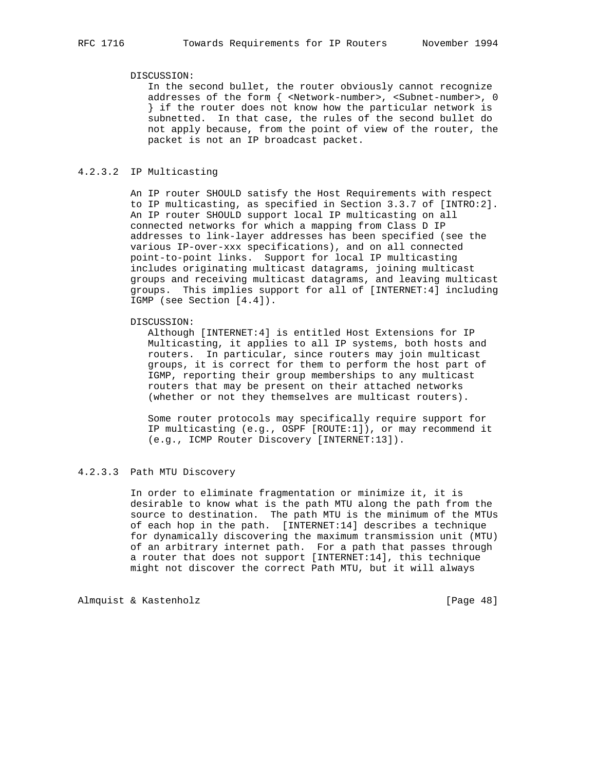DISCUSSION:
In the second bullet, the router obviously cannot recognize addresses of the form { <Network-number>, <Subnet-number>, 0 } if the router does not know how the particular network is subnetted. In that case, the rules of the second bullet do not apply because, from the point of view of the router, the packet is not an IP broadcast packet.

#### 4.2.3.2 IP Multicasting

An IP router SHOULD satisfy the Host Requirements with respect to IP multicasting, as specified in Section 3.3.7 of [INTRO:2]. An IP router SHOULD support local IP multicasting on all connected networks for which a mapping from Class D IP addresses to link-layer addresses has been specified (see the various IP-over-xxx specifications), and on all connected point-to-point links. Support for local IP multicasting includes originating multicast datagrams, joining multicast groups and receiving multicast datagrams, and leaving multicast groups. This implies support for all of [INTERNET:4] including IGMP (see Section [4.4]).

DISCUSSION:
Although [INTERNET:4] is entitled Host Extensions for IP Multicasting, it applies to all IP systems, both hosts and routers. In particular, since routers may join multicast groups, it is correct for them to perform the host part of IGMP, reporting their group memberships to any multicast routers that may be present on their attached networks (whether or not they themselves are multicast routers).

Some router protocols may specifically require support for IP multicasting (e.g., OSPF [ROUTE:1]), or may recommend it (e.g., ICMP Router Discovery [INTERNET:13]).

#### 4.2.3.3 Path MTU Discovery

In order to eliminate fragmentation or minimize it, it is desirable to know what is the path MTU along the path from the source to destination. The path MTU is the minimum of the MTUs of each hop in the path. [INTERNET:14] describes a technique for dynamically discovering the maximum transmission unit (MTU) of an arbitrary internet path. For a path that passes through a router that does not support [INTERNET:14], this technique might not discover the correct Path MTU, but it will always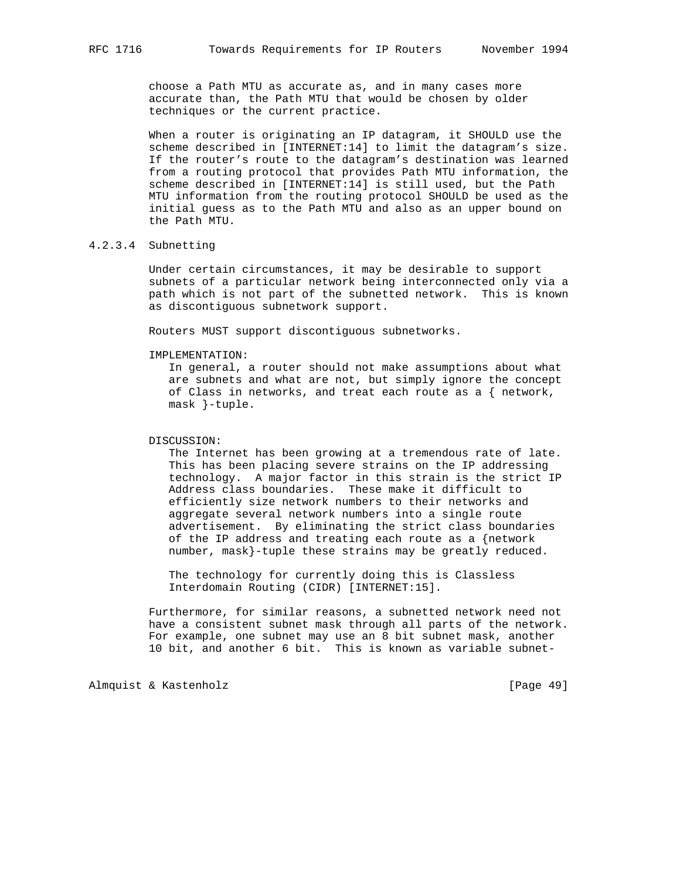choose a Path MTU as accurate as, and in many cases more accurate than, the Path MTU that would be chosen by older techniques or the current practice.

When a router is originating an IP datagram, it SHOULD use the scheme described in [INTERNET:14] to limit the datagram's size. If the router's route to the datagram's destination was learned from a routing protocol that provides Path MTU information, the scheme described in [INTERNET:14] is still used, but the Path MTU information from the routing protocol SHOULD be used as the initial guess as to the Path MTU and also as an upper bound on the Path MTU.

#### 4.2.3.4 Subnetting

Under certain circumstances, it may be desirable to support subnets of a particular network being interconnected only via a path which is not part of the subnetted network. This is known as discontiguous subnetwork support.

Routers MUST support discontiguous subnetworks.

IMPLEMENTATION:
In general, a router should not make assumptions about what are subnets and what are not, but simply ignore the concept of Class in networks, and treat each route as a { network, mask }-tuple.

DISCUSSION:
The Internet has been growing at a tremendous rate of late. This has been placing severe strains on the IP addressing technology. A major factor in this strain is the strict IP Address class boundaries. These make it difficult to efficiently size network numbers to their networks and aggregate several network numbers into a single route advertisement. By eliminating the strict class boundaries of the IP address and treating each route as a {network number, mask}-tuple these strains may be greatly reduced.

The technology for currently doing this is Classless Interdomain Routing (CIDR) [INTERNET:15].

Furthermore, for similar reasons, a subnetted network need not have a consistent subnet mask through all parts of the network. For example, one subnet may use an 8 bit subnet mask, another 10 bit, and another 6 bit. This is known as variable subnet-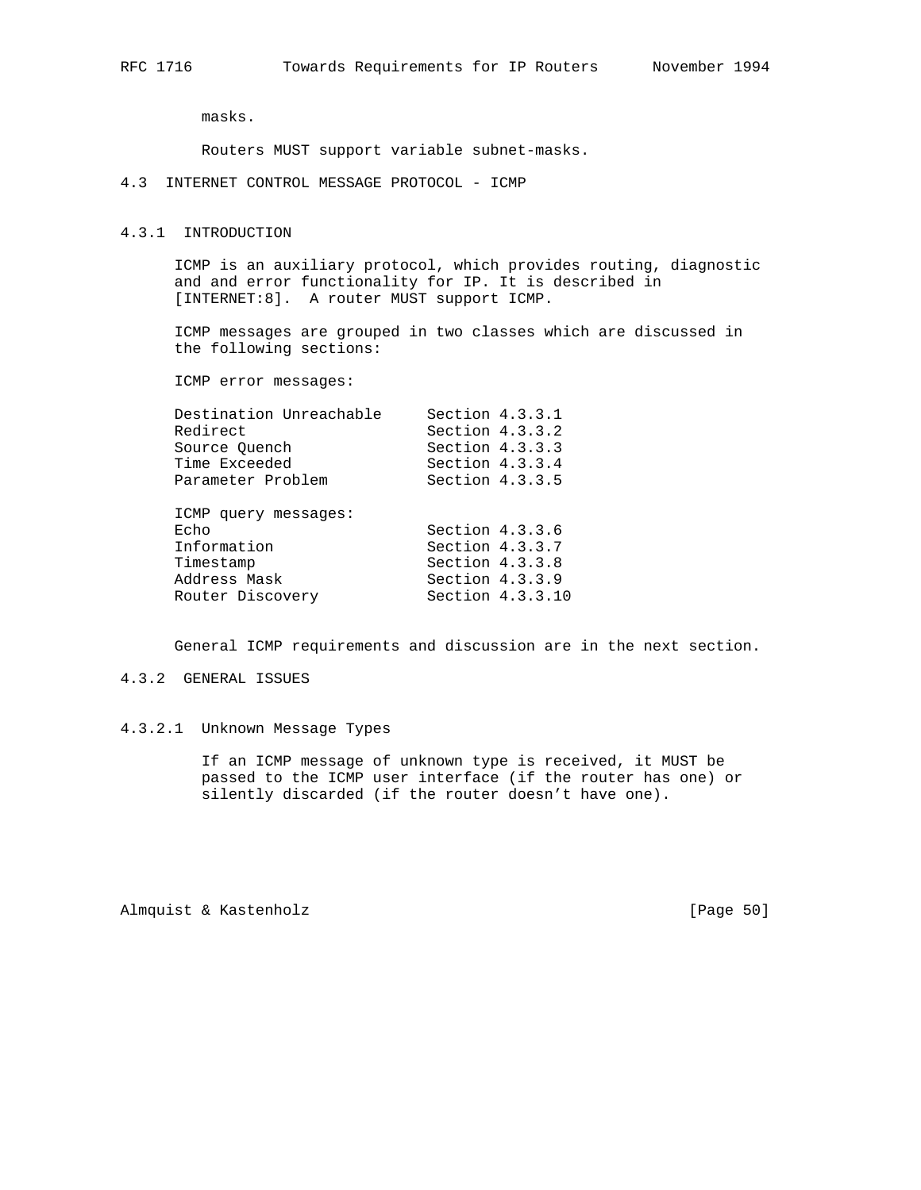masks.

Routers MUST support variable subnet-masks.

## 4.3 INTERNET CONTROL MESSAGE PROTOCOL - ICMP

### 4.3.1 INTRODUCTION

ICMP is an auxiliary protocol, which provides routing, diagnostic and and error functionality for IP. It is described in [INTERNET:8]. A router MUST support ICMP.

ICMP messages are grouped in two classes which are discussed in the following sections:

ICMP error messages:

| | |
|---|---|
| Destination Unreachable | Section 4.3.3.1 |
| Redirect | Section 4.3.3.2 |
| Source Quench | Section 4.3.3.3 |
| Time Exceeded | Section 4.3.3.4 |
| Parameter Problem | Section 4.3.3.5 |

ICMP query messages:

| | |
|---|---|
| Echo | Section 4.3.3.6 |
| Information | Section 4.3.3.7 |
| Timestamp | Section 4.3.3.8 |
| Address Mask | Section 4.3.3.9 |
| Router Discovery | Section 4.3.3.10 |

General ICMP requirements and discussion are in the next section.

### 4.3.2 GENERAL ISSUES

#### 4.3.2.1 Unknown Message Types

If an ICMP message of unknown type is received, it MUST be passed to the ICMP user interface (if the router has one) or silently discarded (if the router doesn't have one).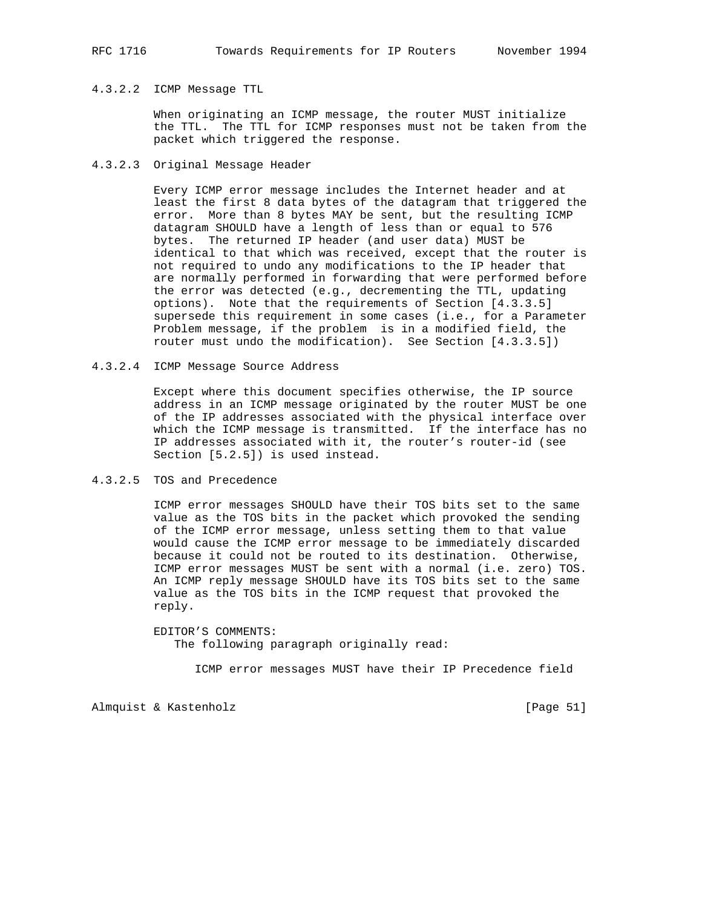#### 4.3.2.2 ICMP Message TTL

When originating an ICMP message, the router MUST initialize the TTL. The TTL for ICMP responses must not be taken from the packet which triggered the response.

#### 4.3.2.3 Original Message Header

Every ICMP error message includes the Internet header and at least the first 8 data bytes of the datagram that triggered the error. More than 8 bytes MAY be sent, but the resulting ICMP datagram SHOULD have a length of less than or equal to 576 bytes. The returned IP header (and user data) MUST be identical to that which was received, except that the router is not required to undo any modifications to the IP header that are normally performed in forwarding that were performed before the error was detected (e.g., decrementing the TTL, updating options). Note that the requirements of Section [4.3.3.5] supersede this requirement in some cases (i.e., for a Parameter Problem message, if the problem is in a modified field, the router must undo the modification). See Section [4.3.3.5])

#### 4.3.2.4 ICMP Message Source Address

Except where this document specifies otherwise, the IP source address in an ICMP message originated by the router MUST be one of the IP addresses associated with the physical interface over which the ICMP message is transmitted. If the interface has no IP addresses associated with it, the router's router-id (see Section [5.2.5]) is used instead.

#### 4.3.2.5 TOS and Precedence

ICMP error messages SHOULD have their TOS bits set to the same value as the TOS bits in the packet which provoked the sending of the ICMP error message, unless setting them to that value would cause the ICMP error message to be immediately discarded because it could not be routed to its destination. Otherwise, ICMP error messages MUST be sent with a normal (i.e. zero) TOS. An ICMP reply message SHOULD have its TOS bits set to the same value as the TOS bits in the ICMP request that provoked the reply.

EDITOR'S COMMENTS:
The following paragraph originally read:

ICMP error messages MUST have their IP Precedence field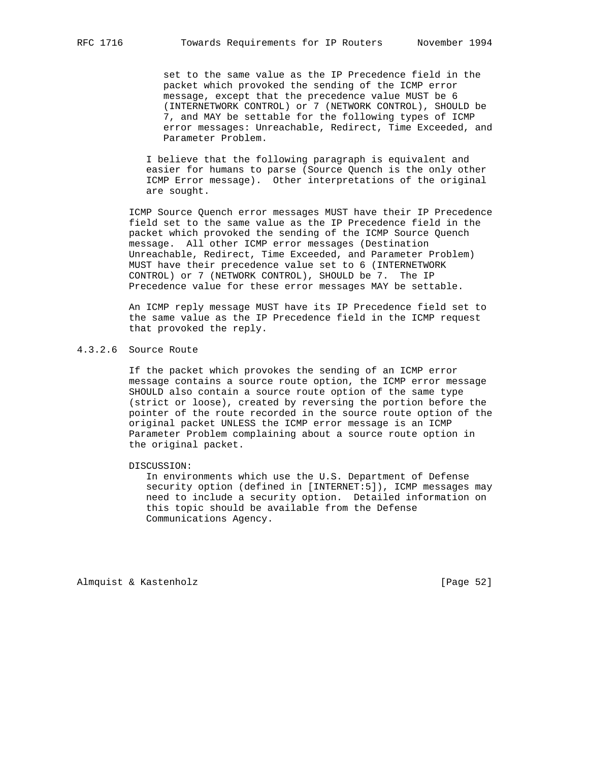set to the same value as the IP Precedence field in the packet which provoked the sending of the ICMP error message, except that the precedence value MUST be 6 (INTERNETWORK CONTROL) or 7 (NETWORK CONTROL), SHOULD be 7, and MAY be settable for the following types of ICMP error messages: Unreachable, Redirect, Time Exceeded, and Parameter Problem.

I believe that the following paragraph is equivalent and easier for humans to parse (Source Quench is the only other ICMP Error message). Other interpretations of the original are sought.

ICMP Source Quench error messages MUST have their IP Precedence field set to the same value as the IP Precedence field in the packet which provoked the sending of the ICMP Source Quench message. All other ICMP error messages (Destination Unreachable, Redirect, Time Exceeded, and Parameter Problem) MUST have their precedence value set to 6 (INTERNETWORK CONTROL) or 7 (NETWORK CONTROL), SHOULD be 7. The IP Precedence value for these error messages MAY be settable.

An ICMP reply message MUST have its IP Precedence field set to the same value as the IP Precedence field in the ICMP request that provoked the reply.

#### 4.3.2.6 Source Route

If the packet which provokes the sending of an ICMP error message contains a source route option, the ICMP error message SHOULD also contain a source route option of the same type (strict or loose), created by reversing the portion before the pointer of the route recorded in the source route option of the original packet UNLESS the ICMP error message is an ICMP Parameter Problem complaining about a source route option in the original packet.

DISCUSSION:
In environments which use the U.S. Department of Defense security option (defined in [INTERNET:5]), ICMP messages may need to include a security option. Detailed information on this topic should be available from the Defense Communications Agency.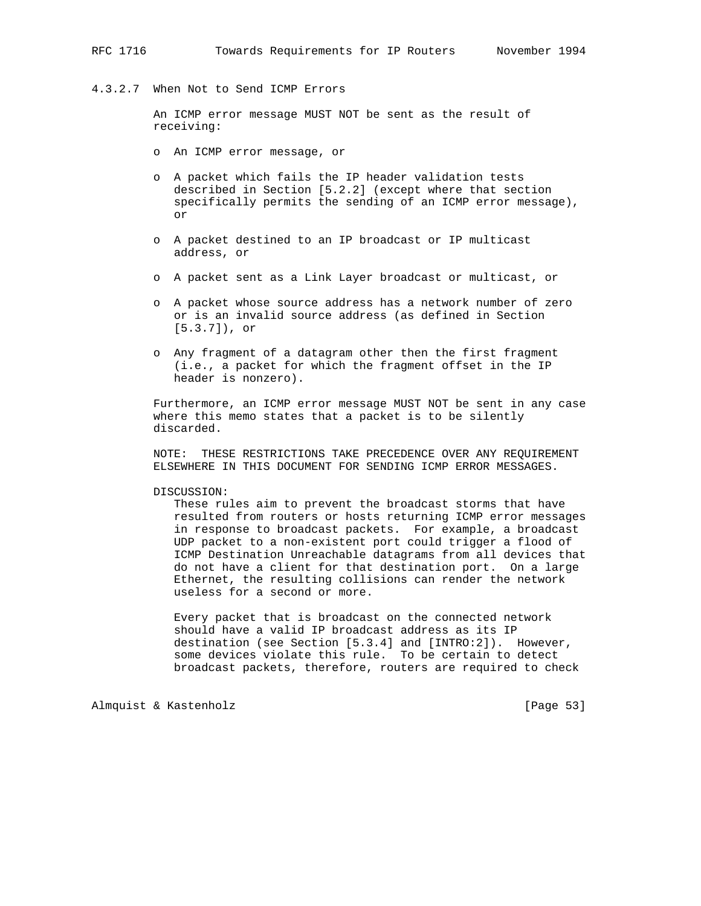#### 4.3.2.7 When Not to Send ICMP Errors

An ICMP error message MUST NOT be sent as the result of receiving:

- An ICMP error message, or
- A packet which fails the IP header validation tests described in Section [5.2.2] (except where that section specifically permits the sending of an ICMP error message), or
- A packet destined to an IP broadcast or IP multicast address, or
- A packet sent as a Link Layer broadcast or multicast, or
- A packet whose source address has a network number of zero or is an invalid source address (as defined in Section [5.3.7]), or
- Any fragment of a datagram other then the first fragment (i.e., a packet for which the fragment offset in the IP header is nonzero).

Furthermore, an ICMP error message MUST NOT be sent in any case where this memo states that a packet is to be silently discarded.

NOTE: THESE RESTRICTIONS TAKE PRECEDENCE OVER ANY REQUIREMENT ELSEWHERE IN THIS DOCUMENT FOR SENDING ICMP ERROR MESSAGES.

DISCUSSION:

These rules aim to prevent the broadcast storms that have resulted from routers or hosts returning ICMP error messages in response to broadcast packets. For example, a broadcast UDP packet to a non-existent port could trigger a flood of ICMP Destination Unreachable datagrams from all devices that do not have a client for that destination port. On a large Ethernet, the resulting collisions can render the network useless for a second or more.

Every packet that is broadcast on the connected network should have a valid IP broadcast address as its IP destination (see Section [5.3.4] and [INTRO:2]). However, some devices violate this rule. To be certain to detect broadcast packets, therefore, routers are required to check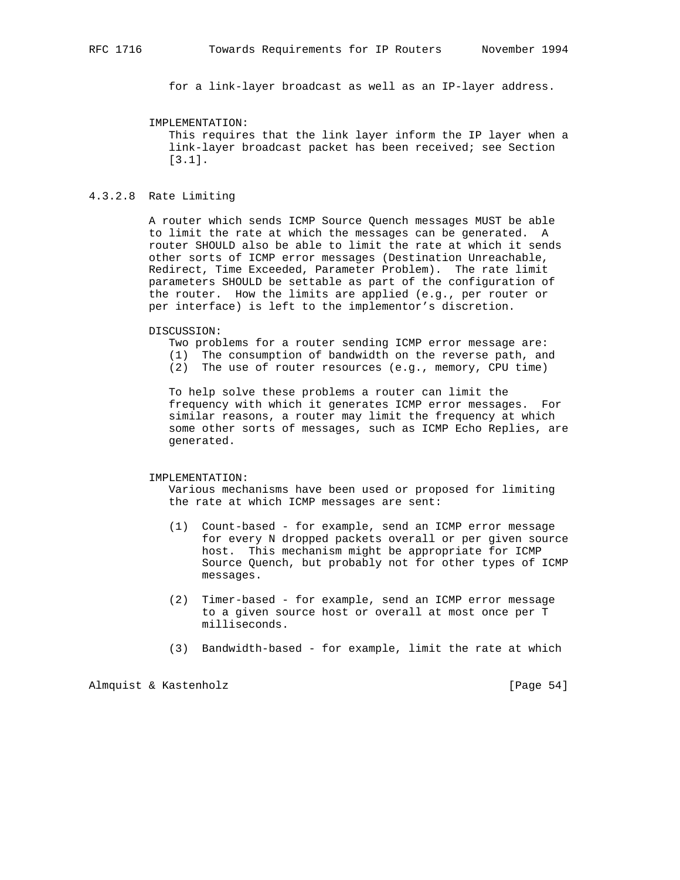for a link-layer broadcast as well as an IP-layer address.

IMPLEMENTATION:
This requires that the link layer inform the IP layer when a link-layer broadcast packet has been received; see Section [3.1].

#### 4.3.2.8 Rate Limiting

A router which sends ICMP Source Quench messages MUST be able to limit the rate at which the messages can be generated. A router SHOULD also be able to limit the rate at which it sends other sorts of ICMP error messages (Destination Unreachable, Redirect, Time Exceeded, Parameter Problem). The rate limit parameters SHOULD be settable as part of the configuration of the router. How the limits are applied (e.g., per router or per interface) is left to the implementor's discretion.

DISCUSSION:
Two problems for a router sending ICMP error message are:
(1) The consumption of bandwidth on the reverse path, and
(2) The use of router resources (e.g., memory, CPU time)

To help solve these problems a router can limit the frequency with which it generates ICMP error messages. For similar reasons, a router may limit the frequency at which some other sorts of messages, such as ICMP Echo Replies, are generated.

IMPLEMENTATION:
Various mechanisms have been used or proposed for limiting the rate at which ICMP messages are sent:

(1) Count-based - for example, send an ICMP error message for every N dropped packets overall or per given source host. This mechanism might be appropriate for ICMP Source Quench, but probably not for other types of ICMP messages.

(2) Timer-based - for example, send an ICMP error message to a given source host or overall at most once per T milliseconds.

(3) Bandwidth-based - for example, limit the rate at which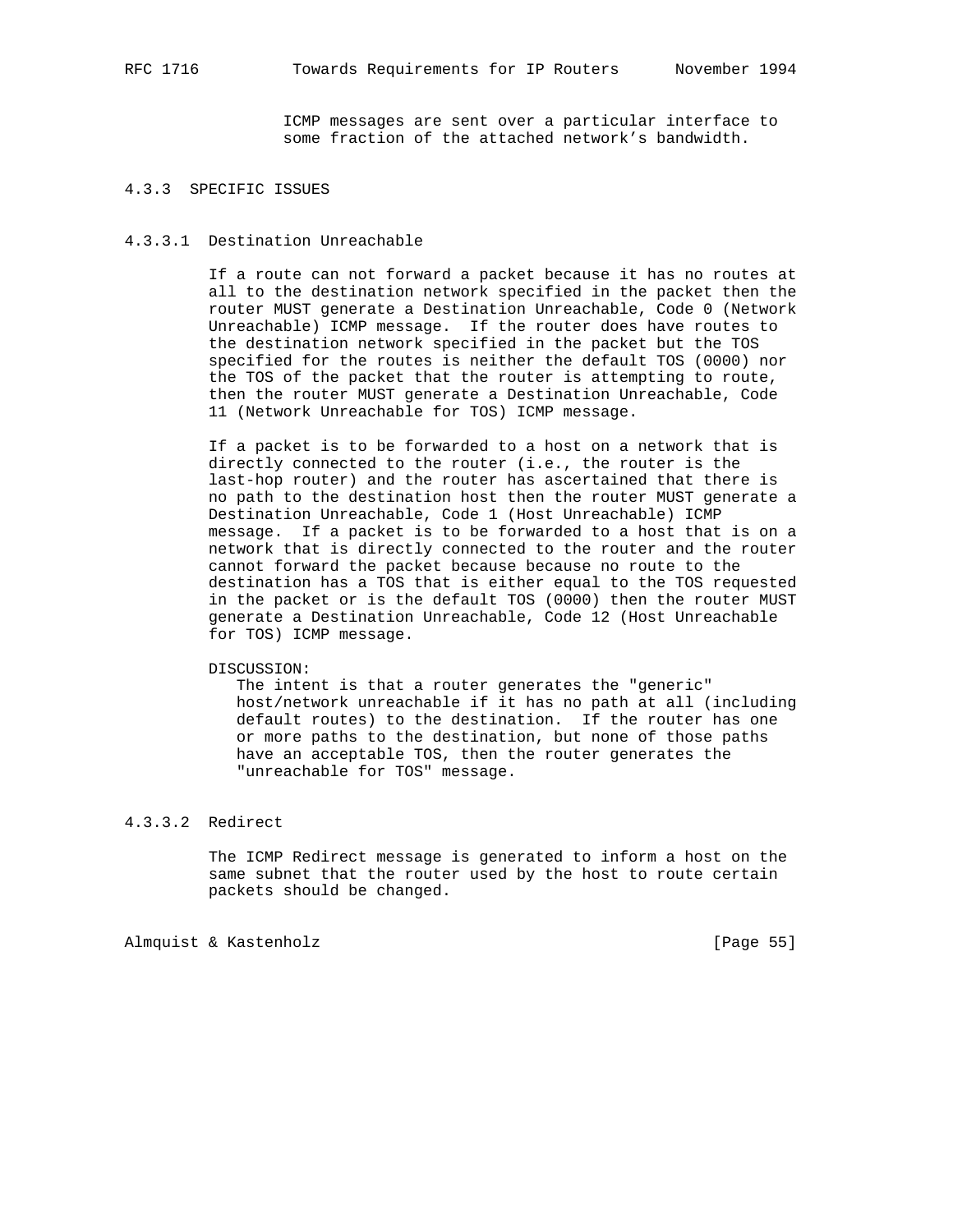ICMP messages are sent over a particular interface to some fraction of the attached network's bandwidth.

### 4.3.3 SPECIFIC ISSUES

#### 4.3.3.1 Destination Unreachable

If a route can not forward a packet because it has no routes at all to the destination network specified in the packet then the router MUST generate a Destination Unreachable, Code 0 (Network Unreachable) ICMP message. If the router does have routes to the destination network specified in the packet but the TOS specified for the routes is neither the default TOS (0000) nor the TOS of the packet that the router is attempting to route, then the router MUST generate a Destination Unreachable, Code 11 (Network Unreachable for TOS) ICMP message.

If a packet is to be forwarded to a host on a network that is directly connected to the router (i.e., the router is the last-hop router) and the router has ascertained that there is no path to the destination host then the router MUST generate a Destination Unreachable, Code 1 (Host Unreachable) ICMP message. If a packet is to be forwarded to a host that is on a network that is directly connected to the router and the router cannot forward the packet because because no route to the destination has a TOS that is either equal to the TOS requested in the packet or is the default TOS (0000) then the router MUST generate a Destination Unreachable, Code 12 (Host Unreachable for TOS) ICMP message.

DISCUSSION:
The intent is that a router generates the "generic" host/network unreachable if it has no path at all (including default routes) to the destination. If the router has one or more paths to the destination, but none of those paths have an acceptable TOS, then the router generates the "unreachable for TOS" message.

#### 4.3.3.2 Redirect

The ICMP Redirect message is generated to inform a host on the same subnet that the router used by the host to route certain packets should be changed.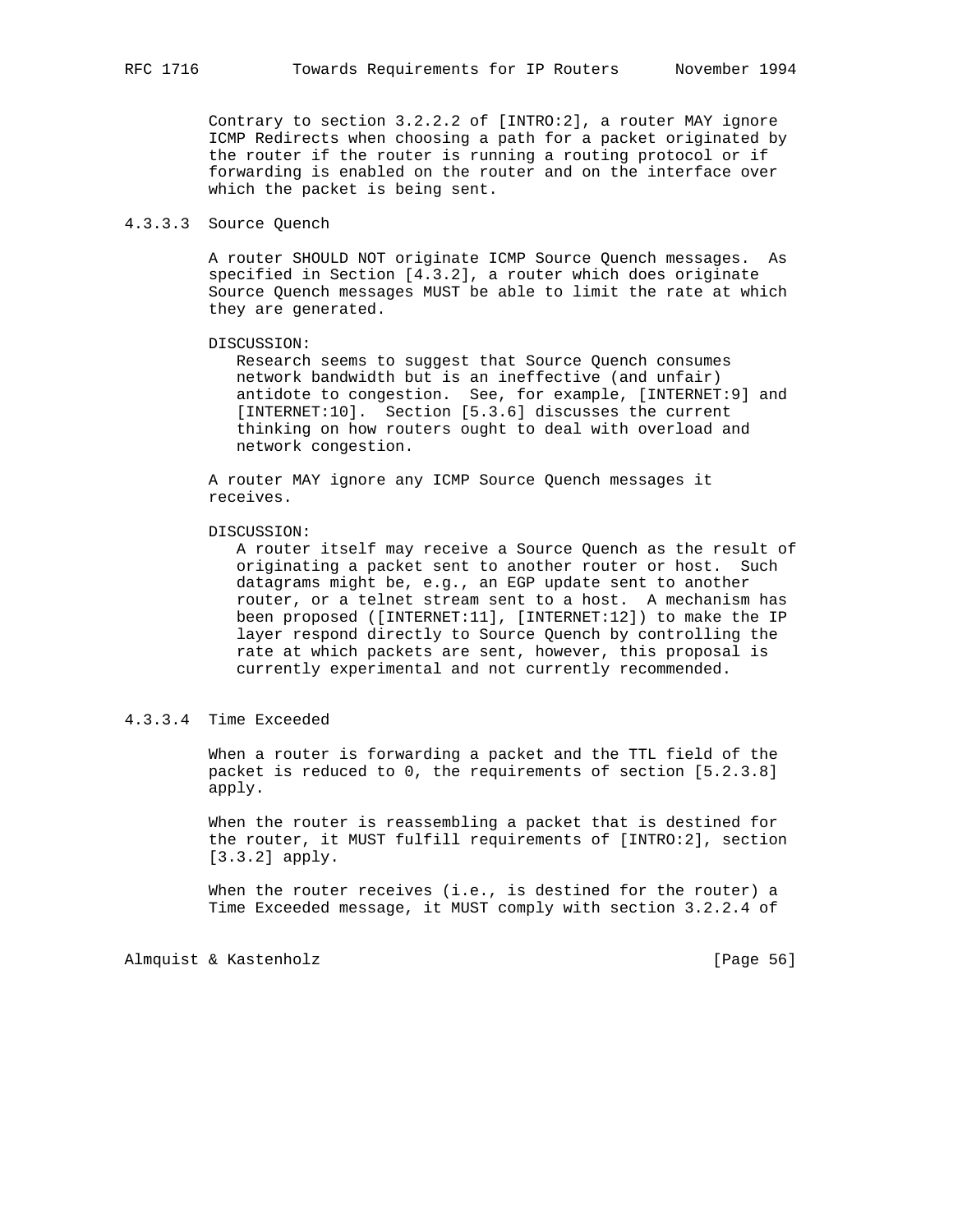Contrary to section 3.2.2.2 of [INTRO:2], a router MAY ignore ICMP Redirects when choosing a path for a packet originated by the router if the router is running a routing protocol or if forwarding is enabled on the router and on the interface over which the packet is being sent.

#### 4.3.3.3 Source Quench

A router SHOULD NOT originate ICMP Source Quench messages. As specified in Section [4.3.2], a router which does originate Source Quench messages MUST be able to limit the rate at which they are generated.

DISCUSSION:
Research seems to suggest that Source Quench consumes network bandwidth but is an ineffective (and unfair) antidote to congestion. See, for example, [INTERNET:9] and [INTERNET:10]. Section [5.3.6] discusses the current thinking on how routers ought to deal with overload and network congestion.

A router MAY ignore any ICMP Source Quench messages it receives.

DISCUSSION:
A router itself may receive a Source Quench as the result of originating a packet sent to another router or host. Such datagrams might be, e.g., an EGP update sent to another router, or a telnet stream sent to a host. A mechanism has been proposed ([INTERNET:11], [INTERNET:12]) to make the IP layer respond directly to Source Quench by controlling the rate at which packets are sent, however, this proposal is currently experimental and not currently recommended.

#### 4.3.3.4 Time Exceeded

When a router is forwarding a packet and the TTL field of the packet is reduced to 0, the requirements of section [5.2.3.8] apply.

When the router is reassembling a packet that is destined for the router, it MUST fulfill requirements of [INTRO:2], section [3.3.2] apply.

When the router receives (i.e., is destined for the router) a Time Exceeded message, it MUST comply with section 3.2.2.4 of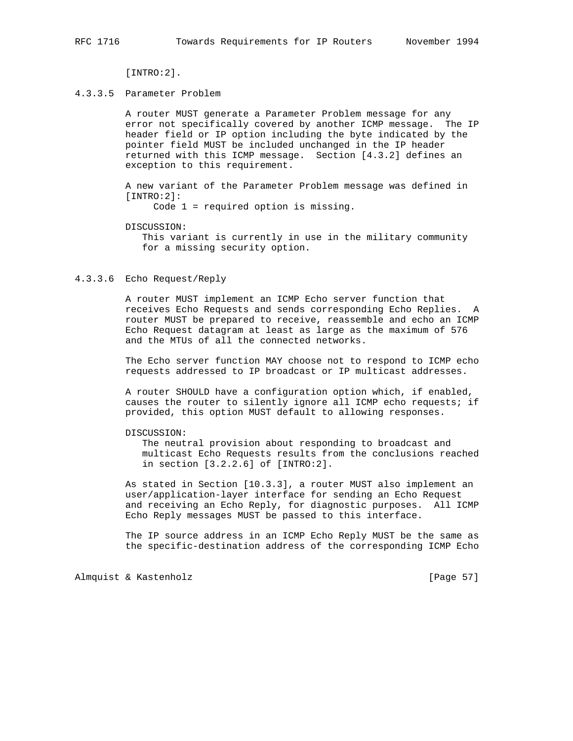[INTRO:2].

#### 4.3.3.5 Parameter Problem

A router MUST generate a Parameter Problem message for any error not specifically covered by another ICMP message. The IP header field or IP option including the byte indicated by the pointer field MUST be included unchanged in the IP header returned with this ICMP message. Section [4.3.2] defines an exception to this requirement.

A new variant of the Parameter Problem message was defined in [INTRO:2]:

Code 1 = required option is missing.

DISCUSSION:
This variant is currently in use in the military community for a missing security option.

#### 4.3.3.6 Echo Request/Reply

A router MUST implement an ICMP Echo server function that receives Echo Requests and sends corresponding Echo Replies. A router MUST be prepared to receive, reassemble and echo an ICMP Echo Request datagram at least as large as the maximum of 576 and the MTUs of all the connected networks.

The Echo server function MAY choose not to respond to ICMP echo requests addressed to IP broadcast or IP multicast addresses.

A router SHOULD have a configuration option which, if enabled, causes the router to silently ignore all ICMP echo requests; if provided, this option MUST default to allowing responses.

DISCUSSION:
The neutral provision about responding to broadcast and multicast Echo Requests results from the conclusions reached in section [3.2.2.6] of [INTRO:2].

As stated in Section [10.3.3], a router MUST also implement an user/application-layer interface for sending an Echo Request and receiving an Echo Reply, for diagnostic purposes. All ICMP Echo Reply messages MUST be passed to this interface.

The IP source address in an ICMP Echo Reply MUST be the same as the specific-destination address of the corresponding ICMP Echo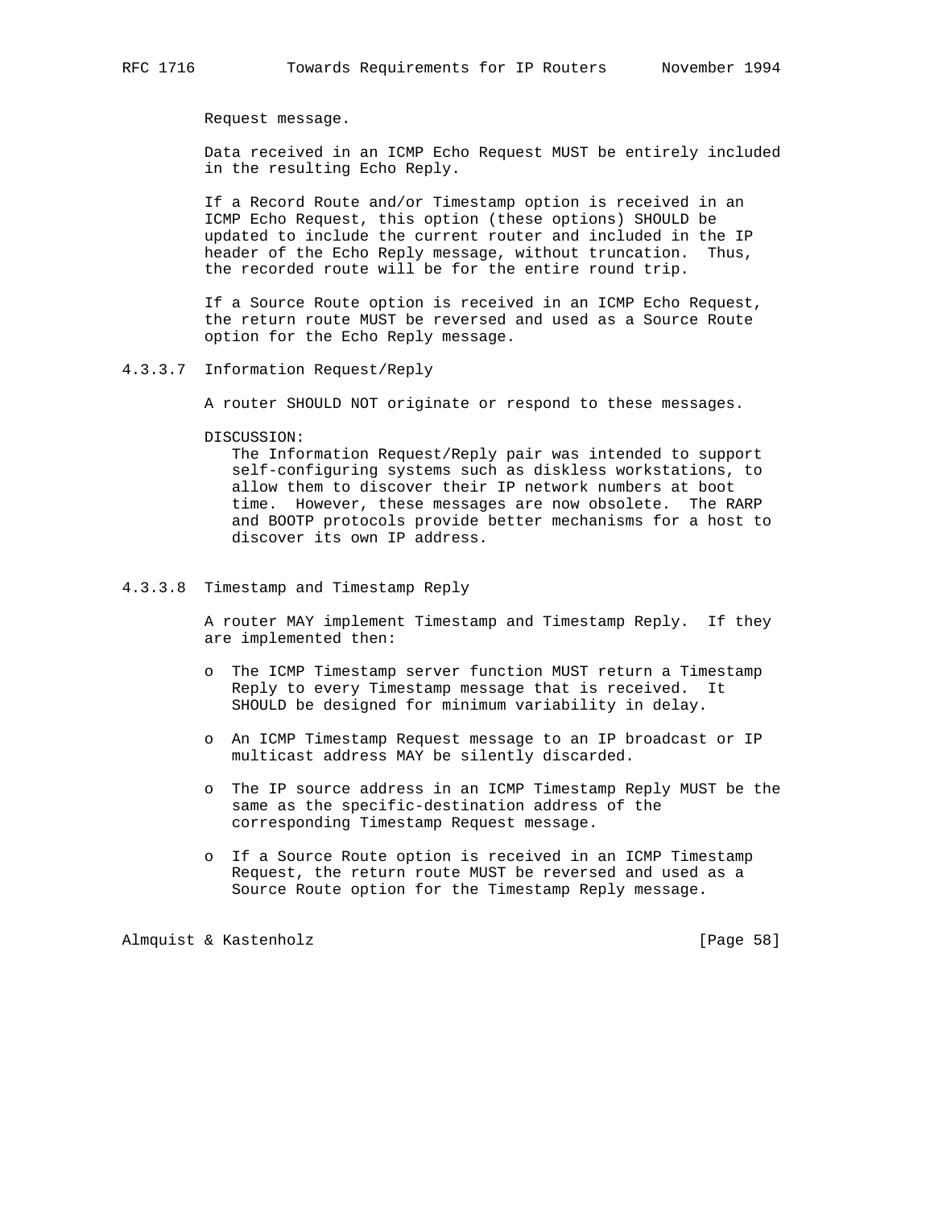Request message.

Data received in an ICMP Echo Request MUST be entirely included in the resulting Echo Reply.

If a Record Route and/or Timestamp option is received in an ICMP Echo Request, this option (these options) SHOULD be updated to include the current router and included in the IP header of the Echo Reply message, without truncation. Thus, the recorded route will be for the entire round trip.

If a Source Route option is received in an ICMP Echo Request, the return route MUST be reversed and used as a Source Route option for the Echo Reply message.

#### 4.3.3.7 Information Request/Reply

A router SHOULD NOT originate or respond to these messages.

DISCUSSION:
The Information Request/Reply pair was intended to support self-configuring systems such as diskless workstations, to allow them to discover their IP network numbers at boot time. However, these messages are now obsolete. The RARP and BOOTP protocols provide better mechanisms for a host to discover its own IP address.

#### 4.3.3.8 Timestamp and Timestamp Reply

A router MAY implement Timestamp and Timestamp Reply. If they are implemented then:

- The ICMP Timestamp server function MUST return a Timestamp Reply to every Timestamp message that is received. It SHOULD be designed for minimum variability in delay.

- An ICMP Timestamp Request message to an IP broadcast or IP multicast address MAY be silently discarded.

- The IP source address in an ICMP Timestamp Reply MUST be the same as the specific-destination address of the corresponding Timestamp Request message.

- If a Source Route option is received in an ICMP Timestamp Request, the return route MUST be reversed and used as a Source Route option for the Timestamp Reply message.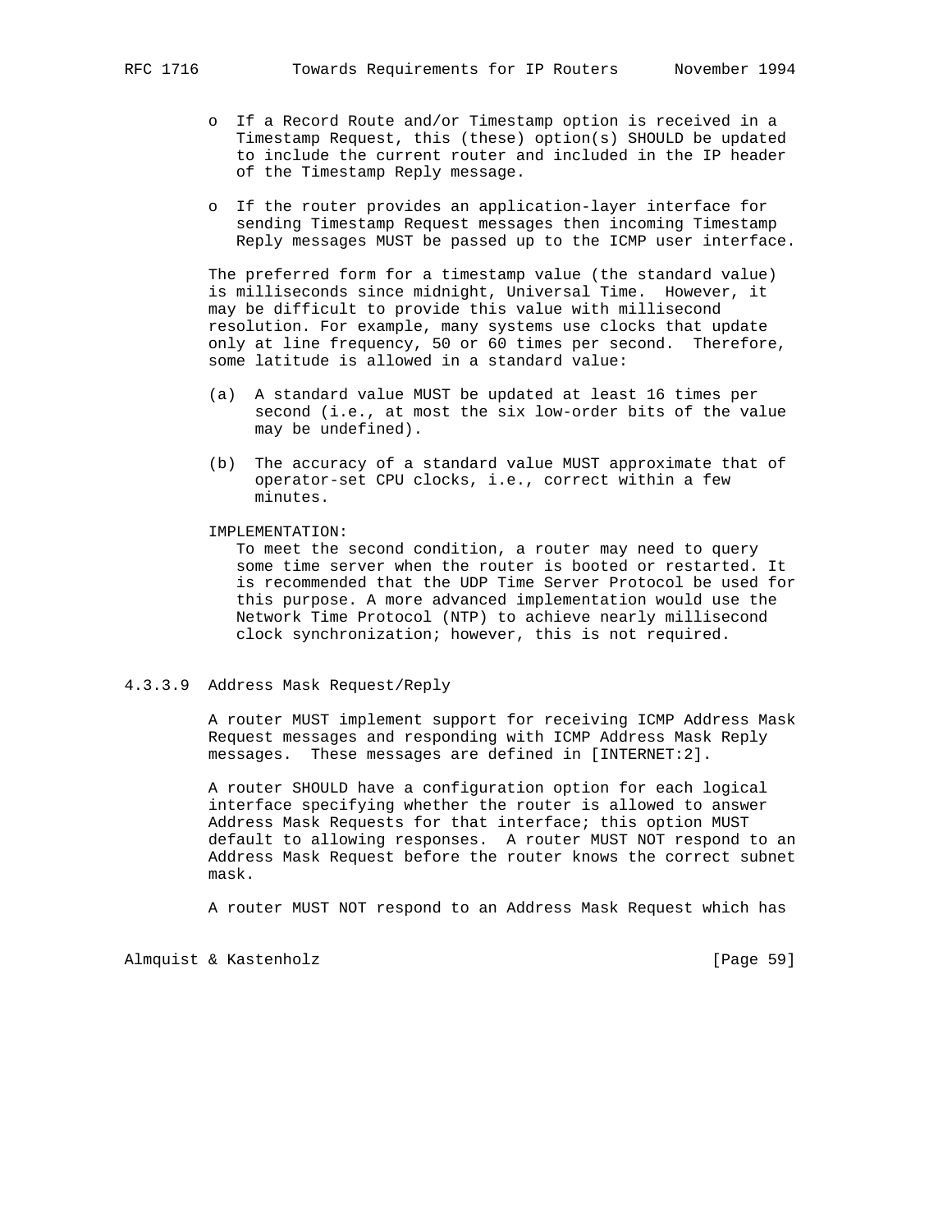- If a Record Route and/or Timestamp option is received in a Timestamp Request, this (these) option(s) SHOULD be updated to include the current router and included in the IP header of the Timestamp Reply message.

- If the router provides an application-layer interface for sending Timestamp Request messages then incoming Timestamp Reply messages MUST be passed up to the ICMP user interface.

The preferred form for a timestamp value (the standard value) is milliseconds since midnight, Universal Time. However, it may be difficult to provide this value with millisecond resolution. For example, many systems use clocks that update only at line frequency, 50 or 60 times per second. Therefore, some latitude is allowed in a standard value:

(a) A standard value MUST be updated at least 16 times per second (i.e., at most the six low-order bits of the value may be undefined).

(b) The accuracy of a standard value MUST approximate that of operator-set CPU clocks, i.e., correct within a few minutes.

IMPLEMENTATION:
To meet the second condition, a router may need to query some time server when the router is booted or restarted. It is recommended that the UDP Time Server Protocol be used for this purpose. A more advanced implementation would use the Network Time Protocol (NTP) to achieve nearly millisecond clock synchronization; however, this is not required.

#### 4.3.3.9 Address Mask Request/Reply

A router MUST implement support for receiving ICMP Address Mask Request messages and responding with ICMP Address Mask Reply messages. These messages are defined in [INTERNET:2].

A router SHOULD have a configuration option for each logical interface specifying whether the router is allowed to answer Address Mask Requests for that interface; this option MUST default to allowing responses. A router MUST NOT respond to an Address Mask Request before the router knows the correct subnet mask.

A router MUST NOT respond to an Address Mask Request which has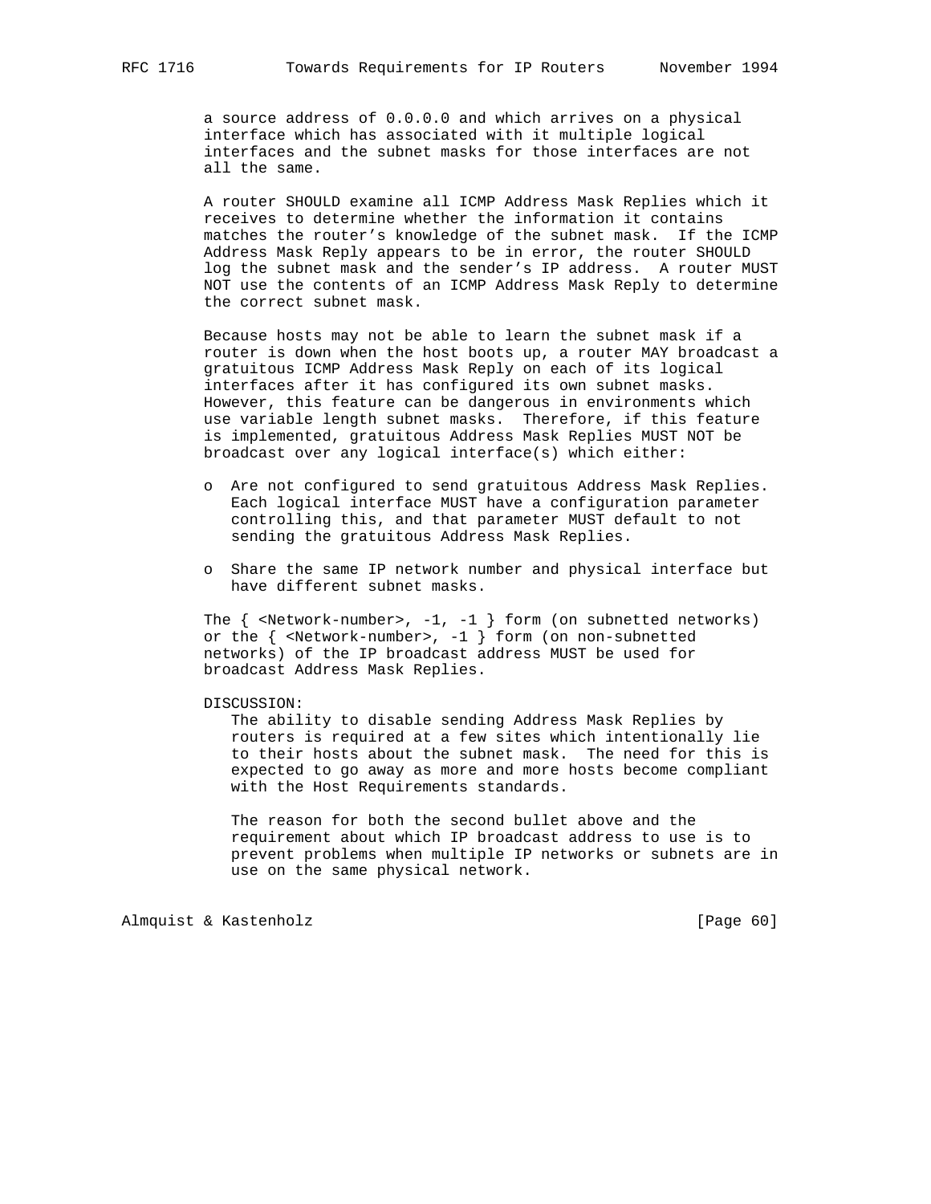a source address of 0.0.0.0 and which arrives on a physical interface which has associated with it multiple logical interfaces and the subnet masks for those interfaces are not all the same.

A router SHOULD examine all ICMP Address Mask Replies which it receives to determine whether the information it contains matches the router's knowledge of the subnet mask. If the ICMP Address Mask Reply appears to be in error, the router SHOULD log the subnet mask and the sender's IP address. A router MUST NOT use the contents of an ICMP Address Mask Reply to determine the correct subnet mask.

Because hosts may not be able to learn the subnet mask if a router is down when the host boots up, a router MAY broadcast a gratuitous ICMP Address Mask Reply on each of its logical interfaces after it has configured its own subnet masks. However, this feature can be dangerous in environments which use variable length subnet masks. Therefore, if this feature is implemented, gratuitous Address Mask Replies MUST NOT be broadcast over any logical interface(s) which either:

- Are not configured to send gratuitous Address Mask Replies. Each logical interface MUST have a configuration parameter controlling this, and that parameter MUST default to not sending the gratuitous Address Mask Replies.
- Share the same IP network number and physical interface but have different subnet masks.

The { <Network-number>, -1, -1 } form (on subnetted networks) or the { <Network-number>, -1 } form (on non-subnetted networks) of the IP broadcast address MUST be used for broadcast Address Mask Replies.

DISCUSSION:

The ability to disable sending Address Mask Replies by routers is required at a few sites which intentionally lie to their hosts about the subnet mask. The need for this is expected to go away as more and more hosts become compliant with the Host Requirements standards.

The reason for both the second bullet above and the requirement about which IP broadcast address to use is to prevent problems when multiple IP networks or subnets are in use on the same physical network.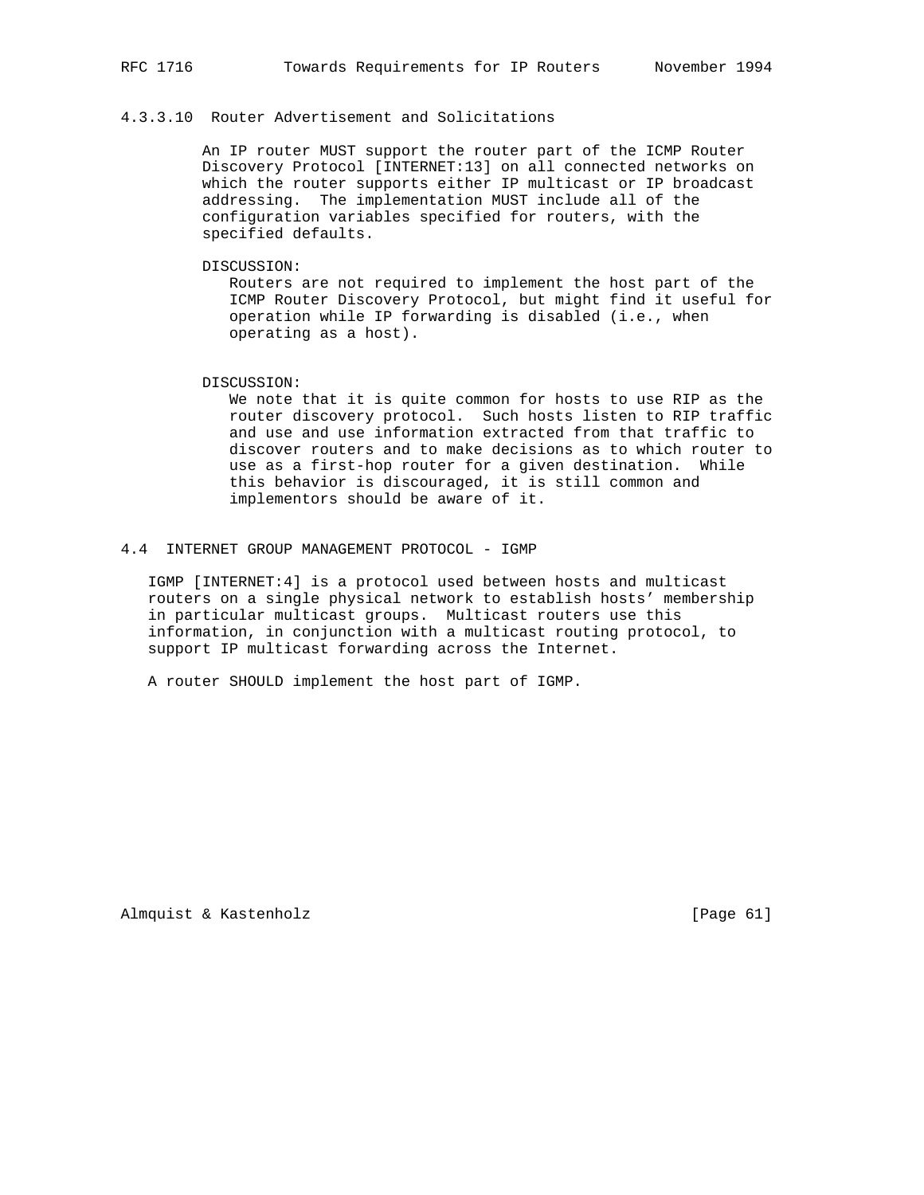#### 4.3.3.10 Router Advertisement and Solicitations

An IP router MUST support the router part of the ICMP Router Discovery Protocol [INTERNET:13] on all connected networks on which the router supports either IP multicast or IP broadcast addressing. The implementation MUST include all of the configuration variables specified for routers, with the specified defaults.

DISCUSSION:
Routers are not required to implement the host part of the ICMP Router Discovery Protocol, but might find it useful for operation while IP forwarding is disabled (i.e., when operating as a host).

DISCUSSION:
We note that it is quite common for hosts to use RIP as the router discovery protocol. Such hosts listen to RIP traffic and use and use information extracted from that traffic to discover routers and to make decisions as to which router to use as a first-hop router for a given destination. While this behavior is discouraged, it is still common and implementors should be aware of it.

### 4.4 INTERNET GROUP MANAGEMENT PROTOCOL - IGMP

IGMP [INTERNET:4] is a protocol used between hosts and multicast routers on a single physical network to establish hosts' membership in particular multicast groups. Multicast routers use this information, in conjunction with a multicast routing protocol, to support IP multicast forwarding across the Internet.

A router SHOULD implement the host part of IGMP.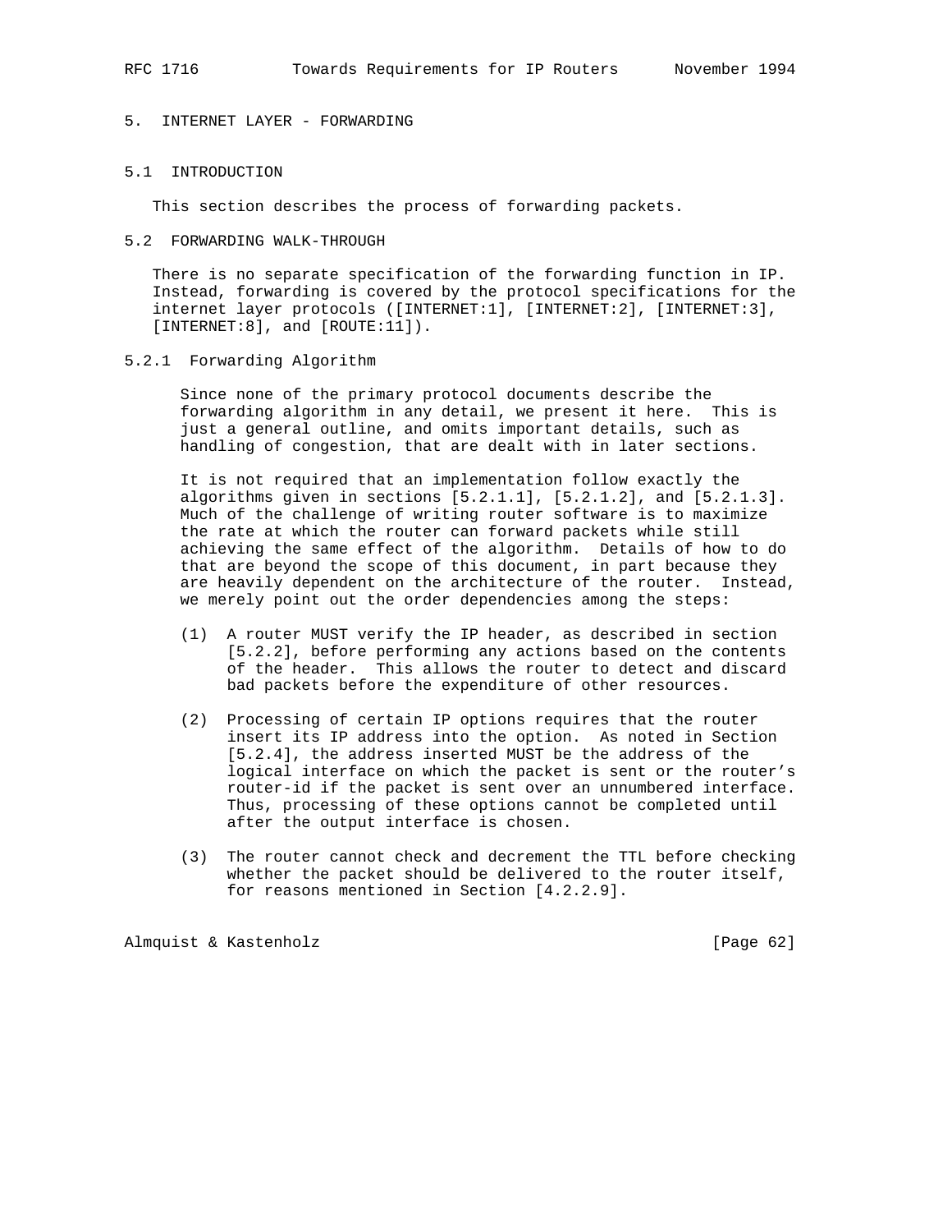# 5. INTERNET LAYER - FORWARDING

## 5.1 INTRODUCTION

This section describes the process of forwarding packets.

## 5.2 FORWARDING WALK-THROUGH

There is no separate specification of the forwarding function in IP. Instead, forwarding is covered by the protocol specifications for the internet layer protocols ([INTERNET:1], [INTERNET:2], [INTERNET:3], [INTERNET:8], and [ROUTE:11]).

### 5.2.1 Forwarding Algorithm

Since none of the primary protocol documents describe the forwarding algorithm in any detail, we present it here. This is just a general outline, and omits important details, such as handling of congestion, that are dealt with in later sections.

It is not required that an implementation follow exactly the algorithms given in sections [5.2.1.1], [5.2.1.2], and [5.2.1.3]. Much of the challenge of writing router software is to maximize the rate at which the router can forward packets while still achieving the same effect of the algorithm. Details of how to do that are beyond the scope of this document, in part because they are heavily dependent on the architecture of the router. Instead, we merely point out the order dependencies among the steps:

(1) A router MUST verify the IP header, as described in section [5.2.2], before performing any actions based on the contents of the header. This allows the router to detect and discard bad packets before the expenditure of other resources.

(2) Processing of certain IP options requires that the router insert its IP address into the option. As noted in Section [5.2.4], the address inserted MUST be the address of the logical interface on which the packet is sent or the router's router-id if the packet is sent over an unnumbered interface. Thus, processing of these options cannot be completed until after the output interface is chosen.

(3) The router cannot check and decrement the TTL before checking whether the packet should be delivered to the router itself, for reasons mentioned in Section [4.2.2.9].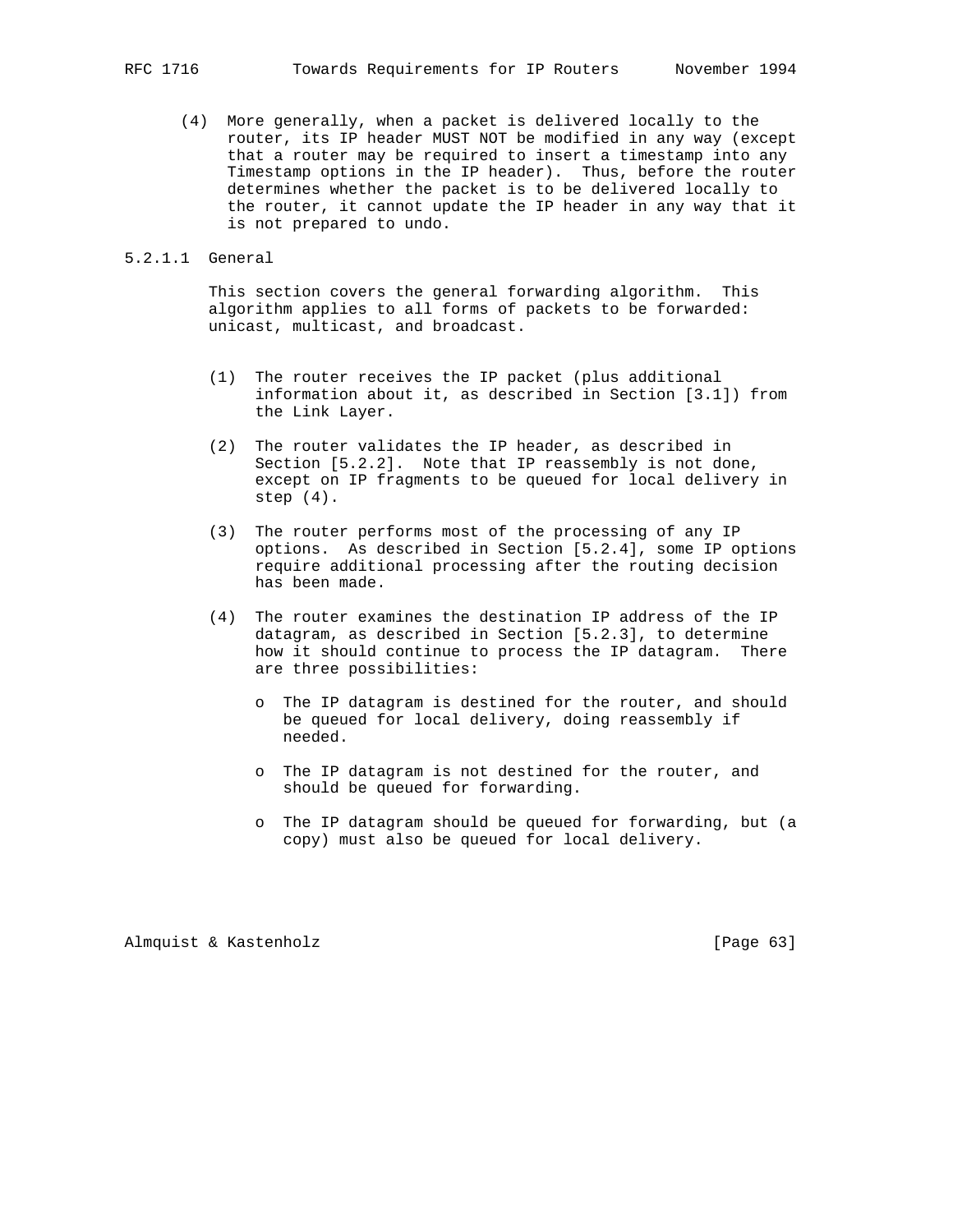(4) More generally, when a packet is delivered locally to the router, its IP header MUST NOT be modified in any way (except that a router may be required to insert a timestamp into any Timestamp options in the IP header). Thus, before the router determines whether the packet is to be delivered locally to the router, it cannot update the IP header in any way that it is not prepared to undo.

#### 5.2.1.1 General

This section covers the general forwarding algorithm. This algorithm applies to all forms of packets to be forwarded: unicast, multicast, and broadcast.

(1) The router receives the IP packet (plus additional information about it, as described in Section [3.1]) from the Link Layer.

(2) The router validates the IP header, as described in Section [5.2.2]. Note that IP reassembly is not done, except on IP fragments to be queued for local delivery in step (4).

(3) The router performs most of the processing of any IP options. As described in Section [5.2.4], some IP options require additional processing after the routing decision has been made.

(4) The router examines the destination IP address of the IP datagram, as described in Section [5.2.3], to determine how it should continue to process the IP datagram. There are three possibilities:

- The IP datagram is destined for the router, and should be queued for local delivery, doing reassembly if needed.

- The IP datagram is not destined for the router, and should be queued for forwarding.

- The IP datagram should be queued for forwarding, but (a copy) must also be queued for local delivery.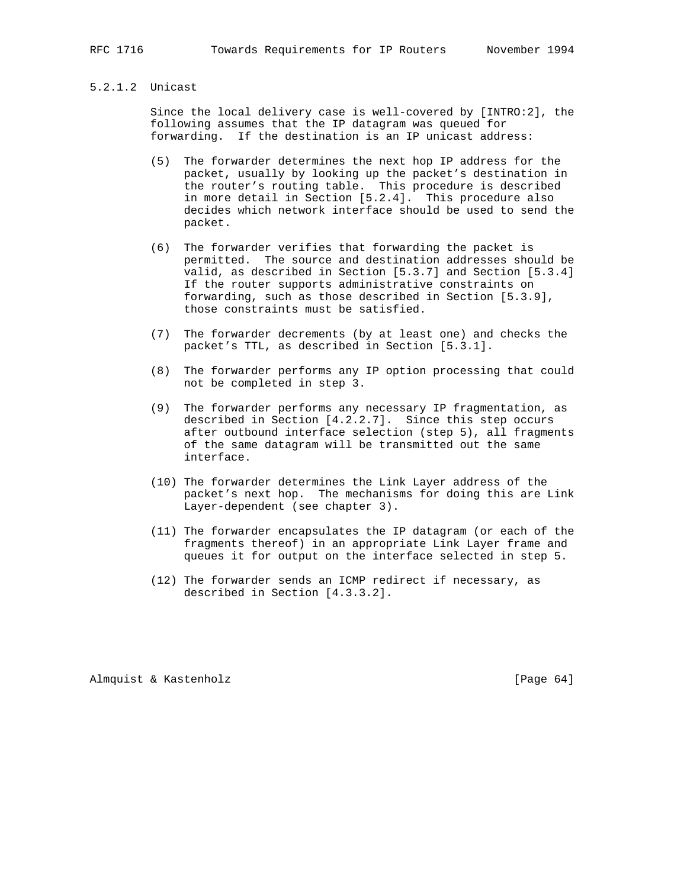#### 5.2.1.2 Unicast

Since the local delivery case is well-covered by [INTRO:2], the following assumes that the IP datagram was queued for forwarding. If the destination is an IP unicast address:

(5) The forwarder determines the next hop IP address for the packet, usually by looking up the packet's destination in the router's routing table. This procedure is described in more detail in Section [5.2.4]. This procedure also decides which network interface should be used to send the packet.

(6) The forwarder verifies that forwarding the packet is permitted. The source and destination addresses should be valid, as described in Section [5.3.7] and Section [5.3.4] If the router supports administrative constraints on forwarding, such as those described in Section [5.3.9], those constraints must be satisfied.

(7) The forwarder decrements (by at least one) and checks the packet's TTL, as described in Section [5.3.1].

(8) The forwarder performs any IP option processing that could not be completed in step 3.

(9) The forwarder performs any necessary IP fragmentation, as described in Section [4.2.2.7]. Since this step occurs after outbound interface selection (step 5), all fragments of the same datagram will be transmitted out the same interface.

(10) The forwarder determines the Link Layer address of the packet's next hop. The mechanisms for doing this are Link Layer-dependent (see chapter 3).

(11) The forwarder encapsulates the IP datagram (or each of the fragments thereof) in an appropriate Link Layer frame and queues it for output on the interface selected in step 5.

(12) The forwarder sends an ICMP redirect if necessary, as described in Section [4.3.3.2].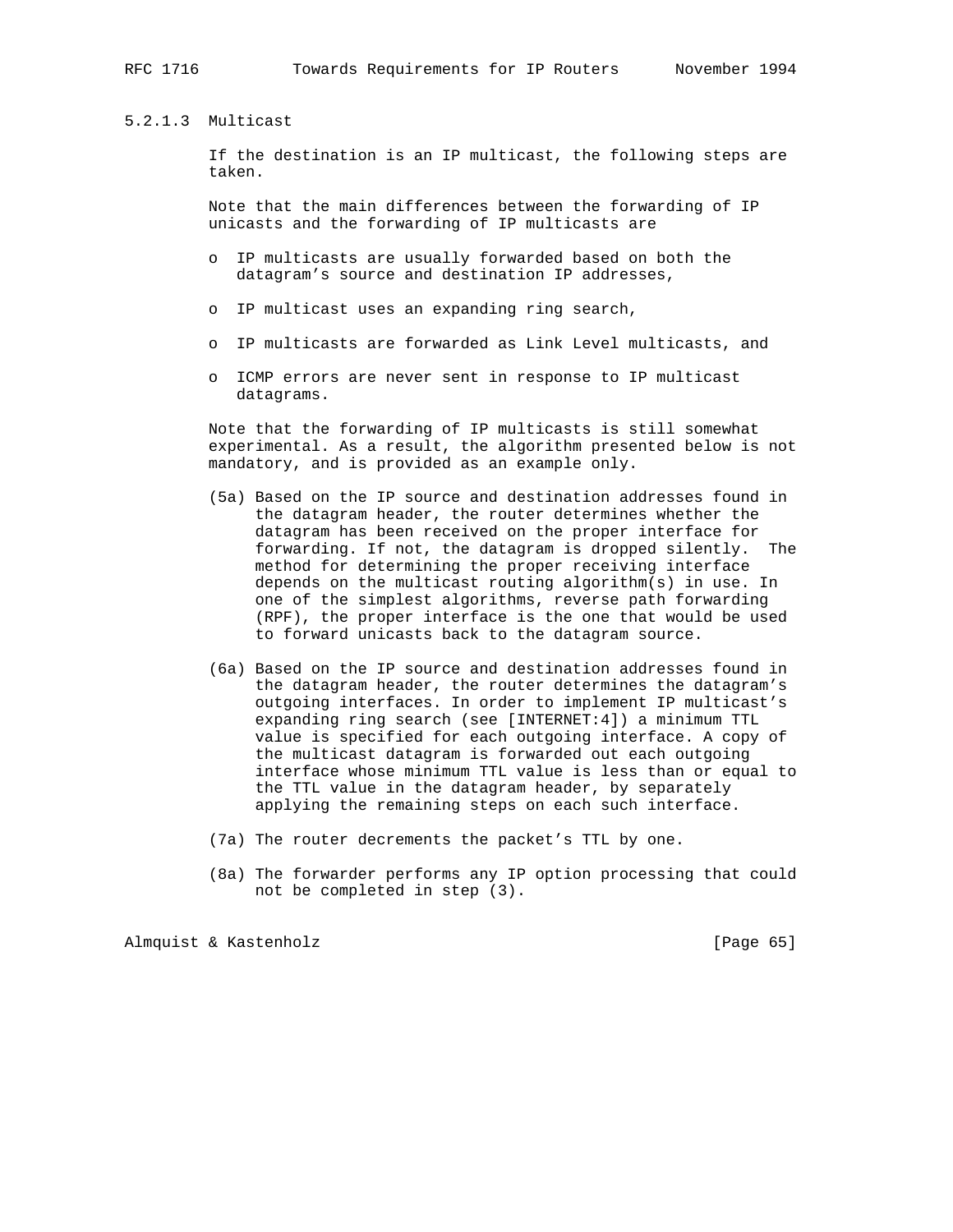#### 5.2.1.3 Multicast

If the destination is an IP multicast, the following steps are taken.

Note that the main differences between the forwarding of IP unicasts and the forwarding of IP multicasts are

- IP multicasts are usually forwarded based on both the datagram's source and destination IP addresses,
- IP multicast uses an expanding ring search,
- IP multicasts are forwarded as Link Level multicasts, and
- ICMP errors are never sent in response to IP multicast datagrams.

Note that the forwarding of IP multicasts is still somewhat experimental. As a result, the algorithm presented below is not mandatory, and is provided as an example only.

(5a) Based on the IP source and destination addresses found in the datagram header, the router determines whether the datagram has been received on the proper interface for forwarding. If not, the datagram is dropped silently. The method for determining the proper receiving interface depends on the multicast routing algorithm(s) in use. In one of the simplest algorithms, reverse path forwarding (RPF), the proper interface is the one that would be used to forward unicasts back to the datagram source.

(6a) Based on the IP source and destination addresses found in the datagram header, the router determines the datagram's outgoing interfaces. In order to implement IP multicast's expanding ring search (see [INTERNET:4]) a minimum TTL value is specified for each outgoing interface. A copy of the multicast datagram is forwarded out each outgoing interface whose minimum TTL value is less than or equal to the TTL value in the datagram header, by separately applying the remaining steps on each such interface.

(7a) The router decrements the packet's TTL by one.

(8a) The forwarder performs any IP option processing that could not be completed in step (3).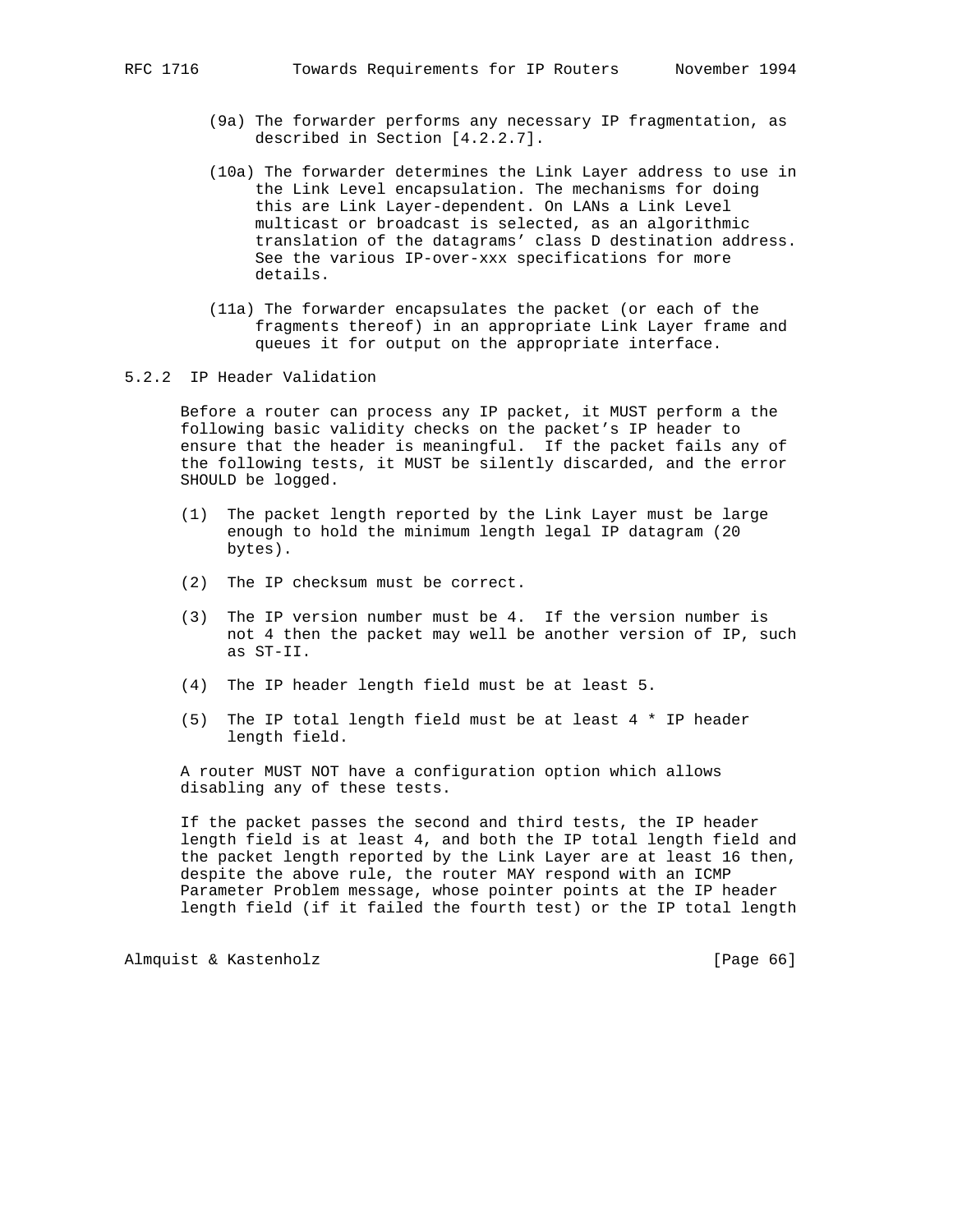(9a) The forwarder performs any necessary IP fragmentation, as described in Section [4.2.2.7].

(10a) The forwarder determines the Link Layer address to use in the Link Level encapsulation. The mechanisms for doing this are Link Layer-dependent. On LANs a Link Level multicast or broadcast is selected, as an algorithmic translation of the datagrams' class D destination address. See the various IP-over-xxx specifications for more details.

(11a) The forwarder encapsulates the packet (or each of the fragments thereof) in an appropriate Link Layer frame and queues it for output on the appropriate interface.

### 5.2.2 IP Header Validation

Before a router can process any IP packet, it MUST perform a the following basic validity checks on the packet's IP header to ensure that the header is meaningful. If the packet fails any of the following tests, it MUST be silently discarded, and the error SHOULD be logged.

(1) The packet length reported by the Link Layer must be large enough to hold the minimum length legal IP datagram (20 bytes).

(2) The IP checksum must be correct.

(3) The IP version number must be 4. If the version number is not 4 then the packet may well be another version of IP, such as ST-II.

(4) The IP header length field must be at least 5.

(5) The IP total length field must be at least 4 * IP header length field.

A router MUST NOT have a configuration option which allows disabling any of these tests.

If the packet passes the second and third tests, the IP header length field is at least 4, and both the IP total length field and the packet length reported by the Link Layer are at least 16 then, despite the above rule, the router MAY respond with an ICMP Parameter Problem message, whose pointer points at the IP header length field (if it failed the fourth test) or the IP total length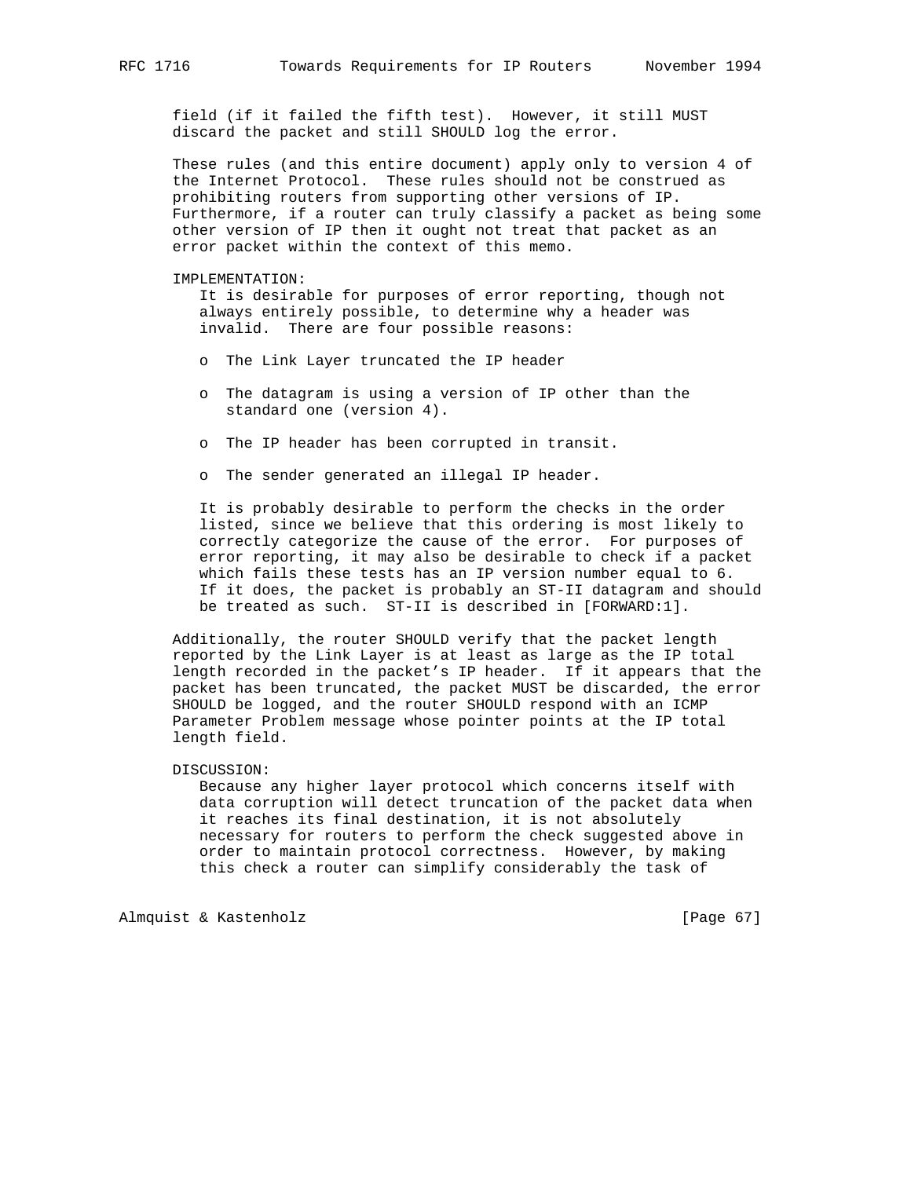field (if it failed the fifth test). However, it still MUST discard the packet and still SHOULD log the error.

These rules (and this entire document) apply only to version 4 of the Internet Protocol. These rules should not be construed as prohibiting routers from supporting other versions of IP. Furthermore, if a router can truly classify a packet as being some other version of IP then it ought not treat that packet as an error packet within the context of this memo.

IMPLEMENTATION:

It is desirable for purposes of error reporting, though not always entirely possible, to determine why a header was invalid. There are four possible reasons:

- The Link Layer truncated the IP header
- The datagram is using a version of IP other than the standard one (version 4).
- The IP header has been corrupted in transit.
- The sender generated an illegal IP header.

It is probably desirable to perform the checks in the order listed, since we believe that this ordering is most likely to correctly categorize the cause of the error. For purposes of error reporting, it may also be desirable to check if a packet which fails these tests has an IP version number equal to 6. If it does, the packet is probably an ST-II datagram and should be treated as such. ST-II is described in [FORWARD:1].

Additionally, the router SHOULD verify that the packet length reported by the Link Layer is at least as large as the IP total length recorded in the packet's IP header. If it appears that the packet has been truncated, the packet MUST be discarded, the error SHOULD be logged, and the router SHOULD respond with an ICMP Parameter Problem message whose pointer points at the IP total length field.

DISCUSSION:

Because any higher layer protocol which concerns itself with data corruption will detect truncation of the packet data when it reaches its final destination, it is not absolutely necessary for routers to perform the check suggested above in order to maintain protocol correctness. However, by making this check a router can simplify considerably the task of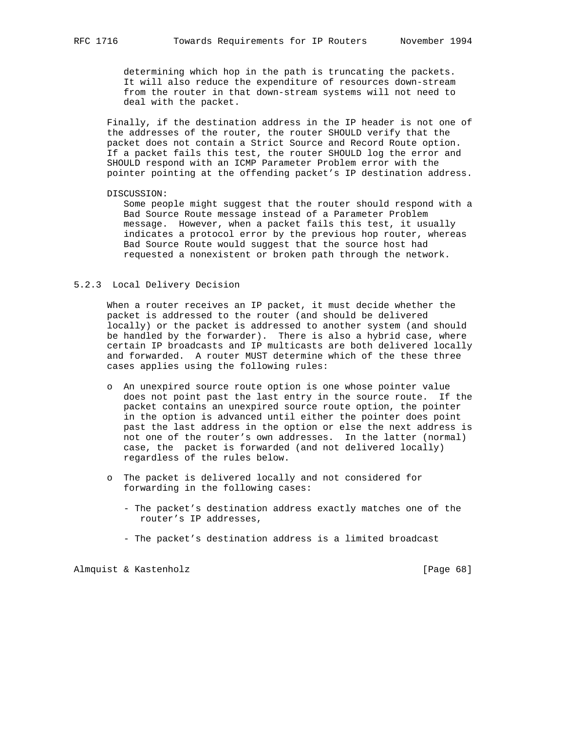determining which hop in the path is truncating the packets. It will also reduce the expenditure of resources down-stream from the router in that down-stream systems will not need to deal with the packet.

Finally, if the destination address in the IP header is not one of the addresses of the router, the router SHOULD verify that the packet does not contain a Strict Source and Record Route option. If a packet fails this test, the router SHOULD log the error and SHOULD respond with an ICMP Parameter Problem error with the pointer pointing at the offending packet's IP destination address.

DISCUSSION:
Some people might suggest that the router should respond with a Bad Source Route message instead of a Parameter Problem message. However, when a packet fails this test, it usually indicates a protocol error by the previous hop router, whereas Bad Source Route would suggest that the source host had requested a nonexistent or broken path through the network.

### 5.2.3 Local Delivery Decision

When a router receives an IP packet, it must decide whether the packet is addressed to the router (and should be delivered locally) or the packet is addressed to another system (and should be handled by the forwarder). There is also a hybrid case, where certain IP broadcasts and IP multicasts are both delivered locally and forwarded. A router MUST determine which of the these three cases applies using the following rules:

- An unexpired source route option is one whose pointer value does not point past the last entry in the source route. If the packet contains an unexpired source route option, the pointer in the option is advanced until either the pointer does point past the last address in the option or else the next address is not one of the router's own addresses. In the latter (normal) case, the packet is forwarded (and not delivered locally) regardless of the rules below.

- The packet is delivered locally and not considered for forwarding in the following cases:

  - The packet's destination address exactly matches one of the router's IP addresses,

  - The packet's destination address is a limited broadcast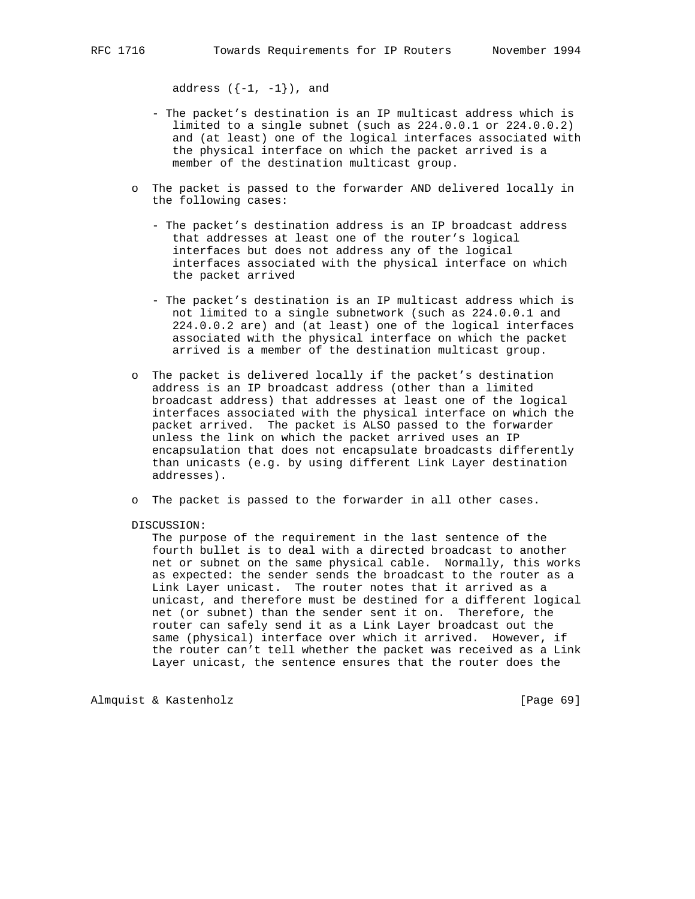address ({-1, -1}), and

- The packet's destination is an IP multicast address which is limited to a single subnet (such as 224.0.0.1 or 224.0.0.2) and (at least) one of the logical interfaces associated with the physical interface on which the packet arrived is a member of the destination multicast group.

o The packet is passed to the forwarder AND delivered locally in the following cases:

  - The packet's destination address is an IP broadcast address that addresses at least one of the router's logical interfaces but does not address any of the logical interfaces associated with the physical interface on which the packet arrived

  - The packet's destination is an IP multicast address which is not limited to a single subnetwork (such as 224.0.0.1 and 224.0.0.2 are) and (at least) one of the logical interfaces associated with the physical interface on which the packet arrived is a member of the destination multicast group.

o The packet is delivered locally if the packet's destination address is an IP broadcast address (other than a limited broadcast address) that addresses at least one of the logical interfaces associated with the physical interface on which the packet arrived. The packet is ALSO passed to the forwarder unless the link on which the packet arrived uses an IP encapsulation that does not encapsulate broadcasts differently than unicasts (e.g. by using different Link Layer destination addresses).

o The packet is passed to the forwarder in all other cases.

DISCUSSION:
The purpose of the requirement in the last sentence of the fourth bullet is to deal with a directed broadcast to another net or subnet on the same physical cable. Normally, this works as expected: the sender sends the broadcast to the router as a Link Layer unicast. The router notes that it arrived as a unicast, and therefore must be destined for a different logical net (or subnet) than the sender sent it on. Therefore, the router can safely send it as a Link Layer broadcast out the same (physical) interface over which it arrived. However, if the router can't tell whether the packet was received as a Link Layer unicast, the sentence ensures that the router does the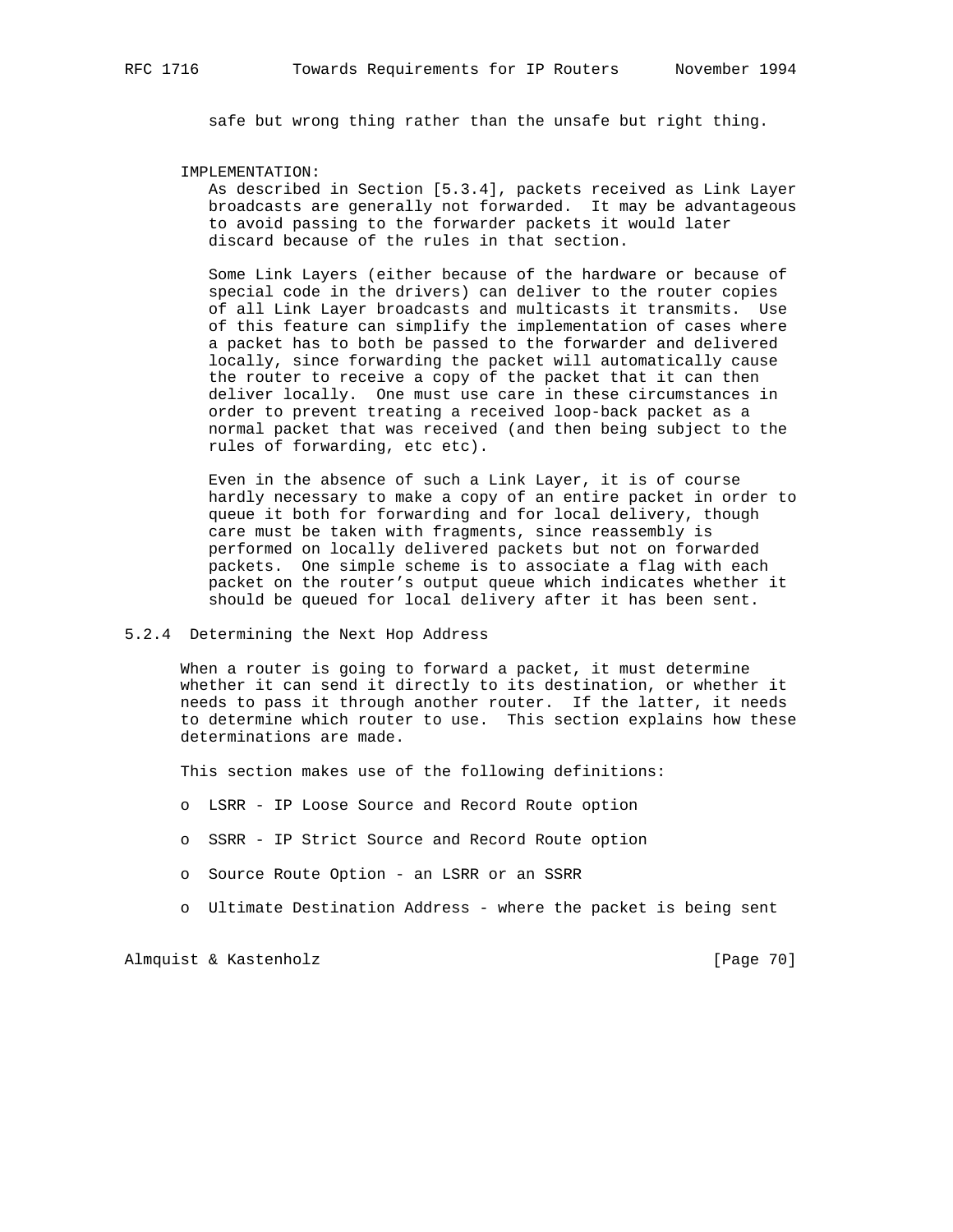safe but wrong thing rather than the unsafe but right thing.

IMPLEMENTATION:

As described in Section [5.3.4], packets received as Link Layer broadcasts are generally not forwarded. It may be advantageous to avoid passing to the forwarder packets it would later discard because of the rules in that section.

Some Link Layers (either because of the hardware or because of special code in the drivers) can deliver to the router copies of all Link Layer broadcasts and multicasts it transmits. Use of this feature can simplify the implementation of cases where a packet has to both be passed to the forwarder and delivered locally, since forwarding the packet will automatically cause the router to receive a copy of the packet that it can then deliver locally. One must use care in these circumstances in order to prevent treating a received loop-back packet as a normal packet that was received (and then being subject to the rules of forwarding, etc etc).

Even in the absence of such a Link Layer, it is of course hardly necessary to make a copy of an entire packet in order to queue it both for forwarding and for local delivery, though care must be taken with fragments, since reassembly is performed on locally delivered packets but not on forwarded packets. One simple scheme is to associate a flag with each packet on the router's output queue which indicates whether it should be queued for local delivery after it has been sent.

### 5.2.4 Determining the Next Hop Address

When a router is going to forward a packet, it must determine whether it can send it directly to its destination, or whether it needs to pass it through another router. If the latter, it needs to determine which router to use. This section explains how these determinations are made.

This section makes use of the following definitions:

- LSRR - IP Loose Source and Record Route option
- SSRR - IP Strict Source and Record Route option
- Source Route Option - an LSRR or an SSRR
- Ultimate Destination Address - where the packet is being sent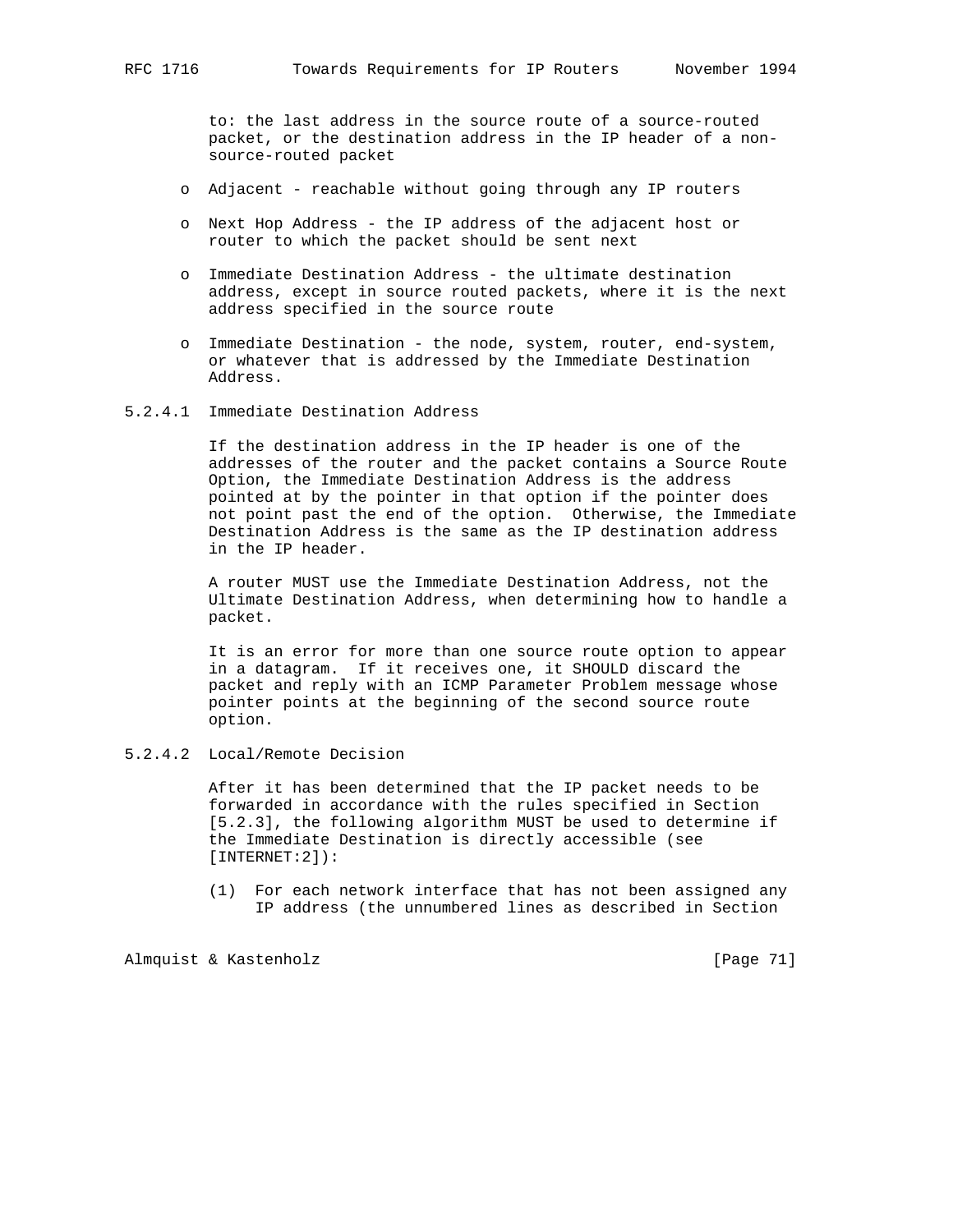to: the last address in the source route of a source-routed packet, or the destination address in the IP header of a non-source-routed packet

- Adjacent - reachable without going through any IP routers

- Next Hop Address - the IP address of the adjacent host or router to which the packet should be sent next

- Immediate Destination Address - the ultimate destination address, except in source routed packets, where it is the next address specified in the source route

- Immediate Destination - the node, system, router, end-system, or whatever that is addressed by the Immediate Destination Address.

#### 5.2.4.1 Immediate Destination Address

If the destination address in the IP header is one of the addresses of the router and the packet contains a Source Route Option, the Immediate Destination Address is the address pointed at by the pointer in that option if the pointer does not point past the end of the option. Otherwise, the Immediate Destination Address is the same as the IP destination address in the IP header.

A router MUST use the Immediate Destination Address, not the Ultimate Destination Address, when determining how to handle a packet.

It is an error for more than one source route option to appear in a datagram. If it receives one, it SHOULD discard the packet and reply with an ICMP Parameter Problem message whose pointer points at the beginning of the second source route option.

#### 5.2.4.2 Local/Remote Decision

After it has been determined that the IP packet needs to be forwarded in accordance with the rules specified in Section [5.2.3], the following algorithm MUST be used to determine if the Immediate Destination is directly accessible (see [INTERNET:2]):

(1) For each network interface that has not been assigned any IP address (the unnumbered lines as described in Section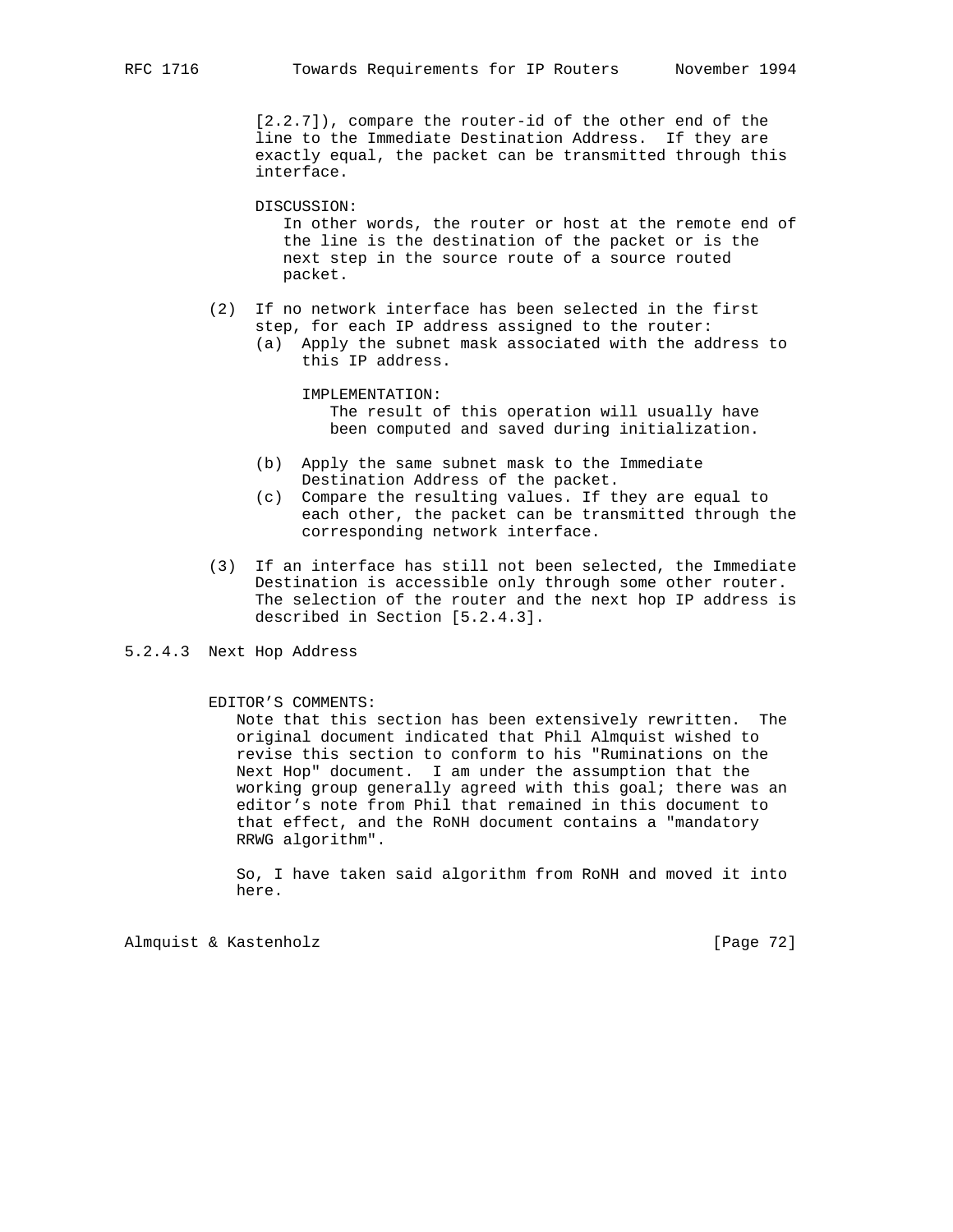[2.2.7]), compare the router-id of the other end of the line to the Immediate Destination Address. If they are exactly equal, the packet can be transmitted through this interface.

DISCUSSION:
In other words, the router or host at the remote end of the line is the destination of the packet or is the next step in the source route of a source routed packet.

(2) If no network interface has been selected in the first step, for each IP address assigned to the router:
   (a) Apply the subnet mask associated with the address to this IP address.

   IMPLEMENTATION:
   The result of this operation will usually have been computed and saved during initialization.

   (b) Apply the same subnet mask to the Immediate Destination Address of the packet.
   (c) Compare the resulting values. If they are equal to each other, the packet can be transmitted through the corresponding network interface.

(3) If an interface has still not been selected, the Immediate Destination is accessible only through some other router. The selection of the router and the next hop IP address is described in Section [5.2.4.3].

### 5.2.4.3 Next Hop Address

EDITOR'S COMMENTS:
Note that this section has been extensively rewritten. The original document indicated that Phil Almquist wished to revise this section to conform to his "Ruminations on the Next Hop" document. I am under the assumption that the working group generally agreed with this goal; there was an editor's note from Phil that remained in this document to that effect, and the RoNH document contains a "mandatory RRWG algorithm".

So, I have taken said algorithm from RoNH and moved it into here.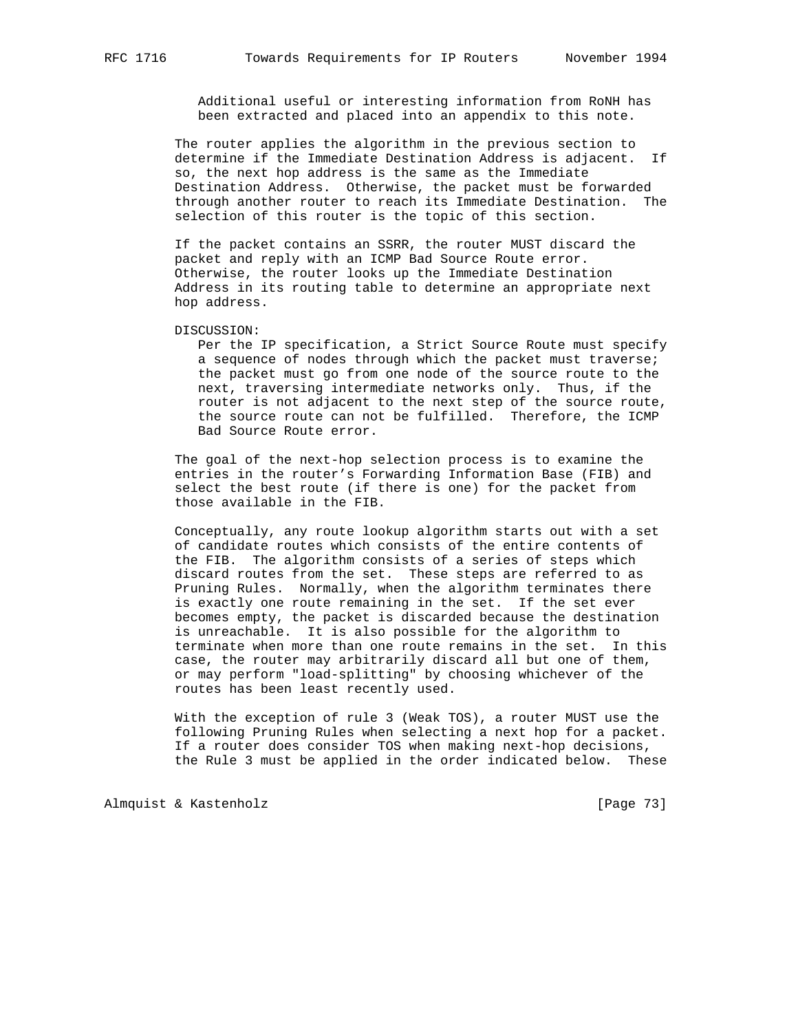Additional useful or interesting information from RoNH has been extracted and placed into an appendix to this note.

The router applies the algorithm in the previous section to determine if the Immediate Destination Address is adjacent. If so, the next hop address is the same as the Immediate Destination Address. Otherwise, the packet must be forwarded through another router to reach its Immediate Destination. The selection of this router is the topic of this section.

If the packet contains an SSRR, the router MUST discard the packet and reply with an ICMP Bad Source Route error. Otherwise, the router looks up the Immediate Destination Address in its routing table to determine an appropriate next hop address.

DISCUSSION:

Per the IP specification, a Strict Source Route must specify a sequence of nodes through which the packet must traverse; the packet must go from one node of the source route to the next, traversing intermediate networks only. Thus, if the router is not adjacent to the next step of the source route, the source route can not be fulfilled. Therefore, the ICMP Bad Source Route error.

The goal of the next-hop selection process is to examine the entries in the router's Forwarding Information Base (FIB) and select the best route (if there is one) for the packet from those available in the FIB.

Conceptually, any route lookup algorithm starts out with a set of candidate routes which consists of the entire contents of the FIB. The algorithm consists of a series of steps which discard routes from the set. These steps are referred to as Pruning Rules. Normally, when the algorithm terminates there is exactly one route remaining in the set. If the set ever becomes empty, the packet is discarded because the destination is unreachable. It is also possible for the algorithm to terminate when more than one route remains in the set. In this case, the router may arbitrarily discard all but one of them, or may perform "load-splitting" by choosing whichever of the routes has been least recently used.

With the exception of rule 3 (Weak TOS), a router MUST use the following Pruning Rules when selecting a next hop for a packet. If a router does consider TOS when making next-hop decisions, the Rule 3 must be applied in the order indicated below. These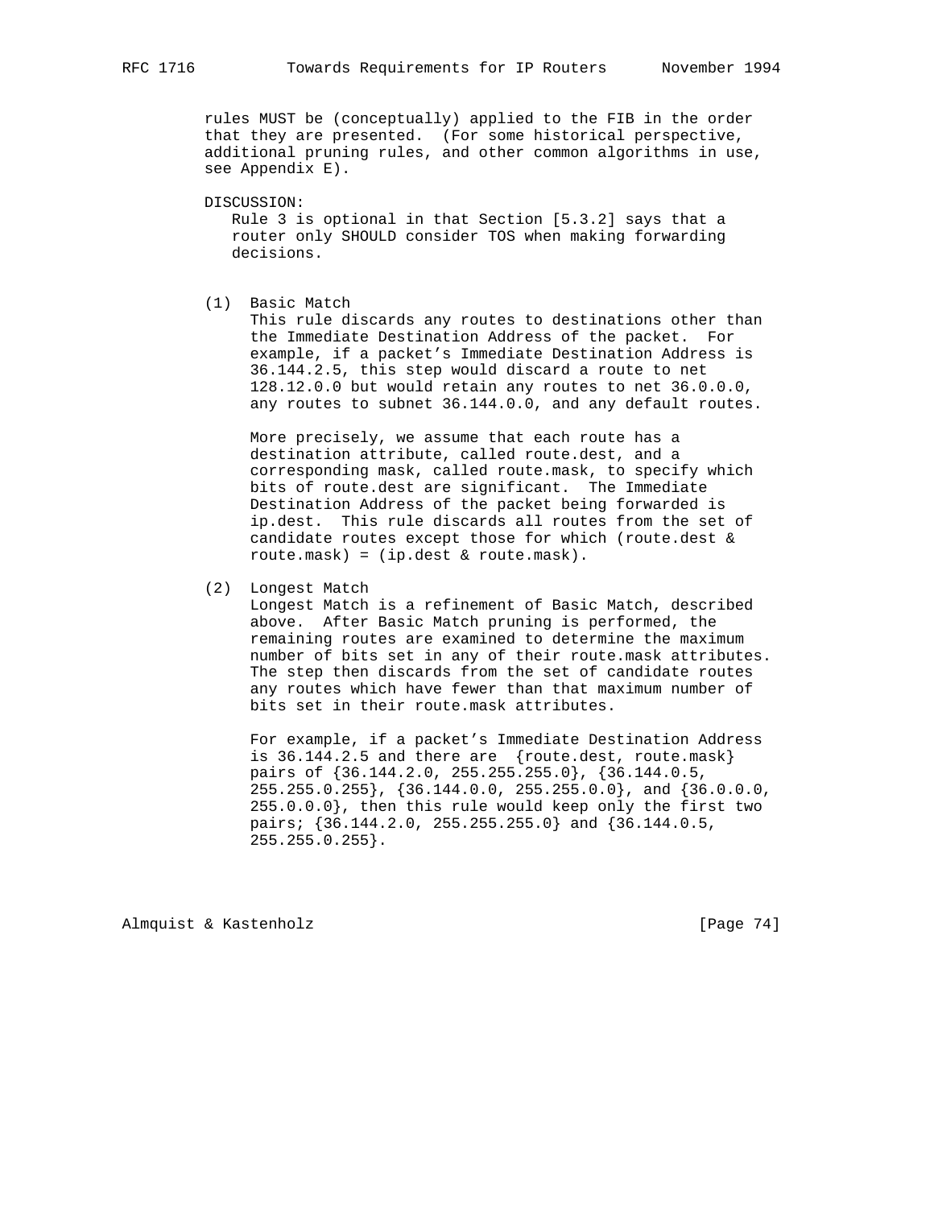rules MUST be (conceptually) applied to the FIB in the order that they are presented. (For some historical perspective, additional pruning rules, and other common algorithms in use, see Appendix E).

DISCUSSION:
Rule 3 is optional in that Section [5.3.2] says that a router only SHOULD consider TOS when making forwarding decisions.

(1) Basic Match
This rule discards any routes to destinations other than the Immediate Destination Address of the packet. For example, if a packet's Immediate Destination Address is 36.144.2.5, this step would discard a route to net 128.12.0.0 but would retain any routes to net 36.0.0.0, any routes to subnet 36.144.0.0, and any default routes.

More precisely, we assume that each route has a destination attribute, called route.dest, and a corresponding mask, called route.mask, to specify which bits of route.dest are significant. The Immediate Destination Address of the packet being forwarded is ip.dest. This rule discards all routes from the set of candidate routes except those for which (route.dest & route.mask) = (ip.dest & route.mask).

(2) Longest Match
Longest Match is a refinement of Basic Match, described above. After Basic Match pruning is performed, the remaining routes are examined to determine the maximum number of bits set in any of their route.mask attributes. The step then discards from the set of candidate routes any routes which have fewer than that maximum number of bits set in their route.mask attributes.

For example, if a packet's Immediate Destination Address is 36.144.2.5 and there are {route.dest, route.mask} pairs of {36.144.2.0, 255.255.255.0}, {36.144.0.5, 255.255.0.255}, {36.144.0.0, 255.255.0.0}, and {36.0.0.0, 255.0.0.0}, then this rule would keep only the first two pairs; {36.144.2.0, 255.255.255.0} and {36.144.0.5, 255.255.0.255}.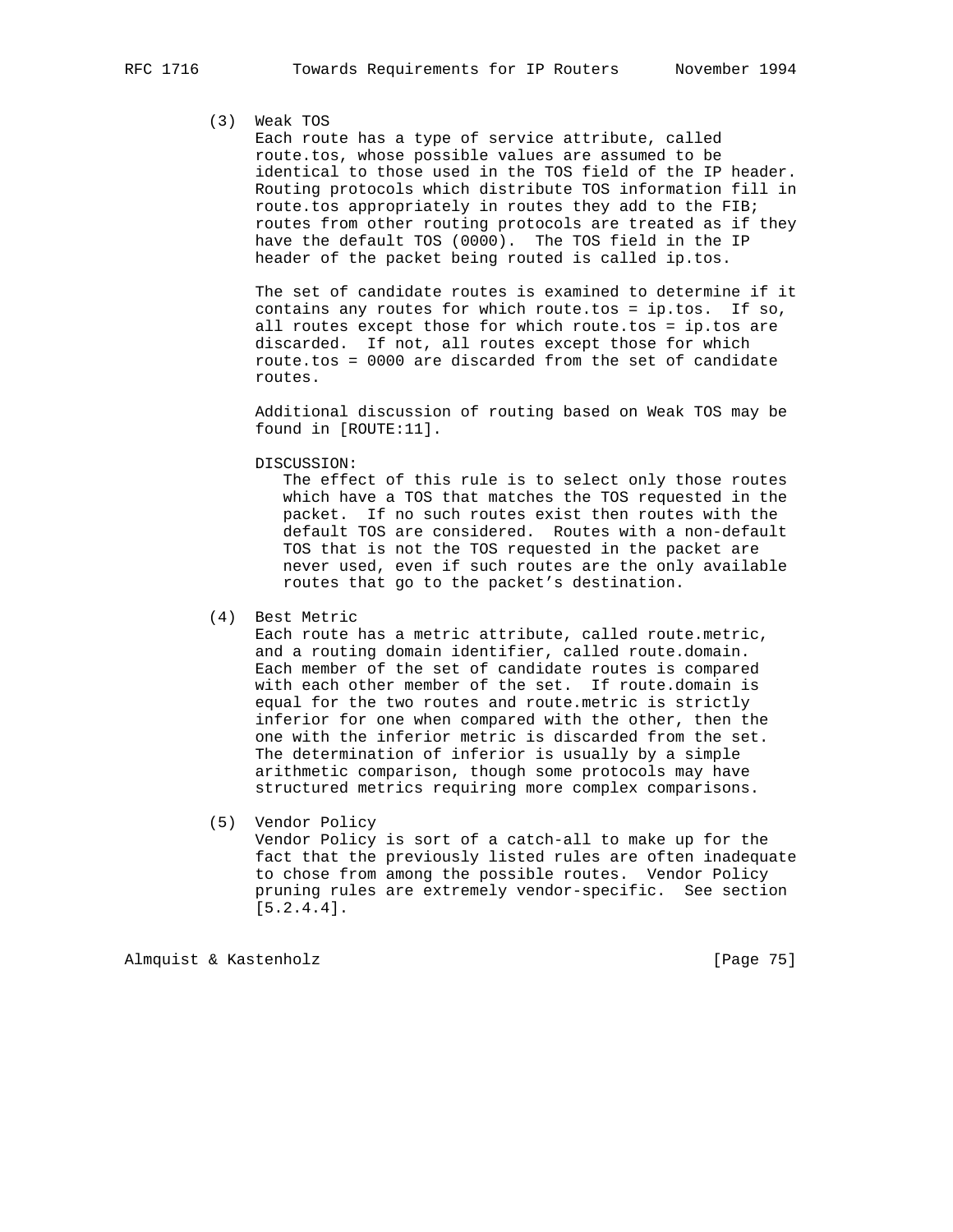(3) Weak TOS

Each route has a type of service attribute, called route.tos, whose possible values are assumed to be identical to those used in the TOS field of the IP header. Routing protocols which distribute TOS information fill in route.tos appropriately in routes they add to the FIB; routes from other routing protocols are treated as if they have the default TOS (0000). The TOS field in the IP header of the packet being routed is called ip.tos.

The set of candidate routes is examined to determine if it contains any routes for which route.tos = ip.tos. If so, all routes except those for which route.tos = ip.tos are discarded. If not, all routes except those for which route.tos = 0000 are discarded from the set of candidate routes.

Additional discussion of routing based on Weak TOS may be found in [ROUTE:11].

DISCUSSION:

The effect of this rule is to select only those routes which have a TOS that matches the TOS requested in the packet. If no such routes exist then routes with the default TOS are considered. Routes with a non-default TOS that is not the TOS requested in the packet are never used, even if such routes are the only available routes that go to the packet's destination.

(4) Best Metric

Each route has a metric attribute, called route.metric, and a routing domain identifier, called route.domain. Each member of the set of candidate routes is compared with each other member of the set. If route.domain is equal for the two routes and route.metric is strictly inferior for one when compared with the other, then the one with the inferior metric is discarded from the set. The determination of inferior is usually by a simple arithmetic comparison, though some protocols may have structured metrics requiring more complex comparisons.

(5) Vendor Policy

Vendor Policy is sort of a catch-all to make up for the fact that the previously listed rules are often inadequate to chose from among the possible routes. Vendor Policy pruning rules are extremely vendor-specific. See section [5.2.4.4].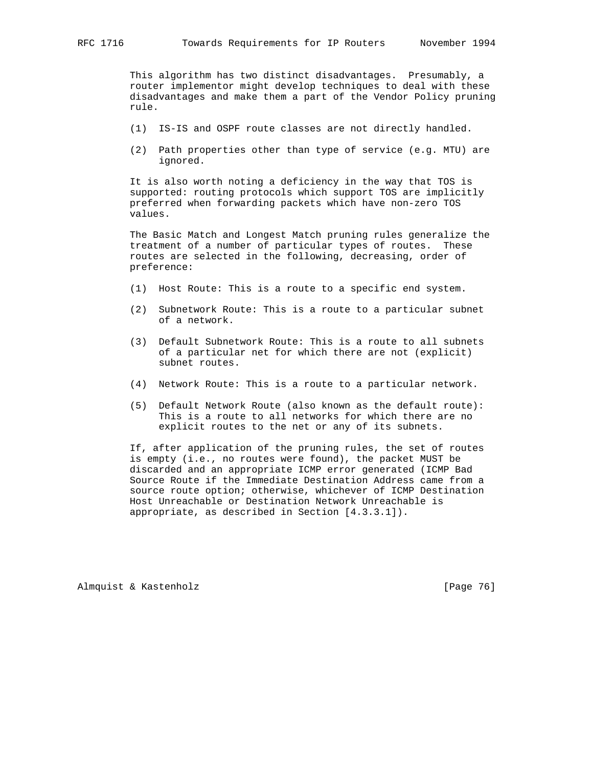This algorithm has two distinct disadvantages. Presumably, a router implementor might develop techniques to deal with these disadvantages and make them a part of the Vendor Policy pruning rule.

(1) IS-IS and OSPF route classes are not directly handled.

(2) Path properties other than type of service (e.g. MTU) are ignored.

It is also worth noting a deficiency in the way that TOS is supported: routing protocols which support TOS are implicitly preferred when forwarding packets which have non-zero TOS values.

The Basic Match and Longest Match pruning rules generalize the treatment of a number of particular types of routes. These routes are selected in the following, decreasing, order of preference:

(1) Host Route: This is a route to a specific end system.

(2) Subnetwork Route: This is a route to a particular subnet of a network.

(3) Default Subnetwork Route: This is a route to all subnets of a particular net for which there are not (explicit) subnet routes.

(4) Network Route: This is a route to a particular network.

(5) Default Network Route (also known as the default route): This is a route to all networks for which there are no explicit routes to the net or any of its subnets.

If, after application of the pruning rules, the set of routes is empty (i.e., no routes were found), the packet MUST be discarded and an appropriate ICMP error generated (ICMP Bad Source Route if the Immediate Destination Address came from a source route option; otherwise, whichever of ICMP Destination Host Unreachable or Destination Network Unreachable is appropriate, as described in Section [4.3.3.1]).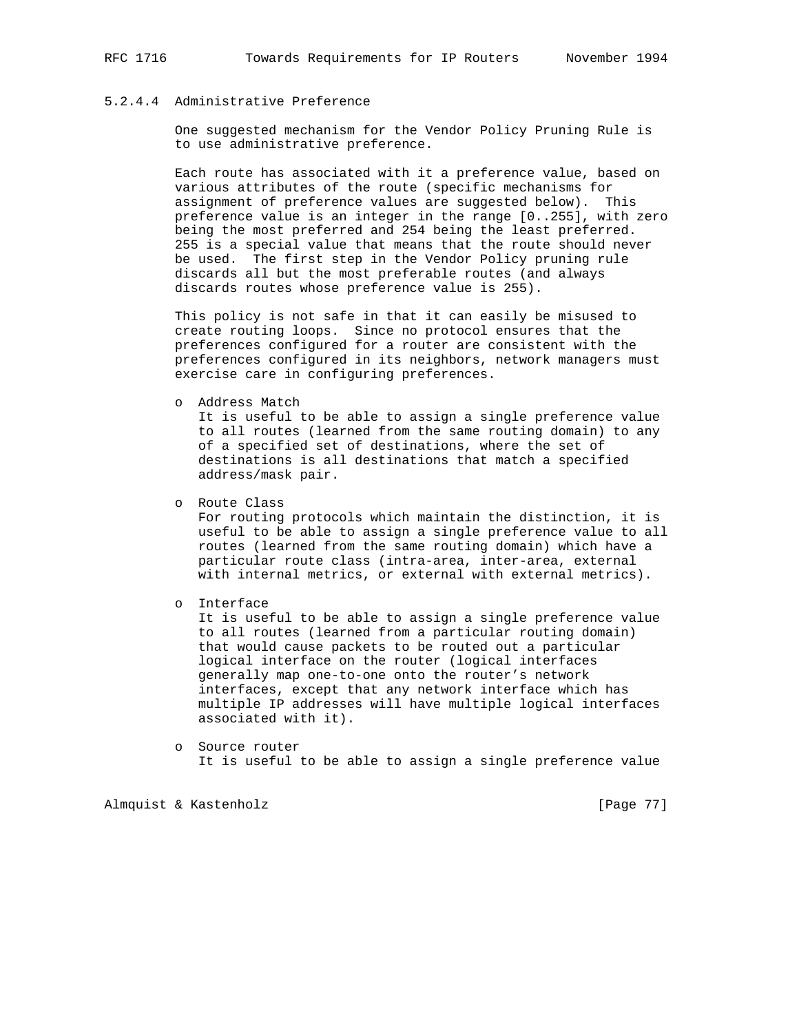#### 5.2.4.4 Administrative Preference

One suggested mechanism for the Vendor Policy Pruning Rule is to use administrative preference.

Each route has associated with it a preference value, based on various attributes of the route (specific mechanisms for assignment of preference values are suggested below). This preference value is an integer in the range [0..255], with zero being the most preferred and 254 being the least preferred. 255 is a special value that means that the route should never be used. The first step in the Vendor Policy pruning rule discards all but the most preferable routes (and always discards routes whose preference value is 255).

This policy is not safe in that it can easily be misused to create routing loops. Since no protocol ensures that the preferences configured for a router are consistent with the preferences configured in its neighbors, network managers must exercise care in configuring preferences.

- Address Match
  It is useful to be able to assign a single preference value to all routes (learned from the same routing domain) to any of a specified set of destinations, where the set of destinations is all destinations that match a specified address/mask pair.

- Route Class
  For routing protocols which maintain the distinction, it is useful to be able to assign a single preference value to all routes (learned from the same routing domain) which have a particular route class (intra-area, inter-area, external with internal metrics, or external with external metrics).

- Interface
  It is useful to be able to assign a single preference value to all routes (learned from a particular routing domain) that would cause packets to be routed out a particular logical interface on the router (logical interfaces generally map one-to-one onto the router's network interfaces, except that any network interface which has multiple IP addresses will have multiple logical interfaces associated with it).

- Source router
  It is useful to be able to assign a single preference value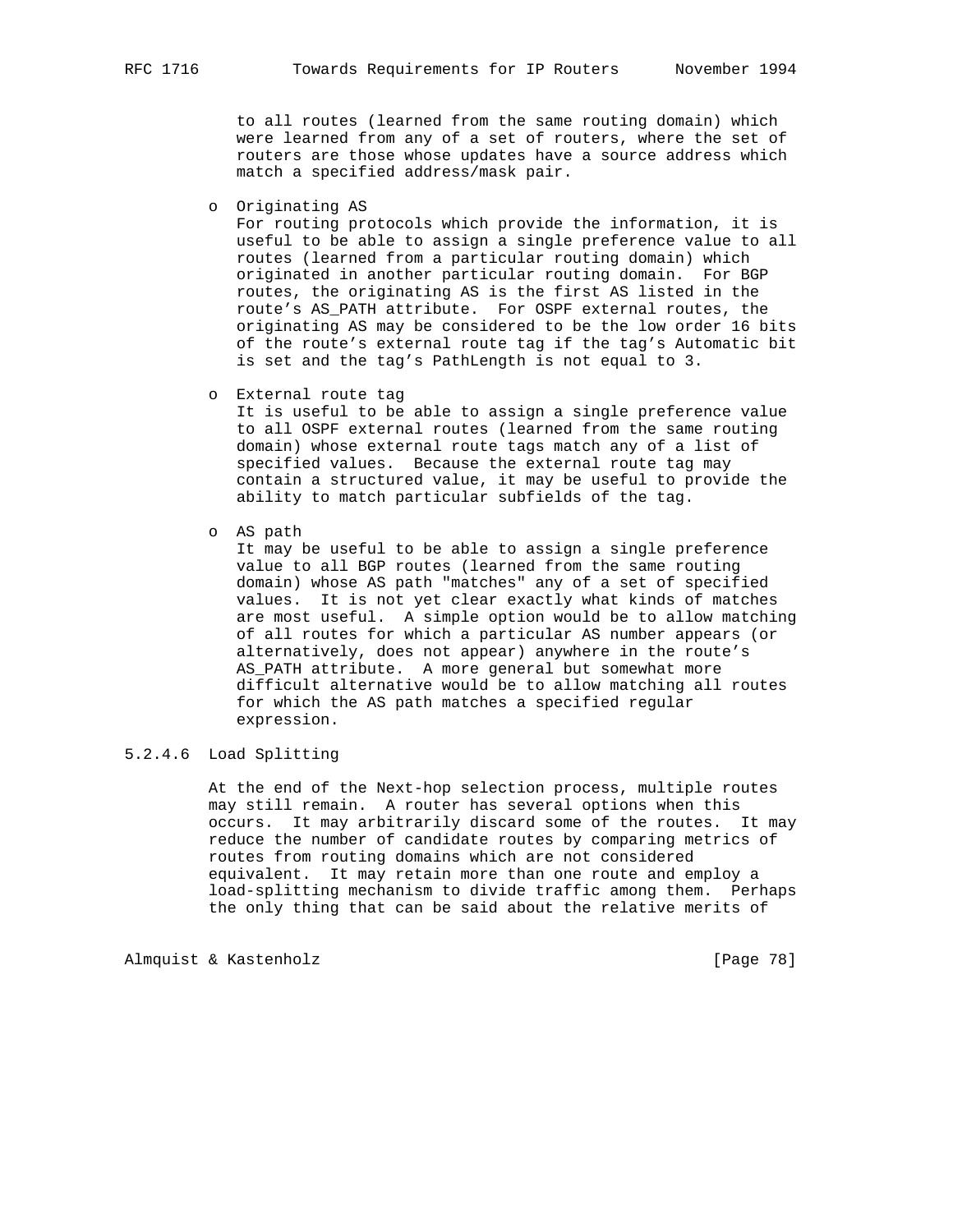to all routes (learned from the same routing domain) which were learned from any of a set of routers, where the set of routers are those whose updates have a source address which match a specified address/mask pair.

- Originating AS
  For routing protocols which provide the information, it is useful to be able to assign a single preference value to all routes (learned from a particular routing domain) which originated in another particular routing domain. For BGP routes, the originating AS is the first AS listed in the route's AS_PATH attribute. For OSPF external routes, the originating AS may be considered to be the low order 16 bits of the route's external route tag if the tag's Automatic bit is set and the tag's PathLength is not equal to 3.

- External route tag
  It is useful to be able to assign a single preference value to all OSPF external routes (learned from the same routing domain) whose external route tags match any of a list of specified values. Because the external route tag may contain a structured value, it may be useful to provide the ability to match particular subfields of the tag.

- AS path
  It may be useful to be able to assign a single preference value to all BGP routes (learned from the same routing domain) whose AS path "matches" any of a set of specified values. It is not yet clear exactly what kinds of matches are most useful. A simple option would be to allow matching of all routes for which a particular AS number appears (or alternatively, does not appear) anywhere in the route's AS_PATH attribute. A more general but somewhat more difficult alternative would be to allow matching all routes for which the AS path matches a specified regular expression.

#### 5.2.4.6 Load Splitting

At the end of the Next-hop selection process, multiple routes may still remain. A router has several options when this occurs. It may arbitrarily discard some of the routes. It may reduce the number of candidate routes by comparing metrics of routes from routing domains which are not considered equivalent. It may retain more than one route and employ a load-splitting mechanism to divide traffic among them. Perhaps the only thing that can be said about the relative merits of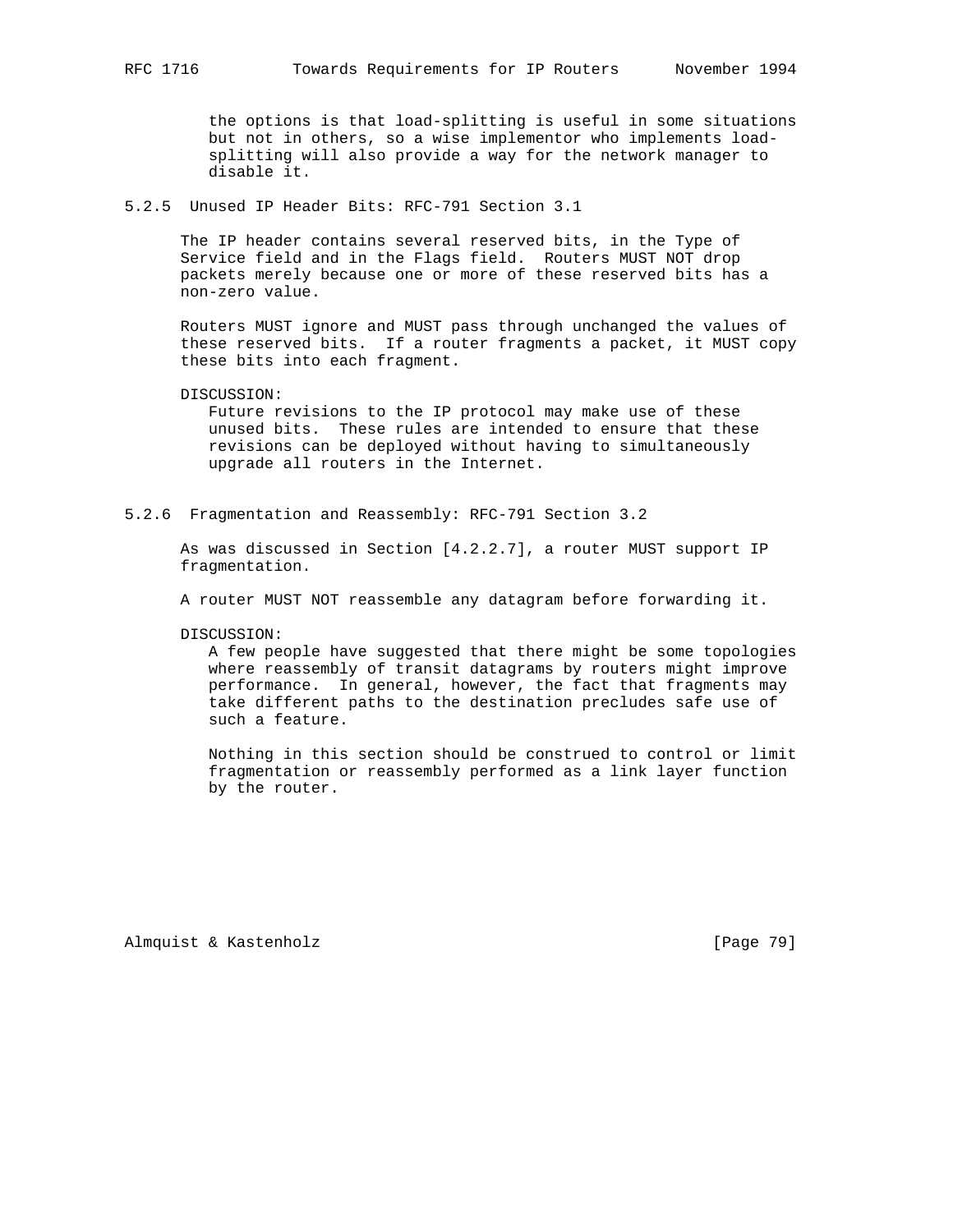the options is that load-splitting is useful in some situations but not in others, so a wise implementor who implements load-splitting will also provide a way for the network manager to disable it.

### 5.2.5 Unused IP Header Bits: RFC-791 Section 3.1

The IP header contains several reserved bits, in the Type of Service field and in the Flags field. Routers MUST NOT drop packets merely because one or more of these reserved bits has a non-zero value.

Routers MUST ignore and MUST pass through unchanged the values of these reserved bits. If a router fragments a packet, it MUST copy these bits into each fragment.

DISCUSSION:
Future revisions to the IP protocol may make use of these unused bits. These rules are intended to ensure that these revisions can be deployed without having to simultaneously upgrade all routers in the Internet.

### 5.2.6 Fragmentation and Reassembly: RFC-791 Section 3.2

As was discussed in Section [4.2.2.7], a router MUST support IP fragmentation.

A router MUST NOT reassemble any datagram before forwarding it.

DISCUSSION:
A few people have suggested that there might be some topologies where reassembly of transit datagrams by routers might improve performance. In general, however, the fact that fragments may take different paths to the destination precludes safe use of such a feature.

Nothing in this section should be construed to control or limit fragmentation or reassembly performed as a link layer function by the router.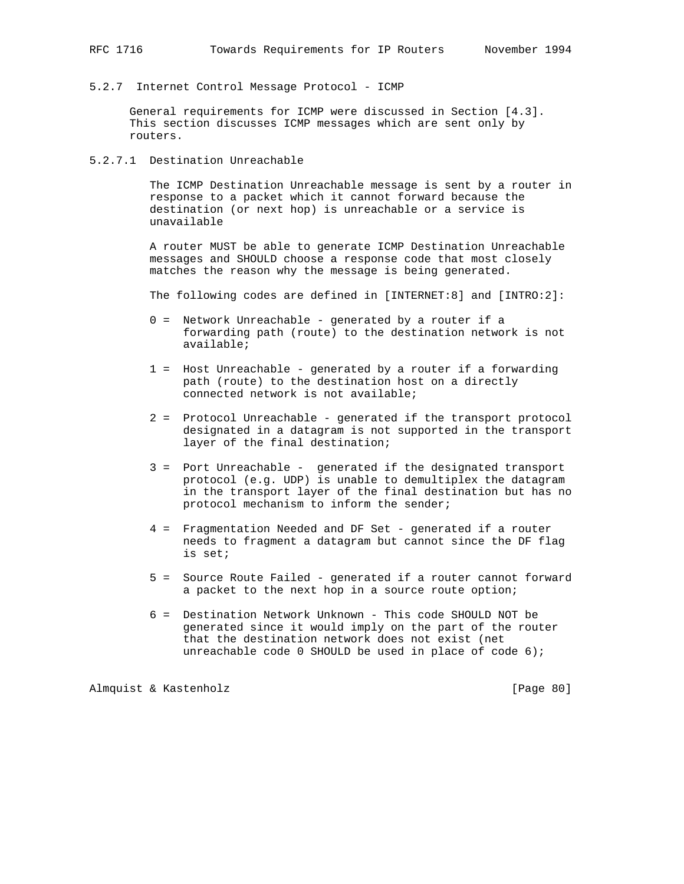### 5.2.7 Internet Control Message Protocol - ICMP

General requirements for ICMP were discussed in Section [4.3]. This section discusses ICMP messages which are sent only by routers.

#### 5.2.7.1 Destination Unreachable

The ICMP Destination Unreachable message is sent by a router in response to a packet which it cannot forward because the destination (or next hop) is unreachable or a service is unavailable

A router MUST be able to generate ICMP Destination Unreachable messages and SHOULD choose a response code that most closely matches the reason why the message is being generated.

The following codes are defined in [INTERNET:8] and [INTRO:2]:

- 0 = Network Unreachable - generated by a router if a forwarding path (route) to the destination network is not available;
- 1 = Host Unreachable - generated by a router if a forwarding path (route) to the destination host on a directly connected network is not available;
- 2 = Protocol Unreachable - generated if the transport protocol designated in a datagram is not supported in the transport layer of the final destination;
- 3 = Port Unreachable - generated if the designated transport protocol (e.g. UDP) is unable to demultiplex the datagram in the transport layer of the final destination but has no protocol mechanism to inform the sender;
- 4 = Fragmentation Needed and DF Set - generated if a router needs to fragment a datagram but cannot since the DF flag is set;
- 5 = Source Route Failed - generated if a router cannot forward a packet to the next hop in a source route option;
- 6 = Destination Network Unknown - This code SHOULD NOT be generated since it would imply on the part of the router that the destination network does not exist (net unreachable code 0 SHOULD be used in place of code 6);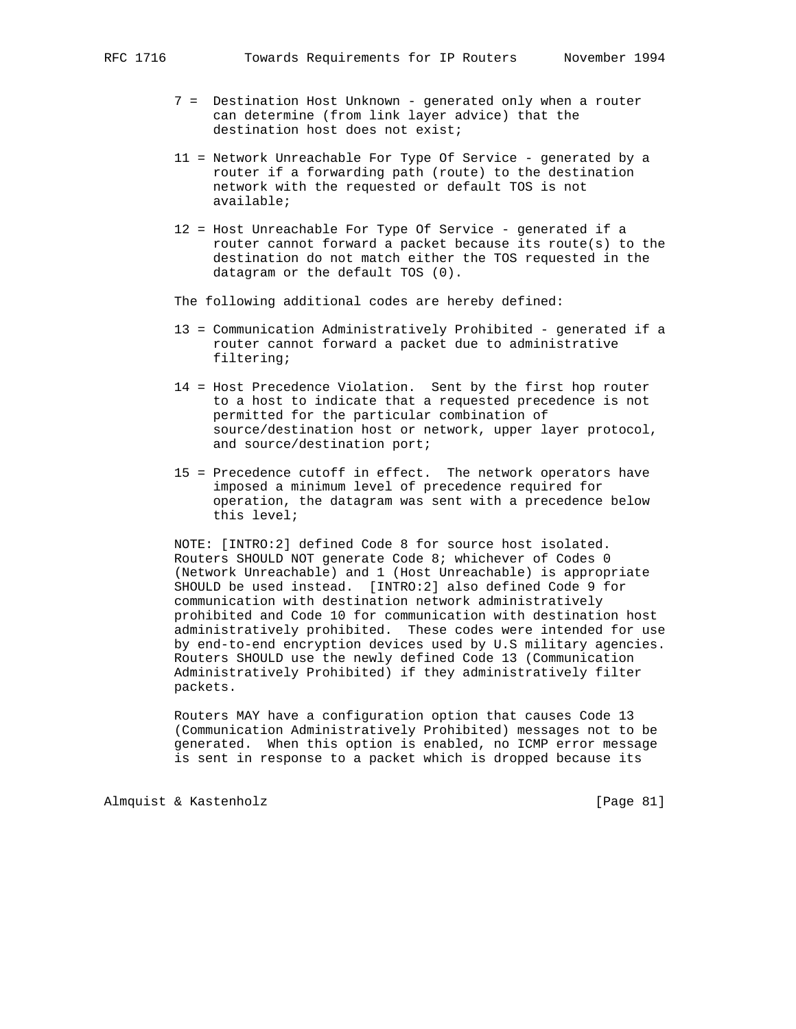7 = Destination Host Unknown - generated only when a router can determine (from link layer advice) that the destination host does not exist;

11 = Network Unreachable For Type Of Service - generated by a router if a forwarding path (route) to the destination network with the requested or default TOS is not available;

12 = Host Unreachable For Type Of Service - generated if a router cannot forward a packet because its route(s) to the destination do not match either the TOS requested in the datagram or the default TOS (0).

The following additional codes are hereby defined:

13 = Communication Administratively Prohibited - generated if a router cannot forward a packet due to administrative filtering;

14 = Host Precedence Violation. Sent by the first hop router to a host to indicate that a requested precedence is not permitted for the particular combination of source/destination host or network, upper layer protocol, and source/destination port;

15 = Precedence cutoff in effect. The network operators have imposed a minimum level of precedence required for operation, the datagram was sent with a precedence below this level;

NOTE: [INTRO:2] defined Code 8 for source host isolated. Routers SHOULD NOT generate Code 8; whichever of Codes 0 (Network Unreachable) and 1 (Host Unreachable) is appropriate SHOULD be used instead. [INTRO:2] also defined Code 9 for communication with destination network administratively prohibited and Code 10 for communication with destination host administratively prohibited. These codes were intended for use by end-to-end encryption devices used by U.S military agencies. Routers SHOULD use the newly defined Code 13 (Communication Administratively Prohibited) if they administratively filter packets.

Routers MAY have a configuration option that causes Code 13 (Communication Administratively Prohibited) messages not to be generated. When this option is enabled, no ICMP error message is sent in response to a packet which is dropped because its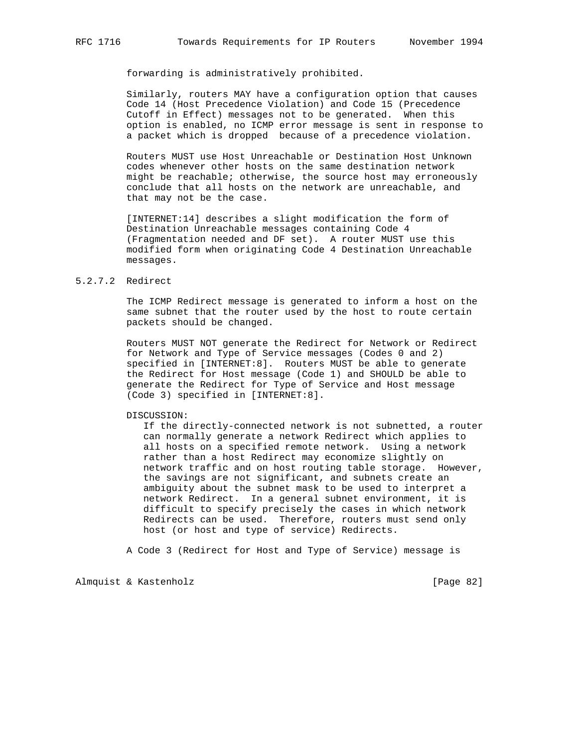forwarding is administratively prohibited.

Similarly, routers MAY have a configuration option that causes Code 14 (Host Precedence Violation) and Code 15 (Precedence Cutoff in Effect) messages not to be generated. When this option is enabled, no ICMP error message is sent in response to a packet which is dropped because of a precedence violation.

Routers MUST use Host Unreachable or Destination Host Unknown codes whenever other hosts on the same destination network might be reachable; otherwise, the source host may erroneously conclude that all hosts on the network are unreachable, and that may not be the case.

[INTERNET:14] describes a slight modification the form of Destination Unreachable messages containing Code 4 (Fragmentation needed and DF set). A router MUST use this modified form when originating Code 4 Destination Unreachable messages.

#### 5.2.7.2 Redirect

The ICMP Redirect message is generated to inform a host on the same subnet that the router used by the host to route certain packets should be changed.

Routers MUST NOT generate the Redirect for Network or Redirect for Network and Type of Service messages (Codes 0 and 2) specified in [INTERNET:8]. Routers MUST be able to generate the Redirect for Host message (Code 1) and SHOULD be able to generate the Redirect for Type of Service and Host message (Code 3) specified in [INTERNET:8].

DISCUSSION:

> If the directly-connected network is not subnetted, a router can normally generate a network Redirect which applies to all hosts on a specified remote network. Using a network rather than a host Redirect may economize slightly on network traffic and on host routing table storage. However, the savings are not significant, and subnets create an ambiguity about the subnet mask to be used to interpret a network Redirect. In a general subnet environment, it is difficult to specify precisely the cases in which network Redirects can be used. Therefore, routers must send only host (or host and type of service) Redirects.

A Code 3 (Redirect for Host and Type of Service) message is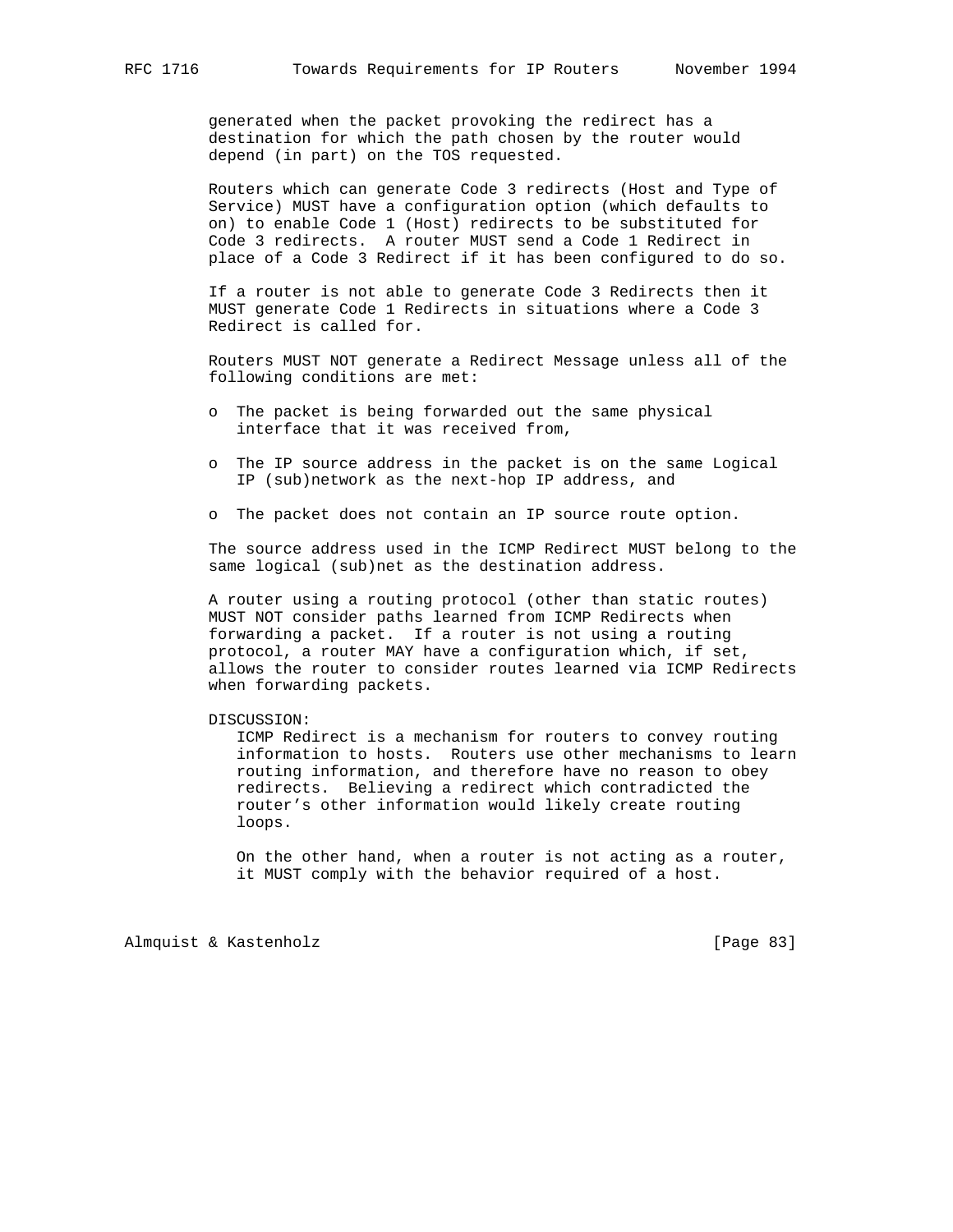generated when the packet provoking the redirect has a destination for which the path chosen by the router would depend (in part) on the TOS requested.

Routers which can generate Code 3 redirects (Host and Type of Service) MUST have a configuration option (which defaults to on) to enable Code 1 (Host) redirects to be substituted for Code 3 redirects. A router MUST send a Code 1 Redirect in place of a Code 3 Redirect if it has been configured to do so.

If a router is not able to generate Code 3 Redirects then it MUST generate Code 1 Redirects in situations where a Code 3 Redirect is called for.

Routers MUST NOT generate a Redirect Message unless all of the following conditions are met:

- The packet is being forwarded out the same physical interface that it was received from,
- The IP source address in the packet is on the same Logical IP (sub)network as the next-hop IP address, and
- The packet does not contain an IP source route option.

The source address used in the ICMP Redirect MUST belong to the same logical (sub)net as the destination address.

A router using a routing protocol (other than static routes) MUST NOT consider paths learned from ICMP Redirects when forwarding a packet. If a router is not using a routing protocol, a router MAY have a configuration which, if set, allows the router to consider routes learned via ICMP Redirects when forwarding packets.

DISCUSSION:
ICMP Redirect is a mechanism for routers to convey routing information to hosts. Routers use other mechanisms to learn routing information, and therefore have no reason to obey redirects. Believing a redirect which contradicted the router's other information would likely create routing loops.

On the other hand, when a router is not acting as a router, it MUST comply with the behavior required of a host.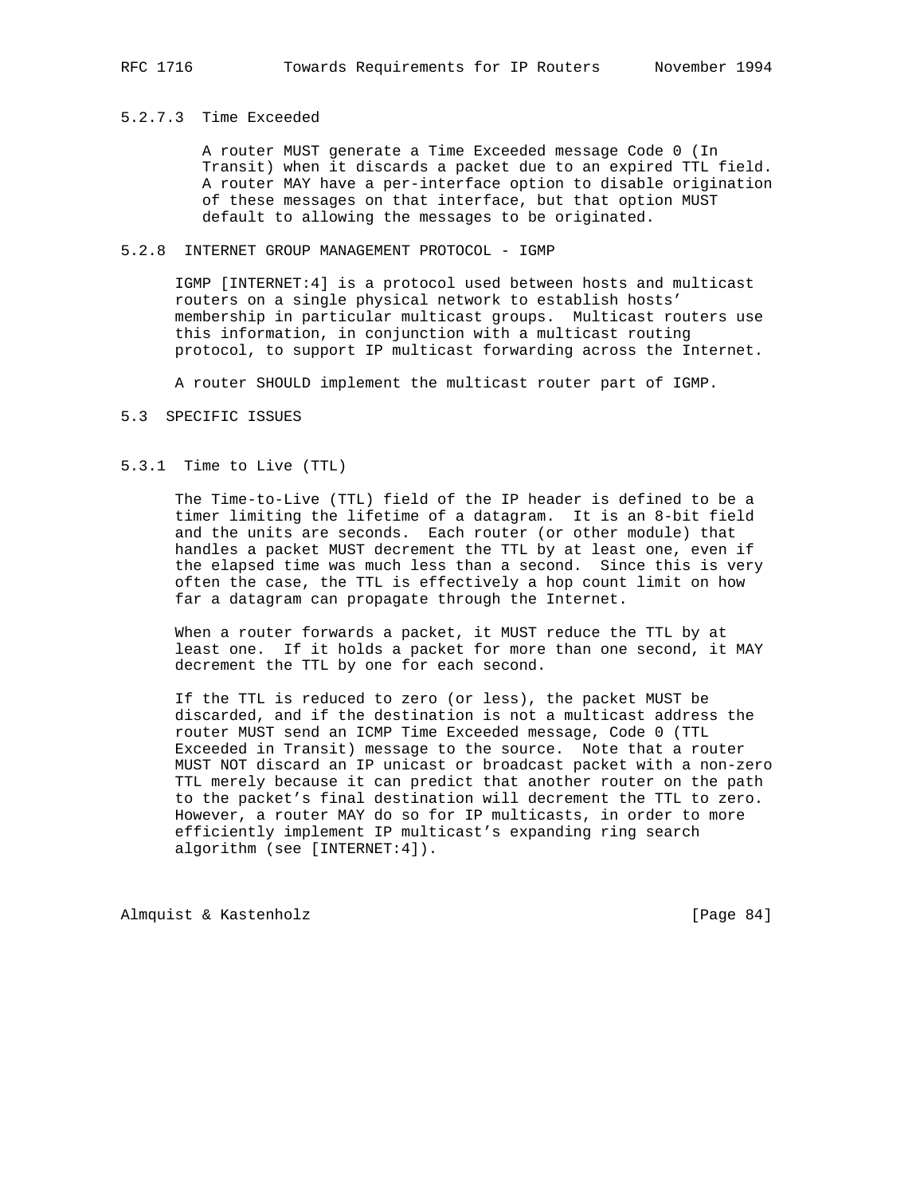#### 5.2.7.3 Time Exceeded

A router MUST generate a Time Exceeded message Code 0 (In Transit) when it discards a packet due to an expired TTL field. A router MAY have a per-interface option to disable origination of these messages on that interface, but that option MUST default to allowing the messages to be originated.

### 5.2.8 INTERNET GROUP MANAGEMENT PROTOCOL - IGMP

IGMP [INTERNET:4] is a protocol used between hosts and multicast routers on a single physical network to establish hosts' membership in particular multicast groups. Multicast routers use this information, in conjunction with a multicast routing protocol, to support IP multicast forwarding across the Internet.

A router SHOULD implement the multicast router part of IGMP.

## 5.3 SPECIFIC ISSUES

### 5.3.1 Time to Live (TTL)

The Time-to-Live (TTL) field of the IP header is defined to be a timer limiting the lifetime of a datagram. It is an 8-bit field and the units are seconds. Each router (or other module) that handles a packet MUST decrement the TTL by at least one, even if the elapsed time was much less than a second. Since this is very often the case, the TTL is effectively a hop count limit on how far a datagram can propagate through the Internet.

When a router forwards a packet, it MUST reduce the TTL by at least one. If it holds a packet for more than one second, it MAY decrement the TTL by one for each second.

If the TTL is reduced to zero (or less), the packet MUST be discarded, and if the destination is not a multicast address the router MUST send an ICMP Time Exceeded message, Code 0 (TTL Exceeded in Transit) message to the source. Note that a router MUST NOT discard an IP unicast or broadcast packet with a non-zero TTL merely because it can predict that another router on the path to the packet's final destination will decrement the TTL to zero. However, a router MAY do so for IP multicasts, in order to more efficiently implement IP multicast's expanding ring search algorithm (see [INTERNET:4]).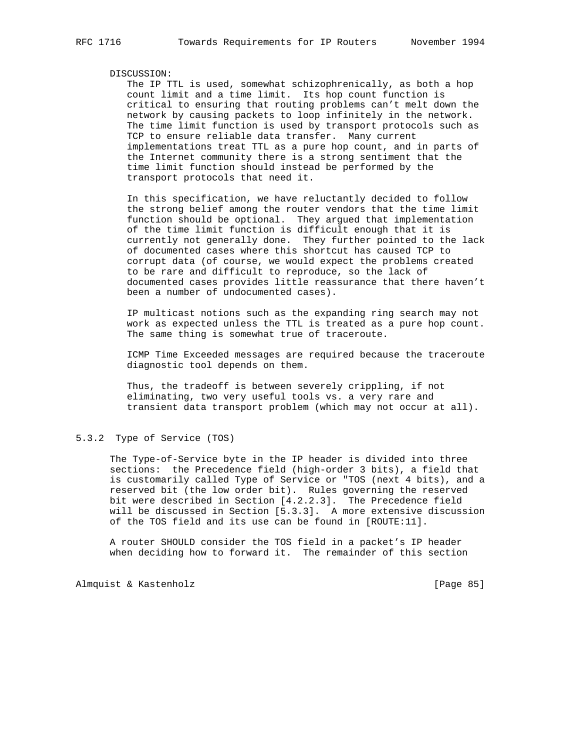DISCUSSION:

The IP TTL is used, somewhat schizophrenically, as both a hop count limit and a time limit. Its hop count function is critical to ensuring that routing problems can't melt down the network by causing packets to loop infinitely in the network. The time limit function is used by transport protocols such as TCP to ensure reliable data transfer. Many current implementations treat TTL as a pure hop count, and in parts of the Internet community there is a strong sentiment that the time limit function should instead be performed by the transport protocols that need it.

In this specification, we have reluctantly decided to follow the strong belief among the router vendors that the time limit function should be optional. They argued that implementation of the time limit function is difficult enough that it is currently not generally done. They further pointed to the lack of documented cases where this shortcut has caused TCP to corrupt data (of course, we would expect the problems created to be rare and difficult to reproduce, so the lack of documented cases provides little reassurance that there haven't been a number of undocumented cases).

IP multicast notions such as the expanding ring search may not work as expected unless the TTL is treated as a pure hop count. The same thing is somewhat true of traceroute.

ICMP Time Exceeded messages are required because the traceroute diagnostic tool depends on them.

Thus, the tradeoff is between severely crippling, if not eliminating, two very useful tools vs. a very rare and transient data transport problem (which may not occur at all).

### 5.3.2 Type of Service (TOS)

The Type-of-Service byte in the IP header is divided into three sections: the Precedence field (high-order 3 bits), a field that is customarily called Type of Service or "TOS (next 4 bits), and a reserved bit (the low order bit). Rules governing the reserved bit were described in Section [4.2.2.3]. The Precedence field will be discussed in Section [5.3.3]. A more extensive discussion of the TOS field and its use can be found in [ROUTE:11].

A router SHOULD consider the TOS field in a packet's IP header when deciding how to forward it. The remainder of this section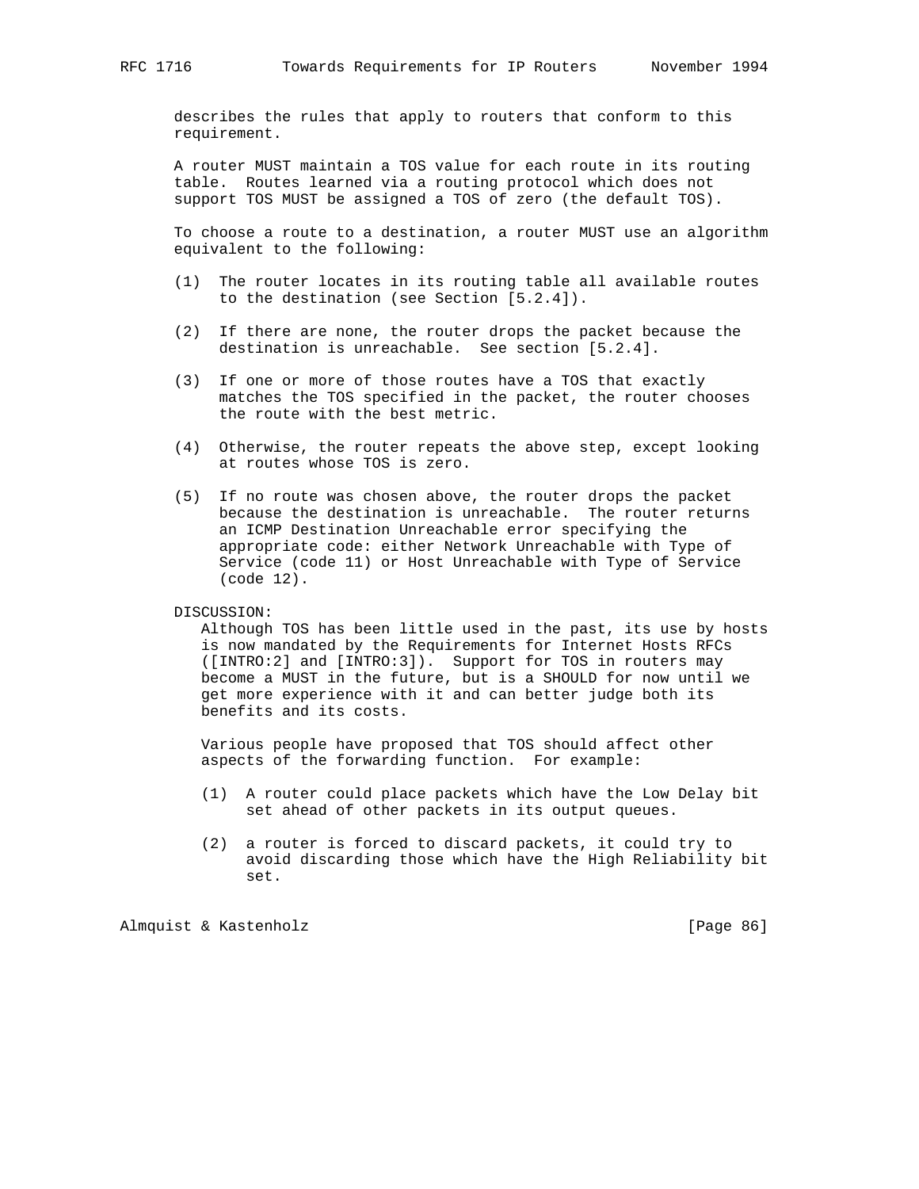describes the rules that apply to routers that conform to this requirement.

A router MUST maintain a TOS value for each route in its routing table. Routes learned via a routing protocol which does not support TOS MUST be assigned a TOS of zero (the default TOS).

To choose a route to a destination, a router MUST use an algorithm equivalent to the following:

(1) The router locates in its routing table all available routes to the destination (see Section [5.2.4]).

(2) If there are none, the router drops the packet because the destination is unreachable. See section [5.2.4].

(3) If one or more of those routes have a TOS that exactly matches the TOS specified in the packet, the router chooses the route with the best metric.

(4) Otherwise, the router repeats the above step, except looking at routes whose TOS is zero.

(5) If no route was chosen above, the router drops the packet because the destination is unreachable. The router returns an ICMP Destination Unreachable error specifying the appropriate code: either Network Unreachable with Type of Service (code 11) or Host Unreachable with Type of Service (code 12).

DISCUSSION:
Although TOS has been little used in the past, its use by hosts is now mandated by the Requirements for Internet Hosts RFCs ([INTRO:2] and [INTRO:3]). Support for TOS in routers may become a MUST in the future, but is a SHOULD for now until we get more experience with it and can better judge both its benefits and its costs.

Various people have proposed that TOS should affect other aspects of the forwarding function. For example:

(1) A router could place packets which have the Low Delay bit set ahead of other packets in its output queues.

(2) a router is forced to discard packets, it could try to avoid discarding those which have the High Reliability bit set.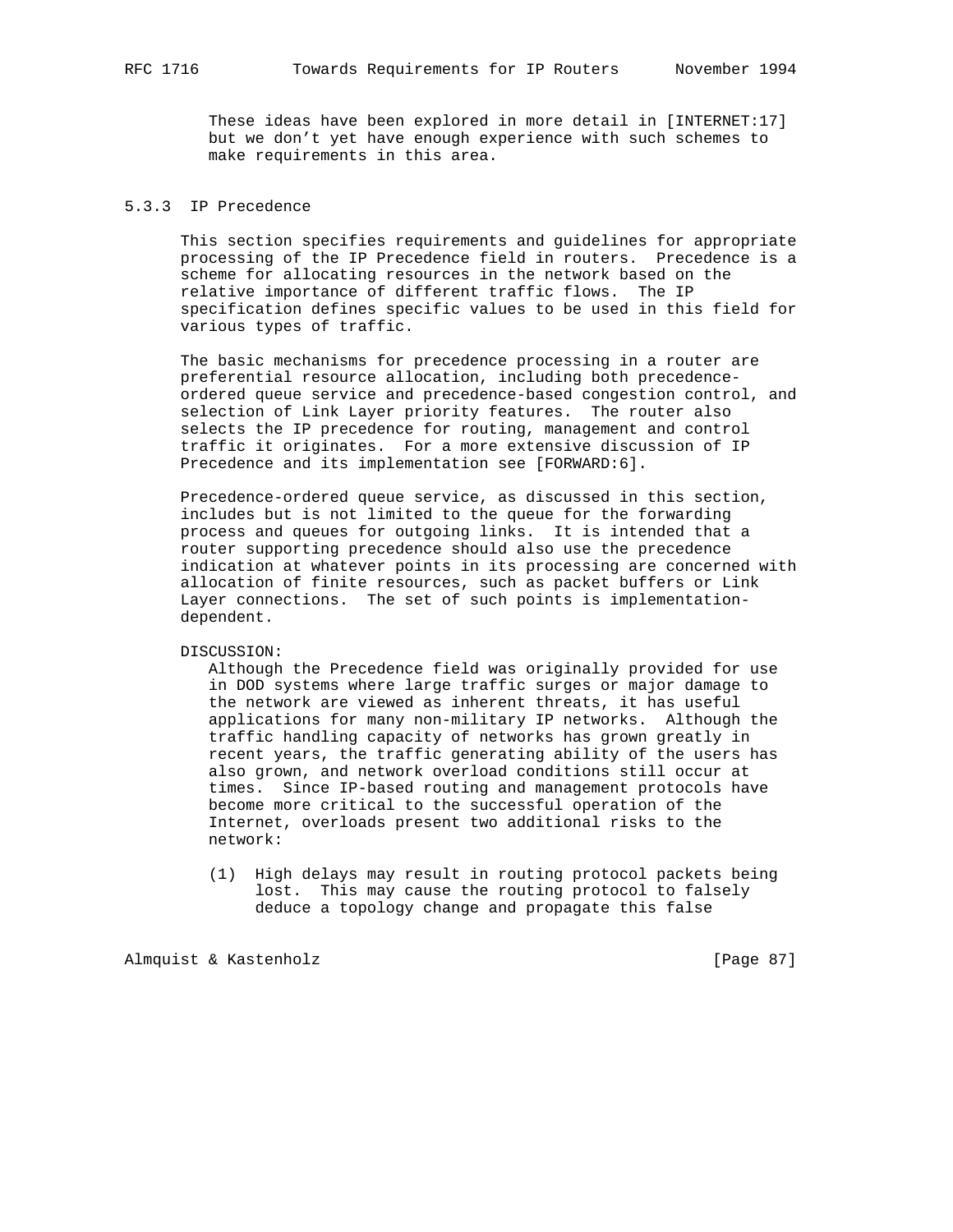These ideas have been explored in more detail in [INTERNET:17] but we don't yet have enough experience with such schemes to make requirements in this area.

### 5.3.3 IP Precedence

This section specifies requirements and guidelines for appropriate processing of the IP Precedence field in routers. Precedence is a scheme for allocating resources in the network based on the relative importance of different traffic flows. The IP specification defines specific values to be used in this field for various types of traffic.

The basic mechanisms for precedence processing in a router are preferential resource allocation, including both precedence-ordered queue service and precedence-based congestion control, and selection of Link Layer priority features. The router also selects the IP precedence for routing, management and control traffic it originates. For a more extensive discussion of IP Precedence and its implementation see [FORWARD:6].

Precedence-ordered queue service, as discussed in this section, includes but is not limited to the queue for the forwarding process and queues for outgoing links. It is intended that a router supporting precedence should also use the precedence indication at whatever points in its processing are concerned with allocation of finite resources, such as packet buffers or Link Layer connections. The set of such points is implementation-dependent.

DISCUSSION:
Although the Precedence field was originally provided for use in DOD systems where large traffic surges or major damage to the network are viewed as inherent threats, it has useful applications for many non-military IP networks. Although the traffic handling capacity of networks has grown greatly in recent years, the traffic generating ability of the users has also grown, and network overload conditions still occur at times. Since IP-based routing and management protocols have become more critical to the successful operation of the Internet, overloads present two additional risks to the network:

(1) High delays may result in routing protocol packets being lost. This may cause the routing protocol to falsely deduce a topology change and propagate this false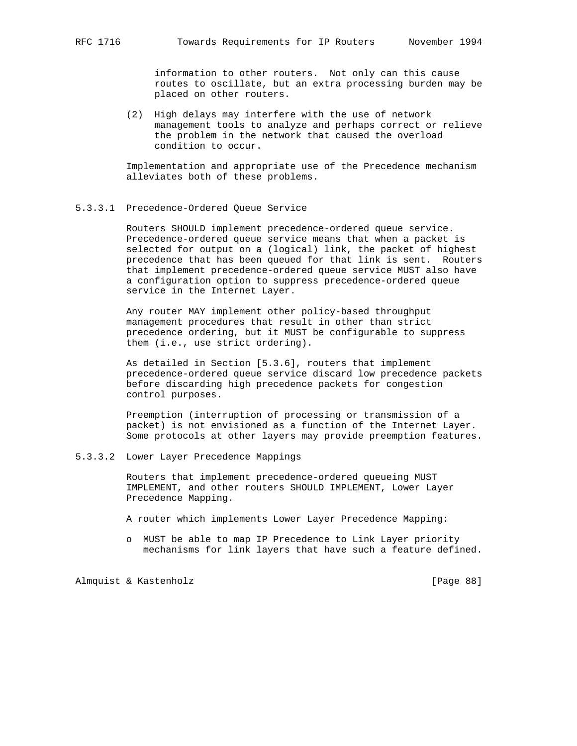information to other routers. Not only can this cause routes to oscillate, but an extra processing burden may be placed on other routers.

(2) High delays may interfere with the use of network management tools to analyze and perhaps correct or relieve the problem in the network that caused the overload condition to occur.

Implementation and appropriate use of the Precedence mechanism alleviates both of these problems.

### 5.3.3.1 Precedence-Ordered Queue Service

Routers SHOULD implement precedence-ordered queue service. Precedence-ordered queue service means that when a packet is selected for output on a (logical) link, the packet of highest precedence that has been queued for that link is sent. Routers that implement precedence-ordered queue service MUST also have a configuration option to suppress precedence-ordered queue service in the Internet Layer.

Any router MAY implement other policy-based throughput management procedures that result in other than strict precedence ordering, but it MUST be configurable to suppress them (i.e., use strict ordering).

As detailed in Section [5.3.6], routers that implement precedence-ordered queue service discard low precedence packets before discarding high precedence packets for congestion control purposes.

Preemption (interruption of processing or transmission of a packet) is not envisioned as a function of the Internet Layer. Some protocols at other layers may provide preemption features.

### 5.3.3.2 Lower Layer Precedence Mappings

Routers that implement precedence-ordered queueing MUST IMPLEMENT, and other routers SHOULD IMPLEMENT, Lower Layer Precedence Mapping.

A router which implements Lower Layer Precedence Mapping:

- MUST be able to map IP Precedence to Link Layer priority mechanisms for link layers that have such a feature defined.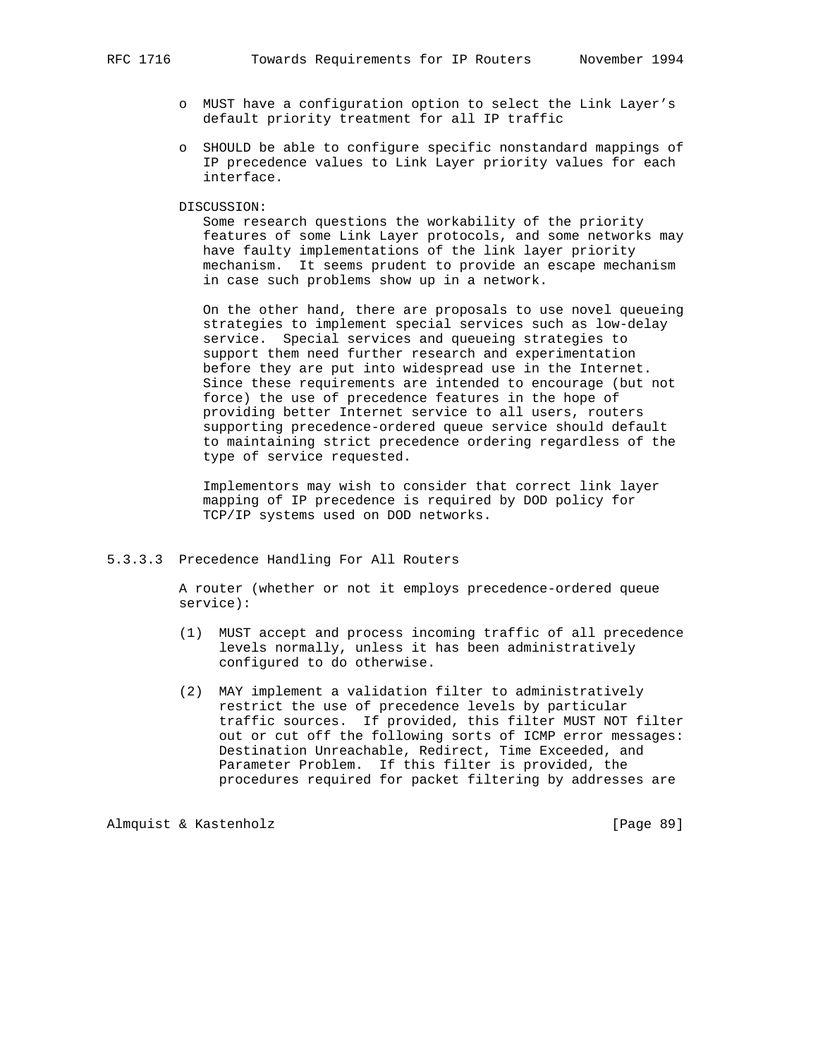- MUST have a configuration option to select the Link Layer's default priority treatment for all IP traffic

- SHOULD be able to configure specific nonstandard mappings of IP precedence values to Link Layer priority values for each interface.

DISCUSSION:

Some research questions the workability of the priority features of some Link Layer protocols, and some networks may have faulty implementations of the link layer priority mechanism. It seems prudent to provide an escape mechanism in case such problems show up in a network.

On the other hand, there are proposals to use novel queueing strategies to implement special services such as low-delay service. Special services and queueing strategies to support them need further research and experimentation before they are put into widespread use in the Internet. Since these requirements are intended to encourage (but not force) the use of precedence features in the hope of providing better Internet service to all users, routers supporting precedence-ordered queue service should default to maintaining strict precedence ordering regardless of the type of service requested.

Implementors may wish to consider that correct link layer mapping of IP precedence is required by DOD policy for TCP/IP systems used on DOD networks.

### 5.3.3.3 Precedence Handling For All Routers

A router (whether or not it employs precedence-ordered queue service):

(1) MUST accept and process incoming traffic of all precedence levels normally, unless it has been administratively configured to do otherwise.

(2) MAY implement a validation filter to administratively restrict the use of precedence levels by particular traffic sources. If provided, this filter MUST NOT filter out or cut off the following sorts of ICMP error messages: Destination Unreachable, Redirect, Time Exceeded, and Parameter Problem. If this filter is provided, the procedures required for packet filtering by addresses are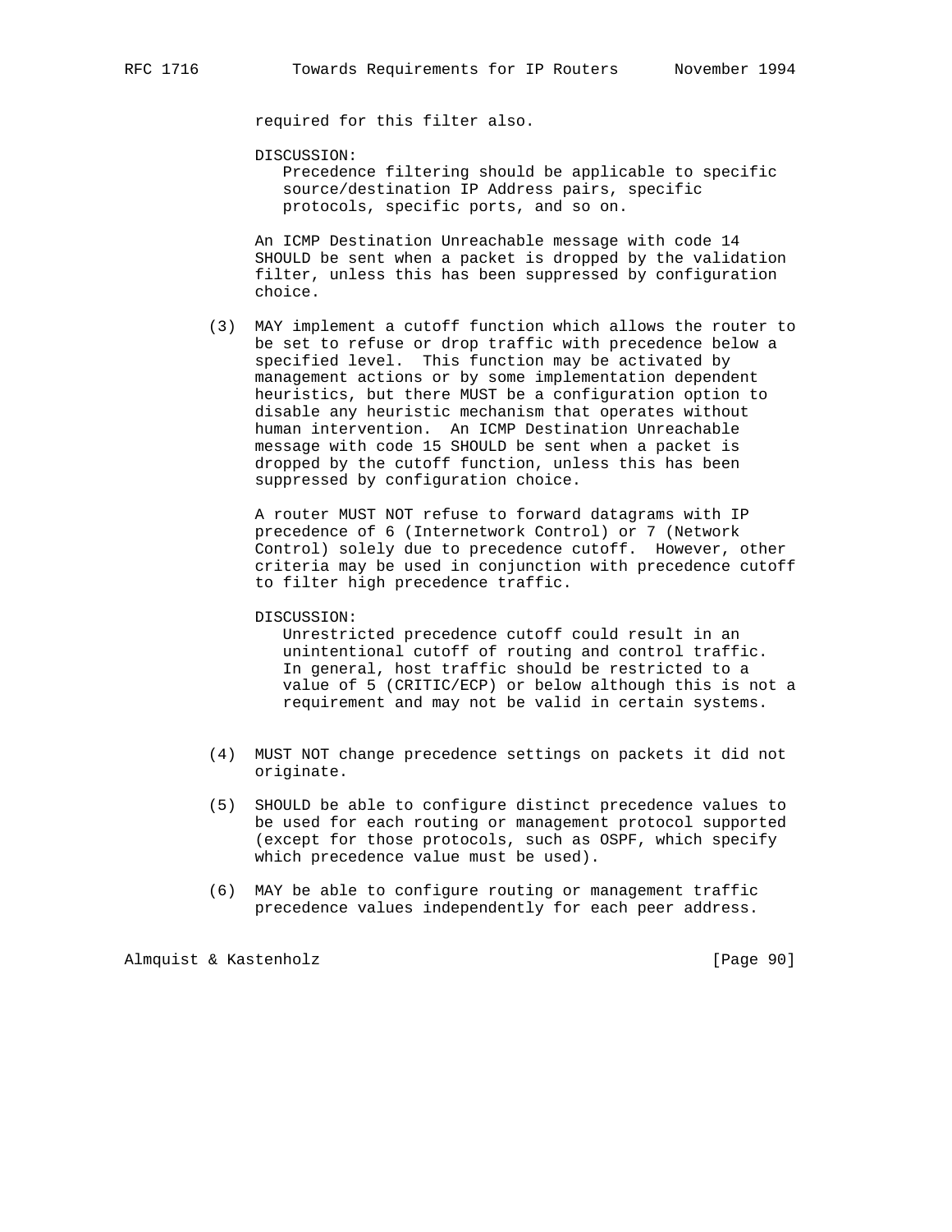required for this filter also.

DISCUSSION:
Precedence filtering should be applicable to specific source/destination IP Address pairs, specific protocols, specific ports, and so on.

An ICMP Destination Unreachable message with code 14 SHOULD be sent when a packet is dropped by the validation filter, unless this has been suppressed by configuration choice.

(3) MAY implement a cutoff function which allows the router to be set to refuse or drop traffic with precedence below a specified level. This function may be activated by management actions or by some implementation dependent heuristics, but there MUST be a configuration option to disable any heuristic mechanism that operates without human intervention. An ICMP Destination Unreachable message with code 15 SHOULD be sent when a packet is dropped by the cutoff function, unless this has been suppressed by configuration choice.

A router MUST NOT refuse to forward datagrams with IP precedence of 6 (Internetwork Control) or 7 (Network Control) solely due to precedence cutoff. However, other criteria may be used in conjunction with precedence cutoff to filter high precedence traffic.

DISCUSSION:
Unrestricted precedence cutoff could result in an unintentional cutoff of routing and control traffic. In general, host traffic should be restricted to a value of 5 (CRITIC/ECP) or below although this is not a requirement and may not be valid in certain systems.

(4) MUST NOT change precedence settings on packets it did not originate.

(5) SHOULD be able to configure distinct precedence values to be used for each routing or management protocol supported (except for those protocols, such as OSPF, which specify which precedence value must be used).

(6) MAY be able to configure routing or management traffic precedence values independently for each peer address.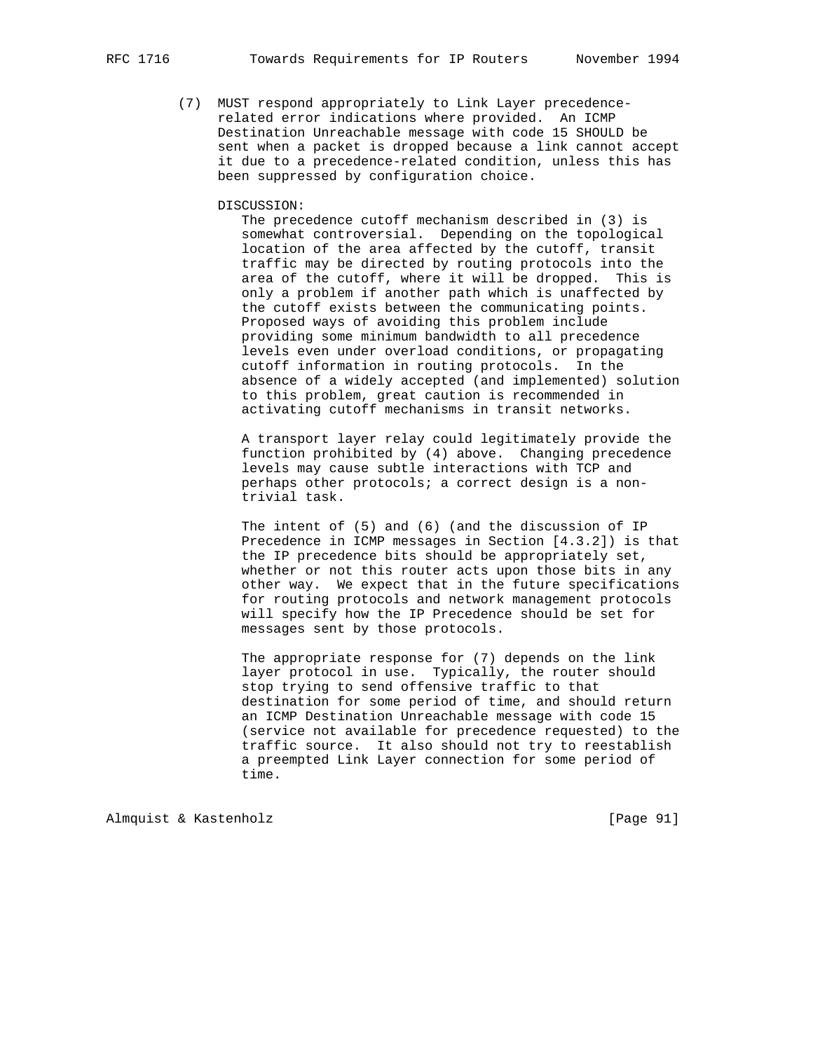(7) MUST respond appropriately to Link Layer precedence-related error indications where provided. An ICMP Destination Unreachable message with code 15 SHOULD be sent when a packet is dropped because a link cannot accept it due to a precedence-related condition, unless this has been suppressed by configuration choice.

DISCUSSION:

The precedence cutoff mechanism described in (3) is somewhat controversial. Depending on the topological location of the area affected by the cutoff, transit traffic may be directed by routing protocols into the area of the cutoff, where it will be dropped. This is only a problem if another path which is unaffected by the cutoff exists between the communicating points. Proposed ways of avoiding this problem include providing some minimum bandwidth to all precedence levels even under overload conditions, or propagating cutoff information in routing protocols. In the absence of a widely accepted (and implemented) solution to this problem, great caution is recommended in activating cutoff mechanisms in transit networks.

A transport layer relay could legitimately provide the function prohibited by (4) above. Changing precedence levels may cause subtle interactions with TCP and perhaps other protocols; a correct design is a non-trivial task.

The intent of (5) and (6) (and the discussion of IP Precedence in ICMP messages in Section [4.3.2]) is that the IP precedence bits should be appropriately set, whether or not this router acts upon those bits in any other way. We expect that in the future specifications for routing protocols and network management protocols will specify how the IP Precedence should be set for messages sent by those protocols.

The appropriate response for (7) depends on the link layer protocol in use. Typically, the router should stop trying to send offensive traffic to that destination for some period of time, and should return an ICMP Destination Unreachable message with code 15 (service not available for precedence requested) to the traffic source. It also should not try to reestablish a preempted Link Layer connection for some period of time.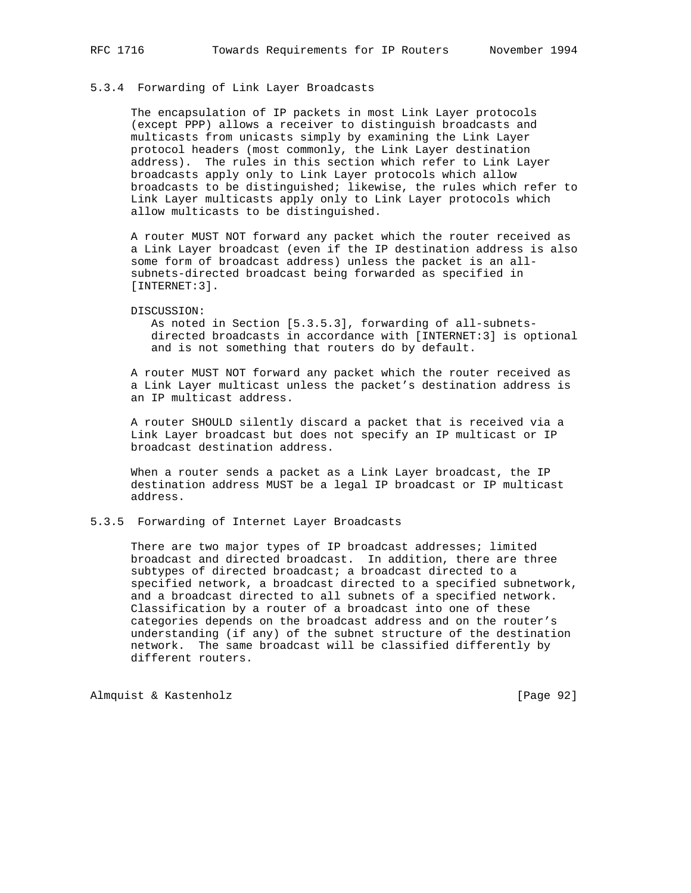### 5.3.4 Forwarding of Link Layer Broadcasts

The encapsulation of IP packets in most Link Layer protocols (except PPP) allows a receiver to distinguish broadcasts and multicasts from unicasts simply by examining the Link Layer protocol headers (most commonly, the Link Layer destination address). The rules in this section which refer to Link Layer broadcasts apply only to Link Layer protocols which allow broadcasts to be distinguished; likewise, the rules which refer to Link Layer multicasts apply only to Link Layer protocols which allow multicasts to be distinguished.

A router MUST NOT forward any packet which the router received as a Link Layer broadcast (even if the IP destination address is also some form of broadcast address) unless the packet is an all-subnets-directed broadcast being forwarded as specified in [INTERNET:3].

DISCUSSION:
As noted in Section [5.3.5.3], forwarding of all-subnets-directed broadcasts in accordance with [INTERNET:3] is optional and is not something that routers do by default.

A router MUST NOT forward any packet which the router received as a Link Layer multicast unless the packet's destination address is an IP multicast address.

A router SHOULD silently discard a packet that is received via a Link Layer broadcast but does not specify an IP multicast or IP broadcast destination address.

When a router sends a packet as a Link Layer broadcast, the IP destination address MUST be a legal IP broadcast or IP multicast address.

### 5.3.5 Forwarding of Internet Layer Broadcasts

There are two major types of IP broadcast addresses; limited broadcast and directed broadcast. In addition, there are three subtypes of directed broadcast; a broadcast directed to a specified network, a broadcast directed to a specified subnetwork, and a broadcast directed to all subnets of a specified network. Classification by a router of a broadcast into one of these categories depends on the broadcast address and on the router's understanding (if any) of the subnet structure of the destination network. The same broadcast will be classified differently by different routers.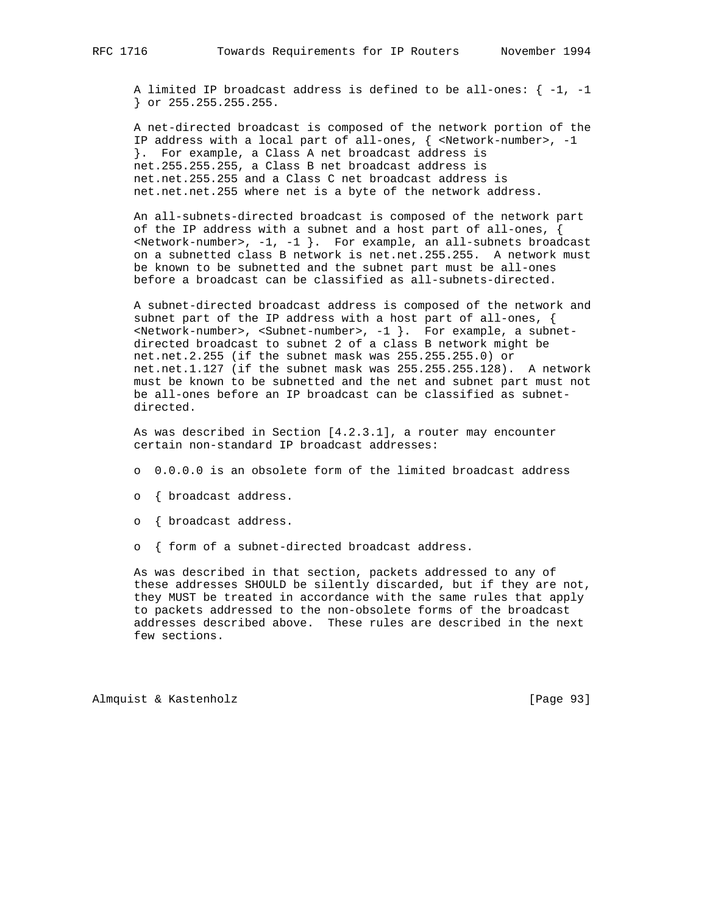A limited IP broadcast address is defined to be all-ones: { -1, -1 } or 255.255.255.255.

A net-directed broadcast is composed of the network portion of the IP address with a local part of all-ones, { <Network-number>, -1 }. For example, a Class A net broadcast address is net.255.255.255, a Class B net broadcast address is net.net.255.255 and a Class C net broadcast address is net.net.net.255 where net is a byte of the network address.

An all-subnets-directed broadcast is composed of the network part of the IP address with a subnet and a host part of all-ones, { <Network-number>, -1, -1 }. For example, an all-subnets broadcast on a subnetted class B network is net.net.255.255. A network must be known to be subnetted and the subnet part must be all-ones before a broadcast can be classified as all-subnets-directed.

A subnet-directed broadcast address is composed of the network and subnet part of the IP address with a host part of all-ones, { <Network-number>, <Subnet-number>, -1 }. For example, a subnet-directed broadcast to subnet 2 of a class B network might be net.net.2.255 (if the subnet mask was 255.255.255.0) or net.net.1.127 (if the subnet mask was 255.255.255.128). A network must be known to be subnetted and the net and subnet part must not be all-ones before an IP broadcast can be classified as subnet-directed.

As was described in Section [4.2.3.1], a router may encounter certain non-standard IP broadcast addresses:

- 0.0.0.0 is an obsolete form of the limited broadcast address
- { broadcast address.
- { broadcast address.
- { form of a subnet-directed broadcast address.

As was described in that section, packets addressed to any of these addresses SHOULD be silently discarded, but if they are not, they MUST be treated in accordance with the same rules that apply to packets addressed to the non-obsolete forms of the broadcast addresses described above. These rules are described in the next few sections.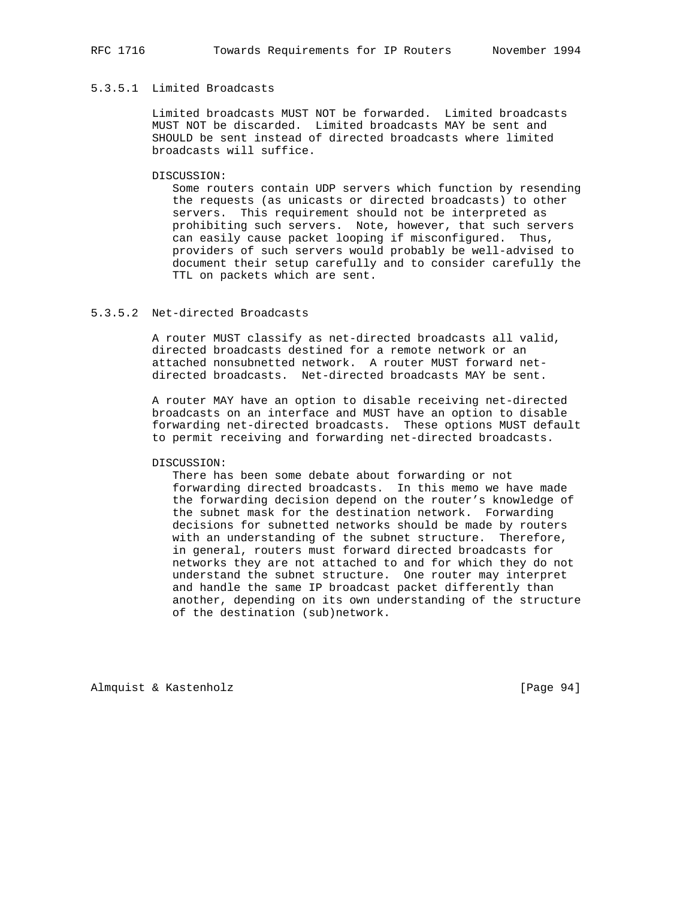#### 5.3.5.1 Limited Broadcasts

Limited broadcasts MUST NOT be forwarded. Limited broadcasts MUST NOT be discarded. Limited broadcasts MAY be sent and SHOULD be sent instead of directed broadcasts where limited broadcasts will suffice.

DISCUSSION:
Some routers contain UDP servers which function by resending the requests (as unicasts or directed broadcasts) to other servers. This requirement should not be interpreted as prohibiting such servers. Note, however, that such servers can easily cause packet looping if misconfigured. Thus, providers of such servers would probably be well-advised to document their setup carefully and to consider carefully the TTL on packets which are sent.

#### 5.3.5.2 Net-directed Broadcasts

A router MUST classify as net-directed broadcasts all valid, directed broadcasts destined for a remote network or an attached nonsubnetted network. A router MUST forward net-directed broadcasts. Net-directed broadcasts MAY be sent.

A router MAY have an option to disable receiving net-directed broadcasts on an interface and MUST have an option to disable forwarding net-directed broadcasts. These options MUST default to permit receiving and forwarding net-directed broadcasts.

DISCUSSION:
There has been some debate about forwarding or not forwarding directed broadcasts. In this memo we have made the forwarding decision depend on the router's knowledge of the subnet mask for the destination network. Forwarding decisions for subnetted networks should be made by routers with an understanding of the subnet structure. Therefore, in general, routers must forward directed broadcasts for networks they are not attached to and for which they do not understand the subnet structure. One router may interpret and handle the same IP broadcast packet differently than another, depending on its own understanding of the structure of the destination (sub)network.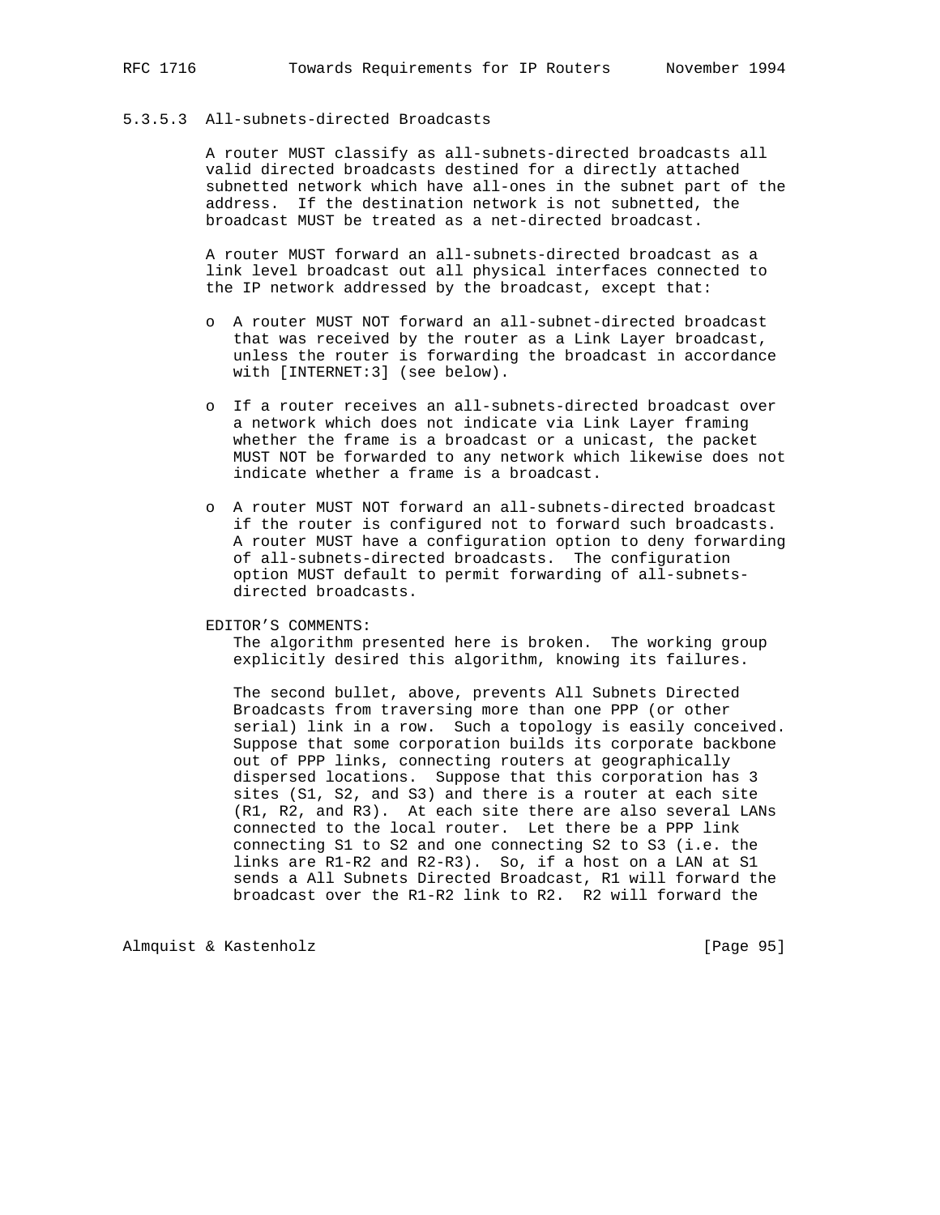#### 5.3.5.3 All-subnets-directed Broadcasts

A router MUST classify as all-subnets-directed broadcasts all valid directed broadcasts destined for a directly attached subnetted network which have all-ones in the subnet part of the address. If the destination network is not subnetted, the broadcast MUST be treated as a net-directed broadcast.

A router MUST forward an all-subnets-directed broadcast as a link level broadcast out all physical interfaces connected to the IP network addressed by the broadcast, except that:

- A router MUST NOT forward an all-subnet-directed broadcast that was received by the router as a Link Layer broadcast, unless the router is forwarding the broadcast in accordance with [INTERNET:3] (see below).

- If a router receives an all-subnets-directed broadcast over a network which does not indicate via Link Layer framing whether the frame is a broadcast or a unicast, the packet MUST NOT be forwarded to any network which likewise does not indicate whether a frame is a broadcast.

- A router MUST NOT forward an all-subnets-directed broadcast if the router is configured not to forward such broadcasts. A router MUST have a configuration option to deny forwarding of all-subnets-directed broadcasts. The configuration option MUST default to permit forwarding of all-subnets-directed broadcasts.

EDITOR'S COMMENTS:

The algorithm presented here is broken. The working group explicitly desired this algorithm, knowing its failures.

The second bullet, above, prevents All Subnets Directed Broadcasts from traversing more than one PPP (or other serial) link in a row. Such a topology is easily conceived. Suppose that some corporation builds its corporate backbone out of PPP links, connecting routers at geographically dispersed locations. Suppose that this corporation has 3 sites (S1, S2, and S3) and there is a router at each site (R1, R2, and R3). At each site there are also several LANs connected to the local router. Let there be a PPP link connecting S1 to S2 and one connecting S2 to S3 (i.e. the links are R1-R2 and R2-R3). So, if a host on a LAN at S1 sends a All Subnets Directed Broadcast, R1 will forward the broadcast over the R1-R2 link to R2. R2 will forward the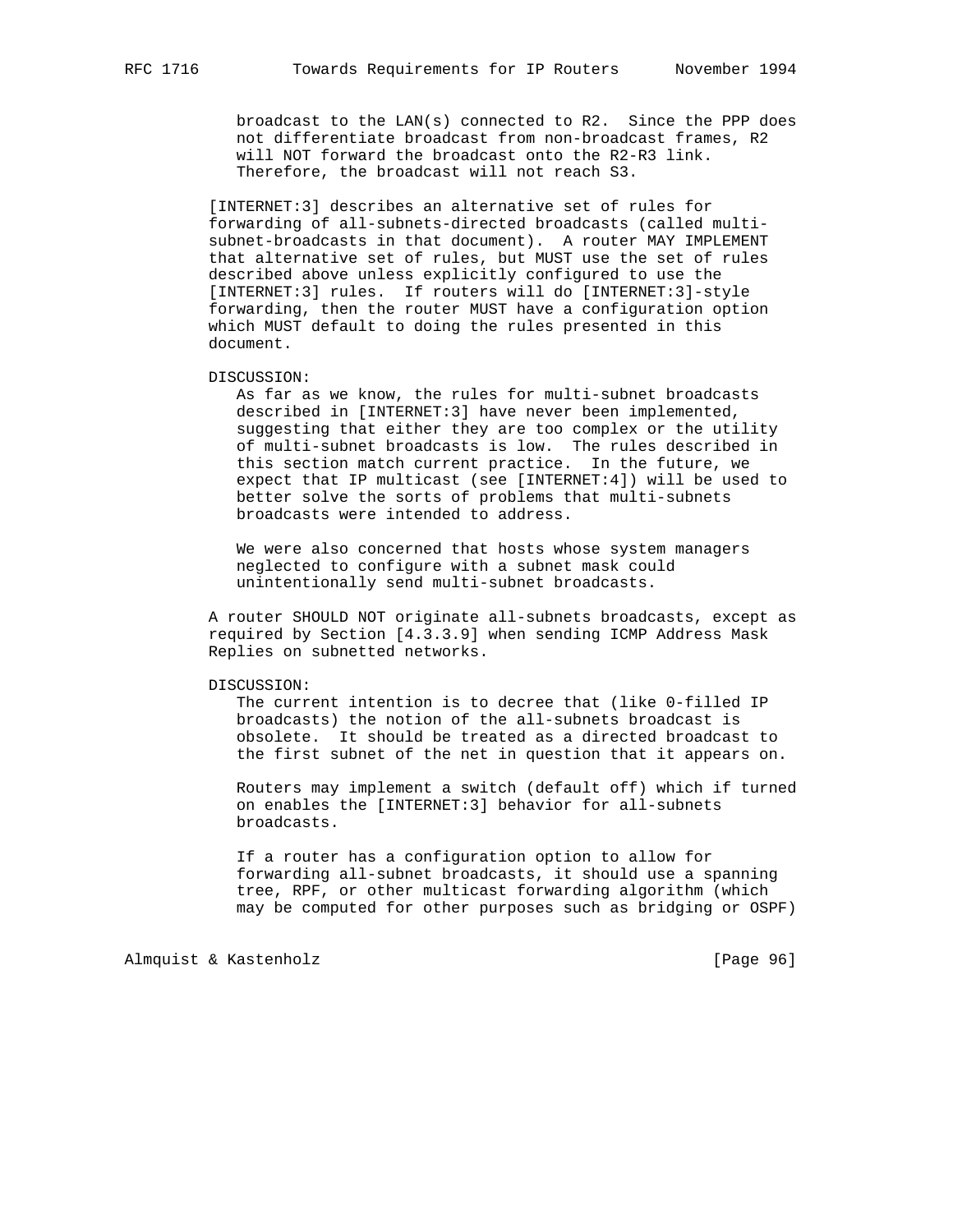broadcast to the LAN(s) connected to R2. Since the PPP does not differentiate broadcast from non-broadcast frames, R2 will NOT forward the broadcast onto the R2-R3 link. Therefore, the broadcast will not reach S3.

[INTERNET:3] describes an alternative set of rules for forwarding of all-subnets-directed broadcasts (called multi-subnet-broadcasts in that document). A router MAY IMPLEMENT that alternative set of rules, but MUST use the set of rules described above unless explicitly configured to use the [INTERNET:3] rules. If routers will do [INTERNET:3]-style forwarding, then the router MUST have a configuration option which MUST default to doing the rules presented in this document.

DISCUSSION:

As far as we know, the rules for multi-subnet broadcasts described in [INTERNET:3] have never been implemented, suggesting that either they are too complex or the utility of multi-subnet broadcasts is low. The rules described in this section match current practice. In the future, we expect that IP multicast (see [INTERNET:4]) will be used to better solve the sorts of problems that multi-subnets broadcasts were intended to address.

We were also concerned that hosts whose system managers neglected to configure with a subnet mask could unintentionally send multi-subnet broadcasts.

A router SHOULD NOT originate all-subnets broadcasts, except as required by Section [4.3.3.9] when sending ICMP Address Mask Replies on subnetted networks.

DISCUSSION:

The current intention is to decree that (like 0-filled IP broadcasts) the notion of the all-subnets broadcast is obsolete. It should be treated as a directed broadcast to the first subnet of the net in question that it appears on.

Routers may implement a switch (default off) which if turned on enables the [INTERNET:3] behavior for all-subnets broadcasts.

If a router has a configuration option to allow for forwarding all-subnet broadcasts, it should use a spanning tree, RPF, or other multicast forwarding algorithm (which may be computed for other purposes such as bridging or OSPF)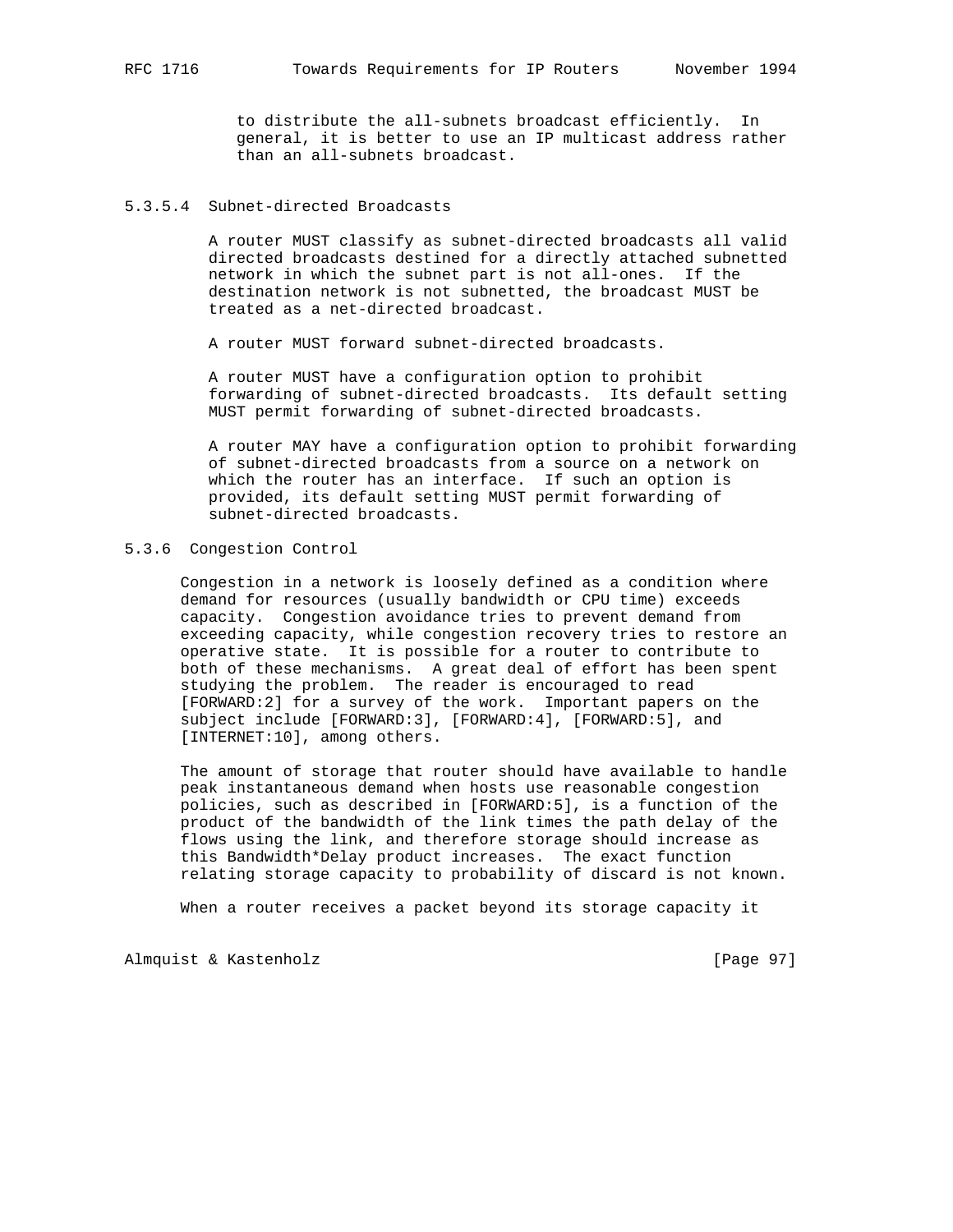to distribute the all-subnets broadcast efficiently. In general, it is better to use an IP multicast address rather than an all-subnets broadcast.

#### 5.3.5.4 Subnet-directed Broadcasts

A router MUST classify as subnet-directed broadcasts all valid directed broadcasts destined for a directly attached subnetted network in which the subnet part is not all-ones. If the destination network is not subnetted, the broadcast MUST be treated as a net-directed broadcast.

A router MUST forward subnet-directed broadcasts.

A router MUST have a configuration option to prohibit forwarding of subnet-directed broadcasts. Its default setting MUST permit forwarding of subnet-directed broadcasts.

A router MAY have a configuration option to prohibit forwarding of subnet-directed broadcasts from a source on a network on which the router has an interface. If such an option is provided, its default setting MUST permit forwarding of subnet-directed broadcasts.

### 5.3.6 Congestion Control

Congestion in a network is loosely defined as a condition where demand for resources (usually bandwidth or CPU time) exceeds capacity. Congestion avoidance tries to prevent demand from exceeding capacity, while congestion recovery tries to restore an operative state. It is possible for a router to contribute to both of these mechanisms. A great deal of effort has been spent studying the problem. The reader is encouraged to read [FORWARD:2] for a survey of the work. Important papers on the subject include [FORWARD:3], [FORWARD:4], [FORWARD:5], and [INTERNET:10], among others.

The amount of storage that router should have available to handle peak instantaneous demand when hosts use reasonable congestion policies, such as described in [FORWARD:5], is a function of the product of the bandwidth of the link times the path delay of the flows using the link, and therefore storage should increase as this Bandwidth*Delay product increases. The exact function relating storage capacity to probability of discard is not known.

When a router receives a packet beyond its storage capacity it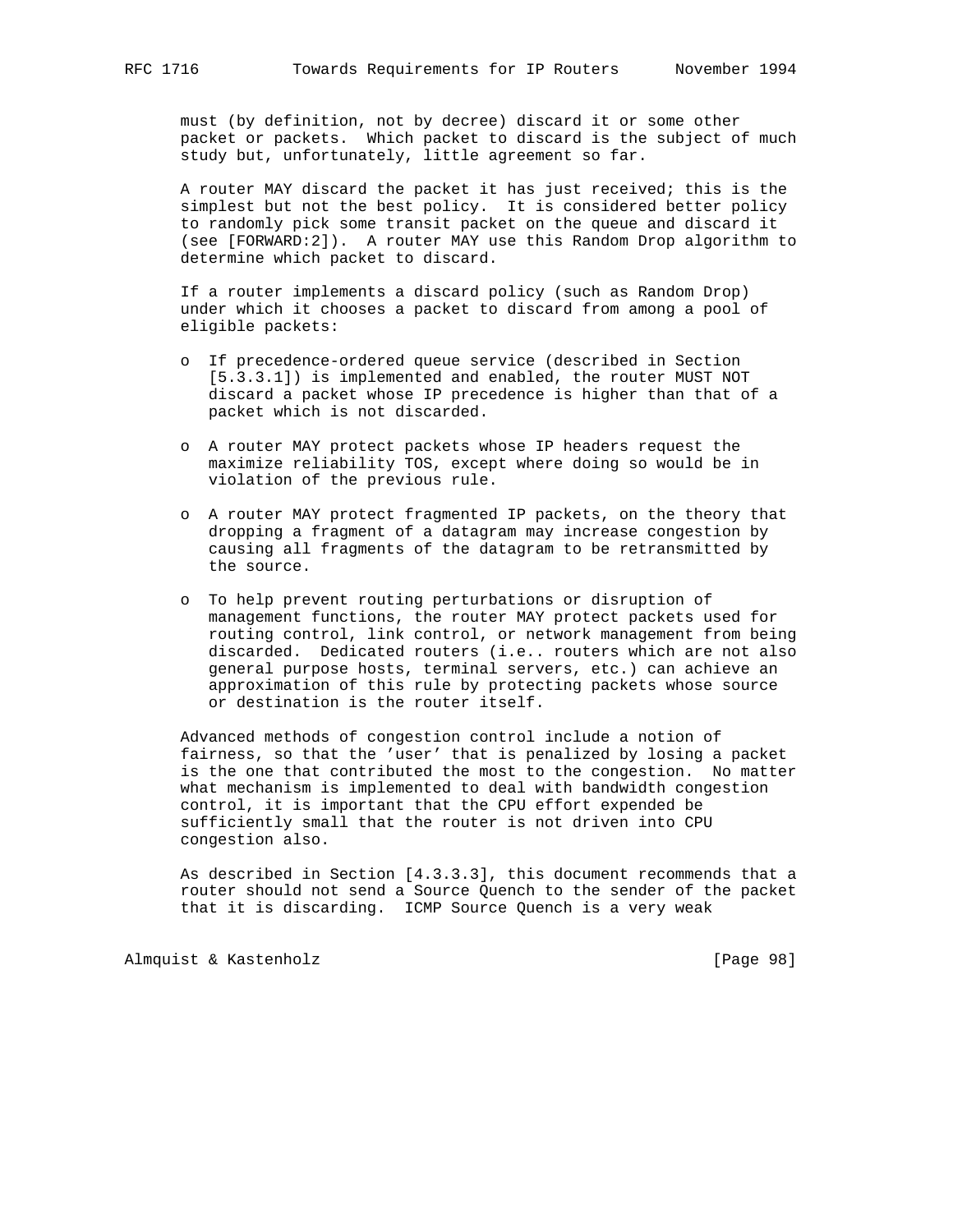must (by definition, not by decree) discard it or some other packet or packets. Which packet to discard is the subject of much study but, unfortunately, little agreement so far.

A router MAY discard the packet it has just received; this is the simplest but not the best policy. It is considered better policy to randomly pick some transit packet on the queue and discard it (see [FORWARD:2]). A router MAY use this Random Drop algorithm to determine which packet to discard.

If a router implements a discard policy (such as Random Drop) under which it chooses a packet to discard from among a pool of eligible packets:

- If precedence-ordered queue service (described in Section [5.3.3.1]) is implemented and enabled, the router MUST NOT discard a packet whose IP precedence is higher than that of a packet which is not discarded.
- A router MAY protect packets whose IP headers request the maximize reliability TOS, except where doing so would be in violation of the previous rule.
- A router MAY protect fragmented IP packets, on the theory that dropping a fragment of a datagram may increase congestion by causing all fragments of the datagram to be retransmitted by the source.
- To help prevent routing perturbations or disruption of management functions, the router MAY protect packets used for routing control, link control, or network management from being discarded. Dedicated routers (i.e.. routers which are not also general purpose hosts, terminal servers, etc.) can achieve an approximation of this rule by protecting packets whose source or destination is the router itself.

Advanced methods of congestion control include a notion of fairness, so that the 'user' that is penalized by losing a packet is the one that contributed the most to the congestion. No matter what mechanism is implemented to deal with bandwidth congestion control, it is important that the CPU effort expended be sufficiently small that the router is not driven into CPU congestion also.

As described in Section [4.3.3.3], this document recommends that a router should not send a Source Quench to the sender of the packet that it is discarding. ICMP Source Quench is a very weak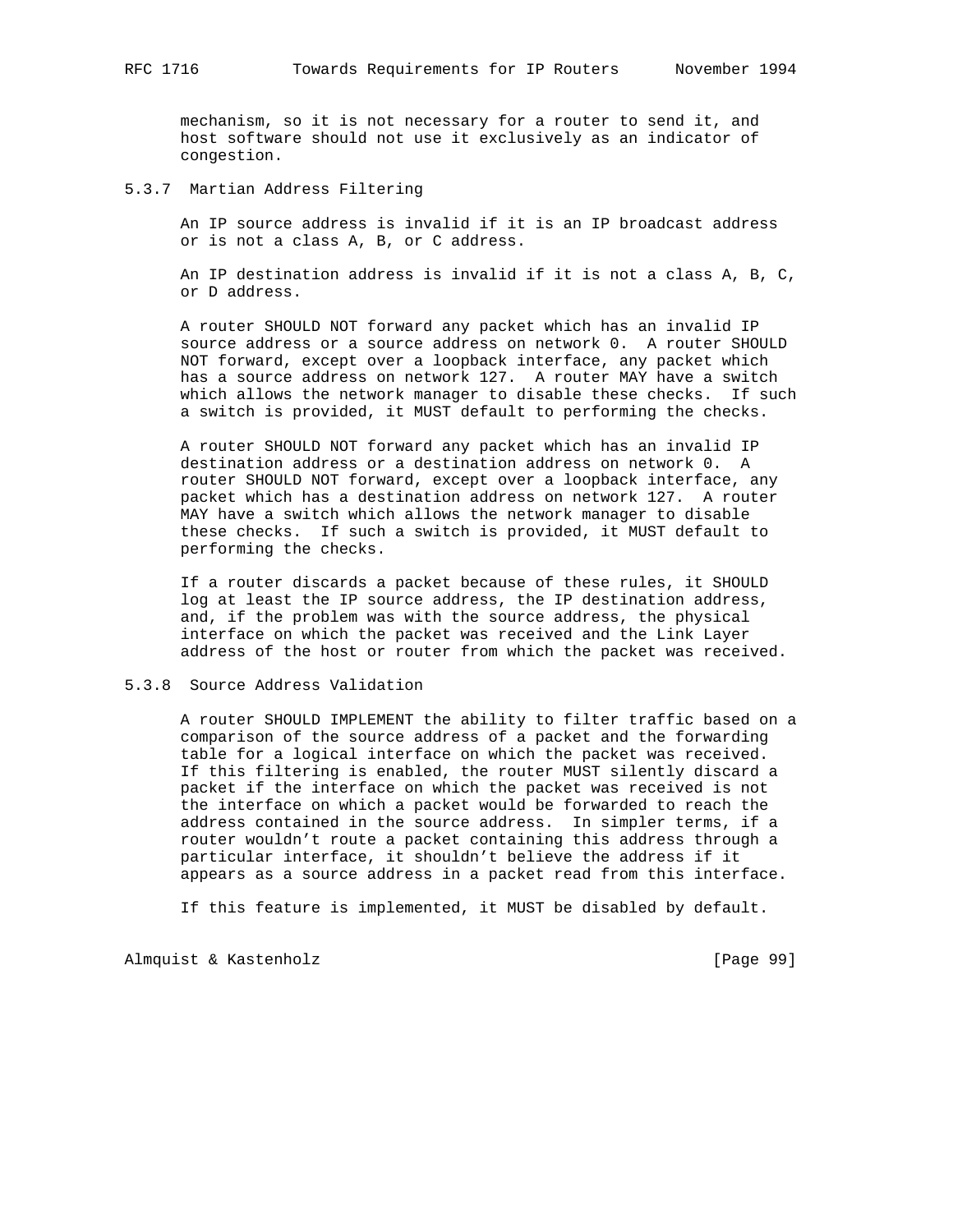mechanism, so it is not necessary for a router to send it, and host software should not use it exclusively as an indicator of congestion.

### 5.3.7 Martian Address Filtering

An IP source address is invalid if it is an IP broadcast address or is not a class A, B, or C address.

An IP destination address is invalid if it is not a class A, B, C, or D address.

A router SHOULD NOT forward any packet which has an invalid IP source address or a source address on network 0. A router SHOULD NOT forward, except over a loopback interface, any packet which has a source address on network 127. A router MAY have a switch which allows the network manager to disable these checks. If such a switch is provided, it MUST default to performing the checks.

A router SHOULD NOT forward any packet which has an invalid IP destination address or a destination address on network 0. A router SHOULD NOT forward, except over a loopback interface, any packet which has a destination address on network 127. A router MAY have a switch which allows the network manager to disable these checks. If such a switch is provided, it MUST default to performing the checks.

If a router discards a packet because of these rules, it SHOULD log at least the IP source address, the IP destination address, and, if the problem was with the source address, the physical interface on which the packet was received and the Link Layer address of the host or router from which the packet was received.

### 5.3.8 Source Address Validation

A router SHOULD IMPLEMENT the ability to filter traffic based on a comparison of the source address of a packet and the forwarding table for a logical interface on which the packet was received. If this filtering is enabled, the router MUST silently discard a packet if the interface on which the packet was received is not the interface on which a packet would be forwarded to reach the address contained in the source address. In simpler terms, if a router wouldn't route a packet containing this address through a particular interface, it shouldn't believe the address if it appears as a source address in a packet read from this interface.

If this feature is implemented, it MUST be disabled by default.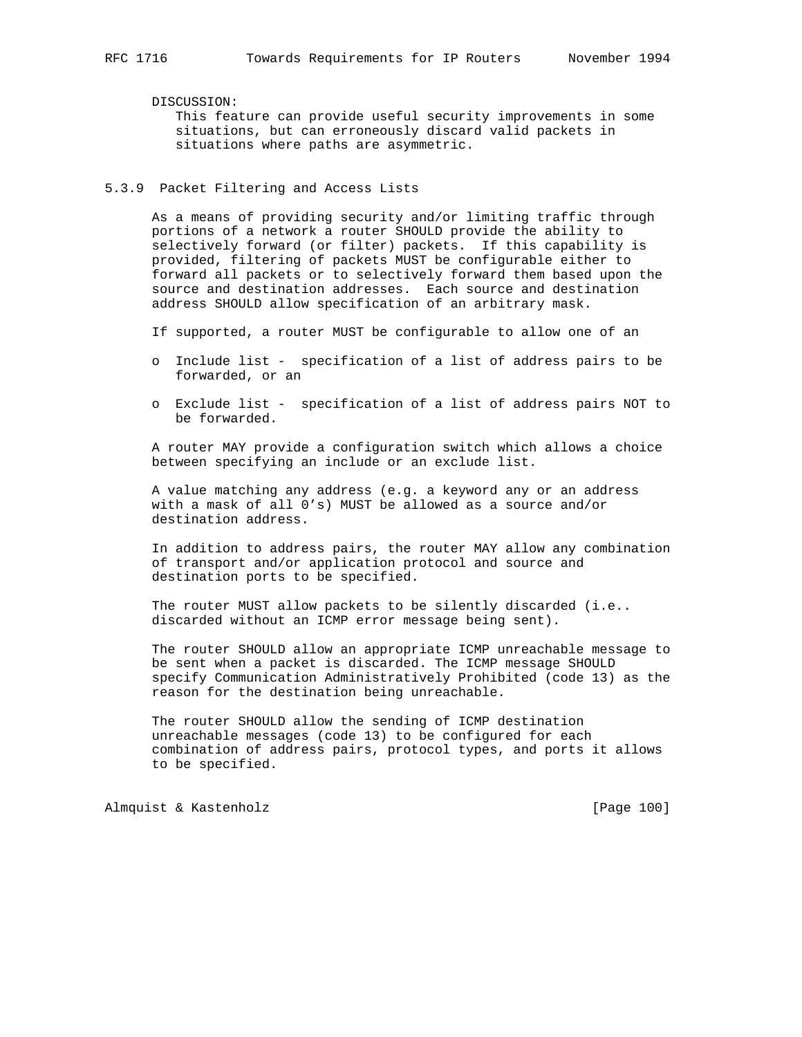DISCUSSION:
This feature can provide useful security improvements in some situations, but can erroneously discard valid packets in situations where paths are asymmetric.

### 5.3.9 Packet Filtering and Access Lists

As a means of providing security and/or limiting traffic through portions of a network a router SHOULD provide the ability to selectively forward (or filter) packets. If this capability is provided, filtering of packets MUST be configurable either to forward all packets or to selectively forward them based upon the source and destination addresses. Each source and destination address SHOULD allow specification of an arbitrary mask.

If supported, a router MUST be configurable to allow one of an

- o Include list - specification of a list of address pairs to be forwarded, or an
- o Exclude list - specification of a list of address pairs NOT to be forwarded.

A router MAY provide a configuration switch which allows a choice between specifying an include or an exclude list.

A value matching any address (e.g. a keyword any or an address with a mask of all 0's) MUST be allowed as a source and/or destination address.

In addition to address pairs, the router MAY allow any combination of transport and/or application protocol and source and destination ports to be specified.

The router MUST allow packets to be silently discarded (i.e.. discarded without an ICMP error message being sent).

The router SHOULD allow an appropriate ICMP unreachable message to be sent when a packet is discarded. The ICMP message SHOULD specify Communication Administratively Prohibited (code 13) as the reason for the destination being unreachable.

The router SHOULD allow the sending of ICMP destination unreachable messages (code 13) to be configured for each combination of address pairs, protocol types, and ports it allows to be specified.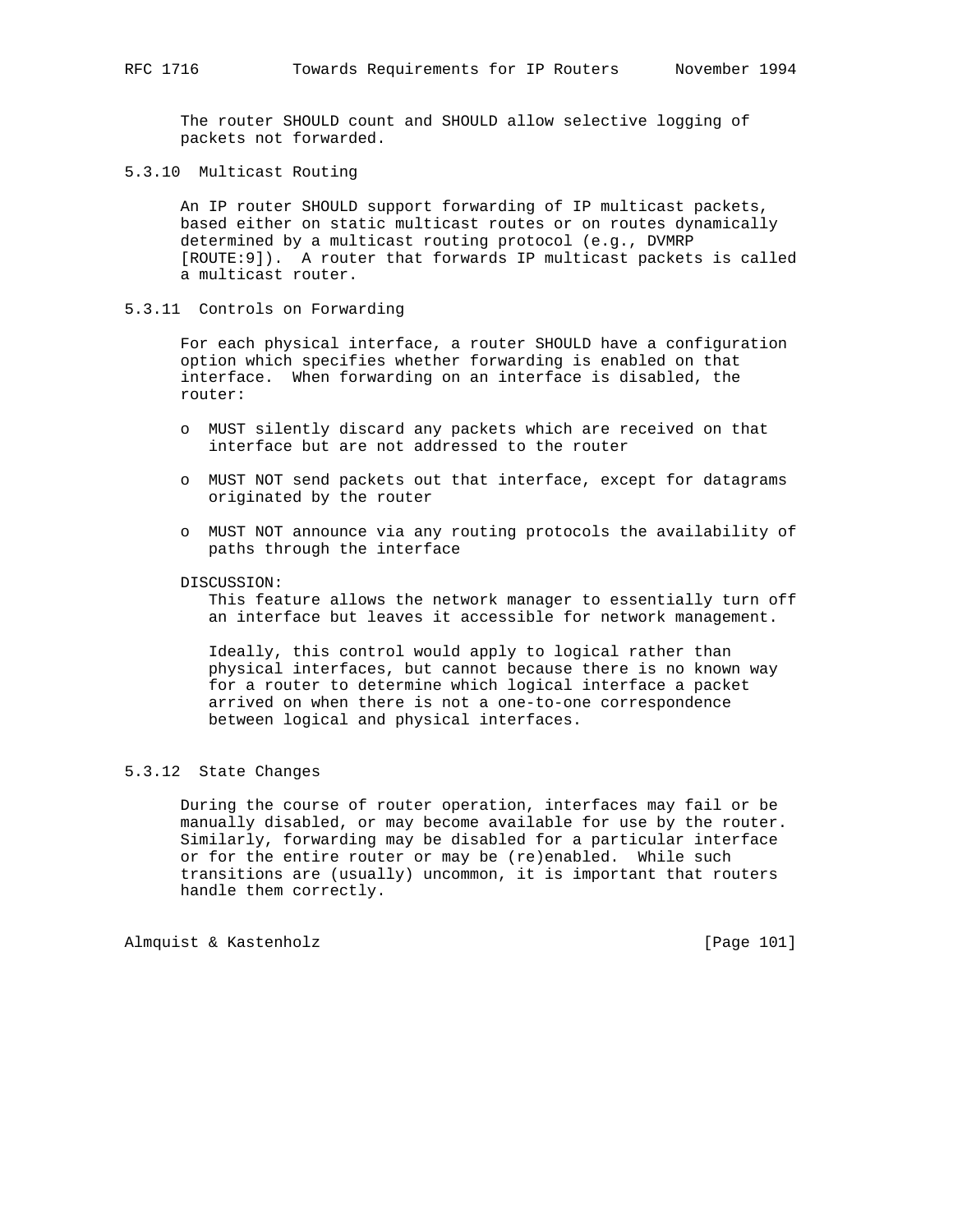The router SHOULD count and SHOULD allow selective logging of packets not forwarded.

### 5.3.10 Multicast Routing

An IP router SHOULD support forwarding of IP multicast packets, based either on static multicast routes or on routes dynamically determined by a multicast routing protocol (e.g., DVMRP [ROUTE:9]). A router that forwards IP multicast packets is called a multicast router.

### 5.3.11 Controls on Forwarding

For each physical interface, a router SHOULD have a configuration option which specifies whether forwarding is enabled on that interface. When forwarding on an interface is disabled, the router:

- MUST silently discard any packets which are received on that interface but are not addressed to the router
- MUST NOT send packets out that interface, except for datagrams originated by the router
- MUST NOT announce via any routing protocols the availability of paths through the interface

DISCUSSION:

This feature allows the network manager to essentially turn off an interface but leaves it accessible for network management.

Ideally, this control would apply to logical rather than physical interfaces, but cannot because there is no known way for a router to determine which logical interface a packet arrived on when there is not a one-to-one correspondence between logical and physical interfaces.

### 5.3.12 State Changes

During the course of router operation, interfaces may fail or be manually disabled, or may become available for use by the router. Similarly, forwarding may be disabled for a particular interface or for the entire router or may be (re)enabled. While such transitions are (usually) uncommon, it is important that routers handle them correctly.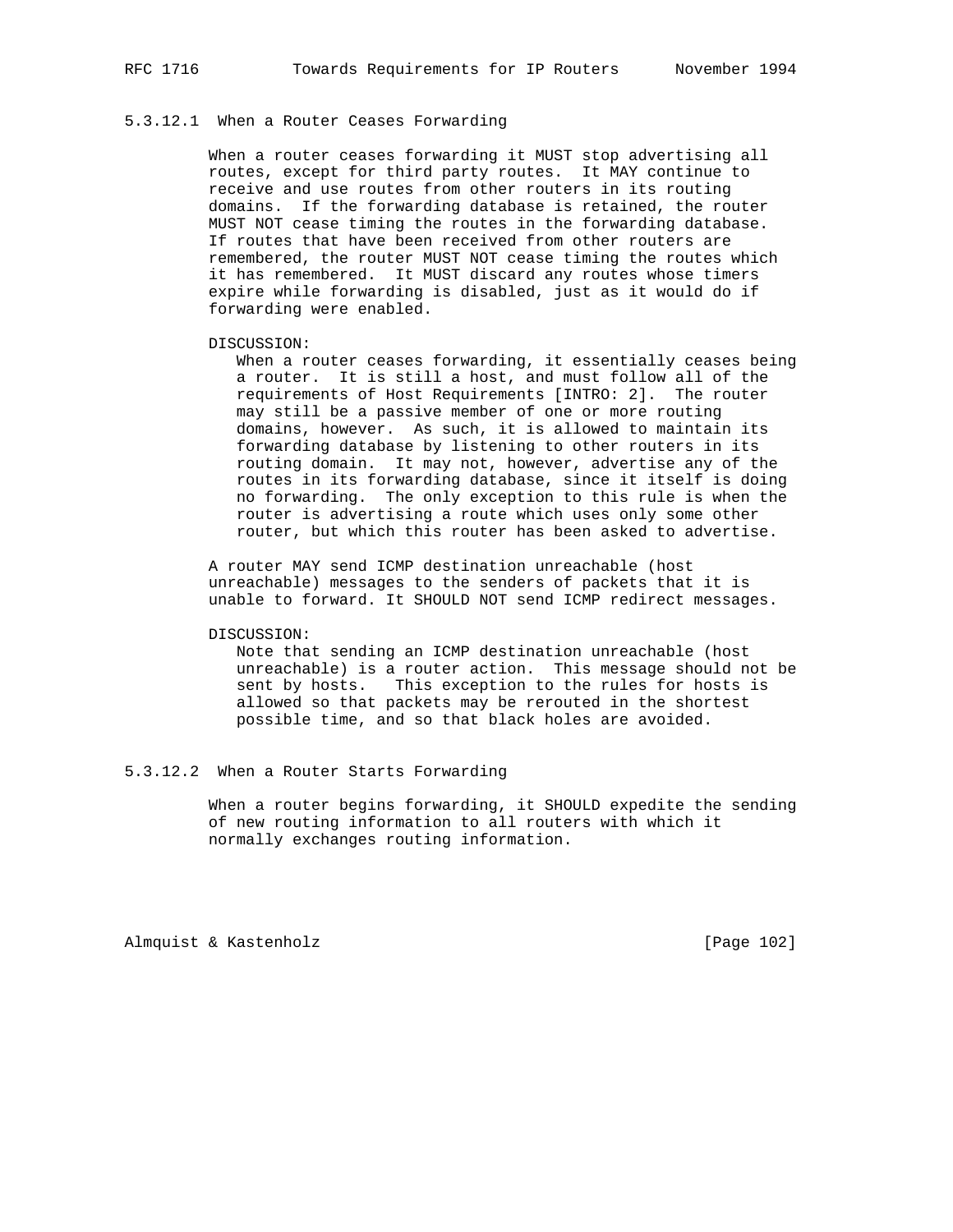#### 5.3.12.1 When a Router Ceases Forwarding

When a router ceases forwarding it MUST stop advertising all routes, except for third party routes. It MAY continue to receive and use routes from other routers in its routing domains. If the forwarding database is retained, the router MUST NOT cease timing the routes in the forwarding database. If routes that have been received from other routers are remembered, the router MUST NOT cease timing the routes which it has remembered. It MUST discard any routes whose timers expire while forwarding is disabled, just as it would do if forwarding were enabled.

DISCUSSION:
When a router ceases forwarding, it essentially ceases being a router. It is still a host, and must follow all of the requirements of Host Requirements [INTRO: 2]. The router may still be a passive member of one or more routing domains, however. As such, it is allowed to maintain its forwarding database by listening to other routers in its routing domain. It may not, however, advertise any of the routes in its forwarding database, since it itself is doing no forwarding. The only exception to this rule is when the router is advertising a route which uses only some other router, but which this router has been asked to advertise.

A router MAY send ICMP destination unreachable (host unreachable) messages to the senders of packets that it is unable to forward. It SHOULD NOT send ICMP redirect messages.

DISCUSSION:
Note that sending an ICMP destination unreachable (host unreachable) is a router action. This message should not be sent by hosts. This exception to the rules for hosts is allowed so that packets may be rerouted in the shortest possible time, and so that black holes are avoided.

#### 5.3.12.2 When a Router Starts Forwarding

When a router begins forwarding, it SHOULD expedite the sending of new routing information to all routers with which it normally exchanges routing information.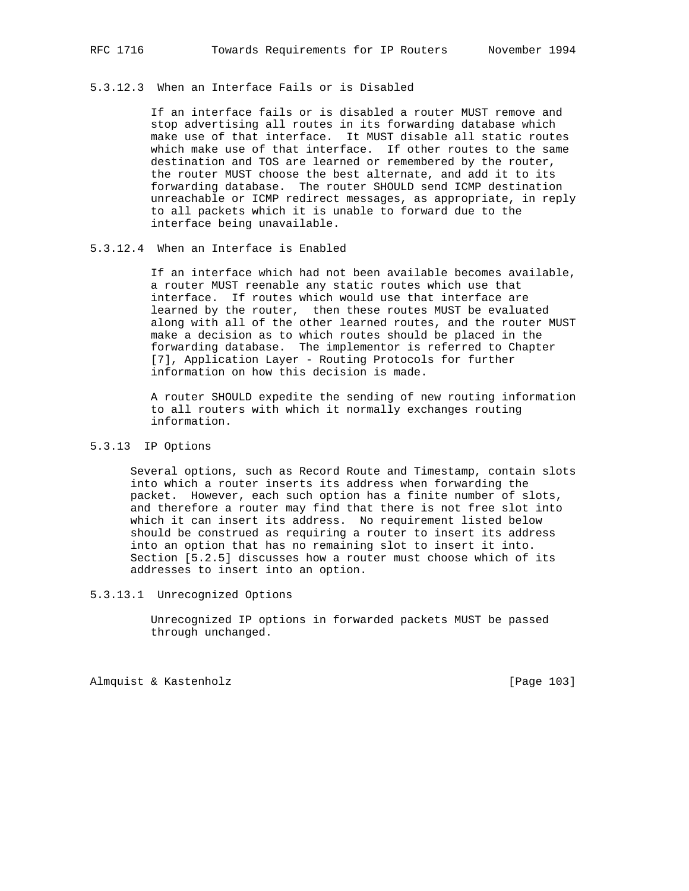#### 5.3.12.3 When an Interface Fails or is Disabled

If an interface fails or is disabled a router MUST remove and stop advertising all routes in its forwarding database which make use of that interface. It MUST disable all static routes which make use of that interface. If other routes to the same destination and TOS are learned or remembered by the router, the router MUST choose the best alternate, and add it to its forwarding database. The router SHOULD send ICMP destination unreachable or ICMP redirect messages, as appropriate, in reply to all packets which it is unable to forward due to the interface being unavailable.

#### 5.3.12.4 When an Interface is Enabled

If an interface which had not been available becomes available, a router MUST reenable any static routes which use that interface. If routes which would use that interface are learned by the router, then these routes MUST be evaluated along with all of the other learned routes, and the router MUST make a decision as to which routes should be placed in the forwarding database. The implementor is referred to Chapter [7], Application Layer - Routing Protocols for further information on how this decision is made.

A router SHOULD expedite the sending of new routing information to all routers with which it normally exchanges routing information.

### 5.3.13 IP Options

Several options, such as Record Route and Timestamp, contain slots into which a router inserts its address when forwarding the packet. However, each such option has a finite number of slots, and therefore a router may find that there is not free slot into which it can insert its address. No requirement listed below should be construed as requiring a router to insert its address into an option that has no remaining slot to insert it into. Section [5.2.5] discusses how a router must choose which of its addresses to insert into an option.

#### 5.3.13.1 Unrecognized Options

Unrecognized IP options in forwarded packets MUST be passed through unchanged.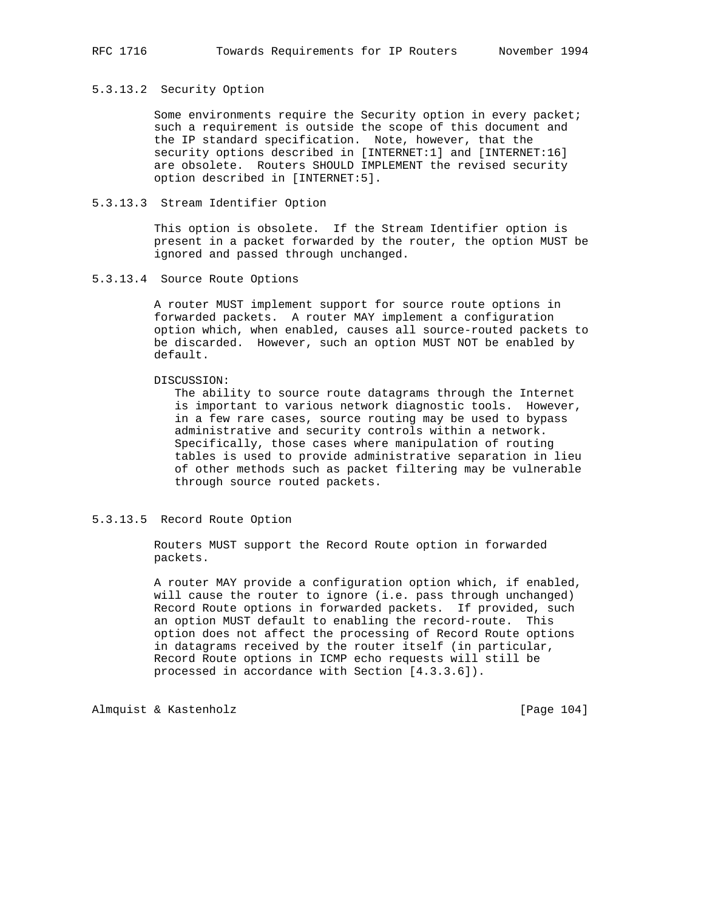#### 5.3.13.2 Security Option

Some environments require the Security option in every packet; such a requirement is outside the scope of this document and the IP standard specification. Note, however, that the security options described in [INTERNET:1] and [INTERNET:16] are obsolete. Routers SHOULD IMPLEMENT the revised security option described in [INTERNET:5].

#### 5.3.13.3 Stream Identifier Option

This option is obsolete. If the Stream Identifier option is present in a packet forwarded by the router, the option MUST be ignored and passed through unchanged.

#### 5.3.13.4 Source Route Options

A router MUST implement support for source route options in forwarded packets. A router MAY implement a configuration option which, when enabled, causes all source-routed packets to be discarded. However, such an option MUST NOT be enabled by default.

DISCUSSION:
The ability to source route datagrams through the Internet is important to various network diagnostic tools. However, in a few rare cases, source routing may be used to bypass administrative and security controls within a network. Specifically, those cases where manipulation of routing tables is used to provide administrative separation in lieu of other methods such as packet filtering may be vulnerable through source routed packets.

#### 5.3.13.5 Record Route Option

Routers MUST support the Record Route option in forwarded packets.

A router MAY provide a configuration option which, if enabled, will cause the router to ignore (i.e. pass through unchanged) Record Route options in forwarded packets. If provided, such an option MUST default to enabling the record-route. This option does not affect the processing of Record Route options in datagrams received by the router itself (in particular, Record Route options in ICMP echo requests will still be processed in accordance with Section [4.3.3.6]).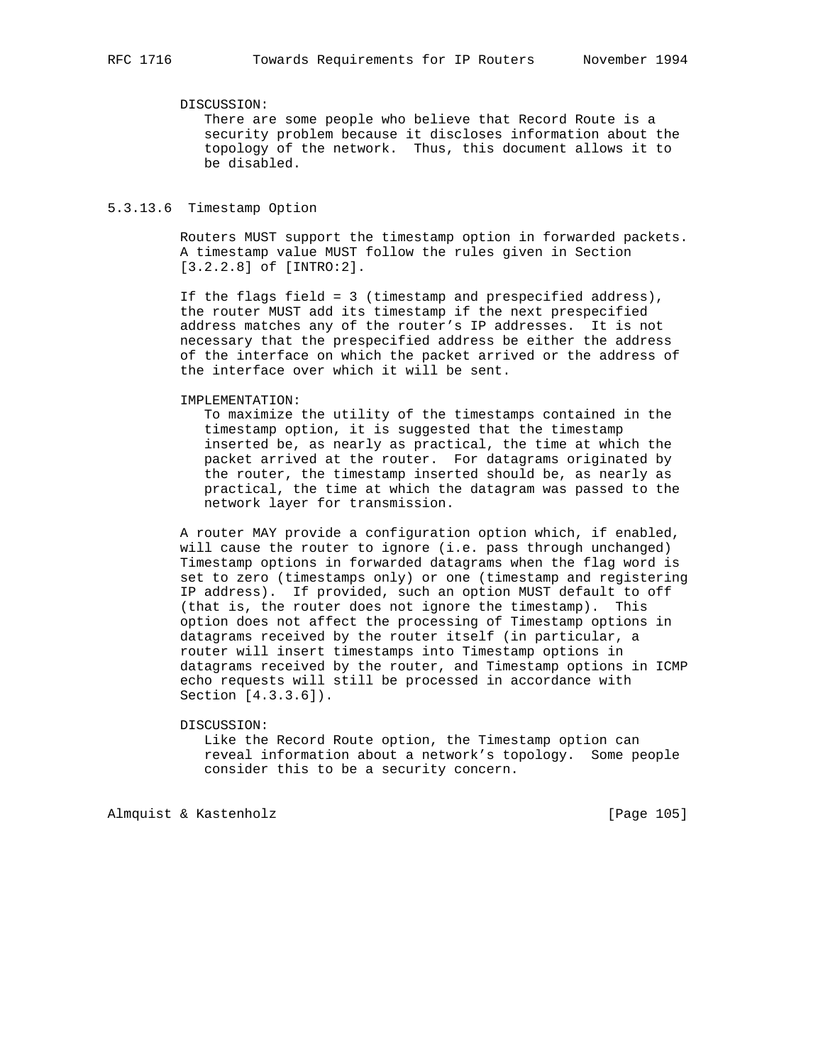DISCUSSION:
There are some people who believe that Record Route is a security problem because it discloses information about the topology of the network. Thus, this document allows it to be disabled.

### 5.3.13.6 Timestamp Option

Routers MUST support the timestamp option in forwarded packets. A timestamp value MUST follow the rules given in Section [3.2.2.8] of [INTRO:2].

If the flags field = 3 (timestamp and prespecified address), the router MUST add its timestamp if the next prespecified address matches any of the router's IP addresses. It is not necessary that the prespecified address be either the address of the interface on which the packet arrived or the address of the interface over which it will be sent.

IMPLEMENTATION:
To maximize the utility of the timestamps contained in the timestamp option, it is suggested that the timestamp inserted be, as nearly as practical, the time at which the packet arrived at the router. For datagrams originated by the router, the timestamp inserted should be, as nearly as practical, the time at which the datagram was passed to the network layer for transmission.

A router MAY provide a configuration option which, if enabled, will cause the router to ignore (i.e. pass through unchanged) Timestamp options in forwarded datagrams when the flag word is set to zero (timestamps only) or one (timestamp and registering IP address). If provided, such an option MUST default to off (that is, the router does not ignore the timestamp). This option does not affect the processing of Timestamp options in datagrams received by the router itself (in particular, a router will insert timestamps into Timestamp options in datagrams received by the router, and Timestamp options in ICMP echo requests will still be processed in accordance with Section [4.3.3.6]).

DISCUSSION:
Like the Record Route option, the Timestamp option can reveal information about a network's topology. Some people consider this to be a security concern.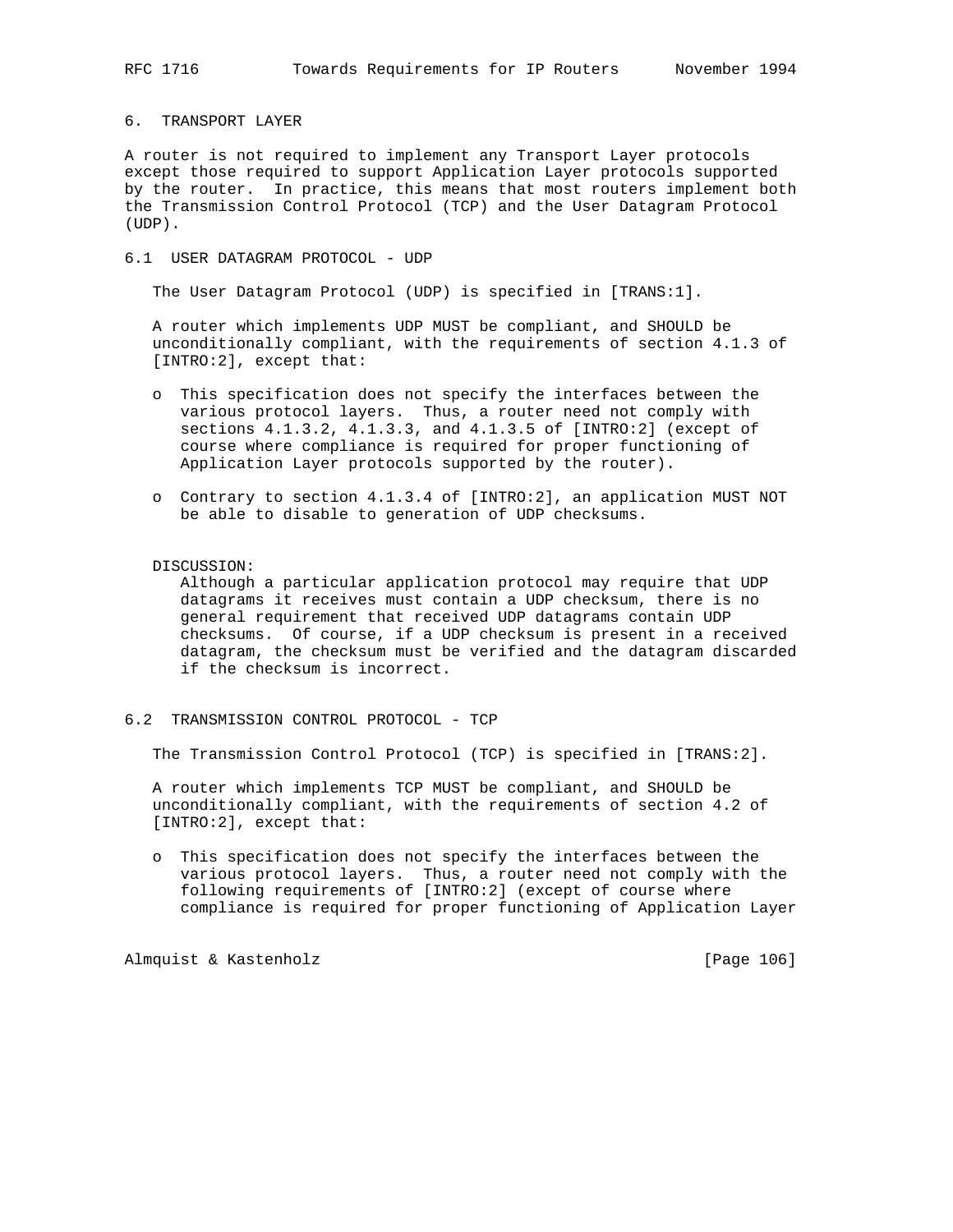## 6. TRANSPORT LAYER

A router is not required to implement any Transport Layer protocols except those required to support Application Layer protocols supported by the router. In practice, this means that most routers implement both the Transmission Control Protocol (TCP) and the User Datagram Protocol (UDP).

### 6.1 USER DATAGRAM PROTOCOL - UDP

The User Datagram Protocol (UDP) is specified in [TRANS:1].

A router which implements UDP MUST be compliant, and SHOULD be unconditionally compliant, with the requirements of section 4.1.3 of [INTRO:2], except that:

- This specification does not specify the interfaces between the various protocol layers. Thus, a router need not comply with sections 4.1.3.2, 4.1.3.3, and 4.1.3.5 of [INTRO:2] (except of course where compliance is required for proper functioning of Application Layer protocols supported by the router).

- Contrary to section 4.1.3.4 of [INTRO:2], an application MUST NOT be able to disable to generation of UDP checksums.

DISCUSSION:
Although a particular application protocol may require that UDP datagrams it receives must contain a UDP checksum, there is no general requirement that received UDP datagrams contain UDP checksums. Of course, if a UDP checksum is present in a received datagram, the checksum must be verified and the datagram discarded if the checksum is incorrect.

### 6.2 TRANSMISSION CONTROL PROTOCOL - TCP

The Transmission Control Protocol (TCP) is specified in [TRANS:2].

A router which implements TCP MUST be compliant, and SHOULD be unconditionally compliant, with the requirements of section 4.2 of [INTRO:2], except that:

- This specification does not specify the interfaces between the various protocol layers. Thus, a router need not comply with the following requirements of [INTRO:2] (except of course where compliance is required for proper functioning of Application Layer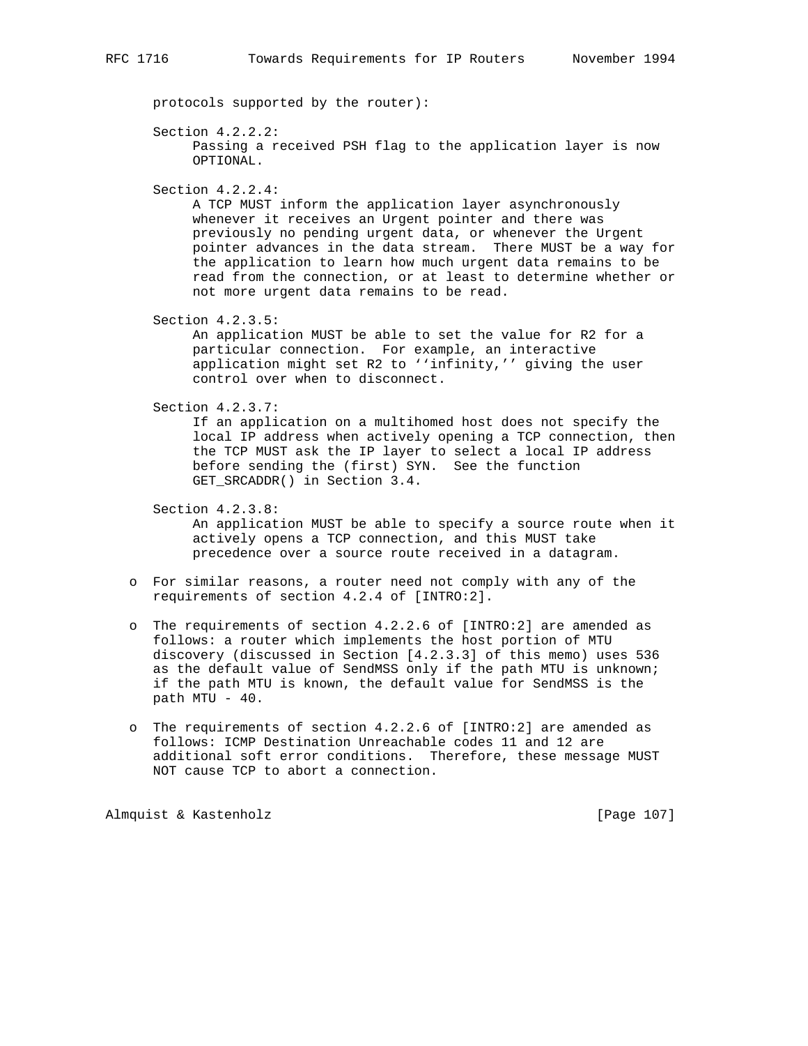protocols supported by the router):

Section 4.2.2.2:
Passing a received PSH flag to the application layer is now OPTIONAL.

Section 4.2.2.4:
A TCP MUST inform the application layer asynchronously whenever it receives an Urgent pointer and there was previously no pending urgent data, or whenever the Urgent pointer advances in the data stream. There MUST be a way for the application to learn how much urgent data remains to be read from the connection, or at least to determine whether or not more urgent data remains to be read.

Section 4.2.3.5:
An application MUST be able to set the value for R2 for a particular connection. For example, an interactive application might set R2 to ''infinity,'' giving the user control over when to disconnect.

Section 4.2.3.7:
If an application on a multihomed host does not specify the local IP address when actively opening a TCP connection, then the TCP MUST ask the IP layer to select a local IP address before sending the (first) SYN. See the function GET_SRCADDR() in Section 3.4.

Section 4.2.3.8:
An application MUST be able to specify a source route when it actively opens a TCP connection, and this MUST take precedence over a source route received in a datagram.

- For similar reasons, a router need not comply with any of the requirements of section 4.2.4 of [INTRO:2].

- The requirements of section 4.2.2.6 of [INTRO:2] are amended as follows: a router which implements the host portion of MTU discovery (discussed in Section [4.2.3.3] of this memo) uses 536 as the default value of SendMSS only if the path MTU is unknown; if the path MTU is known, the default value for SendMSS is the path MTU - 40.

- The requirements of section 4.2.2.6 of [INTRO:2] are amended as follows: ICMP Destination Unreachable codes 11 and 12 are additional soft error conditions. Therefore, these message MUST NOT cause TCP to abort a connection.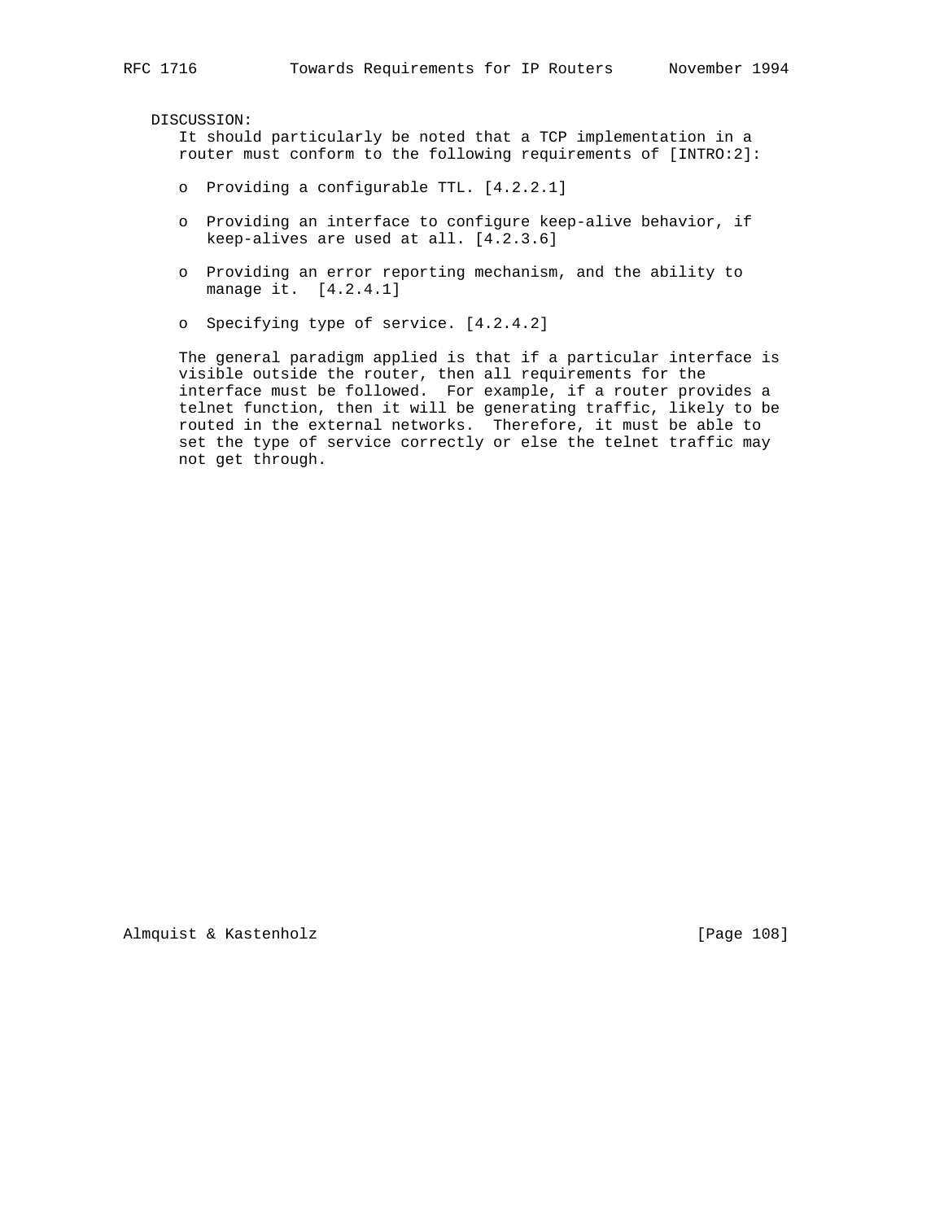DISCUSSION:

It should particularly be noted that a TCP implementation in a router must conform to the following requirements of [INTRO:2]:

- Providing a configurable TTL. [4.2.2.1]

- Providing an interface to configure keep-alive behavior, if keep-alives are used at all. [4.2.3.6]

- Providing an error reporting mechanism, and the ability to manage it. [4.2.4.1]

- Specifying type of service. [4.2.4.2]

The general paradigm applied is that if a particular interface is visible outside the router, then all requirements for the interface must be followed. For example, if a router provides a telnet function, then it will be generating traffic, likely to be routed in the external networks. Therefore, it must be able to set the type of service correctly or else the telnet traffic may not get through.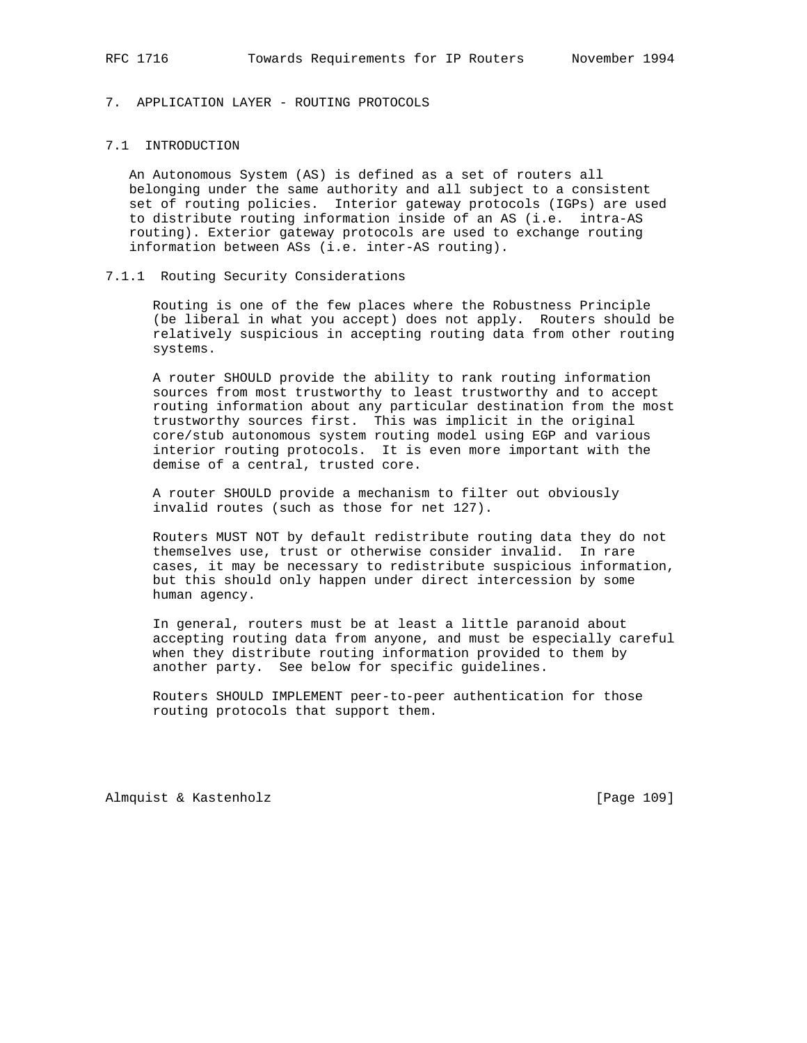# 7. APPLICATION LAYER - ROUTING PROTOCOLS

## 7.1 INTRODUCTION

An Autonomous System (AS) is defined as a set of routers all belonging under the same authority and all subject to a consistent set of routing policies. Interior gateway protocols (IGPs) are used to distribute routing information inside of an AS (i.e. intra-AS routing). Exterior gateway protocols are used to exchange routing information between ASs (i.e. inter-AS routing).

### 7.1.1 Routing Security Considerations

Routing is one of the few places where the Robustness Principle (be liberal in what you accept) does not apply. Routers should be relatively suspicious in accepting routing data from other routing systems.

A router SHOULD provide the ability to rank routing information sources from most trustworthy to least trustworthy and to accept routing information about any particular destination from the most trustworthy sources first. This was implicit in the original core/stub autonomous system routing model using EGP and various interior routing protocols. It is even more important with the demise of a central, trusted core.

A router SHOULD provide a mechanism to filter out obviously invalid routes (such as those for net 127).

Routers MUST NOT by default redistribute routing data they do not themselves use, trust or otherwise consider invalid. In rare cases, it may be necessary to redistribute suspicious information, but this should only happen under direct intercession by some human agency.

In general, routers must be at least a little paranoid about accepting routing data from anyone, and must be especially careful when they distribute routing information provided to them by another party. See below for specific guidelines.

Routers SHOULD IMPLEMENT peer-to-peer authentication for those routing protocols that support them.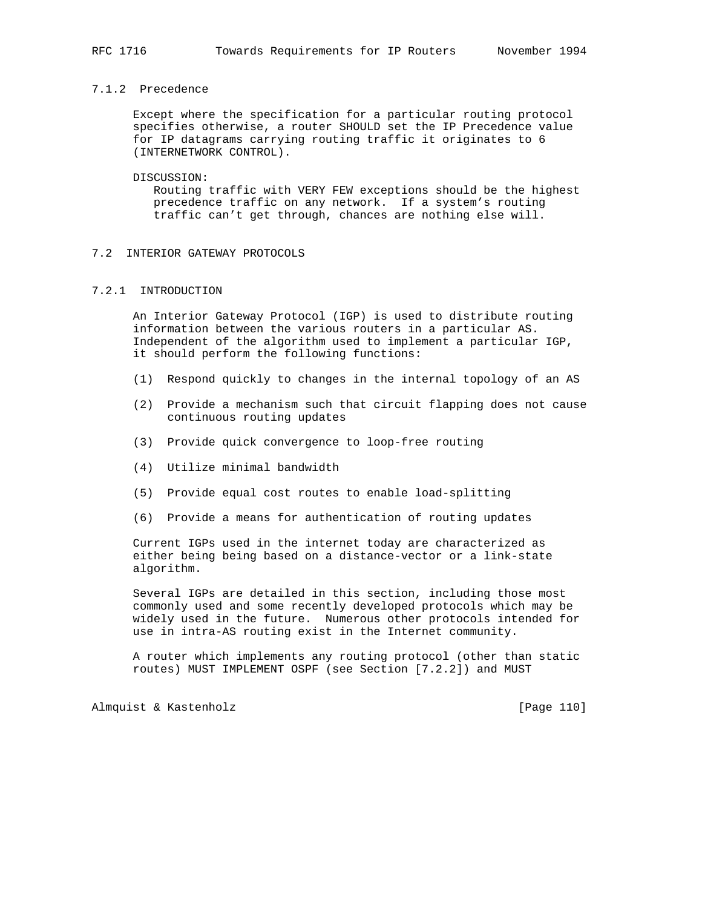### 7.1.2 Precedence

Except where the specification for a particular routing protocol specifies otherwise, a router SHOULD set the IP Precedence value for IP datagrams carrying routing traffic it originates to 6 (INTERNETWORK CONTROL).

DISCUSSION:
Routing traffic with VERY FEW exceptions should be the highest precedence traffic on any network. If a system's routing traffic can't get through, chances are nothing else will.

## 7.2 INTERIOR GATEWAY PROTOCOLS

### 7.2.1 INTRODUCTION

An Interior Gateway Protocol (IGP) is used to distribute routing information between the various routers in a particular AS. Independent of the algorithm used to implement a particular IGP, it should perform the following functions:

(1) Respond quickly to changes in the internal topology of an AS

(2) Provide a mechanism such that circuit flapping does not cause continuous routing updates

(3) Provide quick convergence to loop-free routing

(4) Utilize minimal bandwidth

(5) Provide equal cost routes to enable load-splitting

(6) Provide a means for authentication of routing updates

Current IGPs used in the internet today are characterized as either being being based on a distance-vector or a link-state algorithm.

Several IGPs are detailed in this section, including those most commonly used and some recently developed protocols which may be widely used in the future. Numerous other protocols intended for use in intra-AS routing exist in the Internet community.

A router which implements any routing protocol (other than static routes) MUST IMPLEMENT OSPF (see Section [7.2.2]) and MUST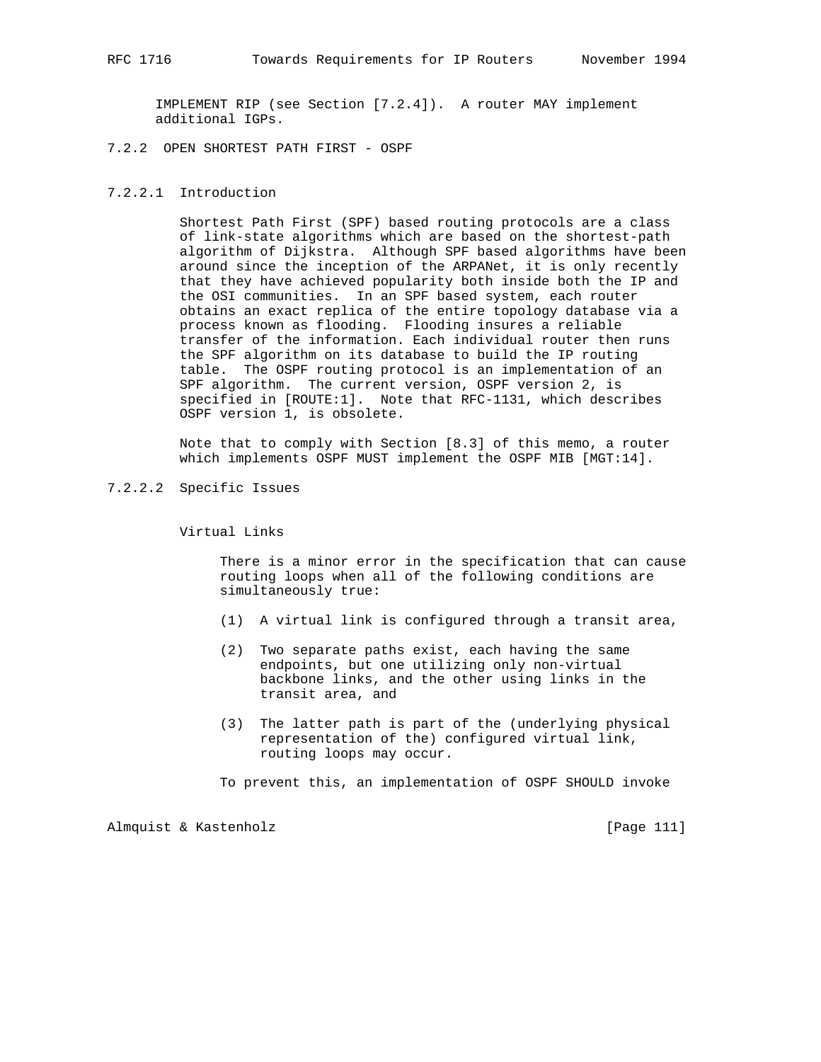IMPLEMENT RIP (see Section [7.2.4]). A router MAY implement additional IGPs.

### 7.2.2 OPEN SHORTEST PATH FIRST - OSPF

#### 7.2.2.1 Introduction

Shortest Path First (SPF) based routing protocols are a class of link-state algorithms which are based on the shortest-path algorithm of Dijkstra. Although SPF based algorithms have been around since the inception of the ARPANet, it is only recently that they have achieved popularity both inside both the IP and the OSI communities. In an SPF based system, each router obtains an exact replica of the entire topology database via a process known as flooding. Flooding insures a reliable transfer of the information. Each individual router then runs the SPF algorithm on its database to build the IP routing table. The OSPF routing protocol is an implementation of an SPF algorithm. The current version, OSPF version 2, is specified in [ROUTE:1]. Note that RFC-1131, which describes OSPF version 1, is obsolete.

Note that to comply with Section [8.3] of this memo, a router which implements OSPF MUST implement the OSPF MIB [MGT:14].

#### 7.2.2.2 Specific Issues

Virtual Links

There is a minor error in the specification that can cause routing loops when all of the following conditions are simultaneously true:

(1) A virtual link is configured through a transit area,

(2) Two separate paths exist, each having the same endpoints, but one utilizing only non-virtual backbone links, and the other using links in the transit area, and

(3) The latter path is part of the (underlying physical representation of the) configured virtual link, routing loops may occur.

To prevent this, an implementation of OSPF SHOULD invoke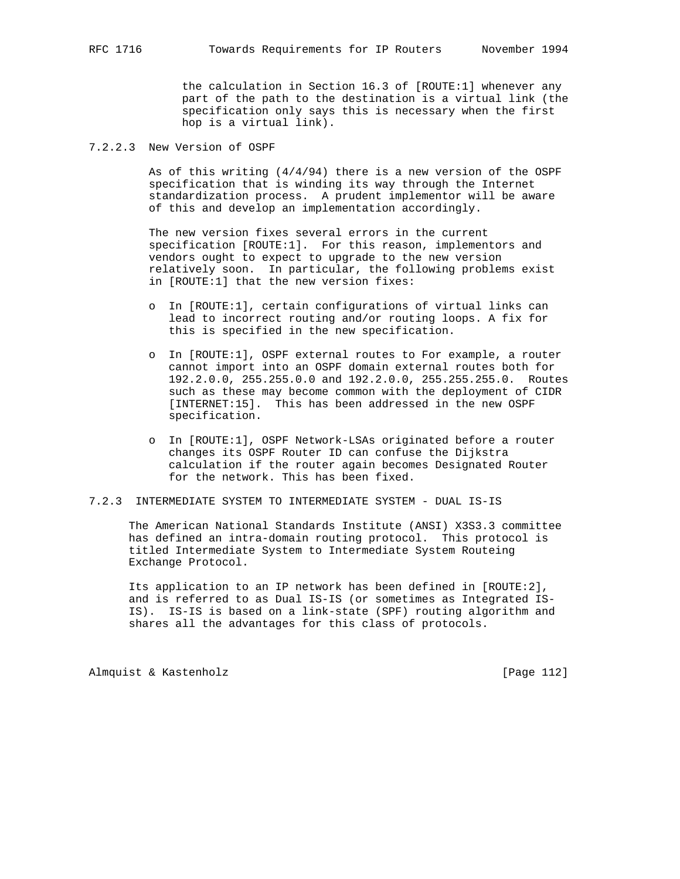the calculation in Section 16.3 of [ROUTE:1] whenever any part of the path to the destination is a virtual link (the specification only says this is necessary when the first hop is a virtual link).

#### 7.2.2.3 New Version of OSPF

As of this writing (4/4/94) there is a new version of the OSPF specification that is winding its way through the Internet standardization process. A prudent implementor will be aware of this and develop an implementation accordingly.

The new version fixes several errors in the current specification [ROUTE:1]. For this reason, implementors and vendors ought to expect to upgrade to the new version relatively soon. In particular, the following problems exist in [ROUTE:1] that the new version fixes:

- In [ROUTE:1], certain configurations of virtual links can lead to incorrect routing and/or routing loops. A fix for this is specified in the new specification.

- In [ROUTE:1], OSPF external routes to For example, a router cannot import into an OSPF domain external routes both for 192.2.0.0, 255.255.0.0 and 192.2.0.0, 255.255.255.0. Routes such as these may become common with the deployment of CIDR [INTERNET:15]. This has been addressed in the new OSPF specification.

- In [ROUTE:1], OSPF Network-LSAs originated before a router changes its OSPF Router ID can confuse the Dijkstra calculation if the router again becomes Designated Router for the network. This has been fixed.

### 7.2.3 INTERMEDIATE SYSTEM TO INTERMEDIATE SYSTEM - DUAL IS-IS

The American National Standards Institute (ANSI) X3S3.3 committee has defined an intra-domain routing protocol. This protocol is titled Intermediate System to Intermediate System Routeing Exchange Protocol.

Its application to an IP network has been defined in [ROUTE:2], and is referred to as Dual IS-IS (or sometimes as Integrated IS-IS). IS-IS is based on a link-state (SPF) routing algorithm and shares all the advantages for this class of protocols.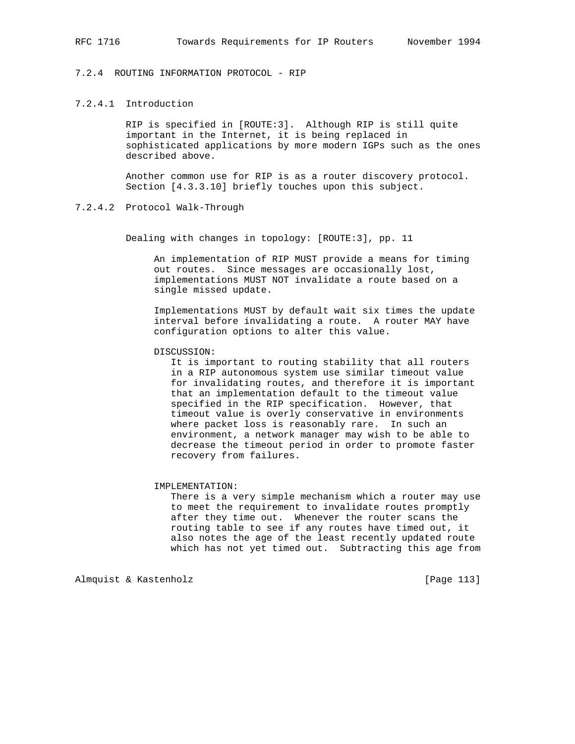### 7.2.4 ROUTING INFORMATION PROTOCOL - RIP

#### 7.2.4.1 Introduction

RIP is specified in [ROUTE:3]. Although RIP is still quite important in the Internet, it is being replaced in sophisticated applications by more modern IGPs such as the ones described above.

Another common use for RIP is as a router discovery protocol. Section [4.3.3.10] briefly touches upon this subject.

#### 7.2.4.2 Protocol Walk-Through

Dealing with changes in topology: [ROUTE:3], pp. 11

An implementation of RIP MUST provide a means for timing out routes. Since messages are occasionally lost, implementations MUST NOT invalidate a route based on a single missed update.

Implementations MUST by default wait six times the update interval before invalidating a route. A router MAY have configuration options to alter this value.

DISCUSSION:
It is important to routing stability that all routers in a RIP autonomous system use similar timeout value for invalidating routes, and therefore it is important that an implementation default to the timeout value specified in the RIP specification. However, that timeout value is overly conservative in environments where packet loss is reasonably rare. In such an environment, a network manager may wish to be able to decrease the timeout period in order to promote faster recovery from failures.

IMPLEMENTATION:
There is a very simple mechanism which a router may use to meet the requirement to invalidate routes promptly after they time out. Whenever the router scans the routing table to see if any routes have timed out, it also notes the age of the least recently updated route which has not yet timed out. Subtracting this age from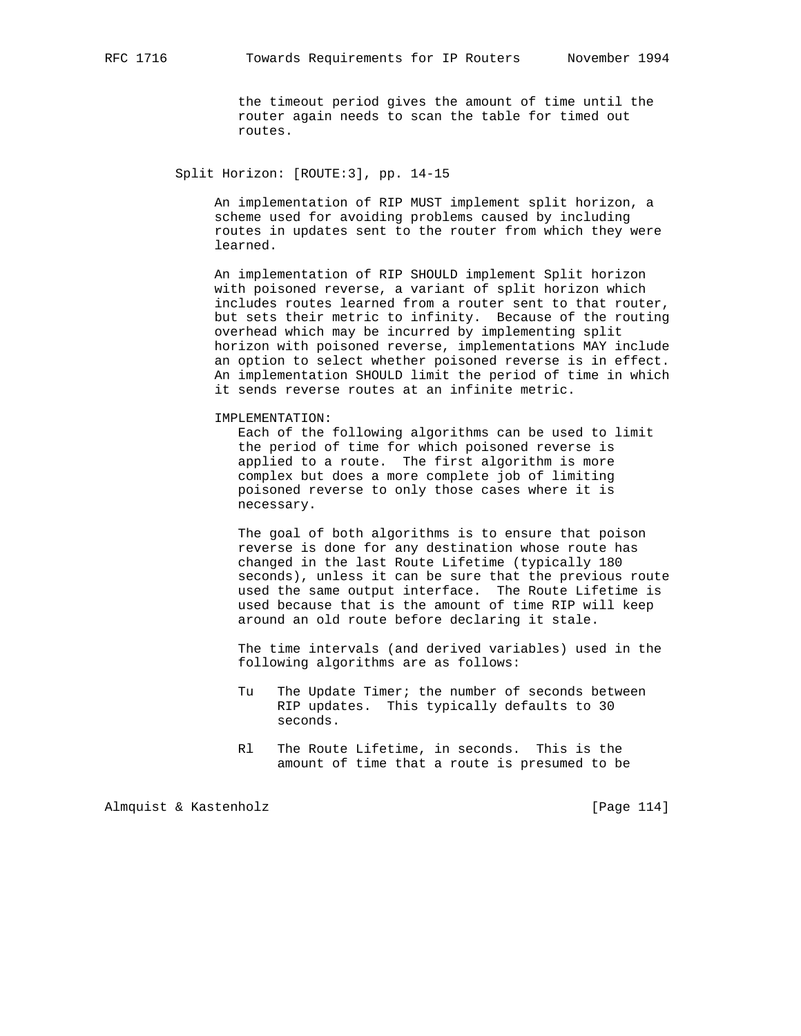the timeout period gives the amount of time until the router again needs to scan the table for timed out routes.

### Split Horizon: [ROUTE:3], pp. 14-15

An implementation of RIP MUST implement split horizon, a scheme used for avoiding problems caused by including routes in updates sent to the router from which they were learned.

An implementation of RIP SHOULD implement Split horizon with poisoned reverse, a variant of split horizon which includes routes learned from a router sent to that router, but sets their metric to infinity. Because of the routing overhead which may be incurred by implementing split horizon with poisoned reverse, implementations MAY include an option to select whether poisoned reverse is in effect. An implementation SHOULD limit the period of time in which it sends reverse routes at an infinite metric.

IMPLEMENTATION:

Each of the following algorithms can be used to limit the period of time for which poisoned reverse is applied to a route. The first algorithm is more complex but does a more complete job of limiting poisoned reverse to only those cases where it is necessary.

The goal of both algorithms is to ensure that poison reverse is done for any destination whose route has changed in the last Route Lifetime (typically 180 seconds), unless it can be sure that the previous route used the same output interface. The Route Lifetime is used because that is the amount of time RIP will keep around an old route before declaring it stale.

The time intervals (and derived variables) used in the following algorithms are as follows:

- Tu The Update Timer; the number of seconds between RIP updates. This typically defaults to 30 seconds.

- Rl The Route Lifetime, in seconds. This is the amount of time that a route is presumed to be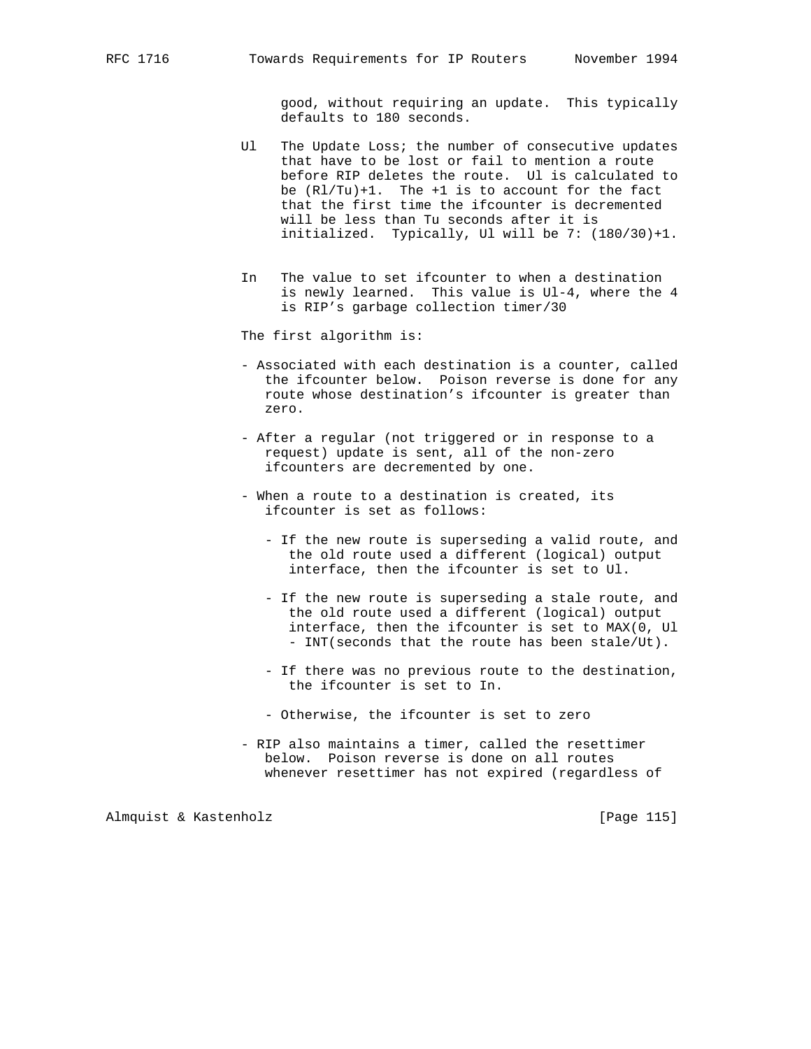good, without requiring an update. This typically defaults to 180 seconds.

Ul   The Update Loss; the number of consecutive updates that have to be lost or fail to mention a route before RIP deletes the route. Ul is calculated to be (Rl/Tu)+1. The +1 is to account for the fact that the first time the ifcounter is decremented will be less than Tu seconds after it is initialized. Typically, Ul will be 7: (180/30)+1.

In   The value to set ifcounter to when a destination is newly learned. This value is Ul-4, where the 4 is RIP's garbage collection timer/30

The first algorithm is:

- Associated with each destination is a counter, called the ifcounter below. Poison reverse is done for any route whose destination's ifcounter is greater than zero.

- After a regular (not triggered or in response to a request) update is sent, all of the non-zero ifcounters are decremented by one.

- When a route to a destination is created, its ifcounter is set as follows:

  - If the new route is superseding a valid route, and the old route used a different (logical) output interface, then the ifcounter is set to Ul.

  - If the new route is superseding a stale route, and the old route used a different (logical) output interface, then the ifcounter is set to MAX(0, Ul - INT(seconds that the route has been stale/Ut).

  - If there was no previous route to the destination, the ifcounter is set to In.

  - Otherwise, the ifcounter is set to zero

- RIP also maintains a timer, called the resettimer below. Poison reverse is done on all routes whenever resettimer has not expired (regardless of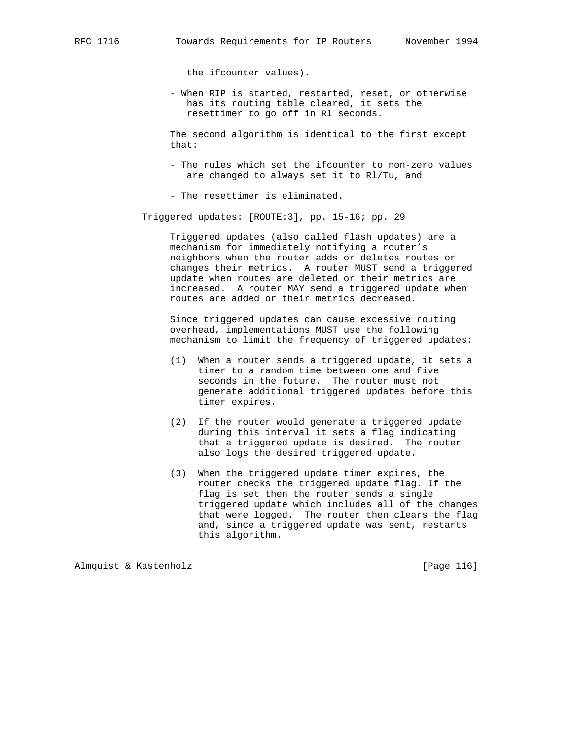the ifcounter values).

- When RIP is started, restarted, reset, or otherwise has its routing table cleared, it sets the resettimer to go off in Rl seconds.

The second algorithm is identical to the first except that:

- The rules which set the ifcounter to non-zero values are changed to always set it to Rl/Tu, and

- The resettimer is eliminated.

Triggered updates: [ROUTE:3], pp. 15-16; pp. 29

Triggered updates (also called flash updates) are a mechanism for immediately notifying a router's neighbors when the router adds or deletes routes or changes their metrics. A router MUST send a triggered update when routes are deleted or their metrics are increased. A router MAY send a triggered update when routes are added or their metrics decreased.

Since triggered updates can cause excessive routing overhead, implementations MUST use the following mechanism to limit the frequency of triggered updates:

(1) When a router sends a triggered update, it sets a timer to a random time between one and five seconds in the future. The router must not generate additional triggered updates before this timer expires.

(2) If the router would generate a triggered update during this interval it sets a flag indicating that a triggered update is desired. The router also logs the desired triggered update.

(3) When the triggered update timer expires, the router checks the triggered update flag. If the flag is set then the router sends a single triggered update which includes all of the changes that were logged. The router then clears the flag and, since a triggered update was sent, restarts this algorithm.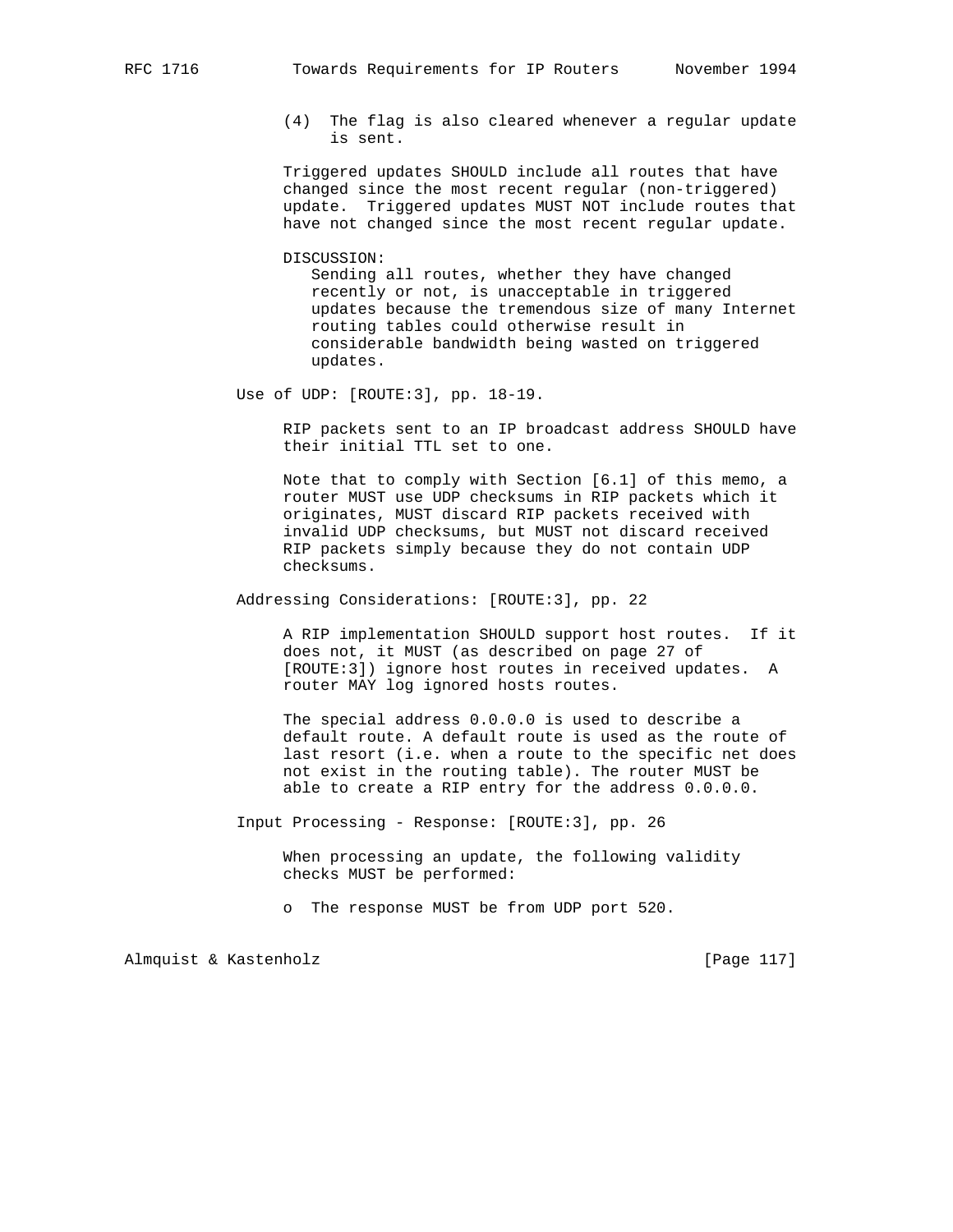(4) The flag is also cleared whenever a regular update is sent.

Triggered updates SHOULD include all routes that have changed since the most recent regular (non-triggered) update. Triggered updates MUST NOT include routes that have not changed since the most recent regular update.

DISCUSSION:
Sending all routes, whether they have changed recently or not, is unacceptable in triggered updates because the tremendous size of many Internet routing tables could otherwise result in considerable bandwidth being wasted on triggered updates.

Use of UDP: [ROUTE:3], pp. 18-19.

RIP packets sent to an IP broadcast address SHOULD have their initial TTL set to one.

Note that to comply with Section [6.1] of this memo, a router MUST use UDP checksums in RIP packets which it originates, MUST discard RIP packets received with invalid UDP checksums, but MUST not discard received RIP packets simply because they do not contain UDP checksums.

Addressing Considerations: [ROUTE:3], pp. 22

A RIP implementation SHOULD support host routes. If it does not, it MUST (as described on page 27 of [ROUTE:3]) ignore host routes in received updates. A router MAY log ignored hosts routes.

The special address 0.0.0.0 is used to describe a default route. A default route is used as the route of last resort (i.e. when a route to the specific net does not exist in the routing table). The router MUST be able to create a RIP entry for the address 0.0.0.0.

Input Processing - Response: [ROUTE:3], pp. 26

When processing an update, the following validity checks MUST be performed:

o The response MUST be from UDP port 520.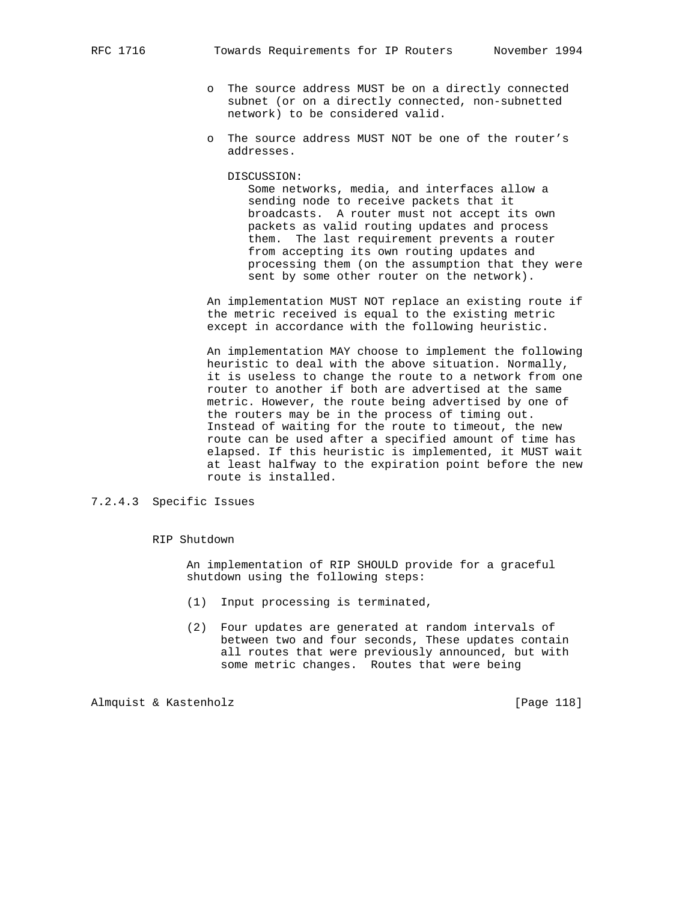- The source address MUST be on a directly connected subnet (or on a directly connected, non-subnetted network) to be considered valid.
- The source address MUST NOT be one of the router's addresses.

  DISCUSSION:
  Some networks, media, and interfaces allow a sending node to receive packets that it broadcasts. A router must not accept its own packets as valid routing updates and process them. The last requirement prevents a router from accepting its own routing updates and processing them (on the assumption that they were sent by some other router on the network).

An implementation MUST NOT replace an existing route if the metric received is equal to the existing metric except in accordance with the following heuristic.

An implementation MAY choose to implement the following heuristic to deal with the above situation. Normally, it is useless to change the route to a network from one router to another if both are advertised at the same metric. However, the route being advertised by one of the routers may be in the process of timing out. Instead of waiting for the route to timeout, the new route can be used after a specified amount of time has elapsed. If this heuristic is implemented, it MUST wait at least halfway to the expiration point before the new route is installed.

### 7.2.4.3 Specific Issues

RIP Shutdown

An implementation of RIP SHOULD provide for a graceful shutdown using the following steps:

(1) Input processing is terminated,

(2) Four updates are generated at random intervals of between two and four seconds, These updates contain all routes that were previously announced, but with some metric changes. Routes that were being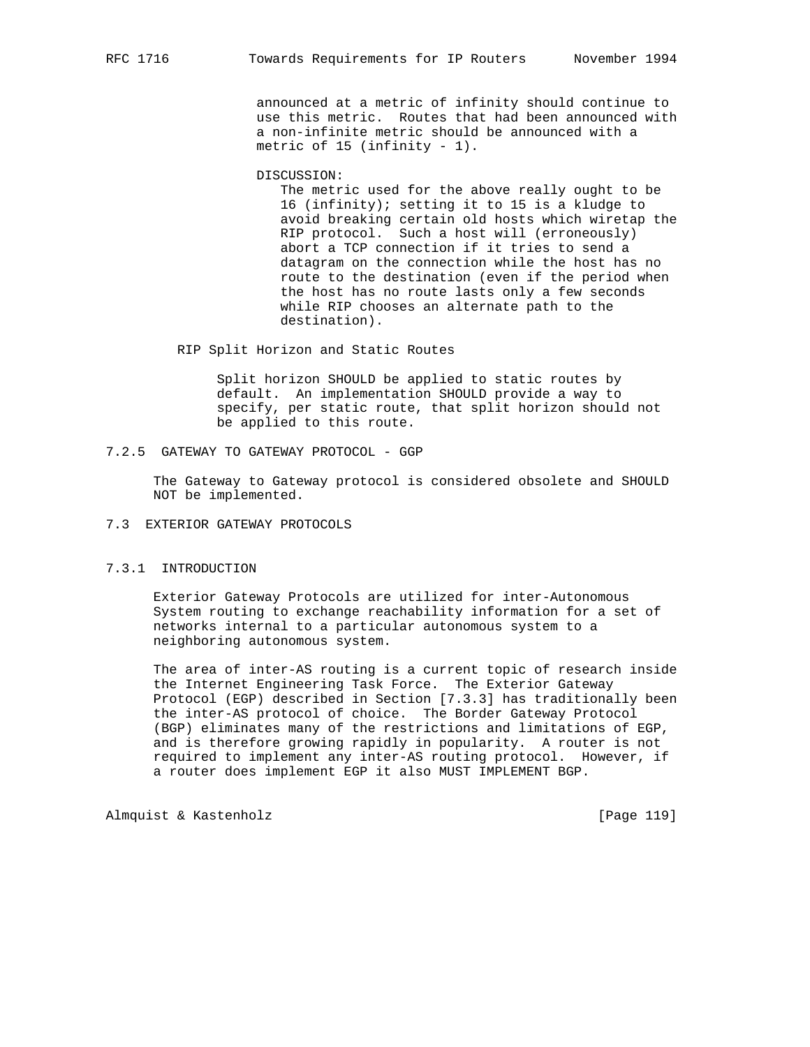announced at a metric of infinity should continue to use this metric. Routes that had been announced with a non-infinite metric should be announced with a metric of 15 (infinity - 1).

DISCUSSION:
The metric used for the above really ought to be 16 (infinity); setting it to 15 is a kludge to avoid breaking certain old hosts which wiretap the RIP protocol. Such a host will (erroneously) abort a TCP connection if it tries to send a datagram on the connection while the host has no route to the destination (even if the period when the host has no route lasts only a few seconds while RIP chooses an alternate path to the destination).

RIP Split Horizon and Static Routes

Split horizon SHOULD be applied to static routes by default. An implementation SHOULD provide a way to specify, per static route, that split horizon should not be applied to this route.

### 7.2.5 GATEWAY TO GATEWAY PROTOCOL - GGP

The Gateway to Gateway protocol is considered obsolete and SHOULD NOT be implemented.

## 7.3 EXTERIOR GATEWAY PROTOCOLS

### 7.3.1 INTRODUCTION

Exterior Gateway Protocols are utilized for inter-Autonomous System routing to exchange reachability information for a set of networks internal to a particular autonomous system to a neighboring autonomous system.

The area of inter-AS routing is a current topic of research inside the Internet Engineering Task Force. The Exterior Gateway Protocol (EGP) described in Section [7.3.3] has traditionally been the inter-AS protocol of choice. The Border Gateway Protocol (BGP) eliminates many of the restrictions and limitations of EGP, and is therefore growing rapidly in popularity. A router is not required to implement any inter-AS routing protocol. However, if a router does implement EGP it also MUST IMPLEMENT BGP.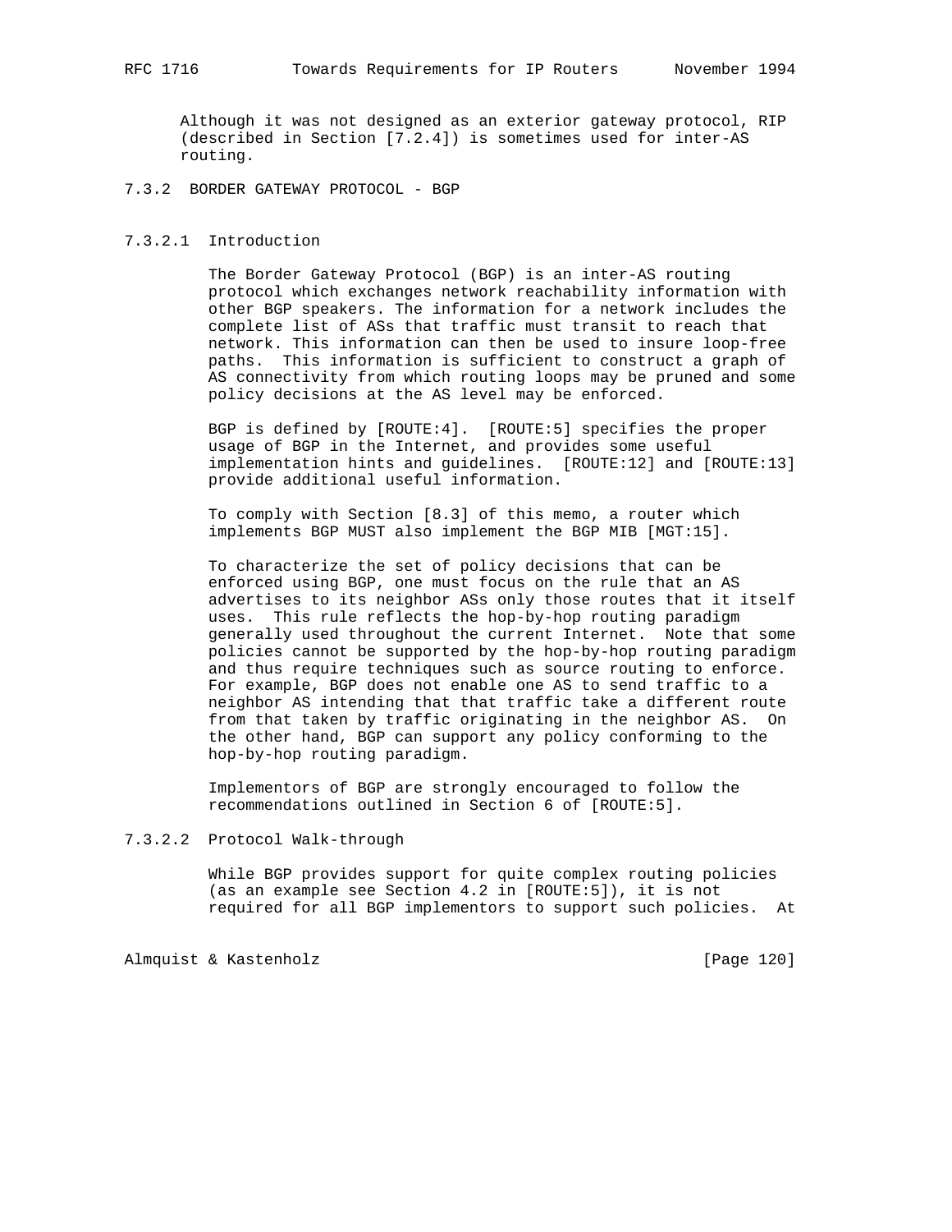Although it was not designed as an exterior gateway protocol, RIP (described in Section [7.2.4]) is sometimes used for inter-AS routing.

### 7.3.2 BORDER GATEWAY PROTOCOL - BGP

#### 7.3.2.1 Introduction

The Border Gateway Protocol (BGP) is an inter-AS routing protocol which exchanges network reachability information with other BGP speakers. The information for a network includes the complete list of ASs that traffic must transit to reach that network. This information can then be used to insure loop-free paths. This information is sufficient to construct a graph of AS connectivity from which routing loops may be pruned and some policy decisions at the AS level may be enforced.

BGP is defined by [ROUTE:4]. [ROUTE:5] specifies the proper usage of BGP in the Internet, and provides some useful implementation hints and guidelines. [ROUTE:12] and [ROUTE:13] provide additional useful information.

To comply with Section [8.3] of this memo, a router which implements BGP MUST also implement the BGP MIB [MGT:15].

To characterize the set of policy decisions that can be enforced using BGP, one must focus on the rule that an AS advertises to its neighbor ASs only those routes that it itself uses. This rule reflects the hop-by-hop routing paradigm generally used throughout the current Internet. Note that some policies cannot be supported by the hop-by-hop routing paradigm and thus require techniques such as source routing to enforce. For example, BGP does not enable one AS to send traffic to a neighbor AS intending that that traffic take a different route from that taken by traffic originating in the neighbor AS. On the other hand, BGP can support any policy conforming to the hop-by-hop routing paradigm.

Implementors of BGP are strongly encouraged to follow the recommendations outlined in Section 6 of [ROUTE:5].

#### 7.3.2.2 Protocol Walk-through

While BGP provides support for quite complex routing policies (as an example see Section 4.2 in [ROUTE:5]), it is not required for all BGP implementors to support such policies. At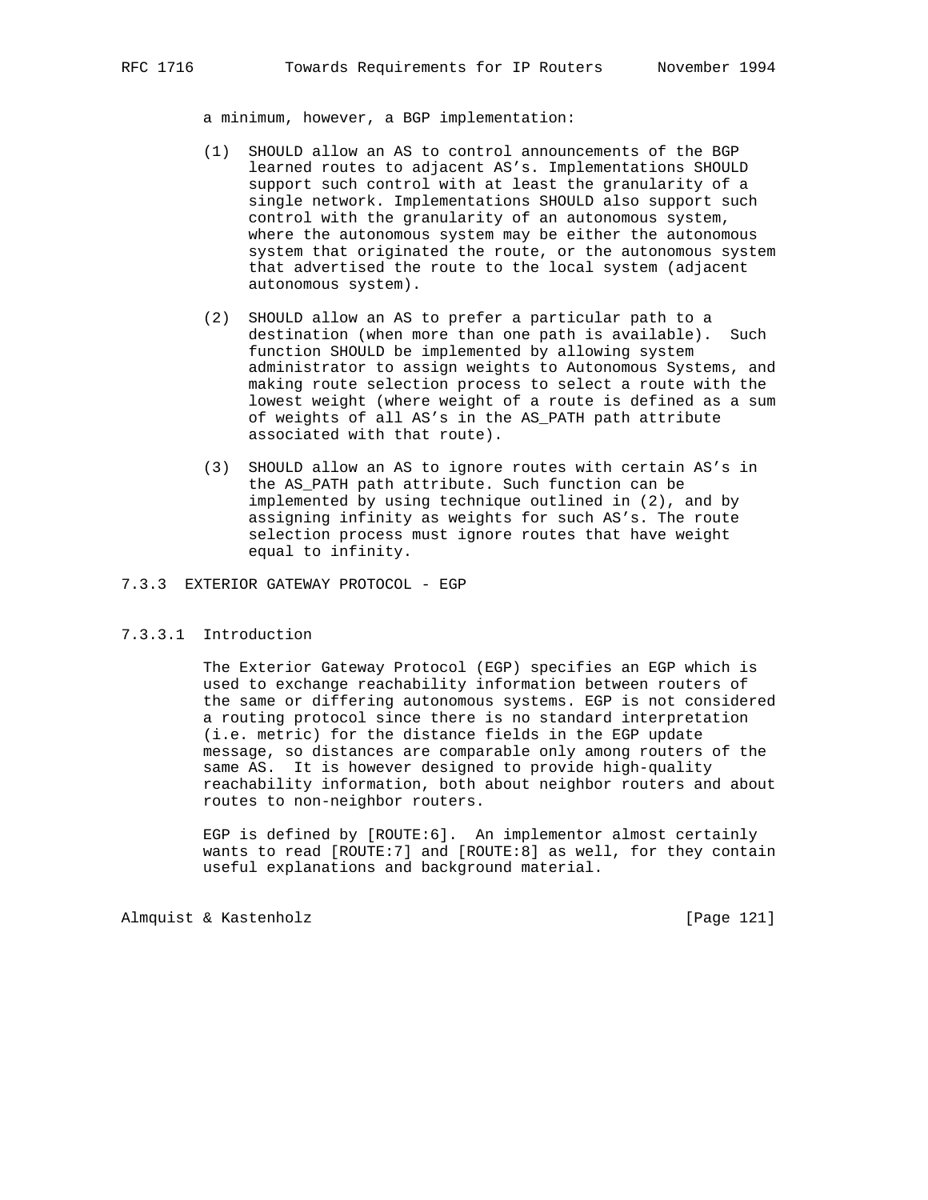a minimum, however, a BGP implementation:

(1) SHOULD allow an AS to control announcements of the BGP learned routes to adjacent AS's. Implementations SHOULD support such control with at least the granularity of a single network. Implementations SHOULD also support such control with the granularity of an autonomous system, where the autonomous system may be either the autonomous system that originated the route, or the autonomous system that advertised the route to the local system (adjacent autonomous system).

(2) SHOULD allow an AS to prefer a particular path to a destination (when more than one path is available). Such function SHOULD be implemented by allowing system administrator to assign weights to Autonomous Systems, and making route selection process to select a route with the lowest weight (where weight of a route is defined as a sum of weights of all AS's in the AS_PATH path attribute associated with that route).

(3) SHOULD allow an AS to ignore routes with certain AS's in the AS_PATH path attribute. Such function can be implemented by using technique outlined in (2), and by assigning infinity as weights for such AS's. The route selection process must ignore routes that have weight equal to infinity.

### 7.3.3 EXTERIOR GATEWAY PROTOCOL - EGP

#### 7.3.3.1 Introduction

The Exterior Gateway Protocol (EGP) specifies an EGP which is used to exchange reachability information between routers of the same or differing autonomous systems. EGP is not considered a routing protocol since there is no standard interpretation (i.e. metric) for the distance fields in the EGP update message, so distances are comparable only among routers of the same AS. It is however designed to provide high-quality reachability information, both about neighbor routers and about routes to non-neighbor routers.

EGP is defined by [ROUTE:6]. An implementor almost certainly wants to read [ROUTE:7] and [ROUTE:8] as well, for they contain useful explanations and background material.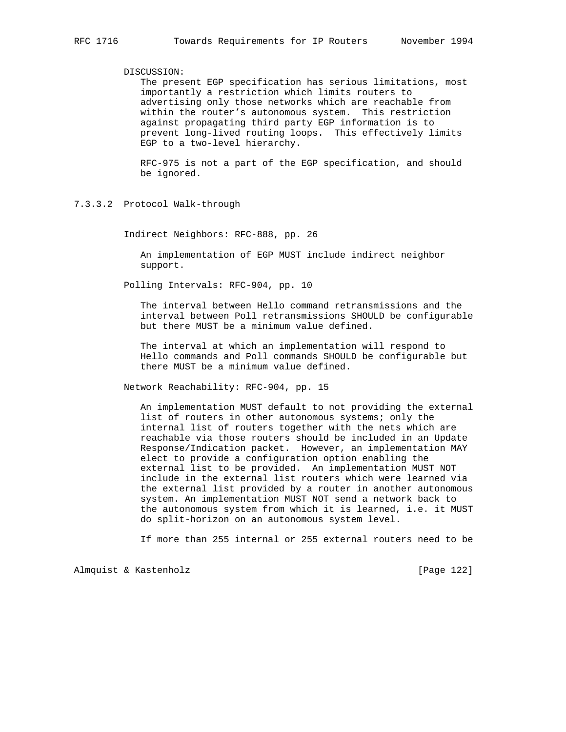DISCUSSION:
The present EGP specification has serious limitations, most importantly a restriction which limits routers to advertising only those networks which are reachable from within the router's autonomous system. This restriction against propagating third party EGP information is to prevent long-lived routing loops. This effectively limits EGP to a two-level hierarchy.

RFC-975 is not a part of the EGP specification, and should be ignored.

### 7.3.3.2 Protocol Walk-through

Indirect Neighbors: RFC-888, pp. 26

An implementation of EGP MUST include indirect neighbor support.

Polling Intervals: RFC-904, pp. 10

The interval between Hello command retransmissions and the interval between Poll retransmissions SHOULD be configurable but there MUST be a minimum value defined.

The interval at which an implementation will respond to Hello commands and Poll commands SHOULD be configurable but there MUST be a minimum value defined.

Network Reachability: RFC-904, pp. 15

An implementation MUST default to not providing the external list of routers in other autonomous systems; only the internal list of routers together with the nets which are reachable via those routers should be included in an Update Response/Indication packet. However, an implementation MAY elect to provide a configuration option enabling the external list to be provided. An implementation MUST NOT include in the external list routers which were learned via the external list provided by a router in another autonomous system. An implementation MUST NOT send a network back to the autonomous system from which it is learned, i.e. it MUST do split-horizon on an autonomous system level.

If more than 255 internal or 255 external routers need to be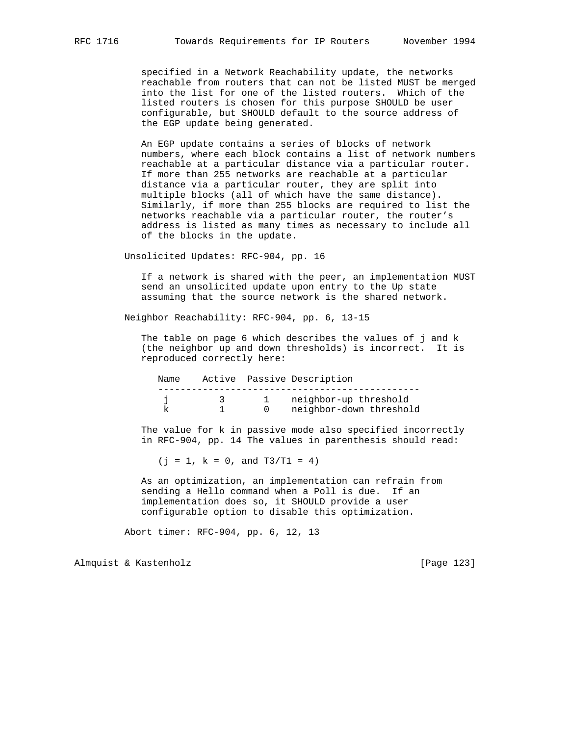specified in a Network Reachability update, the networks reachable from routers that can not be listed MUST be merged into the list for one of the listed routers. Which of the listed routers is chosen for this purpose SHOULD be user configurable, but SHOULD default to the source address of the EGP update being generated.

An EGP update contains a series of blocks of network numbers, where each block contains a list of network numbers reachable at a particular distance via a particular router. If more than 255 networks are reachable at a particular distance via a particular router, they are split into multiple blocks (all of which have the same distance). Similarly, if more than 255 blocks are required to list the networks reachable via a particular router, the router's address is listed as many times as necessary to include all of the blocks in the update.

Unsolicited Updates: RFC-904, pp. 16

If a network is shared with the peer, an implementation MUST send an unsolicited update upon entry to the Up state assuming that the source network is the shared network.

Neighbor Reachability: RFC-904, pp. 6, 13-15

The table on page 6 which describes the values of j and k (the neighbor up and down thresholds) is incorrect. It is reproduced correctly here:

| Name | Active | Passive | Description |
|---|---|---|---|
| j | 3 | 1 | neighbor-up threshold |
| k | 1 | 0 | neighbor-down threshold |

The value for k in passive mode also specified incorrectly in RFC-904, pp. 14 The values in parenthesis should read:

(j = 1, k = 0, and T3/T1 = 4)

As an optimization, an implementation can refrain from sending a Hello command when a Poll is due. If an implementation does so, it SHOULD provide a user configurable option to disable this optimization.

Abort timer: RFC-904, pp. 6, 12, 13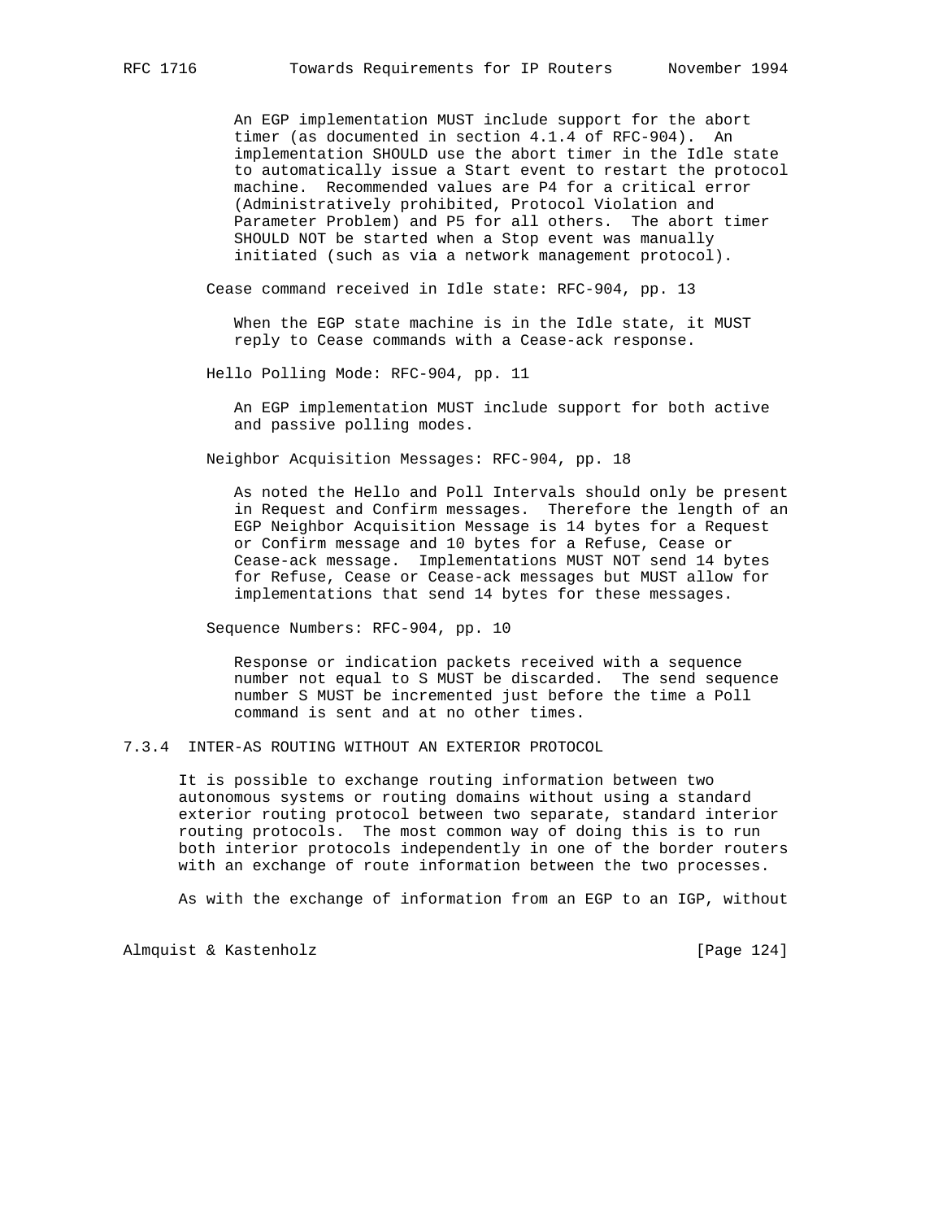An EGP implementation MUST include support for the abort timer (as documented in section 4.1.4 of RFC-904). An implementation SHOULD use the abort timer in the Idle state to automatically issue a Start event to restart the protocol machine. Recommended values are P4 for a critical error (Administratively prohibited, Protocol Violation and Parameter Problem) and P5 for all others. The abort timer SHOULD NOT be started when a Stop event was manually initiated (such as via a network management protocol).

Cease command received in Idle state: RFC-904, pp. 13

When the EGP state machine is in the Idle state, it MUST reply to Cease commands with a Cease-ack response.

Hello Polling Mode: RFC-904, pp. 11

An EGP implementation MUST include support for both active and passive polling modes.

Neighbor Acquisition Messages: RFC-904, pp. 18

As noted the Hello and Poll Intervals should only be present in Request and Confirm messages. Therefore the length of an EGP Neighbor Acquisition Message is 14 bytes for a Request or Confirm message and 10 bytes for a Refuse, Cease or Cease-ack message. Implementations MUST NOT send 14 bytes for Refuse, Cease or Cease-ack messages but MUST allow for implementations that send 14 bytes for these messages.

Sequence Numbers: RFC-904, pp. 10

Response or indication packets received with a sequence number not equal to S MUST be discarded. The send sequence number S MUST be incremented just before the time a Poll command is sent and at no other times.

### 7.3.4 INTER-AS ROUTING WITHOUT AN EXTERIOR PROTOCOL

It is possible to exchange routing information between two autonomous systems or routing domains without using a standard exterior routing protocol between two separate, standard interior routing protocols. The most common way of doing this is to run both interior protocols independently in one of the border routers with an exchange of route information between the two processes.

As with the exchange of information from an EGP to an IGP, without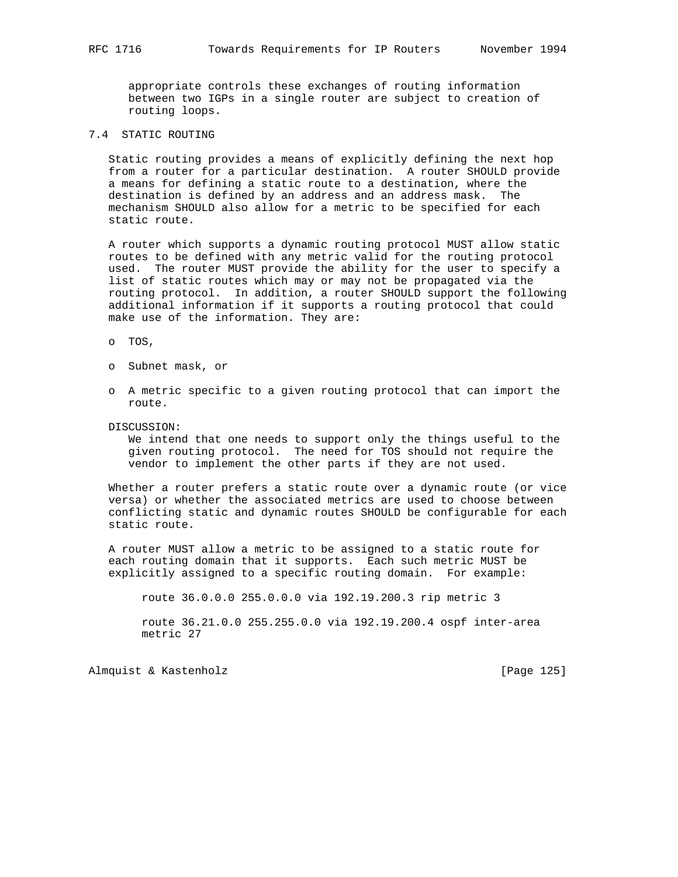appropriate controls these exchanges of routing information between two IGPs in a single router are subject to creation of routing loops.

### 7.4 STATIC ROUTING

Static routing provides a means of explicitly defining the next hop from a router for a particular destination. A router SHOULD provide a means for defining a static route to a destination, where the destination is defined by an address and an address mask. The mechanism SHOULD also allow for a metric to be specified for each static route.

A router which supports a dynamic routing protocol MUST allow static routes to be defined with any metric valid for the routing protocol used. The router MUST provide the ability for the user to specify a list of static routes which may or may not be propagated via the routing protocol. In addition, a router SHOULD support the following additional information if it supports a routing protocol that could make use of the information. They are:

- TOS,
- Subnet mask, or
- A metric specific to a given routing protocol that can import the route.

DISCUSSION:
We intend that one needs to support only the things useful to the given routing protocol. The need for TOS should not require the vendor to implement the other parts if they are not used.

Whether a router prefers a static route over a dynamic route (or vice versa) or whether the associated metrics are used to choose between conflicting static and dynamic routes SHOULD be configurable for each static route.

A router MUST allow a metric to be assigned to a static route for each routing domain that it supports. Each such metric MUST be explicitly assigned to a specific routing domain. For example:

```
route 36.0.0.0 255.0.0.0 via 192.19.200.3 rip metric 3

route 36.21.0.0 255.255.0.0 via 192.19.200.4 ospf inter-area
metric 27
```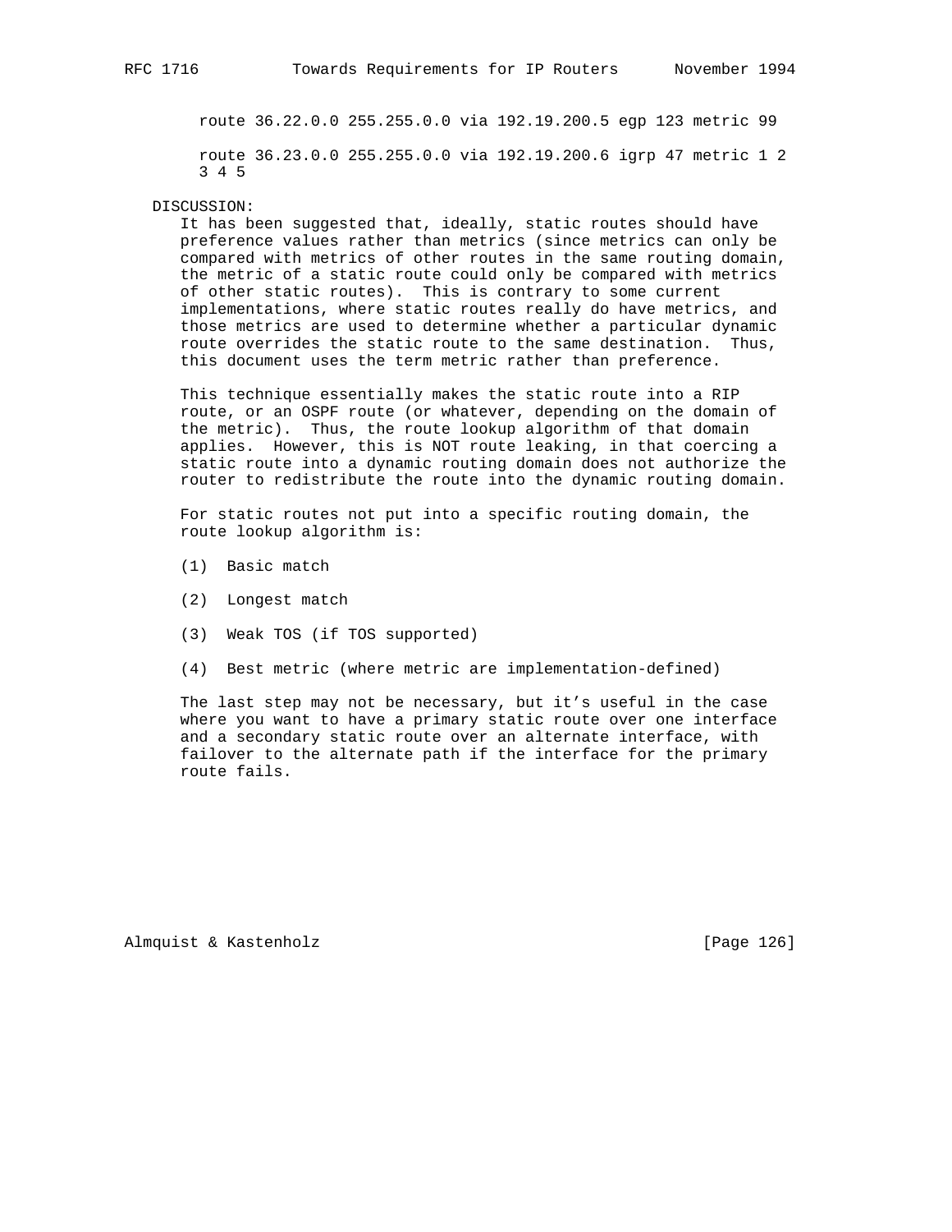```
route 36.22.0.0 255.255.0.0 via 192.19.200.5 egp 123 metric 99

route 36.23.0.0 255.255.0.0 via 192.19.200.6 igrp 47 metric 1 2
3 4 5
```

DISCUSSION:

It has been suggested that, ideally, static routes should have preference values rather than metrics (since metrics can only be compared with metrics of other routes in the same routing domain, the metric of a static route could only be compared with metrics of other static routes). This is contrary to some current implementations, where static routes really do have metrics, and those metrics are used to determine whether a particular dynamic route overrides the static route to the same destination. Thus, this document uses the term metric rather than preference.

This technique essentially makes the static route into a RIP route, or an OSPF route (or whatever, depending on the domain of the metric). Thus, the route lookup algorithm of that domain applies. However, this is NOT route leaking, in that coercing a static route into a dynamic routing domain does not authorize the router to redistribute the route into the dynamic routing domain.

For static routes not put into a specific routing domain, the route lookup algorithm is:

(1) Basic match

(2) Longest match

(3) Weak TOS (if TOS supported)

(4) Best metric (where metric are implementation-defined)

The last step may not be necessary, but it's useful in the case where you want to have a primary static route over one interface and a secondary static route over an alternate interface, with failover to the alternate path if the interface for the primary route fails.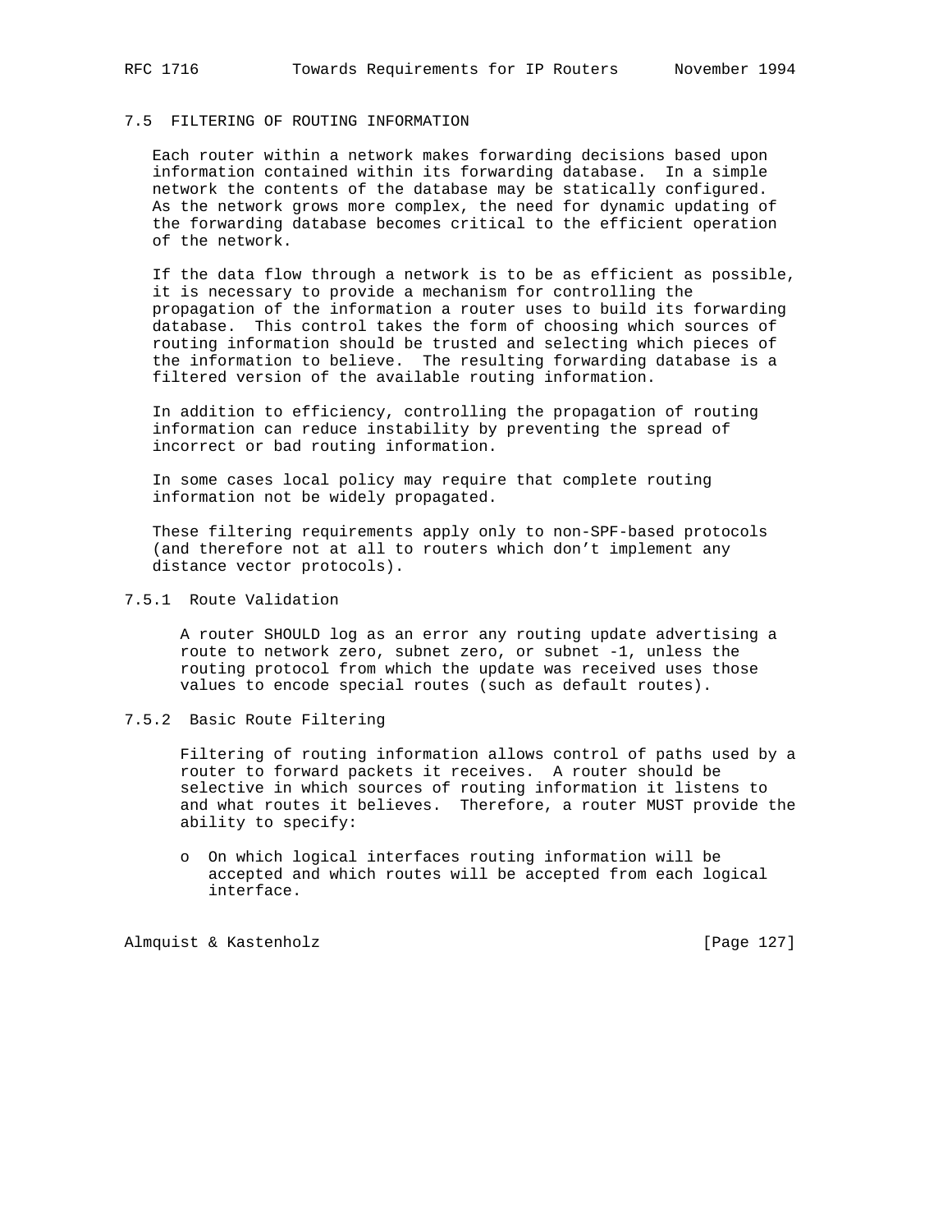## 7.5 FILTERING OF ROUTING INFORMATION

Each router within a network makes forwarding decisions based upon information contained within its forwarding database. In a simple network the contents of the database may be statically configured. As the network grows more complex, the need for dynamic updating of the forwarding database becomes critical to the efficient operation of the network.

If the data flow through a network is to be as efficient as possible, it is necessary to provide a mechanism for controlling the propagation of the information a router uses to build its forwarding database. This control takes the form of choosing which sources of routing information should be trusted and selecting which pieces of the information to believe. The resulting forwarding database is a filtered version of the available routing information.

In addition to efficiency, controlling the propagation of routing information can reduce instability by preventing the spread of incorrect or bad routing information.

In some cases local policy may require that complete routing information not be widely propagated.

These filtering requirements apply only to non-SPF-based protocols (and therefore not at all to routers which don't implement any distance vector protocols).

### 7.5.1 Route Validation

A router SHOULD log as an error any routing update advertising a route to network zero, subnet zero, or subnet -1, unless the routing protocol from which the update was received uses those values to encode special routes (such as default routes).

### 7.5.2 Basic Route Filtering

Filtering of routing information allows control of paths used by a router to forward packets it receives. A router should be selective in which sources of routing information it listens to and what routes it believes. Therefore, a router MUST provide the ability to specify:

- On which logical interfaces routing information will be accepted and which routes will be accepted from each logical interface.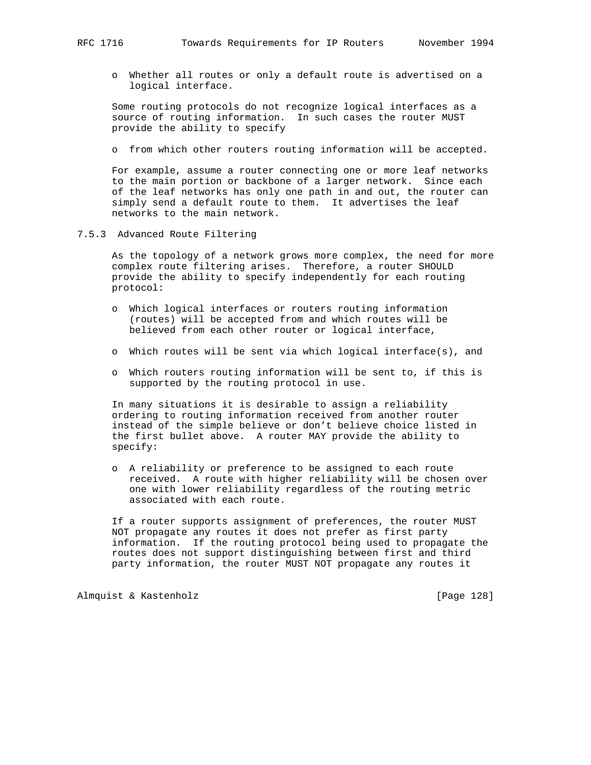- Whether all routes or only a default route is advertised on a logical interface.

Some routing protocols do not recognize logical interfaces as a source of routing information. In such cases the router MUST provide the ability to specify

- from which other routers routing information will be accepted.

For example, assume a router connecting one or more leaf networks to the main portion or backbone of a larger network. Since each of the leaf networks has only one path in and out, the router can simply send a default route to them. It advertises the leaf networks to the main network.

### 7.5.3 Advanced Route Filtering

As the topology of a network grows more complex, the need for more complex route filtering arises. Therefore, a router SHOULD provide the ability to specify independently for each routing protocol:

- Which logical interfaces or routers routing information (routes) will be accepted from and which routes will be believed from each other router or logical interface,
- Which routes will be sent via which logical interface(s), and
- Which routers routing information will be sent to, if this is supported by the routing protocol in use.

In many situations it is desirable to assign a reliability ordering to routing information received from another router instead of the simple believe or don't believe choice listed in the first bullet above. A router MAY provide the ability to specify:

- A reliability or preference to be assigned to each route received. A route with higher reliability will be chosen over one with lower reliability regardless of the routing metric associated with each route.

If a router supports assignment of preferences, the router MUST NOT propagate any routes it does not prefer as first party information. If the routing protocol being used to propagate the routes does not support distinguishing between first and third party information, the router MUST NOT propagate any routes it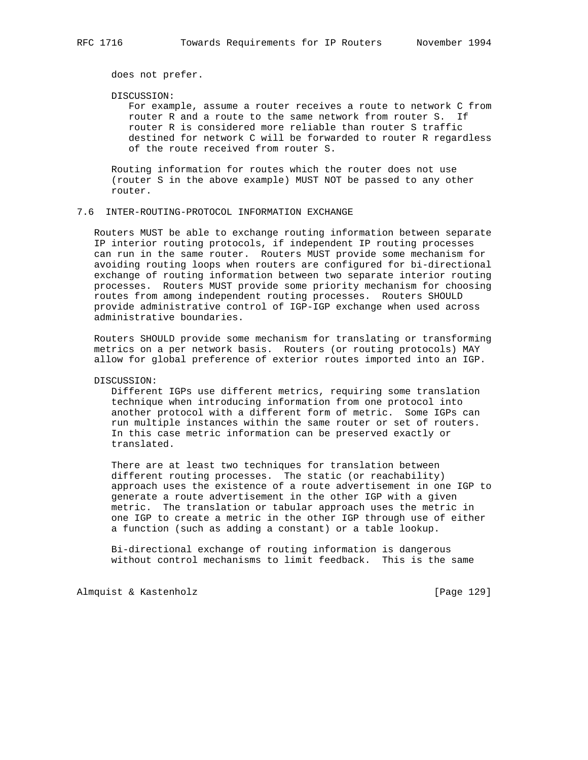does not prefer.

DISCUSSION:
For example, assume a router receives a route to network C from router R and a route to the same network from router S. If router R is considered more reliable than router S traffic destined for network C will be forwarded to router R regardless of the route received from router S.

Routing information for routes which the router does not use (router S in the above example) MUST NOT be passed to any other router.

## 7.6 INTER-ROUTING-PROTOCOL INFORMATION EXCHANGE

Routers MUST be able to exchange routing information between separate IP interior routing protocols, if independent IP routing processes can run in the same router. Routers MUST provide some mechanism for avoiding routing loops when routers are configured for bi-directional exchange of routing information between two separate interior routing processes. Routers MUST provide some priority mechanism for choosing routes from among independent routing processes. Routers SHOULD provide administrative control of IGP-IGP exchange when used across administrative boundaries.

Routers SHOULD provide some mechanism for translating or transforming metrics on a per network basis. Routers (or routing protocols) MAY allow for global preference of exterior routes imported into an IGP.

DISCUSSION:
Different IGPs use different metrics, requiring some translation technique when introducing information from one protocol into another protocol with a different form of metric. Some IGPs can run multiple instances within the same router or set of routers. In this case metric information can be preserved exactly or translated.

There are at least two techniques for translation between different routing processes. The static (or reachability) approach uses the existence of a route advertisement in one IGP to generate a route advertisement in the other IGP with a given metric. The translation or tabular approach uses the metric in one IGP to create a metric in the other IGP through use of either a function (such as adding a constant) or a table lookup.

Bi-directional exchange of routing information is dangerous without control mechanisms to limit feedback. This is the same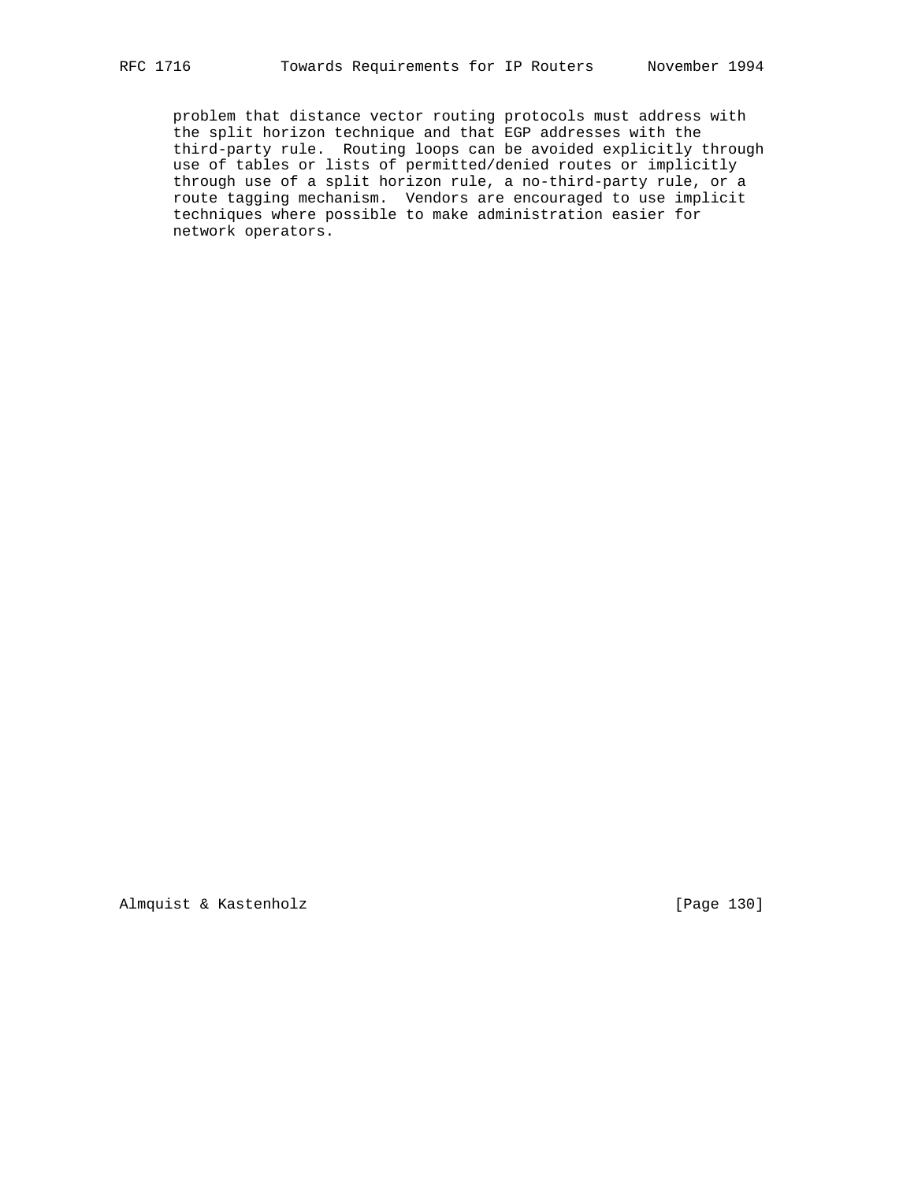problem that distance vector routing protocols must address with the split horizon technique and that EGP addresses with the third-party rule. Routing loops can be avoided explicitly through use of tables or lists of permitted/denied routes or implicitly through use of a split horizon rule, a no-third-party rule, or a route tagging mechanism. Vendors are encouraged to use implicit techniques where possible to make administration easier for network operators.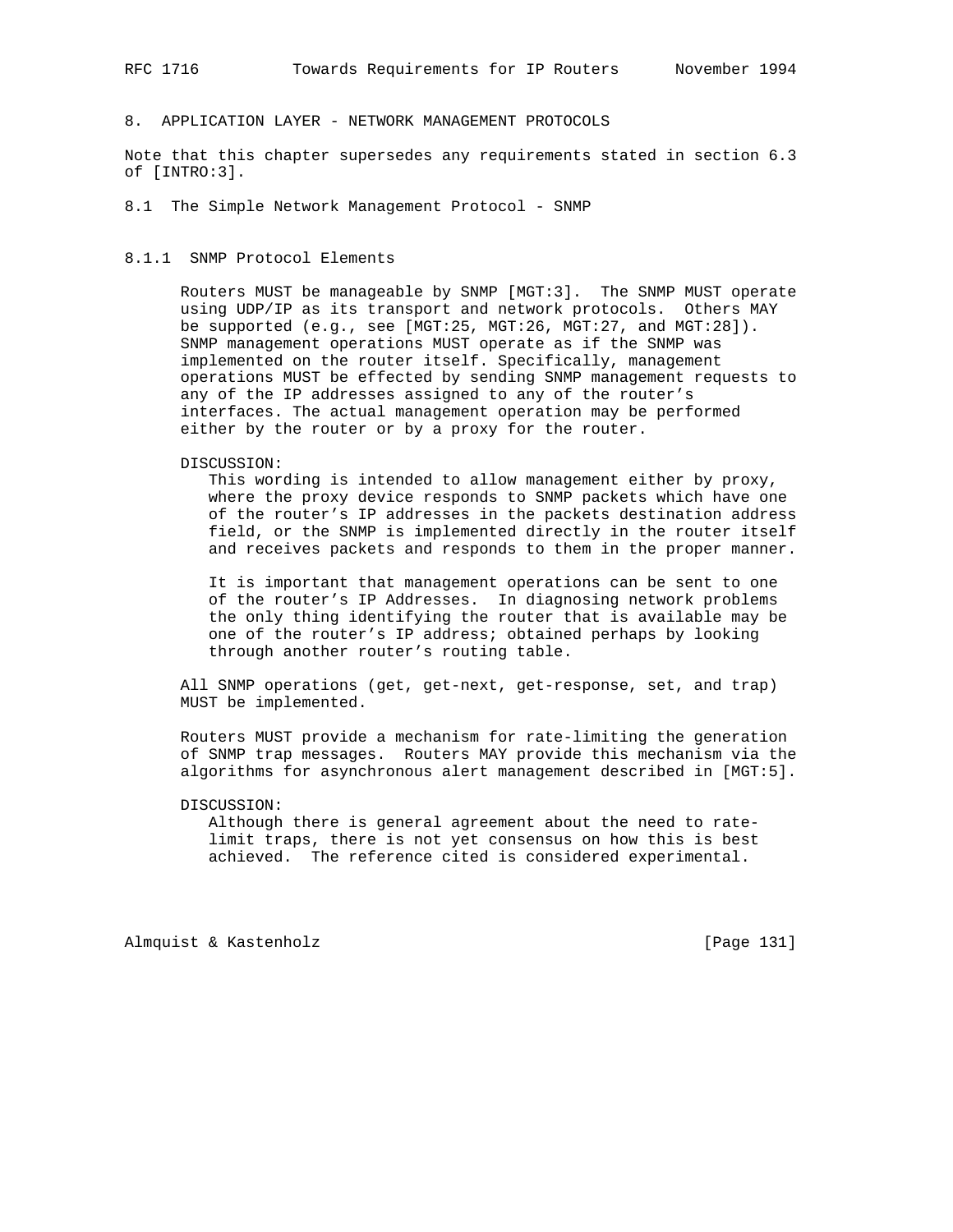# 8. APPLICATION LAYER - NETWORK MANAGEMENT PROTOCOLS

Note that this chapter supersedes any requirements stated in section 6.3 of [INTRO:3].

## 8.1 The Simple Network Management Protocol - SNMP

### 8.1.1 SNMP Protocol Elements

Routers MUST be manageable by SNMP [MGT:3]. The SNMP MUST operate using UDP/IP as its transport and network protocols. Others MAY be supported (e.g., see [MGT:25, MGT:26, MGT:27, and MGT:28]). SNMP management operations MUST operate as if the SNMP was implemented on the router itself. Specifically, management operations MUST be effected by sending SNMP management requests to any of the IP addresses assigned to any of the router's interfaces. The actual management operation may be performed either by the router or by a proxy for the router.

DISCUSSION:

This wording is intended to allow management either by proxy, where the proxy device responds to SNMP packets which have one of the router's IP addresses in the packets destination address field, or the SNMP is implemented directly in the router itself and receives packets and responds to them in the proper manner.

It is important that management operations can be sent to one of the router's IP Addresses. In diagnosing network problems the only thing identifying the router that is available may be one of the router's IP address; obtained perhaps by looking through another router's routing table.

All SNMP operations (get, get-next, get-response, set, and trap) MUST be implemented.

Routers MUST provide a mechanism for rate-limiting the generation of SNMP trap messages. Routers MAY provide this mechanism via the algorithms for asynchronous alert management described in [MGT:5].

DISCUSSION:

Although there is general agreement about the need to rate-limit traps, there is not yet consensus on how this is best achieved. The reference cited is considered experimental.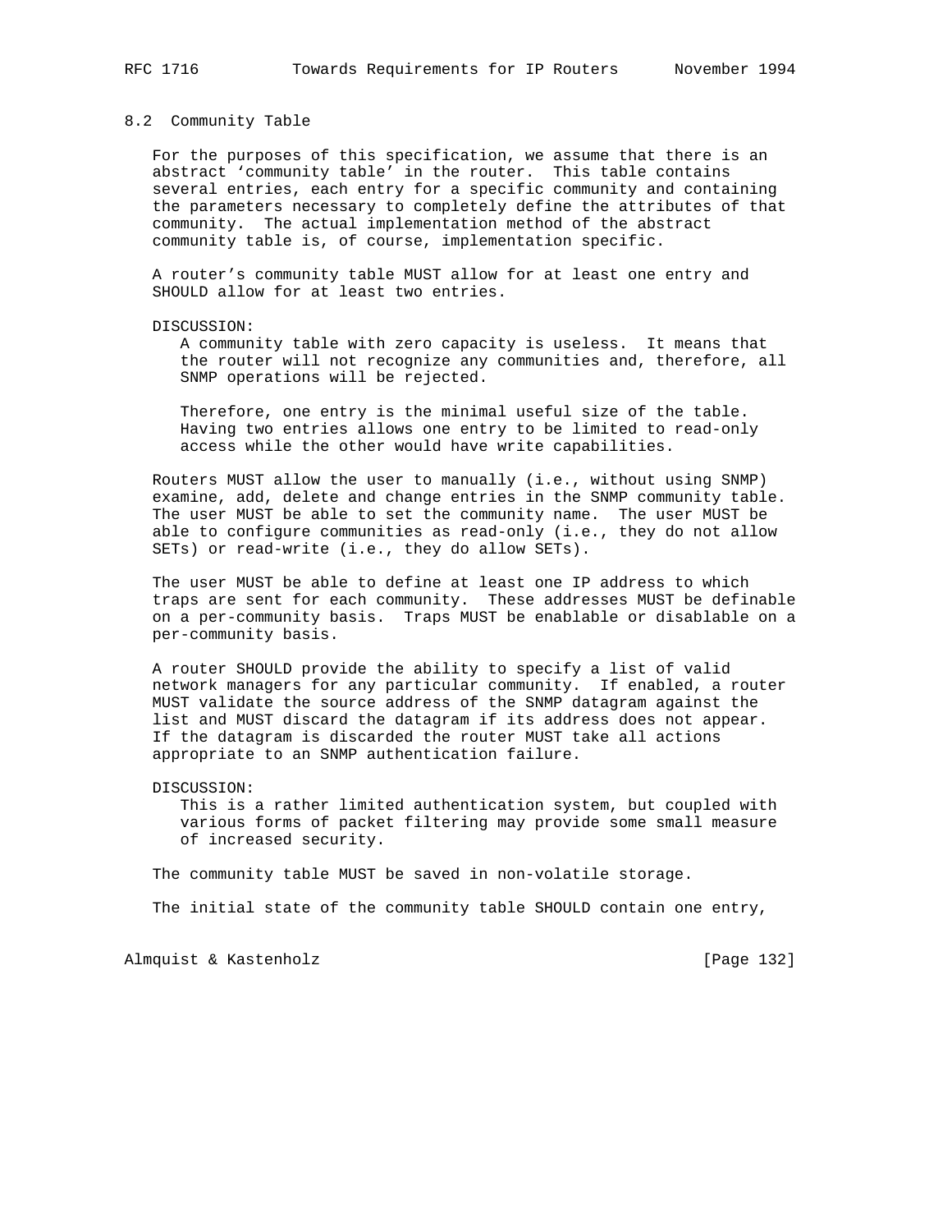### 8.2 Community Table

For the purposes of this specification, we assume that there is an abstract 'community table' in the router. This table contains several entries, each entry for a specific community and containing the parameters necessary to completely define the attributes of that community. The actual implementation method of the abstract community table is, of course, implementation specific.

A router's community table MUST allow for at least one entry and SHOULD allow for at least two entries.

DISCUSSION:
A community table with zero capacity is useless. It means that the router will not recognize any communities and, therefore, all SNMP operations will be rejected.

Therefore, one entry is the minimal useful size of the table. Having two entries allows one entry to be limited to read-only access while the other would have write capabilities.

Routers MUST allow the user to manually (i.e., without using SNMP) examine, add, delete and change entries in the SNMP community table. The user MUST be able to set the community name. The user MUST be able to configure communities as read-only (i.e., they do not allow SETs) or read-write (i.e., they do allow SETs).

The user MUST be able to define at least one IP address to which traps are sent for each community. These addresses MUST be definable on a per-community basis. Traps MUST be enablable or disablable on a per-community basis.

A router SHOULD provide the ability to specify a list of valid network managers for any particular community. If enabled, a router MUST validate the source address of the SNMP datagram against the list and MUST discard the datagram if its address does not appear. If the datagram is discarded the router MUST take all actions appropriate to an SNMP authentication failure.

DISCUSSION:
This is a rather limited authentication system, but coupled with various forms of packet filtering may provide some small measure of increased security.

The community table MUST be saved in non-volatile storage.

The initial state of the community table SHOULD contain one entry,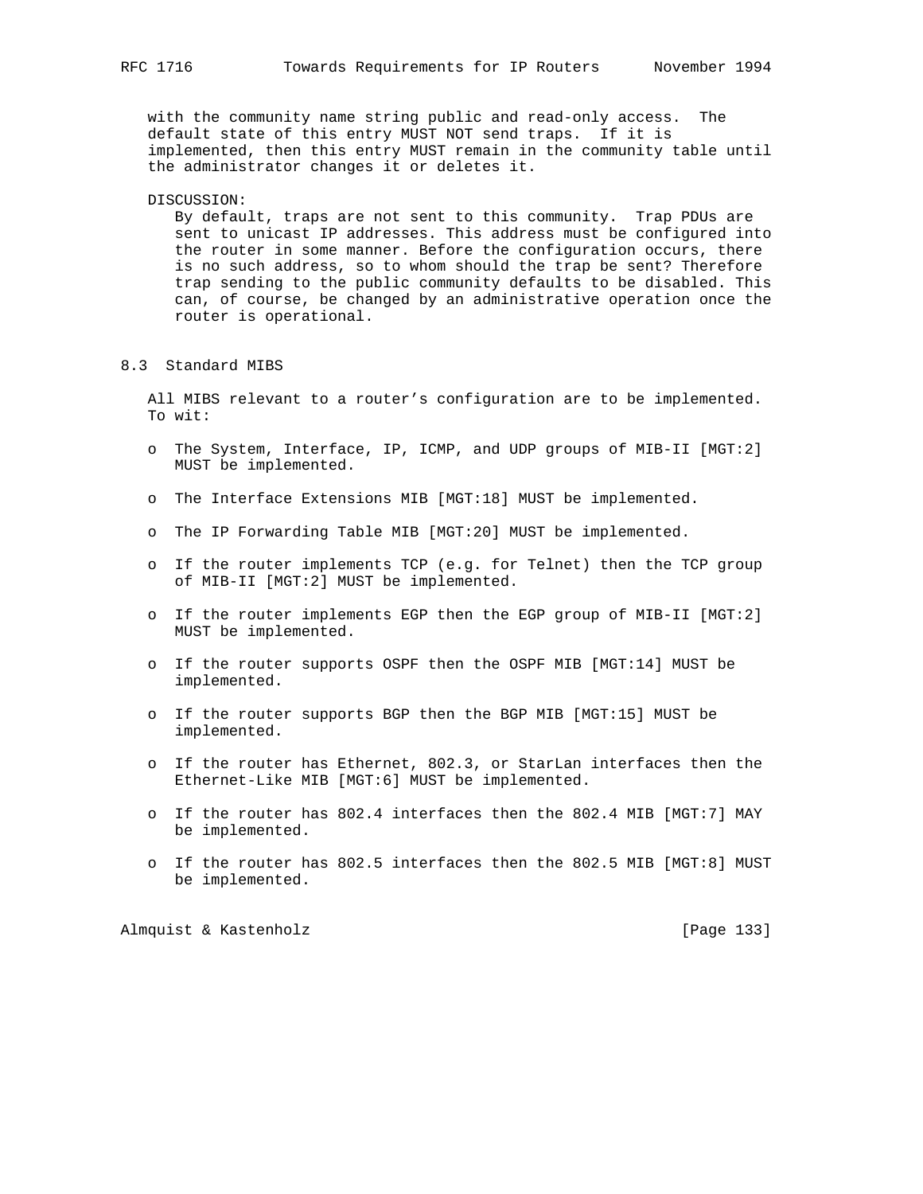with the community name string public and read-only access. The default state of this entry MUST NOT send traps. If it is implemented, then this entry MUST remain in the community table until the administrator changes it or deletes it.

DISCUSSION:
By default, traps are not sent to this community. Trap PDUs are sent to unicast IP addresses. This address must be configured into the router in some manner. Before the configuration occurs, there is no such address, so to whom should the trap be sent? Therefore trap sending to the public community defaults to be disabled. This can, of course, be changed by an administrative operation once the router is operational.

## 8.3 Standard MIBS

All MIBS relevant to a router's configuration are to be implemented. To wit:

- The System, Interface, IP, ICMP, and UDP groups of MIB-II [MGT:2] MUST be implemented.
- The Interface Extensions MIB [MGT:18] MUST be implemented.
- The IP Forwarding Table MIB [MGT:20] MUST be implemented.
- If the router implements TCP (e.g. for Telnet) then the TCP group of MIB-II [MGT:2] MUST be implemented.
- If the router implements EGP then the EGP group of MIB-II [MGT:2] MUST be implemented.
- If the router supports OSPF then the OSPF MIB [MGT:14] MUST be implemented.
- If the router supports BGP then the BGP MIB [MGT:15] MUST be implemented.
- If the router has Ethernet, 802.3, or StarLan interfaces then the Ethernet-Like MIB [MGT:6] MUST be implemented.
- If the router has 802.4 interfaces then the 802.4 MIB [MGT:7] MAY be implemented.
- If the router has 802.5 interfaces then the 802.5 MIB [MGT:8] MUST be implemented.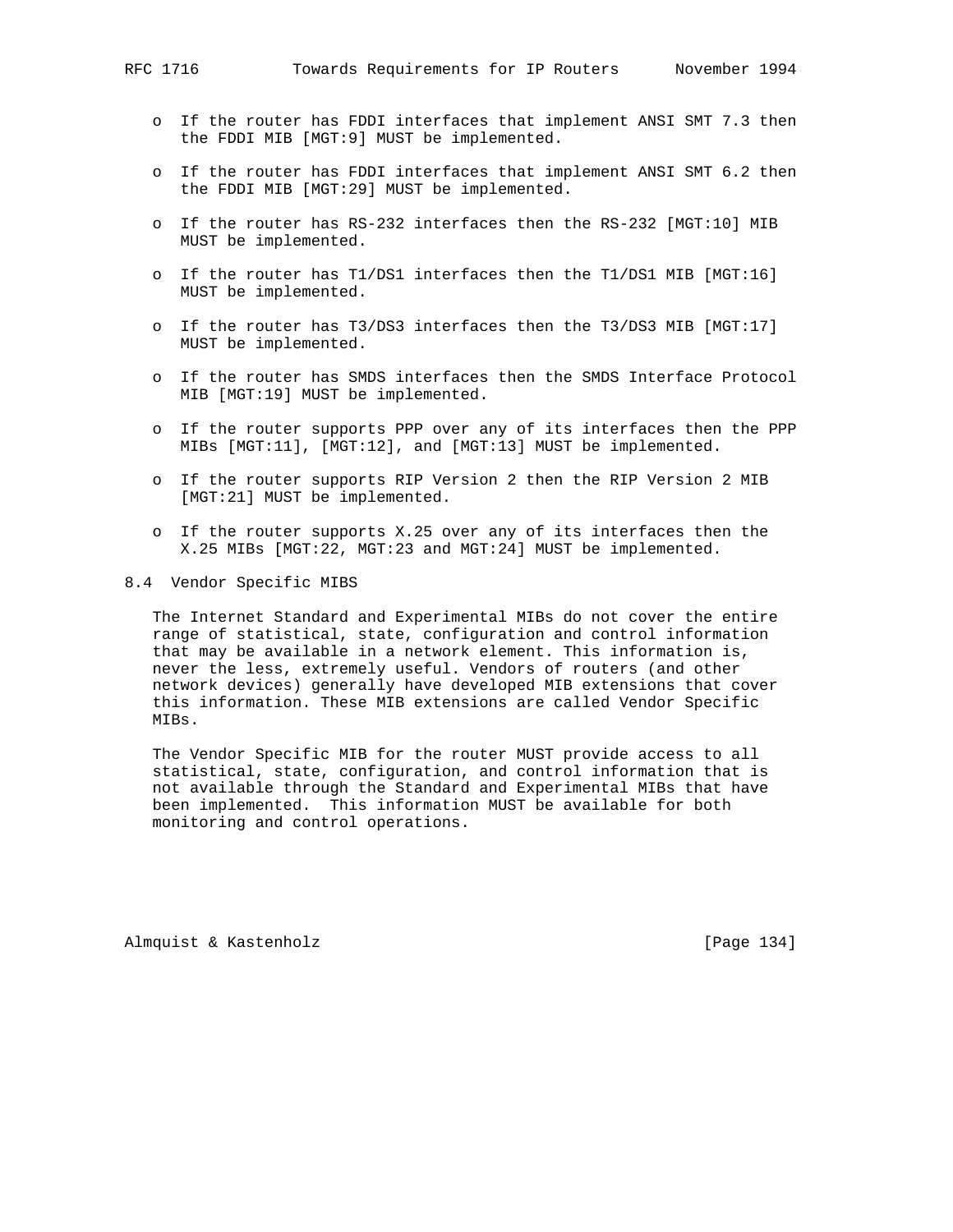- If the router has FDDI interfaces that implement ANSI SMT 7.3 then the FDDI MIB [MGT:9] MUST be implemented.

- If the router has FDDI interfaces that implement ANSI SMT 6.2 then the FDDI MIB [MGT:29] MUST be implemented.

- If the router has RS-232 interfaces then the RS-232 [MGT:10] MIB MUST be implemented.

- If the router has T1/DS1 interfaces then the T1/DS1 MIB [MGT:16] MUST be implemented.

- If the router has T3/DS3 interfaces then the T3/DS3 MIB [MGT:17] MUST be implemented.

- If the router has SMDS interfaces then the SMDS Interface Protocol MIB [MGT:19] MUST be implemented.

- If the router supports PPP over any of its interfaces then the PPP MIBs [MGT:11], [MGT:12], and [MGT:13] MUST be implemented.

- If the router supports RIP Version 2 then the RIP Version 2 MIB [MGT:21] MUST be implemented.

- If the router supports X.25 over any of its interfaces then the X.25 MIBs [MGT:22, MGT:23 and MGT:24] MUST be implemented.

## 8.4 Vendor Specific MIBS

The Internet Standard and Experimental MIBs do not cover the entire range of statistical, state, configuration and control information that may be available in a network element. This information is, never the less, extremely useful. Vendors of routers (and other network devices) generally have developed MIB extensions that cover this information. These MIB extensions are called Vendor Specific MIBs.

The Vendor Specific MIB for the router MUST provide access to all statistical, state, configuration, and control information that is not available through the Standard and Experimental MIBs that have been implemented. This information MUST be available for both monitoring and control operations.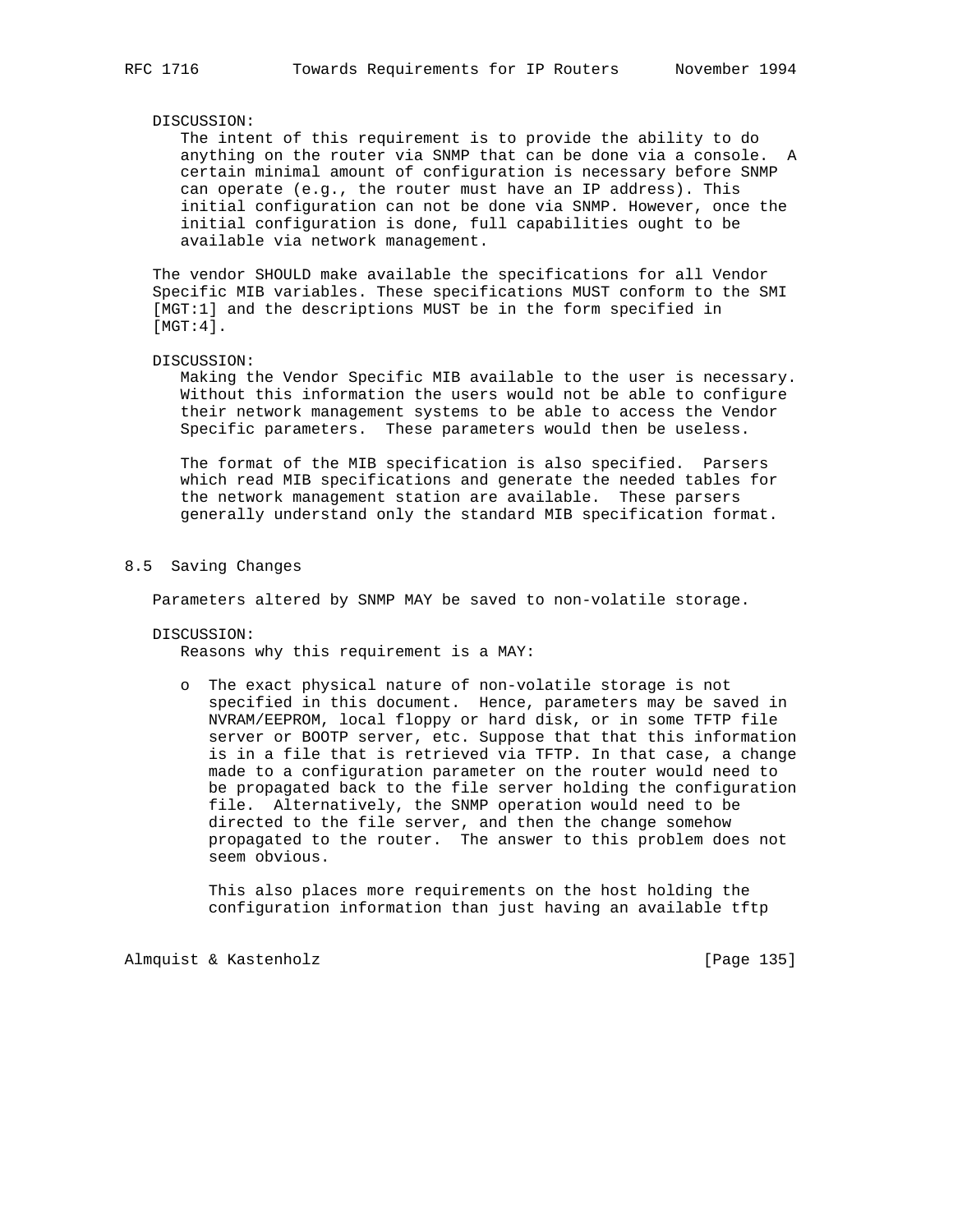DISCUSSION:
The intent of this requirement is to provide the ability to do anything on the router via SNMP that can be done via a console. A certain minimal amount of configuration is necessary before SNMP can operate (e.g., the router must have an IP address). This initial configuration can not be done via SNMP. However, once the initial configuration is done, full capabilities ought to be available via network management.

The vendor SHOULD make available the specifications for all Vendor Specific MIB variables. These specifications MUST conform to the SMI [MGT:1] and the descriptions MUST be in the form specified in [MGT:4].

DISCUSSION:
Making the Vendor Specific MIB available to the user is necessary. Without this information the users would not be able to configure their network management systems to be able to access the Vendor Specific parameters. These parameters would then be useless.

The format of the MIB specification is also specified. Parsers which read MIB specifications and generate the needed tables for the network management station are available. These parsers generally understand only the standard MIB specification format.

### 8.5 Saving Changes

Parameters altered by SNMP MAY be saved to non-volatile storage.

DISCUSSION:
Reasons why this requirement is a MAY:

- The exact physical nature of non-volatile storage is not specified in this document. Hence, parameters may be saved in NVRAM/EEPROM, local floppy or hard disk, or in some TFTP file server or BOOTP server, etc. Suppose that that this information is in a file that is retrieved via TFTP. In that case, a change made to a configuration parameter on the router would need to be propagated back to the file server holding the configuration file. Alternatively, the SNMP operation would need to be directed to the file server, and then the change somehow propagated to the router. The answer to this problem does not seem obvious.

  This also places more requirements on the host holding the configuration information than just having an available tftp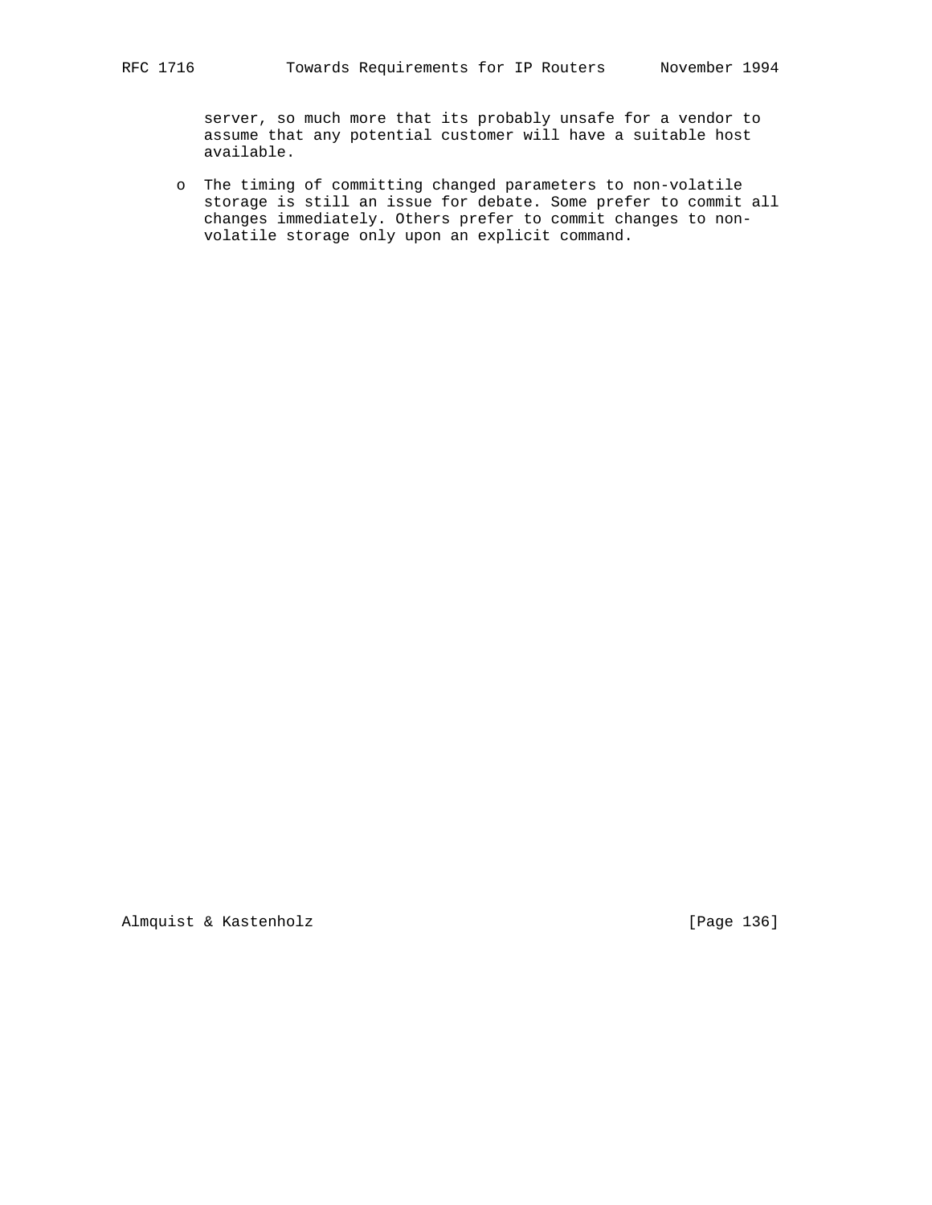server, so much more that its probably unsafe for a vendor to assume that any potential customer will have a suitable host available.

- The timing of committing changed parameters to non-volatile storage is still an issue for debate. Some prefer to commit all changes immediately. Others prefer to commit changes to non-volatile storage only upon an explicit command.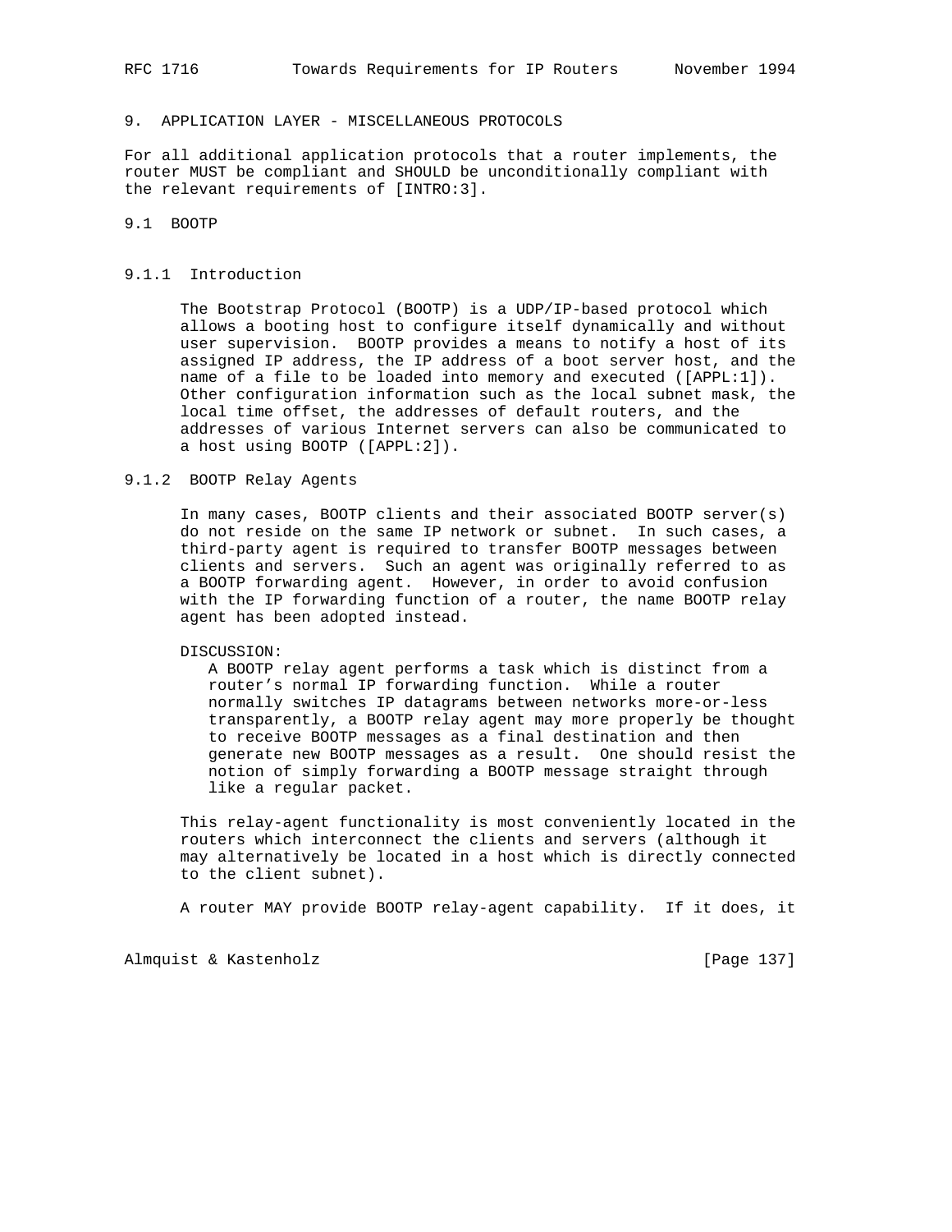## 9. APPLICATION LAYER - MISCELLANEOUS PROTOCOLS

For all additional application protocols that a router implements, the router MUST be compliant and SHOULD be unconditionally compliant with the relevant requirements of [INTRO:3].

### 9.1 BOOTP

#### 9.1.1 Introduction

The Bootstrap Protocol (BOOTP) is a UDP/IP-based protocol which allows a booting host to configure itself dynamically and without user supervision. BOOTP provides a means to notify a host of its assigned IP address, the IP address of a boot server host, and the name of a file to be loaded into memory and executed ([APPL:1]). Other configuration information such as the local subnet mask, the local time offset, the addresses of default routers, and the addresses of various Internet servers can also be communicated to a host using BOOTP ([APPL:2]).

#### 9.1.2 BOOTP Relay Agents

In many cases, BOOTP clients and their associated BOOTP server(s) do not reside on the same IP network or subnet. In such cases, a third-party agent is required to transfer BOOTP messages between clients and servers. Such an agent was originally referred to as a BOOTP forwarding agent. However, in order to avoid confusion with the IP forwarding function of a router, the name BOOTP relay agent has been adopted instead.

DISCUSSION:
A BOOTP relay agent performs a task which is distinct from a router's normal IP forwarding function. While a router normally switches IP datagrams between networks more-or-less transparently, a BOOTP relay agent may more properly be thought to receive BOOTP messages as a final destination and then generate new BOOTP messages as a result. One should resist the notion of simply forwarding a BOOTP message straight through like a regular packet.

This relay-agent functionality is most conveniently located in the routers which interconnect the clients and servers (although it may alternatively be located in a host which is directly connected to the client subnet).

A router MAY provide BOOTP relay-agent capability. If it does, it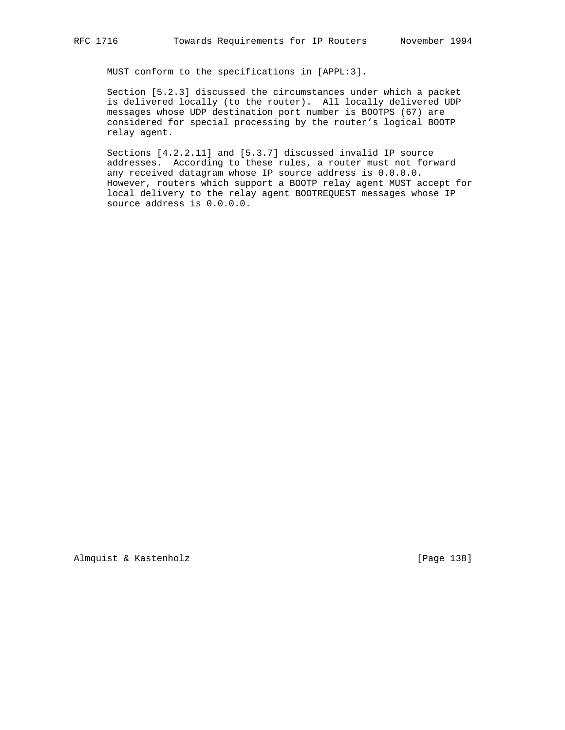MUST conform to the specifications in [APPL:3].

Section [5.2.3] discussed the circumstances under which a packet is delivered locally (to the router). All locally delivered UDP messages whose UDP destination port number is BOOTPS (67) are considered for special processing by the router's logical BOOTP relay agent.

Sections [4.2.2.11] and [5.3.7] discussed invalid IP source addresses. According to these rules, a router must not forward any received datagram whose IP source address is 0.0.0.0. However, routers which support a BOOTP relay agent MUST accept for local delivery to the relay agent BOOTREQUEST messages whose IP source address is 0.0.0.0.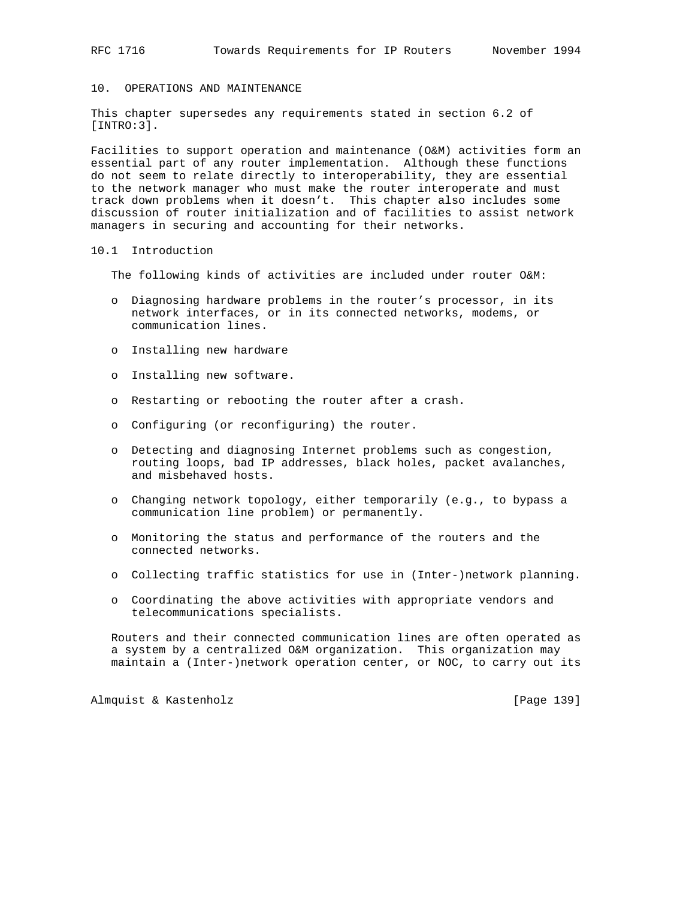# 10. OPERATIONS AND MAINTENANCE

This chapter supersedes any requirements stated in section 6.2 of [INTRO:3].

Facilities to support operation and maintenance (O&M) activities form an essential part of any router implementation. Although these functions do not seem to relate directly to interoperability, they are essential to the network manager who must make the router interoperate and must track down problems when it doesn't. This chapter also includes some discussion of router initialization and of facilities to assist network managers in securing and accounting for their networks.

## 10.1 Introduction

The following kinds of activities are included under router O&M:

- Diagnosing hardware problems in the router's processor, in its network interfaces, or in its connected networks, modems, or communication lines.
- Installing new hardware
- Installing new software.
- Restarting or rebooting the router after a crash.
- Configuring (or reconfiguring) the router.
- Detecting and diagnosing Internet problems such as congestion, routing loops, bad IP addresses, black holes, packet avalanches, and misbehaved hosts.
- Changing network topology, either temporarily (e.g., to bypass a communication line problem) or permanently.
- Monitoring the status and performance of the routers and the connected networks.
- Collecting traffic statistics for use in (Inter-)network planning.
- Coordinating the above activities with appropriate vendors and telecommunications specialists.

Routers and their connected communication lines are often operated as a system by a centralized O&M organization. This organization may maintain a (Inter-)network operation center, or NOC, to carry out its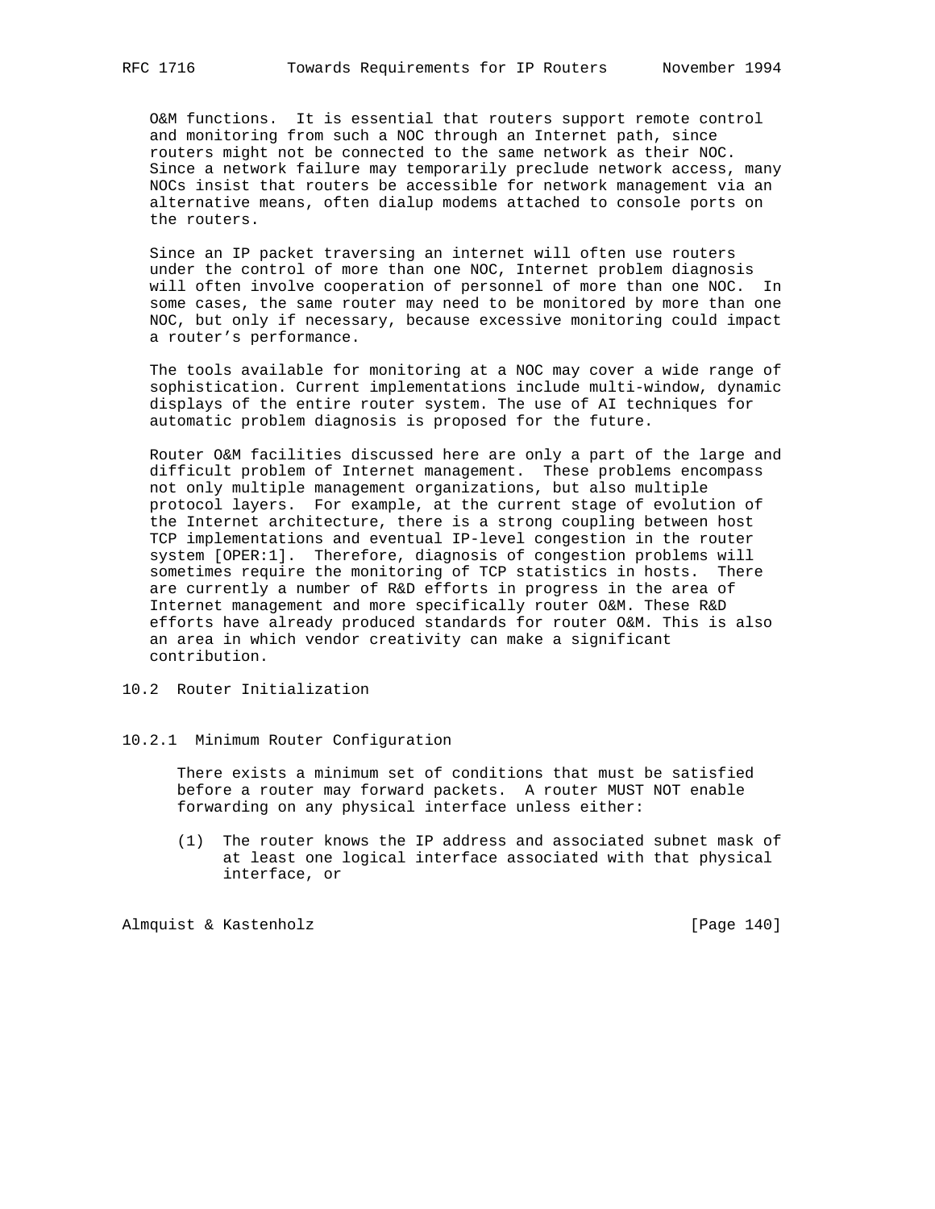O&M functions. It is essential that routers support remote control and monitoring from such a NOC through an Internet path, since routers might not be connected to the same network as their NOC. Since a network failure may temporarily preclude network access, many NOCs insist that routers be accessible for network management via an alternative means, often dialup modems attached to console ports on the routers.

Since an IP packet traversing an internet will often use routers under the control of more than one NOC, Internet problem diagnosis will often involve cooperation of personnel of more than one NOC. In some cases, the same router may need to be monitored by more than one NOC, but only if necessary, because excessive monitoring could impact a router's performance.

The tools available for monitoring at a NOC may cover a wide range of sophistication. Current implementations include multi-window, dynamic displays of the entire router system. The use of AI techniques for automatic problem diagnosis is proposed for the future.

Router O&M facilities discussed here are only a part of the large and difficult problem of Internet management. These problems encompass not only multiple management organizations, but also multiple protocol layers. For example, at the current stage of evolution of the Internet architecture, there is a strong coupling between host TCP implementations and eventual IP-level congestion in the router system [OPER:1]. Therefore, diagnosis of congestion problems will sometimes require the monitoring of TCP statistics in hosts. There are currently a number of R&D efforts in progress in the area of Internet management and more specifically router O&M. These R&D efforts have already produced standards for router O&M. This is also an area in which vendor creativity can make a significant contribution.

## 10.2 Router Initialization

### 10.2.1 Minimum Router Configuration

There exists a minimum set of conditions that must be satisfied before a router may forward packets. A router MUST NOT enable forwarding on any physical interface unless either:

(1) The router knows the IP address and associated subnet mask of at least one logical interface associated with that physical interface, or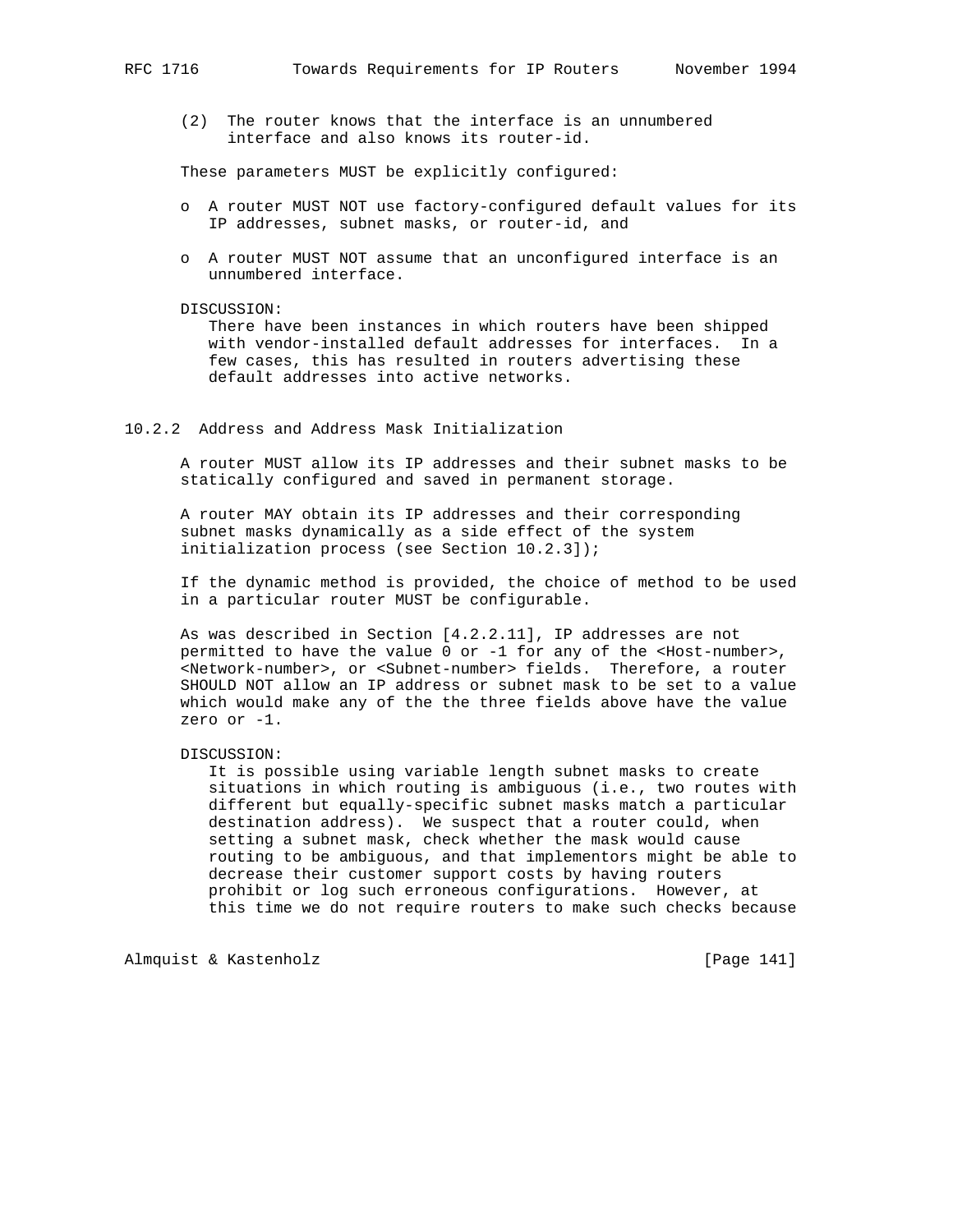(2) The router knows that the interface is an unnumbered interface and also knows its router-id.

These parameters MUST be explicitly configured:

- A router MUST NOT use factory-configured default values for its IP addresses, subnet masks, or router-id, and
- A router MUST NOT assume that an unconfigured interface is an unnumbered interface.

DISCUSSION:
There have been instances in which routers have been shipped with vendor-installed default addresses for interfaces. In a few cases, this has resulted in routers advertising these default addresses into active networks.

### 10.2.2 Address and Address Mask Initialization

A router MUST allow its IP addresses and their subnet masks to be statically configured and saved in permanent storage.

A router MAY obtain its IP addresses and their corresponding subnet masks dynamically as a side effect of the system initialization process (see Section 10.2.3]);

If the dynamic method is provided, the choice of method to be used in a particular router MUST be configurable.

As was described in Section [4.2.2.11], IP addresses are not permitted to have the value 0 or -1 for any of the <Host-number>, <Network-number>, or <Subnet-number> fields. Therefore, a router SHOULD NOT allow an IP address or subnet mask to be set to a value which would make any of the the three fields above have the value zero or -1.

DISCUSSION:
It is possible using variable length subnet masks to create situations in which routing is ambiguous (i.e., two routes with different but equally-specific subnet masks match a particular destination address). We suspect that a router could, when setting a subnet mask, check whether the mask would cause routing to be ambiguous, and that implementors might be able to decrease their customer support costs by having routers prohibit or log such erroneous configurations. However, at this time we do not require routers to make such checks because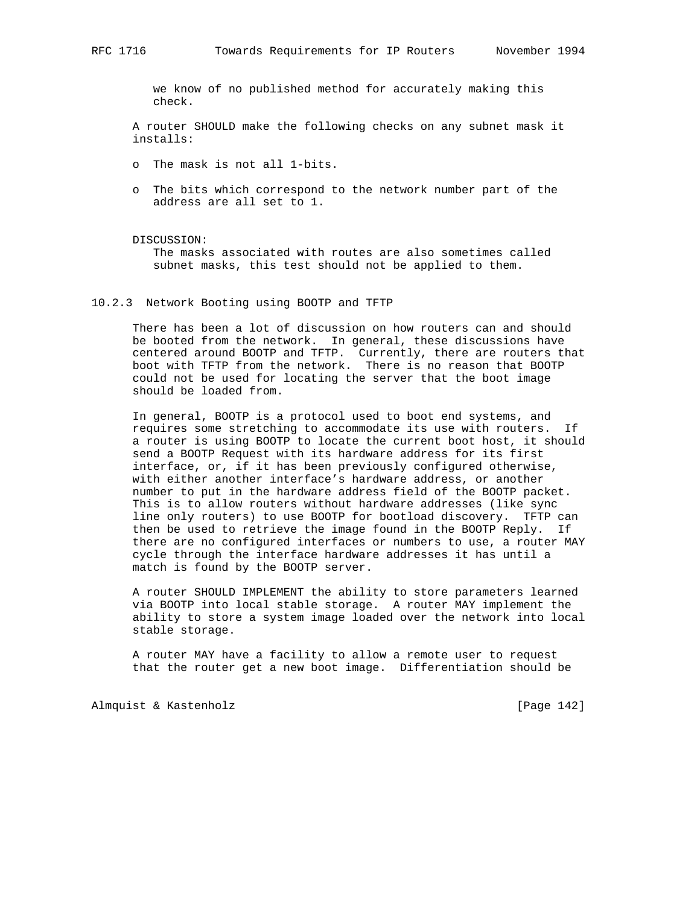we know of no published method for accurately making this check.

A router SHOULD make the following checks on any subnet mask it installs:

- The mask is not all 1-bits.
- The bits which correspond to the network number part of the address are all set to 1.

DISCUSSION:
The masks associated with routes are also sometimes called subnet masks, this test should not be applied to them.

### 10.2.3 Network Booting using BOOTP and TFTP

There has been a lot of discussion on how routers can and should be booted from the network. In general, these discussions have centered around BOOTP and TFTP. Currently, there are routers that boot with TFTP from the network. There is no reason that BOOTP could not be used for locating the server that the boot image should be loaded from.

In general, BOOTP is a protocol used to boot end systems, and requires some stretching to accommodate its use with routers. If a router is using BOOTP to locate the current boot host, it should send a BOOTP Request with its hardware address for its first interface, or, if it has been previously configured otherwise, with either another interface's hardware address, or another number to put in the hardware address field of the BOOTP packet. This is to allow routers without hardware addresses (like sync line only routers) to use BOOTP for bootload discovery. TFTP can then be used to retrieve the image found in the BOOTP Reply. If there are no configured interfaces or numbers to use, a router MAY cycle through the interface hardware addresses it has until a match is found by the BOOTP server.

A router SHOULD IMPLEMENT the ability to store parameters learned via BOOTP into local stable storage. A router MAY implement the ability to store a system image loaded over the network into local stable storage.

A router MAY have a facility to allow a remote user to request that the router get a new boot image. Differentiation should be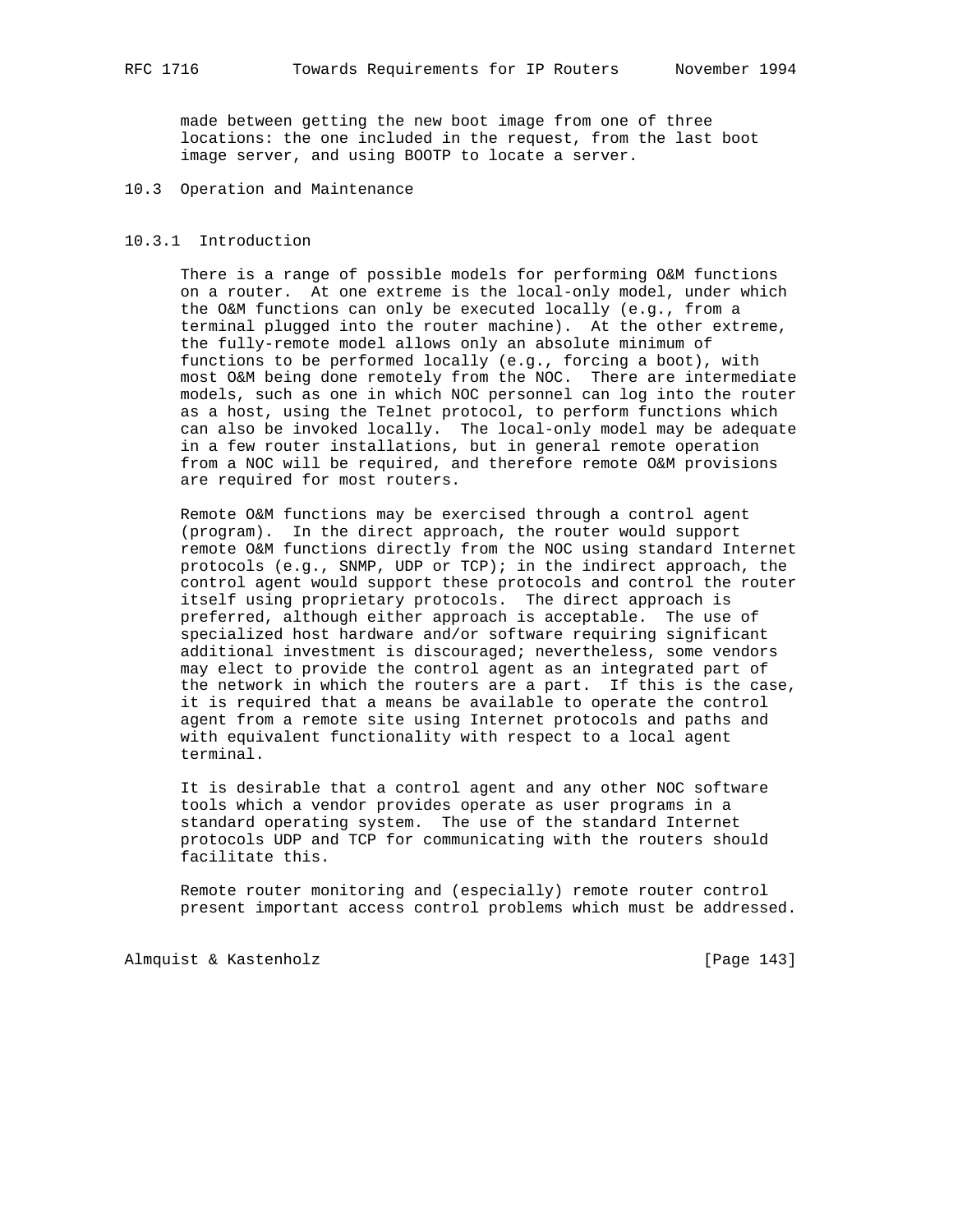made between getting the new boot image from one of three locations: the one included in the request, from the last boot image server, and using BOOTP to locate a server.

## 10.3 Operation and Maintenance

### 10.3.1 Introduction

There is a range of possible models for performing O&M functions on a router. At one extreme is the local-only model, under which the O&M functions can only be executed locally (e.g., from a terminal plugged into the router machine). At the other extreme, the fully-remote model allows only an absolute minimum of functions to be performed locally (e.g., forcing a boot), with most O&M being done remotely from the NOC. There are intermediate models, such as one in which NOC personnel can log into the router as a host, using the Telnet protocol, to perform functions which can also be invoked locally. The local-only model may be adequate in a few router installations, but in general remote operation from a NOC will be required, and therefore remote O&M provisions are required for most routers.

Remote O&M functions may be exercised through a control agent (program). In the direct approach, the router would support remote O&M functions directly from the NOC using standard Internet protocols (e.g., SNMP, UDP or TCP); in the indirect approach, the control agent would support these protocols and control the router itself using proprietary protocols. The direct approach is preferred, although either approach is acceptable. The use of specialized host hardware and/or software requiring significant additional investment is discouraged; nevertheless, some vendors may elect to provide the control agent as an integrated part of the network in which the routers are a part. If this is the case, it is required that a means be available to operate the control agent from a remote site using Internet protocols and paths and with equivalent functionality with respect to a local agent terminal.

It is desirable that a control agent and any other NOC software tools which a vendor provides operate as user programs in a standard operating system. The use of the standard Internet protocols UDP and TCP for communicating with the routers should facilitate this.

Remote router monitoring and (especially) remote router control present important access control problems which must be addressed.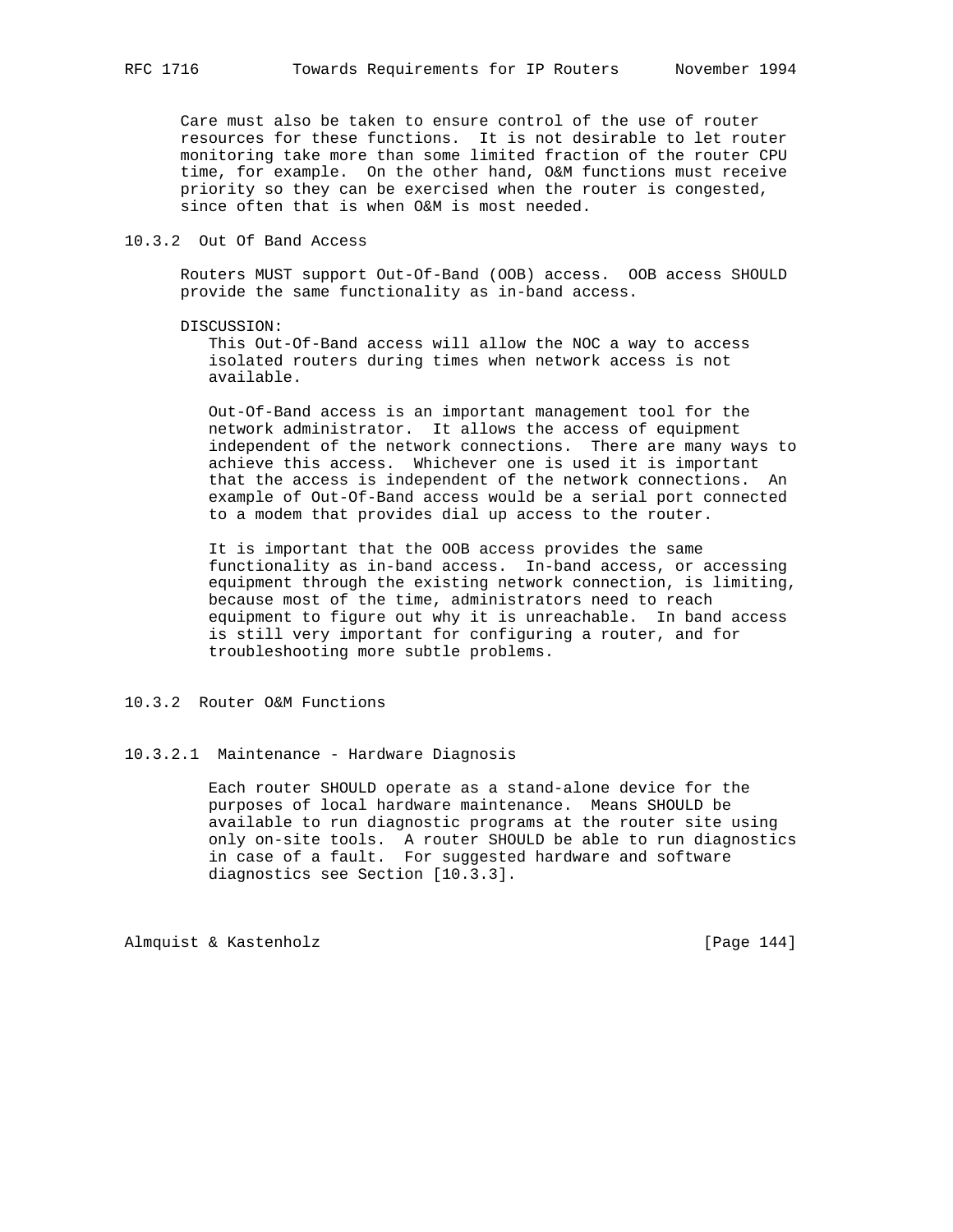Care must also be taken to ensure control of the use of router resources for these functions. It is not desirable to let router monitoring take more than some limited fraction of the router CPU time, for example. On the other hand, O&M functions must receive priority so they can be exercised when the router is congested, since often that is when O&M is most needed.

### 10.3.2 Out Of Band Access

Routers MUST support Out-Of-Band (OOB) access. OOB access SHOULD provide the same functionality as in-band access.

DISCUSSION:

This Out-Of-Band access will allow the NOC a way to access isolated routers during times when network access is not available.

Out-Of-Band access is an important management tool for the network administrator. It allows the access of equipment independent of the network connections. There are many ways to achieve this access. Whichever one is used it is important that the access is independent of the network connections. An example of Out-Of-Band access would be a serial port connected to a modem that provides dial up access to the router.

It is important that the OOB access provides the same functionality as in-band access. In-band access, or accessing equipment through the existing network connection, is limiting, because most of the time, administrators need to reach equipment to figure out why it is unreachable. In band access is still very important for configuring a router, and for troubleshooting more subtle problems.

### 10.3.2 Router O&M Functions

#### 10.3.2.1 Maintenance - Hardware Diagnosis

Each router SHOULD operate as a stand-alone device for the purposes of local hardware maintenance. Means SHOULD be available to run diagnostic programs at the router site using only on-site tools. A router SHOULD be able to run diagnostics in case of a fault. For suggested hardware and software diagnostics see Section [10.3.3].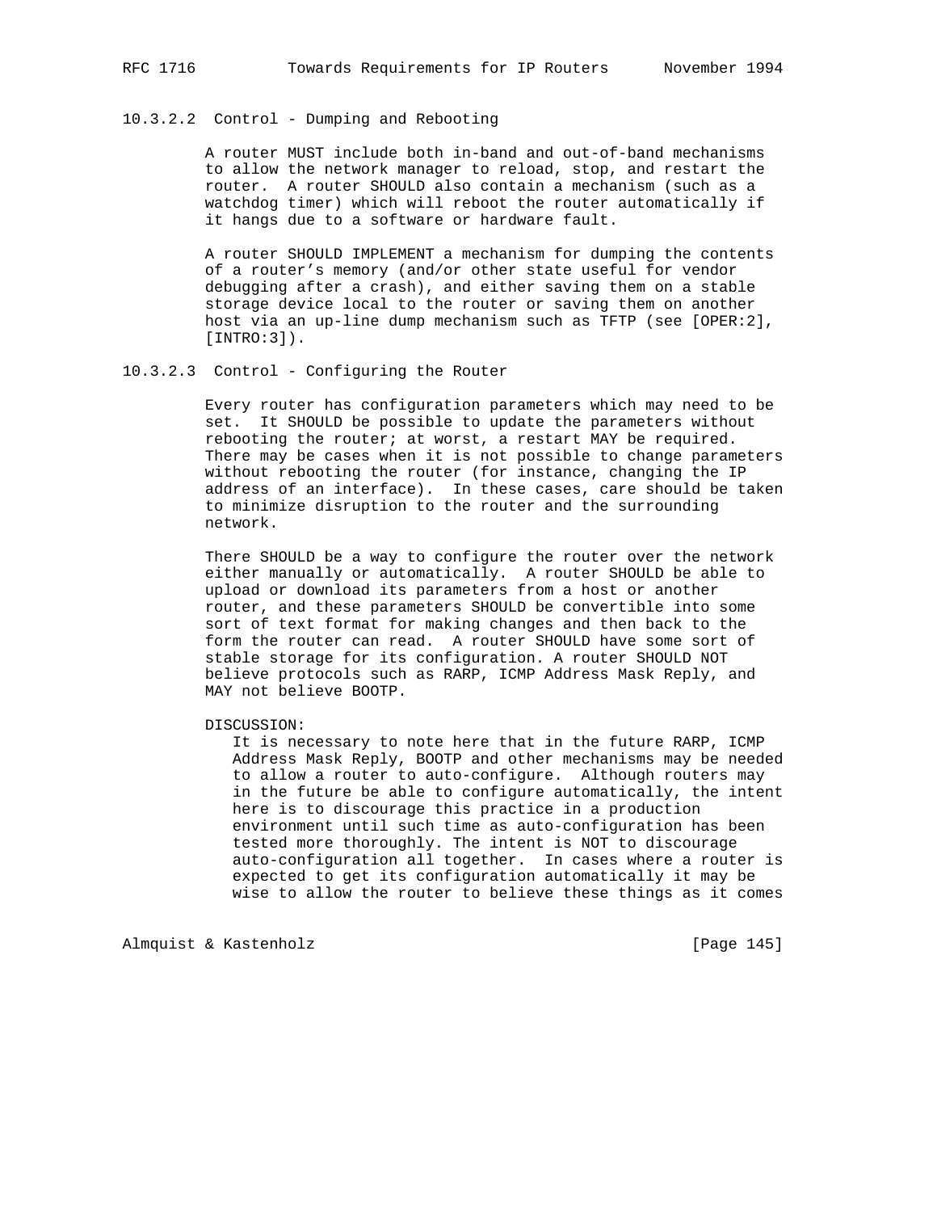#### 10.3.2.2 Control - Dumping and Rebooting

A router MUST include both in-band and out-of-band mechanisms to allow the network manager to reload, stop, and restart the router. A router SHOULD also contain a mechanism (such as a watchdog timer) which will reboot the router automatically if it hangs due to a software or hardware fault.

A router SHOULD IMPLEMENT a mechanism for dumping the contents of a router's memory (and/or other state useful for vendor debugging after a crash), and either saving them on a stable storage device local to the router or saving them on another host via an up-line dump mechanism such as TFTP (see [OPER:2], [INTRO:3]).

#### 10.3.2.3 Control - Configuring the Router

Every router has configuration parameters which may need to be set. It SHOULD be possible to update the parameters without rebooting the router; at worst, a restart MAY be required. There may be cases when it is not possible to change parameters without rebooting the router (for instance, changing the IP address of an interface). In these cases, care should be taken to minimize disruption to the router and the surrounding network.

There SHOULD be a way to configure the router over the network either manually or automatically. A router SHOULD be able to upload or download its parameters from a host or another router, and these parameters SHOULD be convertible into some sort of text format for making changes and then back to the form the router can read. A router SHOULD have some sort of stable storage for its configuration. A router SHOULD NOT believe protocols such as RARP, ICMP Address Mask Reply, and MAY not believe BOOTP.

DISCUSSION:
It is necessary to note here that in the future RARP, ICMP Address Mask Reply, BOOTP and other mechanisms may be needed to allow a router to auto-configure. Although routers may in the future be able to configure automatically, the intent here is to discourage this practice in a production environment until such time as auto-configuration has been tested more thoroughly. The intent is NOT to discourage auto-configuration all together. In cases where a router is expected to get its configuration automatically it may be wise to allow the router to believe these things as it comes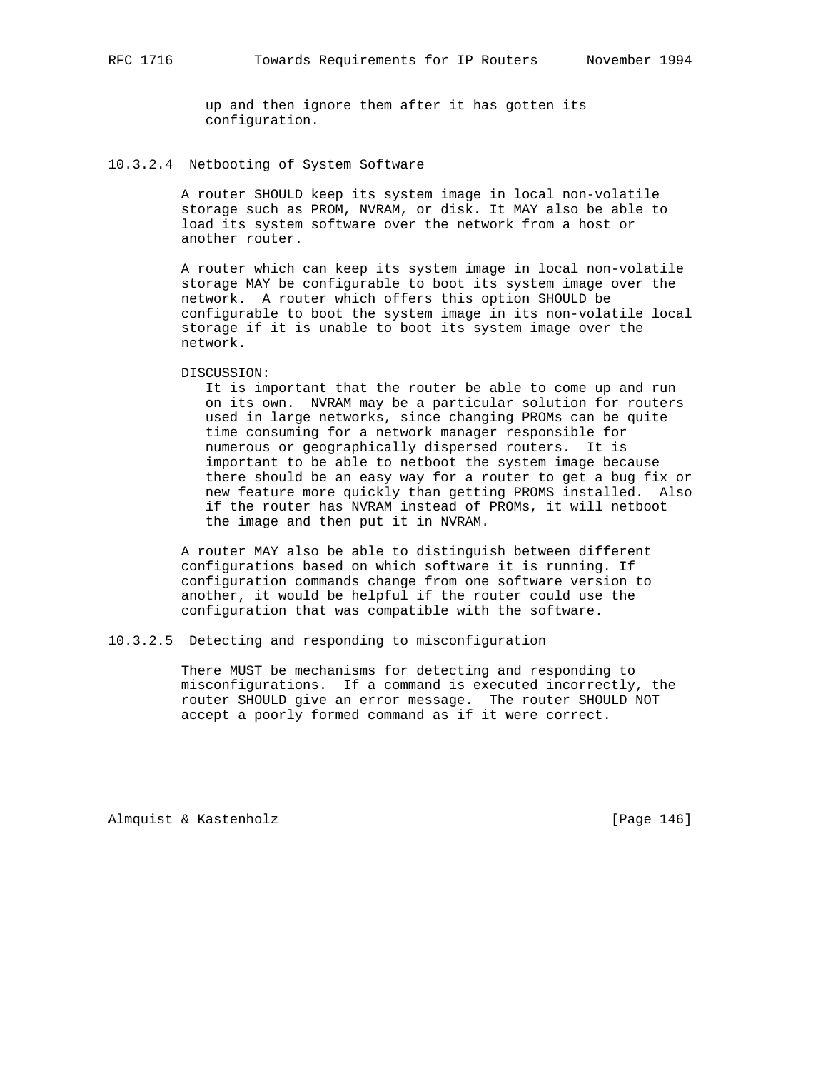up and then ignore them after it has gotten its configuration.

#### 10.3.2.4 Netbooting of System Software

A router SHOULD keep its system image in local non-volatile storage such as PROM, NVRAM, or disk. It MAY also be able to load its system software over the network from a host or another router.

A router which can keep its system image in local non-volatile storage MAY be configurable to boot its system image over the network. A router which offers this option SHOULD be configurable to boot the system image in its non-volatile local storage if it is unable to boot its system image over the network.

DISCUSSION:
It is important that the router be able to come up and run on its own. NVRAM may be a particular solution for routers used in large networks, since changing PROMs can be quite time consuming for a network manager responsible for numerous or geographically dispersed routers. It is important to be able to netboot the system image because there should be an easy way for a router to get a bug fix or new feature more quickly than getting PROMS installed. Also if the router has NVRAM instead of PROMs, it will netboot the image and then put it in NVRAM.

A router MAY also be able to distinguish between different configurations based on which software it is running. If configuration commands change from one software version to another, it would be helpful if the router could use the configuration that was compatible with the software.

#### 10.3.2.5 Detecting and responding to misconfiguration

There MUST be mechanisms for detecting and responding to misconfigurations. If a command is executed incorrectly, the router SHOULD give an error message. The router SHOULD NOT accept a poorly formed command as if it were correct.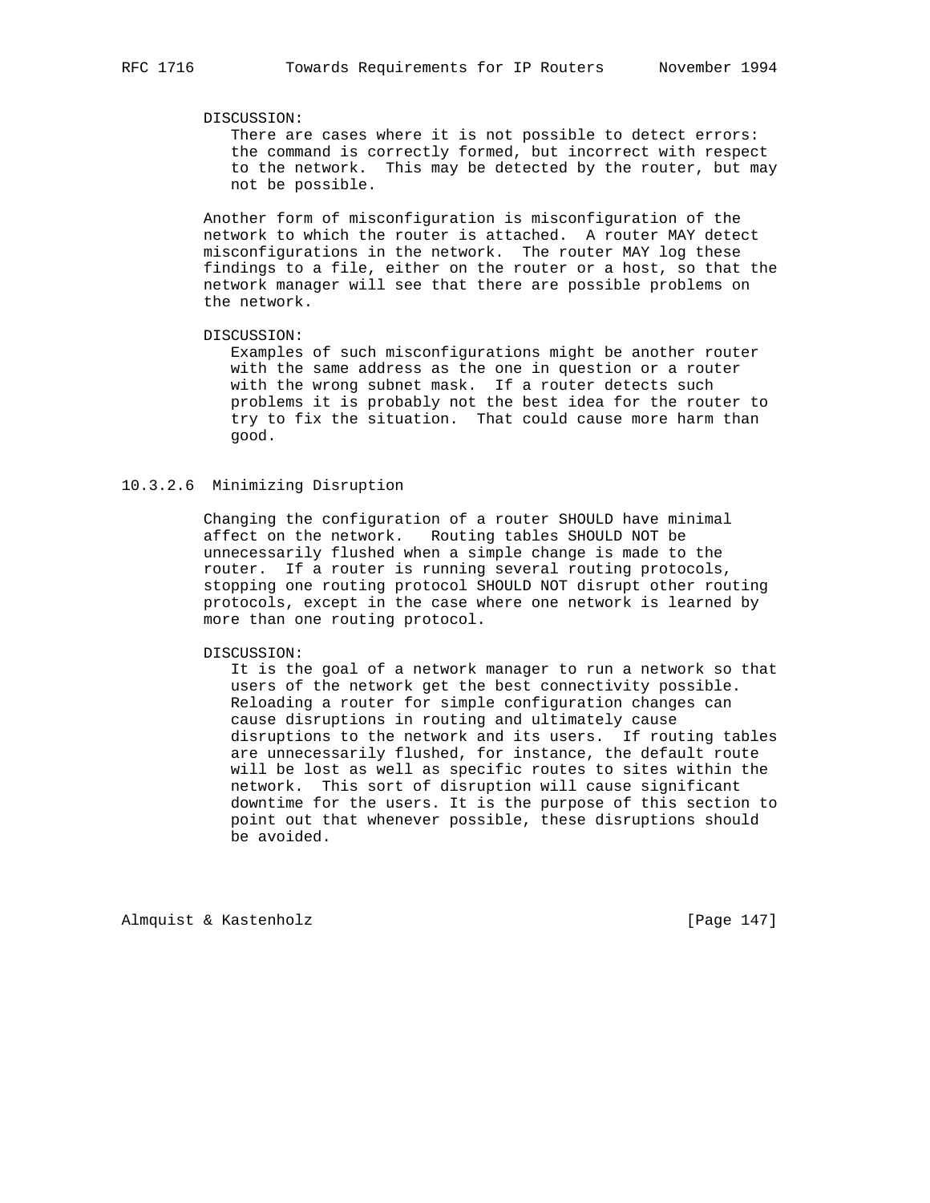DISCUSSION:
There are cases where it is not possible to detect errors: the command is correctly formed, but incorrect with respect to the network. This may be detected by the router, but may not be possible.

Another form of misconfiguration is misconfiguration of the network to which the router is attached. A router MAY detect misconfigurations in the network. The router MAY log these findings to a file, either on the router or a host, so that the network manager will see that there are possible problems on the network.

DISCUSSION:
Examples of such misconfigurations might be another router with the same address as the one in question or a router with the wrong subnet mask. If a router detects such problems it is probably not the best idea for the router to try to fix the situation. That could cause more harm than good.

### 10.3.2.6 Minimizing Disruption

Changing the configuration of a router SHOULD have minimal affect on the network. Routing tables SHOULD NOT be unnecessarily flushed when a simple change is made to the router. If a router is running several routing protocols, stopping one routing protocol SHOULD NOT disrupt other routing protocols, except in the case where one network is learned by more than one routing protocol.

DISCUSSION:
It is the goal of a network manager to run a network so that users of the network get the best connectivity possible. Reloading a router for simple configuration changes can cause disruptions in routing and ultimately cause disruptions to the network and its users. If routing tables are unnecessarily flushed, for instance, the default route will be lost as well as specific routes to sites within the network. This sort of disruption will cause significant downtime for the users. It is the purpose of this section to point out that whenever possible, these disruptions should be avoided.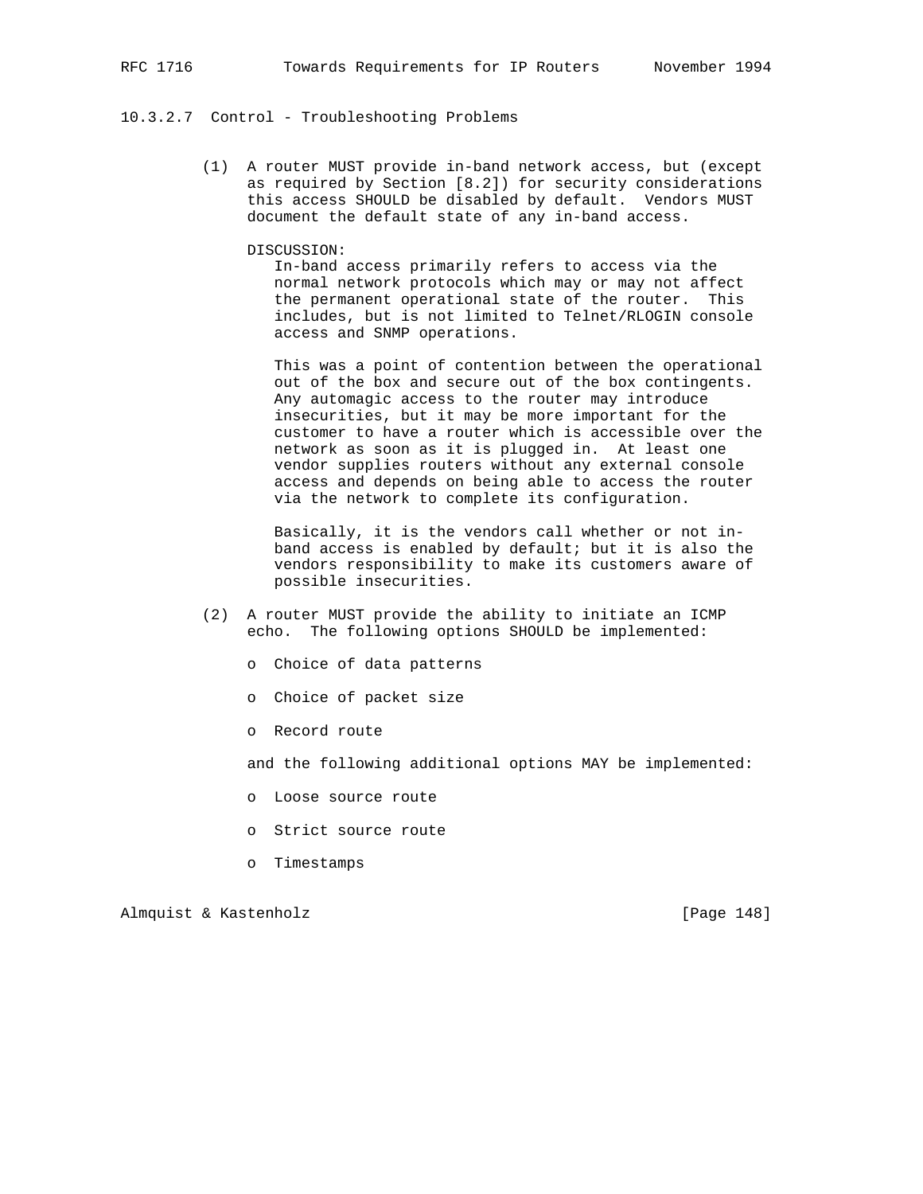#### 10.3.2.7 Control - Troubleshooting Problems

(1) A router MUST provide in-band network access, but (except as required by Section [8.2]) for security considerations this access SHOULD be disabled by default. Vendors MUST document the default state of any in-band access.

DISCUSSION:
In-band access primarily refers to access via the normal network protocols which may or may not affect the permanent operational state of the router. This includes, but is not limited to Telnet/RLOGIN console access and SNMP operations.

This was a point of contention between the operational out of the box and secure out of the box contingents. Any automagic access to the router may introduce insecurities, but it may be more important for the customer to have a router which is accessible over the network as soon as it is plugged in. At least one vendor supplies routers without any external console access and depends on being able to access the router via the network to complete its configuration.

Basically, it is the vendors call whether or not in-band access is enabled by default; but it is also the vendors responsibility to make its customers aware of possible insecurities.

(2) A router MUST provide the ability to initiate an ICMP echo. The following options SHOULD be implemented:

- Choice of data patterns
- Choice of packet size
- Record route

and the following additional options MAY be implemented:

- Loose source route
- Strict source route
- Timestamps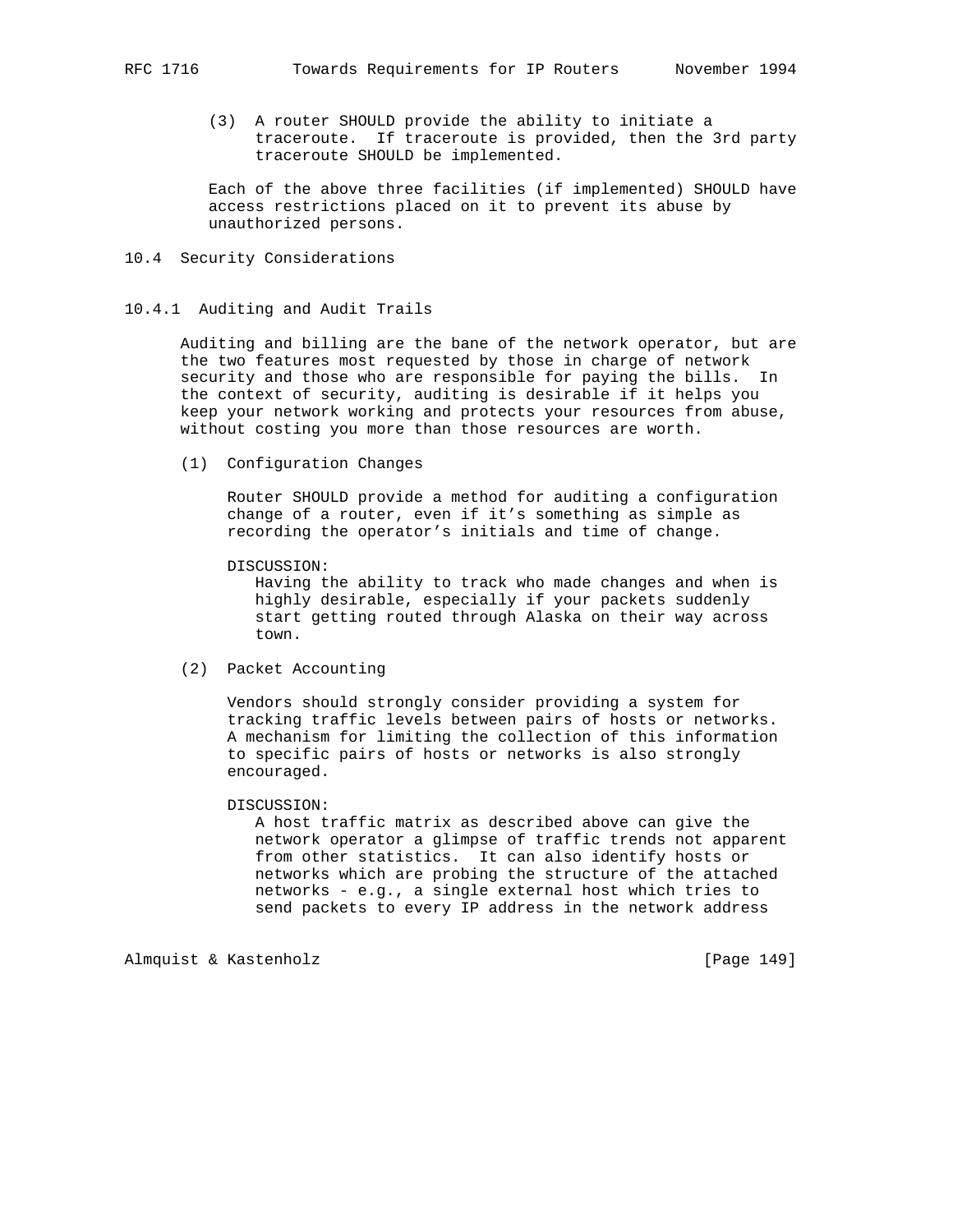(3) A router SHOULD provide the ability to initiate a traceroute. If traceroute is provided, then the 3rd party traceroute SHOULD be implemented.

Each of the above three facilities (if implemented) SHOULD have access restrictions placed on it to prevent its abuse by unauthorized persons.

### 10.4 Security Considerations

#### 10.4.1 Auditing and Audit Trails

Auditing and billing are the bane of the network operator, but are the two features most requested by those in charge of network security and those who are responsible for paying the bills. In the context of security, auditing is desirable if it helps you keep your network working and protects your resources from abuse, without costing you more than those resources are worth.

(1) Configuration Changes

Router SHOULD provide a method for auditing a configuration change of a router, even if it's something as simple as recording the operator's initials and time of change.

DISCUSSION:
Having the ability to track who made changes and when is highly desirable, especially if your packets suddenly start getting routed through Alaska on their way across town.

(2) Packet Accounting

Vendors should strongly consider providing a system for tracking traffic levels between pairs of hosts or networks. A mechanism for limiting the collection of this information to specific pairs of hosts or networks is also strongly encouraged.

DISCUSSION:
A host traffic matrix as described above can give the network operator a glimpse of traffic trends not apparent from other statistics. It can also identify hosts or networks which are probing the structure of the attached networks - e.g., a single external host which tries to send packets to every IP address in the network address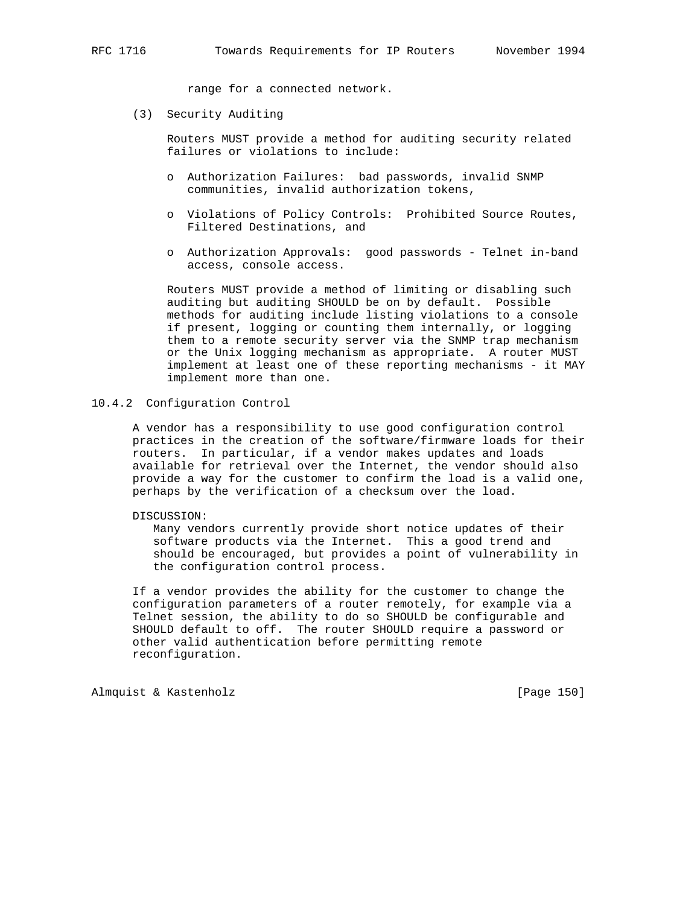range for a connected network.

(3) Security Auditing

Routers MUST provide a method for auditing security related failures or violations to include:

- Authorization Failures: bad passwords, invalid SNMP communities, invalid authorization tokens,
- Violations of Policy Controls: Prohibited Source Routes, Filtered Destinations, and
- Authorization Approvals: good passwords - Telnet in-band access, console access.

Routers MUST provide a method of limiting or disabling such auditing but auditing SHOULD be on by default. Possible methods for auditing include listing violations to a console if present, logging or counting them internally, or logging them to a remote security server via the SNMP trap mechanism or the Unix logging mechanism as appropriate. A router MUST implement at least one of these reporting mechanisms - it MAY implement more than one.

### 10.4.2 Configuration Control

A vendor has a responsibility to use good configuration control practices in the creation of the software/firmware loads for their routers. In particular, if a vendor makes updates and loads available for retrieval over the Internet, the vendor should also provide a way for the customer to confirm the load is a valid one, perhaps by the verification of a checksum over the load.

DISCUSSION:
Many vendors currently provide short notice updates of their software products via the Internet. This a good trend and should be encouraged, but provides a point of vulnerability in the configuration control process.

If a vendor provides the ability for the customer to change the configuration parameters of a router remotely, for example via a Telnet session, the ability to do so SHOULD be configurable and SHOULD default to off. The router SHOULD require a password or other valid authentication before permitting remote reconfiguration.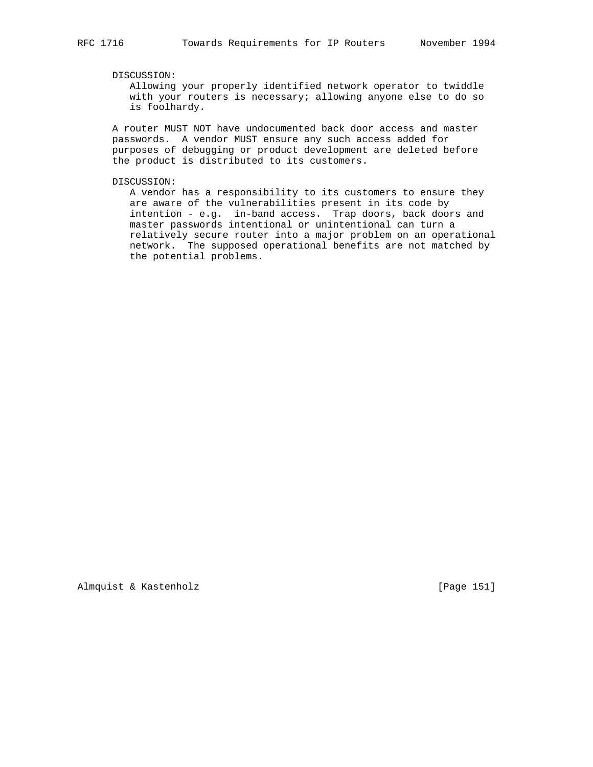DISCUSSION:
Allowing your properly identified network operator to twiddle with your routers is necessary; allowing anyone else to do so is foolhardy.

A router MUST NOT have undocumented back door access and master passwords. A vendor MUST ensure any such access added for purposes of debugging or product development are deleted before the product is distributed to its customers.

DISCUSSION:
A vendor has a responsibility to its customers to ensure they are aware of the vulnerabilities present in its code by intention - e.g. in-band access. Trap doors, back doors and master passwords intentional or unintentional can turn a relatively secure router into a major problem on an operational network. The supposed operational benefits are not matched by the potential problems.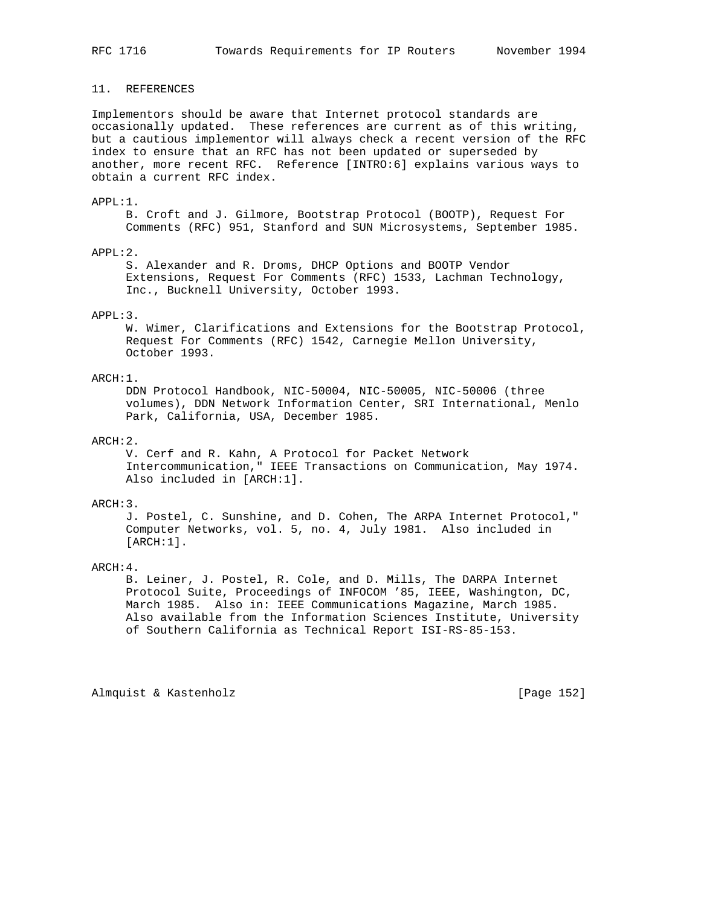## 11. REFERENCES

Implementors should be aware that Internet protocol standards are occasionally updated. These references are current as of this writing, but a cautious implementor will always check a recent version of the RFC index to ensure that an RFC has not been updated or superseded by another, more recent RFC. Reference [INTRO:6] explains various ways to obtain a current RFC index.

APPL:1.
: B. Croft and J. Gilmore, Bootstrap Protocol (BOOTP), Request For Comments (RFC) 951, Stanford and SUN Microsystems, September 1985.

APPL:2.
: S. Alexander and R. Droms, DHCP Options and BOOTP Vendor Extensions, Request For Comments (RFC) 1533, Lachman Technology, Inc., Bucknell University, October 1993.

APPL:3.
: W. Wimer, Clarifications and Extensions for the Bootstrap Protocol, Request For Comments (RFC) 1542, Carnegie Mellon University, October 1993.

ARCH:1.
: DDN Protocol Handbook, NIC-50004, NIC-50005, NIC-50006 (three volumes), DDN Network Information Center, SRI International, Menlo Park, California, USA, December 1985.

ARCH:2.
: V. Cerf and R. Kahn, A Protocol for Packet Network Intercommunication," IEEE Transactions on Communication, May 1974. Also included in [ARCH:1].

ARCH:3.
: J. Postel, C. Sunshine, and D. Cohen, The ARPA Internet Protocol," Computer Networks, vol. 5, no. 4, July 1981. Also included in [ARCH:1].

ARCH:4.
: B. Leiner, J. Postel, R. Cole, and D. Mills, The DARPA Internet Protocol Suite, Proceedings of INFOCOM '85, IEEE, Washington, DC, March 1985. Also in: IEEE Communications Magazine, March 1985. Also available from the Information Sciences Institute, University of Southern California as Technical Report ISI-RS-85-153.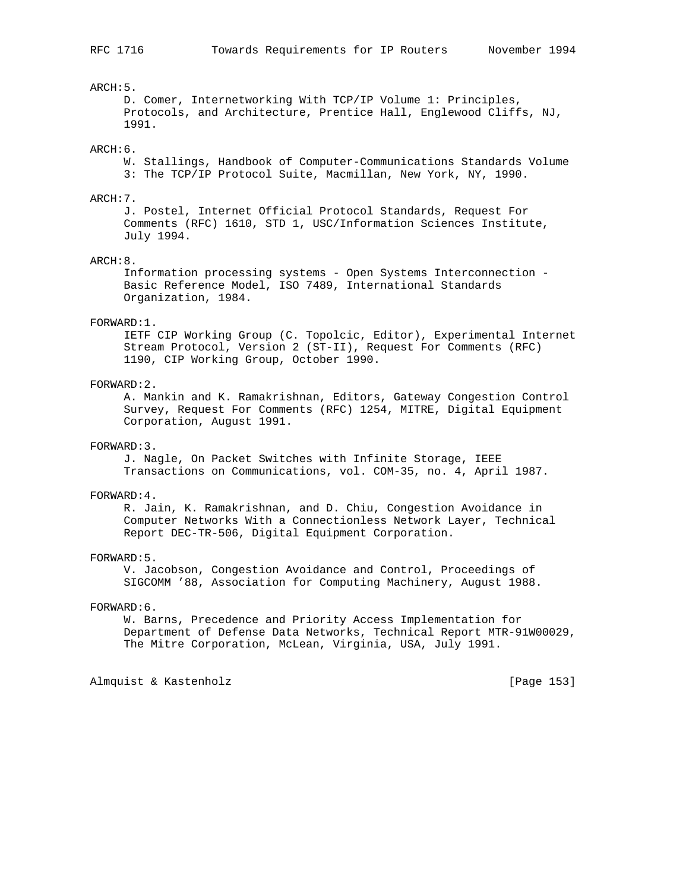ARCH:5.
D. Comer, Internetworking With TCP/IP Volume 1: Principles, Protocols, and Architecture, Prentice Hall, Englewood Cliffs, NJ, 1991.

ARCH:6.
W. Stallings, Handbook of Computer-Communications Standards Volume 3: The TCP/IP Protocol Suite, Macmillan, New York, NY, 1990.

ARCH:7.
J. Postel, Internet Official Protocol Standards, Request For Comments (RFC) 1610, STD 1, USC/Information Sciences Institute, July 1994.

ARCH:8.
Information processing systems - Open Systems Interconnection - Basic Reference Model, ISO 7489, International Standards Organization, 1984.

FORWARD:1.
IETF CIP Working Group (C. Topolcic, Editor), Experimental Internet Stream Protocol, Version 2 (ST-II), Request For Comments (RFC) 1190, CIP Working Group, October 1990.

FORWARD:2.
A. Mankin and K. Ramakrishnan, Editors, Gateway Congestion Control Survey, Request For Comments (RFC) 1254, MITRE, Digital Equipment Corporation, August 1991.

FORWARD:3.
J. Nagle, On Packet Switches with Infinite Storage, IEEE Transactions on Communications, vol. COM-35, no. 4, April 1987.

FORWARD:4.
R. Jain, K. Ramakrishnan, and D. Chiu, Congestion Avoidance in Computer Networks With a Connectionless Network Layer, Technical Report DEC-TR-506, Digital Equipment Corporation.

FORWARD:5.
V. Jacobson, Congestion Avoidance and Control, Proceedings of SIGCOMM '88, Association for Computing Machinery, August 1988.

FORWARD:6.
W. Barns, Precedence and Priority Access Implementation for Department of Defense Data Networks, Technical Report MTR-91W00029, The Mitre Corporation, McLean, Virginia, USA, July 1991.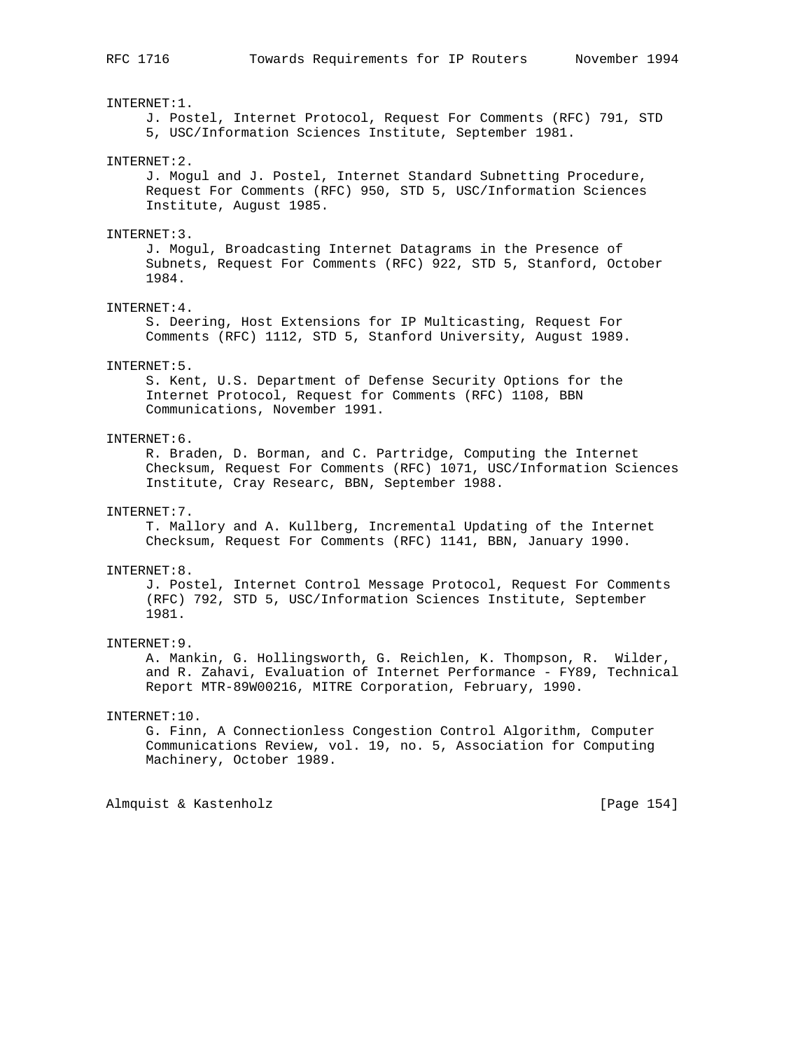INTERNET:1.
J. Postel, Internet Protocol, Request For Comments (RFC) 791, STD 5, USC/Information Sciences Institute, September 1981.

INTERNET:2.
J. Mogul and J. Postel, Internet Standard Subnetting Procedure, Request For Comments (RFC) 950, STD 5, USC/Information Sciences Institute, August 1985.

INTERNET:3.
J. Mogul, Broadcasting Internet Datagrams in the Presence of Subnets, Request For Comments (RFC) 922, STD 5, Stanford, October 1984.

INTERNET:4.
S. Deering, Host Extensions for IP Multicasting, Request For Comments (RFC) 1112, STD 5, Stanford University, August 1989.

INTERNET:5.
S. Kent, U.S. Department of Defense Security Options for the Internet Protocol, Request for Comments (RFC) 1108, BBN Communications, November 1991.

INTERNET:6.
R. Braden, D. Borman, and C. Partridge, Computing the Internet Checksum, Request For Comments (RFC) 1071, USC/Information Sciences Institute, Cray Researc, BBN, September 1988.

INTERNET:7.
T. Mallory and A. Kullberg, Incremental Updating of the Internet Checksum, Request For Comments (RFC) 1141, BBN, January 1990.

INTERNET:8.
J. Postel, Internet Control Message Protocol, Request For Comments (RFC) 792, STD 5, USC/Information Sciences Institute, September 1981.

INTERNET:9.
A. Mankin, G. Hollingsworth, G. Reichlen, K. Thompson, R. Wilder, and R. Zahavi, Evaluation of Internet Performance - FY89, Technical Report MTR-89W00216, MITRE Corporation, February, 1990.

INTERNET:10.
G. Finn, A Connectionless Congestion Control Algorithm, Computer Communications Review, vol. 19, no. 5, Association for Computing Machinery, October 1989.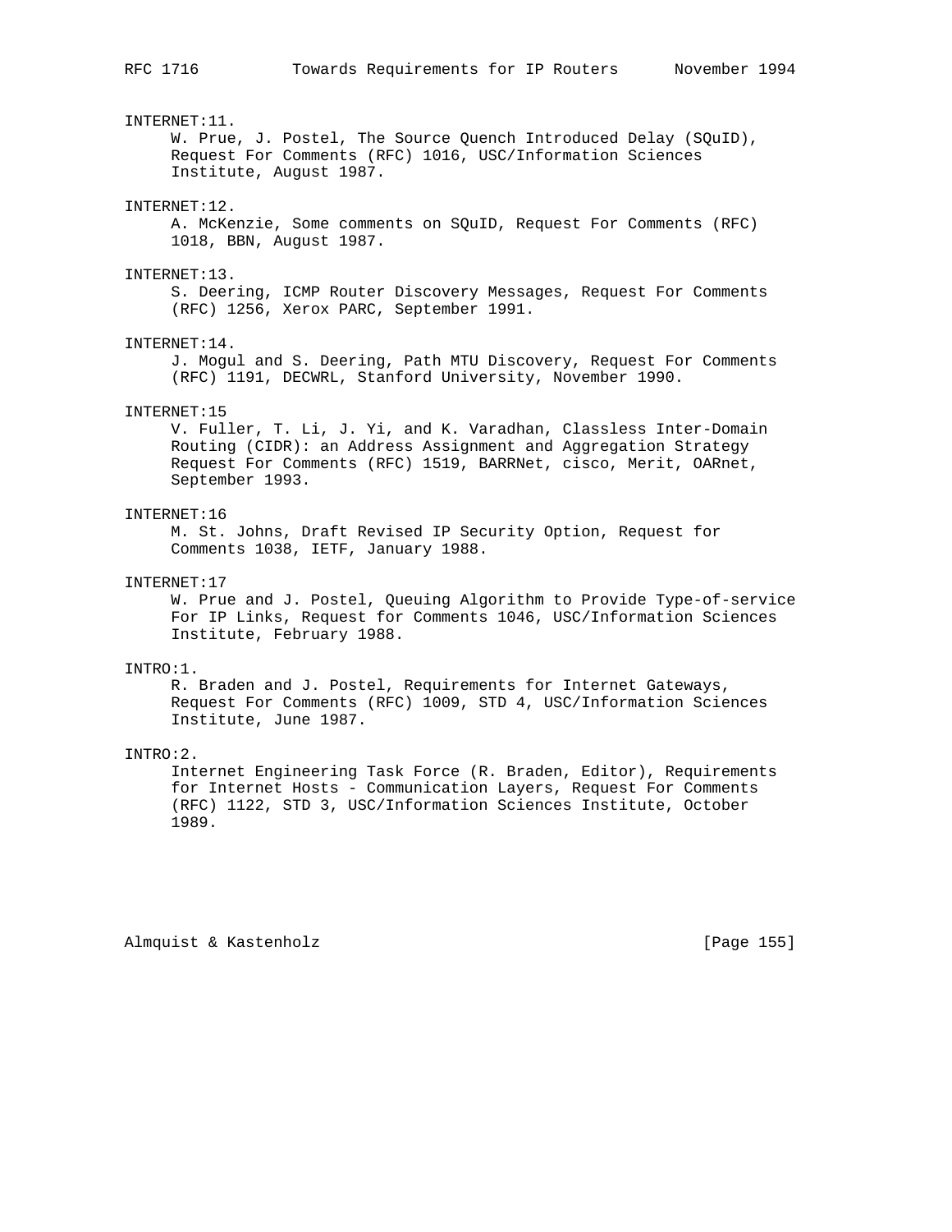INTERNET:11.
W. Prue, J. Postel, The Source Quench Introduced Delay (SQuID), Request For Comments (RFC) 1016, USC/Information Sciences Institute, August 1987.

INTERNET:12.
A. McKenzie, Some comments on SQuID, Request For Comments (RFC) 1018, BBN, August 1987.

INTERNET:13.
S. Deering, ICMP Router Discovery Messages, Request For Comments (RFC) 1256, Xerox PARC, September 1991.

INTERNET:14.
J. Mogul and S. Deering, Path MTU Discovery, Request For Comments (RFC) 1191, DECWRL, Stanford University, November 1990.

INTERNET:15
V. Fuller, T. Li, J. Yi, and K. Varadhan, Classless Inter-Domain Routing (CIDR): an Address Assignment and Aggregation Strategy Request For Comments (RFC) 1519, BARRNet, cisco, Merit, OARnet, September 1993.

INTERNET:16
M. St. Johns, Draft Revised IP Security Option, Request for Comments 1038, IETF, January 1988.

INTERNET:17
W. Prue and J. Postel, Queuing Algorithm to Provide Type-of-service For IP Links, Request for Comments 1046, USC/Information Sciences Institute, February 1988.

INTRO:1.
R. Braden and J. Postel, Requirements for Internet Gateways, Request For Comments (RFC) 1009, STD 4, USC/Information Sciences Institute, June 1987.

INTRO:2.
Internet Engineering Task Force (R. Braden, Editor), Requirements for Internet Hosts - Communication Layers, Request For Comments (RFC) 1122, STD 3, USC/Information Sciences Institute, October 1989.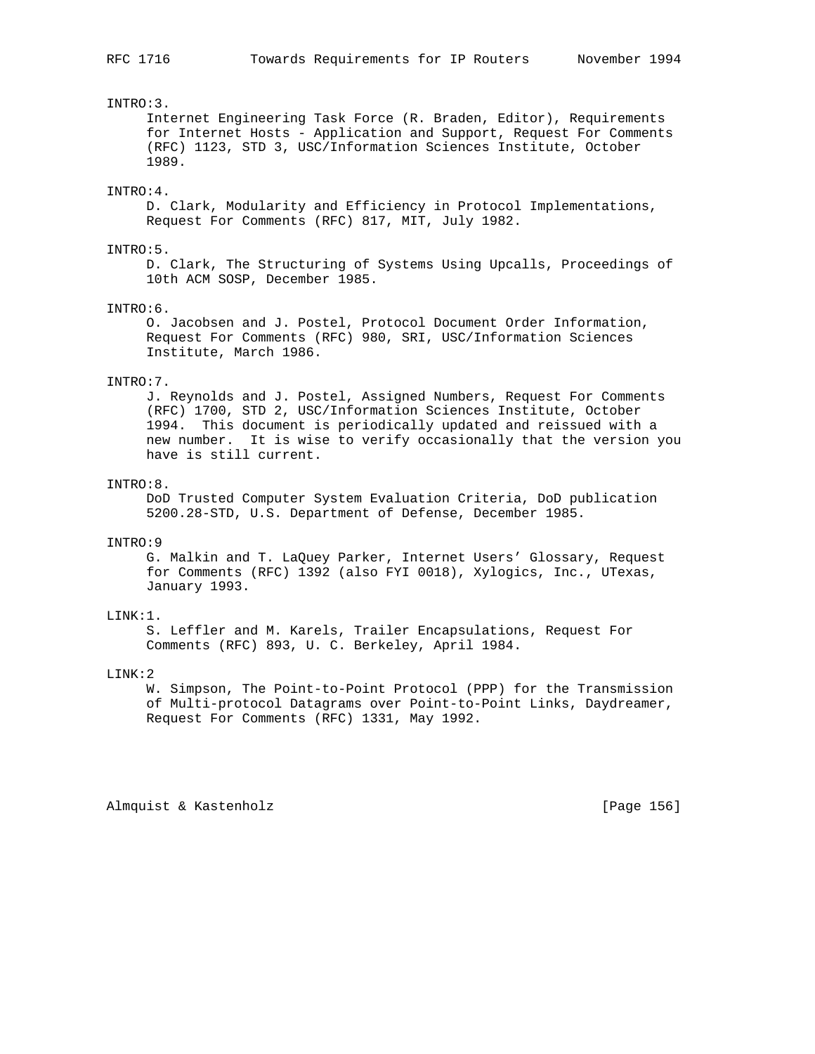INTRO:3.
Internet Engineering Task Force (R. Braden, Editor), Requirements for Internet Hosts - Application and Support, Request For Comments (RFC) 1123, STD 3, USC/Information Sciences Institute, October 1989.

INTRO:4.
D. Clark, Modularity and Efficiency in Protocol Implementations, Request For Comments (RFC) 817, MIT, July 1982.

INTRO:5.
D. Clark, The Structuring of Systems Using Upcalls, Proceedings of 10th ACM SOSP, December 1985.

INTRO:6.
O. Jacobsen and J. Postel, Protocol Document Order Information, Request For Comments (RFC) 980, SRI, USC/Information Sciences Institute, March 1986.

INTRO:7.
J. Reynolds and J. Postel, Assigned Numbers, Request For Comments (RFC) 1700, STD 2, USC/Information Sciences Institute, October 1994. This document is periodically updated and reissued with a new number. It is wise to verify occasionally that the version you have is still current.

INTRO:8.
DoD Trusted Computer System Evaluation Criteria, DoD publication 5200.28-STD, U.S. Department of Defense, December 1985.

INTRO:9
G. Malkin and T. LaQuey Parker, Internet Users' Glossary, Request for Comments (RFC) 1392 (also FYI 0018), Xylogics, Inc., UTexas, January 1993.

LINK:1.
S. Leffler and M. Karels, Trailer Encapsulations, Request For Comments (RFC) 893, U. C. Berkeley, April 1984.

LINK:2
W. Simpson, The Point-to-Point Protocol (PPP) for the Transmission of Multi-protocol Datagrams over Point-to-Point Links, Daydreamer, Request For Comments (RFC) 1331, May 1992.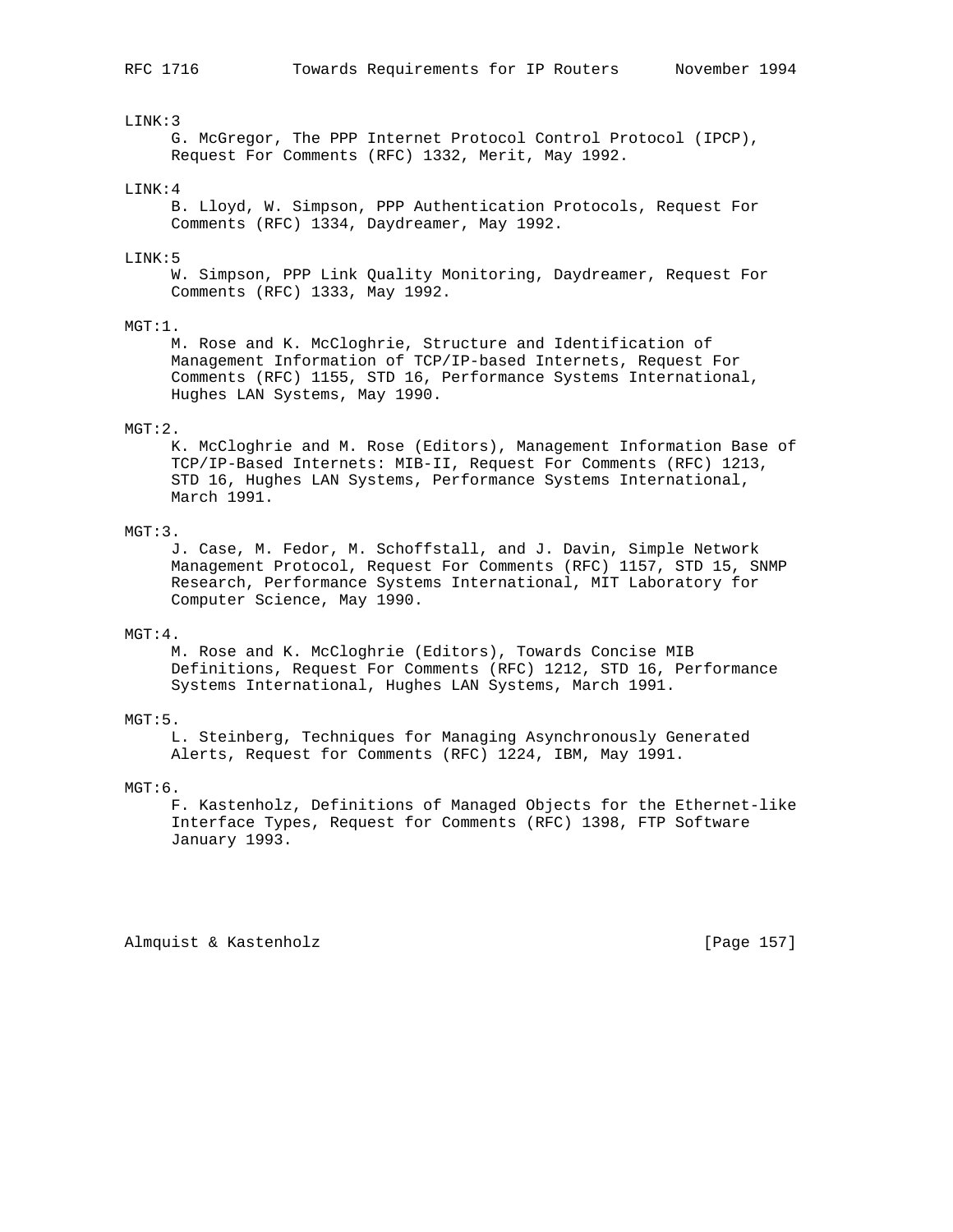LINK:3

G. McGregor, The PPP Internet Protocol Control Protocol (IPCP), Request For Comments (RFC) 1332, Merit, May 1992.

LINK:4

B. Lloyd, W. Simpson, PPP Authentication Protocols, Request For Comments (RFC) 1334, Daydreamer, May 1992.

LINK:5

W. Simpson, PPP Link Quality Monitoring, Daydreamer, Request For Comments (RFC) 1333, May 1992.

MGT:1.

M. Rose and K. McCloghrie, Structure and Identification of Management Information of TCP/IP-based Internets, Request For Comments (RFC) 1155, STD 16, Performance Systems International, Hughes LAN Systems, May 1990.

MGT:2.

K. McCloghrie and M. Rose (Editors), Management Information Base of TCP/IP-Based Internets: MIB-II, Request For Comments (RFC) 1213, STD 16, Hughes LAN Systems, Performance Systems International, March 1991.

MGT:3.

J. Case, M. Fedor, M. Schoffstall, and J. Davin, Simple Network Management Protocol, Request For Comments (RFC) 1157, STD 15, SNMP Research, Performance Systems International, MIT Laboratory for Computer Science, May 1990.

MGT:4.

M. Rose and K. McCloghrie (Editors), Towards Concise MIB Definitions, Request For Comments (RFC) 1212, STD 16, Performance Systems International, Hughes LAN Systems, March 1991.

MGT:5.

L. Steinberg, Techniques for Managing Asynchronously Generated Alerts, Request for Comments (RFC) 1224, IBM, May 1991.

MGT:6.

F. Kastenholz, Definitions of Managed Objects for the Ethernet-like Interface Types, Request for Comments (RFC) 1398, FTP Software January 1993.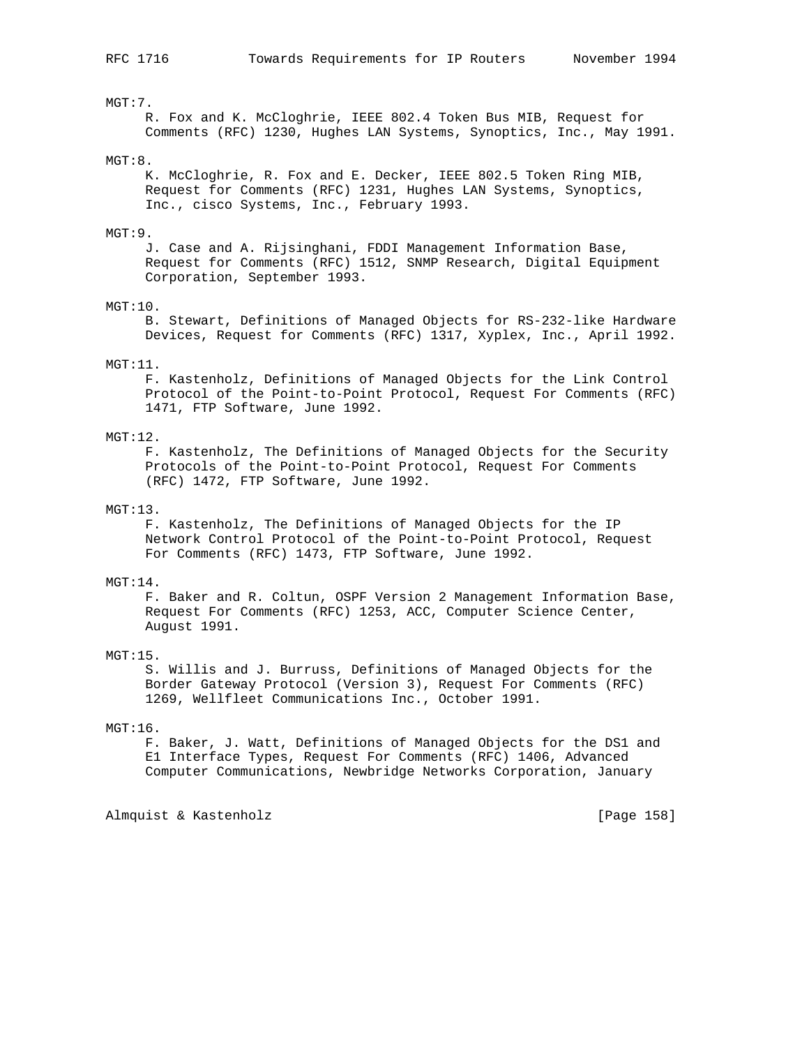MGT:7.
R. Fox and K. McCloghrie, IEEE 802.4 Token Bus MIB, Request for Comments (RFC) 1230, Hughes LAN Systems, Synoptics, Inc., May 1991.

MGT:8.
K. McCloghrie, R. Fox and E. Decker, IEEE 802.5 Token Ring MIB, Request for Comments (RFC) 1231, Hughes LAN Systems, Synoptics, Inc., cisco Systems, Inc., February 1993.

MGT:9.
J. Case and A. Rijsinghani, FDDI Management Information Base, Request for Comments (RFC) 1512, SNMP Research, Digital Equipment Corporation, September 1993.

MGT:10.
B. Stewart, Definitions of Managed Objects for RS-232-like Hardware Devices, Request for Comments (RFC) 1317, Xyplex, Inc., April 1992.

MGT:11.
F. Kastenholz, Definitions of Managed Objects for the Link Control Protocol of the Point-to-Point Protocol, Request For Comments (RFC) 1471, FTP Software, June 1992.

MGT:12.
F. Kastenholz, The Definitions of Managed Objects for the Security Protocols of the Point-to-Point Protocol, Request For Comments (RFC) 1472, FTP Software, June 1992.

MGT:13.
F. Kastenholz, The Definitions of Managed Objects for the IP Network Control Protocol of the Point-to-Point Protocol, Request For Comments (RFC) 1473, FTP Software, June 1992.

MGT:14.
F. Baker and R. Coltun, OSPF Version 2 Management Information Base, Request For Comments (RFC) 1253, ACC, Computer Science Center, August 1991.

MGT:15.
S. Willis and J. Burruss, Definitions of Managed Objects for the Border Gateway Protocol (Version 3), Request For Comments (RFC) 1269, Wellfleet Communications Inc., October 1991.

MGT:16.
F. Baker, J. Watt, Definitions of Managed Objects for the DS1 and E1 Interface Types, Request For Comments (RFC) 1406, Advanced Computer Communications, Newbridge Networks Corporation, January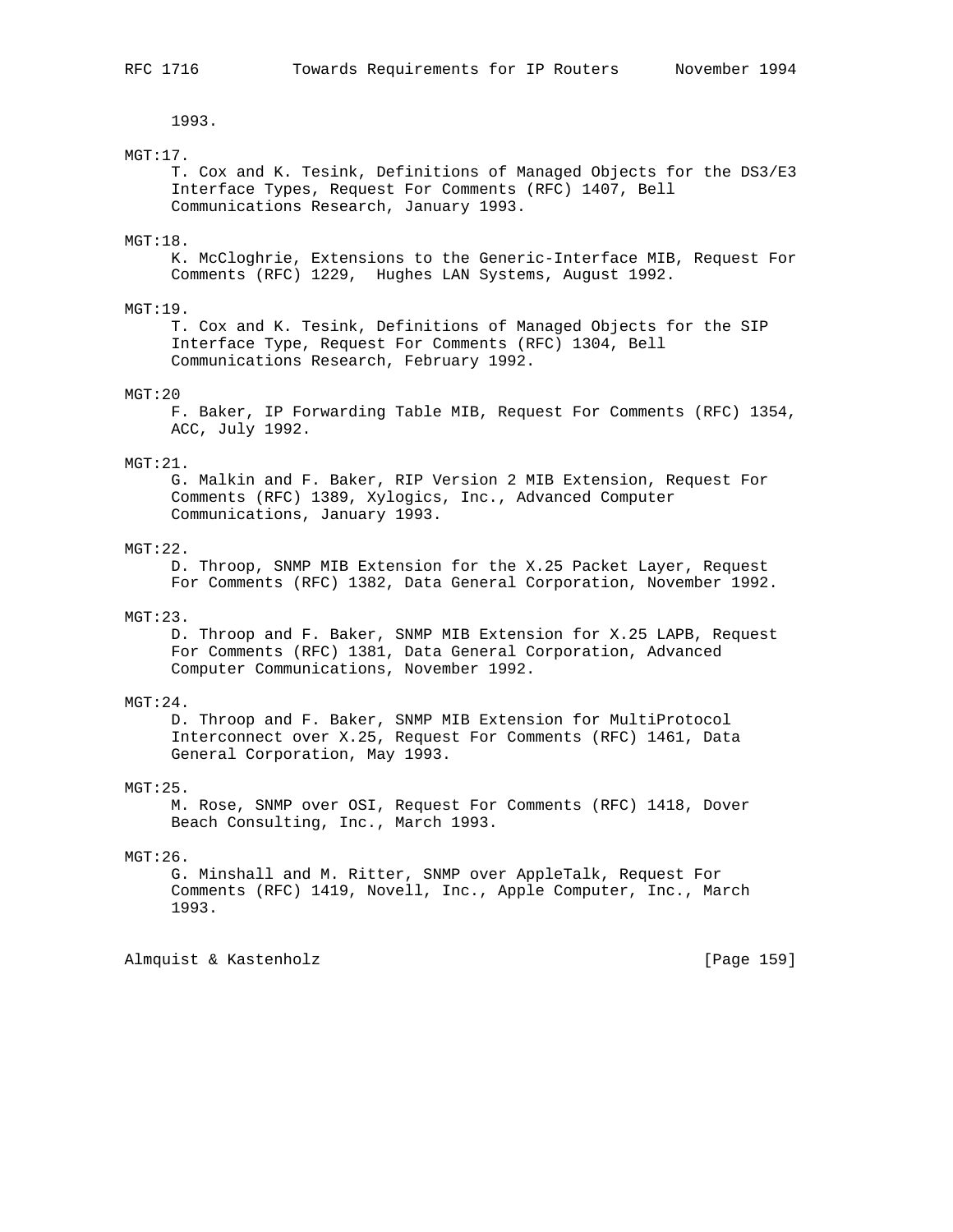1993.

MGT:17.
T. Cox and K. Tesink, Definitions of Managed Objects for the DS3/E3 Interface Types, Request For Comments (RFC) 1407, Bell Communications Research, January 1993.

MGT:18.
K. McCloghrie, Extensions to the Generic-Interface MIB, Request For Comments (RFC) 1229, Hughes LAN Systems, August 1992.

MGT:19.
T. Cox and K. Tesink, Definitions of Managed Objects for the SIP Interface Type, Request For Comments (RFC) 1304, Bell Communications Research, February 1992.

MGT:20
F. Baker, IP Forwarding Table MIB, Request For Comments (RFC) 1354, ACC, July 1992.

MGT:21.
G. Malkin and F. Baker, RIP Version 2 MIB Extension, Request For Comments (RFC) 1389, Xylogics, Inc., Advanced Computer Communications, January 1993.

MGT:22.
D. Throop, SNMP MIB Extension for the X.25 Packet Layer, Request For Comments (RFC) 1382, Data General Corporation, November 1992.

MGT:23.
D. Throop and F. Baker, SNMP MIB Extension for X.25 LAPB, Request For Comments (RFC) 1381, Data General Corporation, Advanced Computer Communications, November 1992.

MGT:24.
D. Throop and F. Baker, SNMP MIB Extension for MultiProtocol Interconnect over X.25, Request For Comments (RFC) 1461, Data General Corporation, May 1993.

MGT:25.
M. Rose, SNMP over OSI, Request For Comments (RFC) 1418, Dover Beach Consulting, Inc., March 1993.

MGT:26.
G. Minshall and M. Ritter, SNMP over AppleTalk, Request For Comments (RFC) 1419, Novell, Inc., Apple Computer, Inc., March 1993.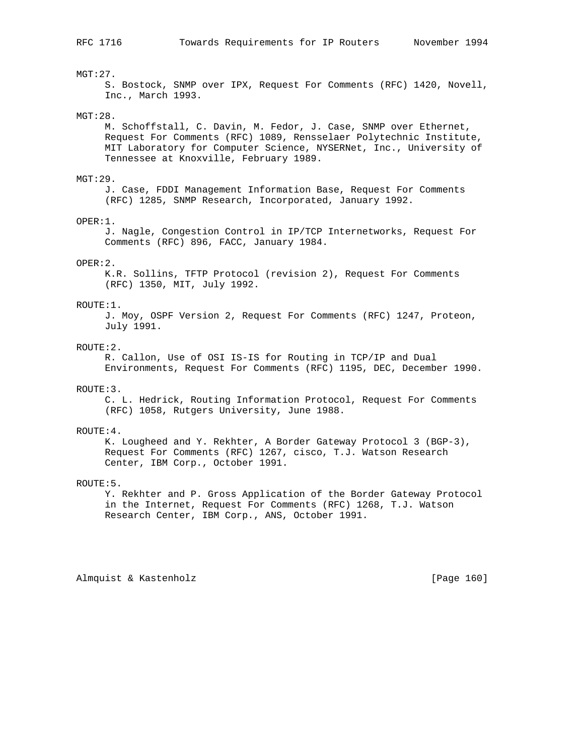MGT:27.
S. Bostock, SNMP over IPX, Request For Comments (RFC) 1420, Novell, Inc., March 1993.

MGT:28.
M. Schoffstall, C. Davin, M. Fedor, J. Case, SNMP over Ethernet, Request For Comments (RFC) 1089, Rensselaer Polytechnic Institute, MIT Laboratory for Computer Science, NYSERNet, Inc., University of Tennessee at Knoxville, February 1989.

MGT:29.
J. Case, FDDI Management Information Base, Request For Comments (RFC) 1285, SNMP Research, Incorporated, January 1992.

OPER:1.
J. Nagle, Congestion Control in IP/TCP Internetworks, Request For Comments (RFC) 896, FACC, January 1984.

OPER:2.
K.R. Sollins, TFTP Protocol (revision 2), Request For Comments (RFC) 1350, MIT, July 1992.

ROUTE:1.
J. Moy, OSPF Version 2, Request For Comments (RFC) 1247, Proteon, July 1991.

ROUTE:2.
R. Callon, Use of OSI IS-IS for Routing in TCP/IP and Dual Environments, Request For Comments (RFC) 1195, DEC, December 1990.

ROUTE:3.
C. L. Hedrick, Routing Information Protocol, Request For Comments (RFC) 1058, Rutgers University, June 1988.

ROUTE:4.
K. Lougheed and Y. Rekhter, A Border Gateway Protocol 3 (BGP-3), Request For Comments (RFC) 1267, cisco, T.J. Watson Research Center, IBM Corp., October 1991.

ROUTE:5.
Y. Rekhter and P. Gross Application of the Border Gateway Protocol in the Internet, Request For Comments (RFC) 1268, T.J. Watson Research Center, IBM Corp., ANS, October 1991.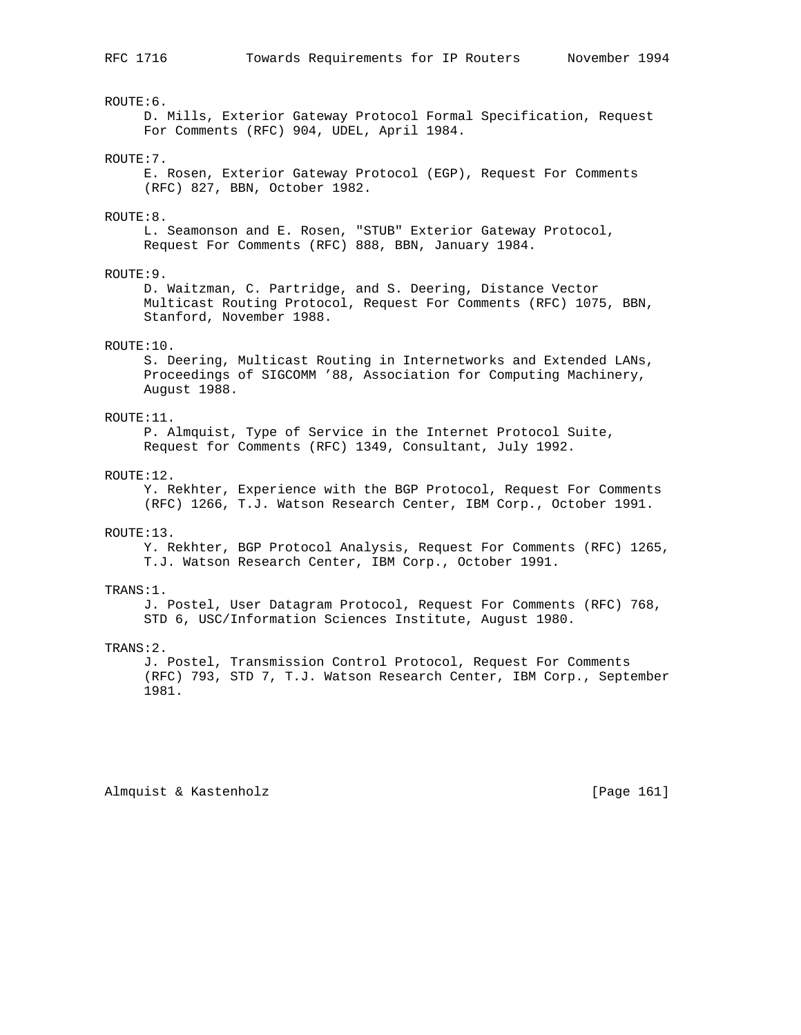ROUTE:6.
D. Mills, Exterior Gateway Protocol Formal Specification, Request For Comments (RFC) 904, UDEL, April 1984.

ROUTE:7.
E. Rosen, Exterior Gateway Protocol (EGP), Request For Comments (RFC) 827, BBN, October 1982.

ROUTE:8.
L. Seamonson and E. Rosen, "STUB" Exterior Gateway Protocol, Request For Comments (RFC) 888, BBN, January 1984.

ROUTE:9.
D. Waitzman, C. Partridge, and S. Deering, Distance Vector Multicast Routing Protocol, Request For Comments (RFC) 1075, BBN, Stanford, November 1988.

ROUTE:10.
S. Deering, Multicast Routing in Internetworks and Extended LANs, Proceedings of SIGCOMM '88, Association for Computing Machinery, August 1988.

ROUTE:11.
P. Almquist, Type of Service in the Internet Protocol Suite, Request for Comments (RFC) 1349, Consultant, July 1992.

ROUTE:12.
Y. Rekhter, Experience with the BGP Protocol, Request For Comments (RFC) 1266, T.J. Watson Research Center, IBM Corp., October 1991.

ROUTE:13.
Y. Rekhter, BGP Protocol Analysis, Request For Comments (RFC) 1265, T.J. Watson Research Center, IBM Corp., October 1991.

TRANS:1.
J. Postel, User Datagram Protocol, Request For Comments (RFC) 768, STD 6, USC/Information Sciences Institute, August 1980.

TRANS:2.
J. Postel, Transmission Control Protocol, Request For Comments (RFC) 793, STD 7, T.J. Watson Research Center, IBM Corp., September 1981.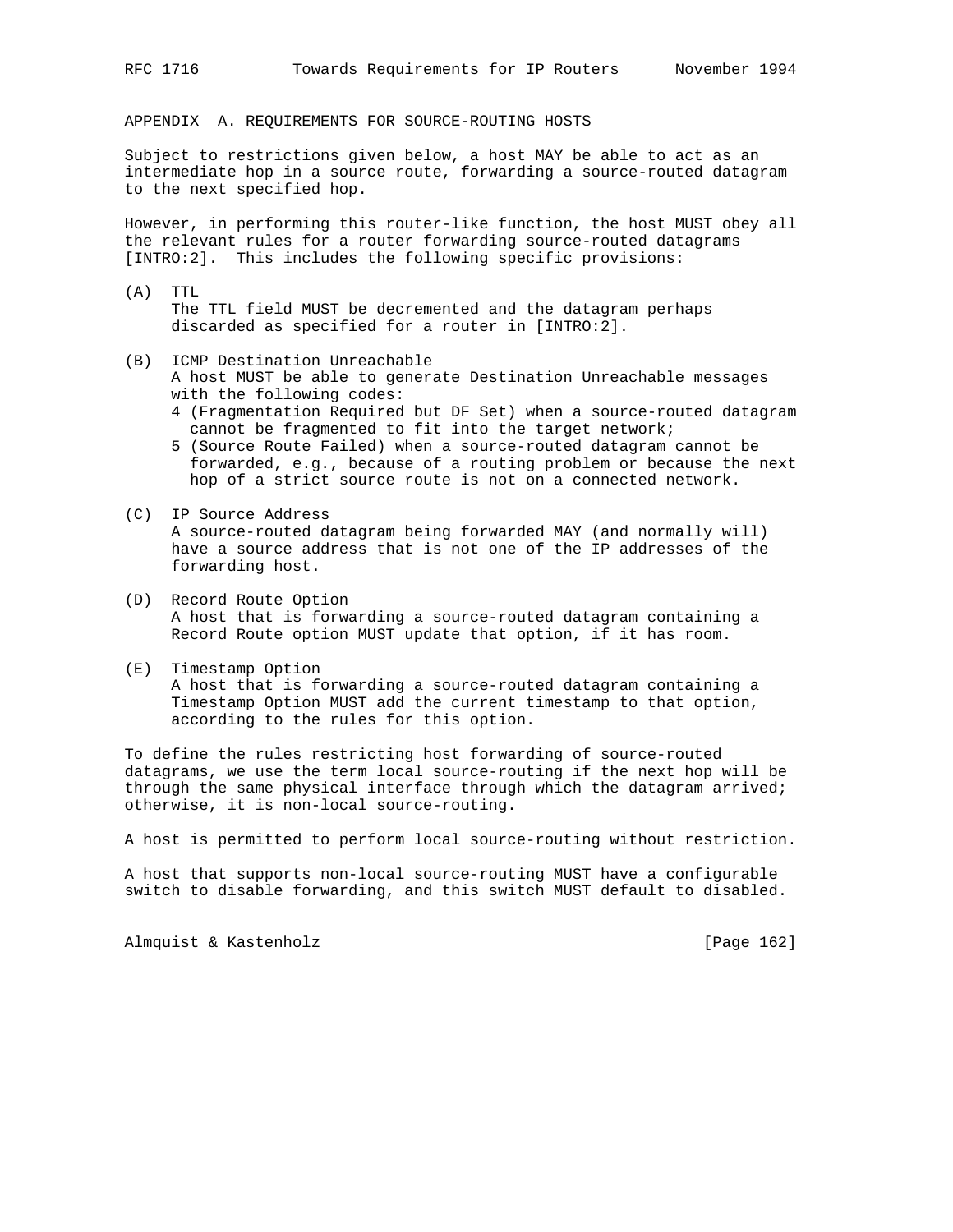## APPENDIX A. REQUIREMENTS FOR SOURCE-ROUTING HOSTS

Subject to restrictions given below, a host MAY be able to act as an intermediate hop in a source route, forwarding a source-routed datagram to the next specified hop.

However, in performing this router-like function, the host MUST obey all the relevant rules for a router forwarding source-routed datagrams [INTRO:2]. This includes the following specific provisions:

(A) TTL
The TTL field MUST be decremented and the datagram perhaps discarded as specified for a router in [INTRO:2].

(B) ICMP Destination Unreachable
A host MUST be able to generate Destination Unreachable messages with the following codes:
- 4 (Fragmentation Required but DF Set) when a source-routed datagram cannot be fragmented to fit into the target network;
- 5 (Source Route Failed) when a source-routed datagram cannot be forwarded, e.g., because of a routing problem or because the next hop of a strict source route is not on a connected network.

(C) IP Source Address
A source-routed datagram being forwarded MAY (and normally will) have a source address that is not one of the IP addresses of the forwarding host.

(D) Record Route Option
A host that is forwarding a source-routed datagram containing a Record Route option MUST update that option, if it has room.

(E) Timestamp Option
A host that is forwarding a source-routed datagram containing a Timestamp Option MUST add the current timestamp to that option, according to the rules for this option.

To define the rules restricting host forwarding of source-routed datagrams, we use the term local source-routing if the next hop will be through the same physical interface through which the datagram arrived; otherwise, it is non-local source-routing.

A host is permitted to perform local source-routing without restriction.

A host that supports non-local source-routing MUST have a configurable switch to disable forwarding, and this switch MUST default to disabled.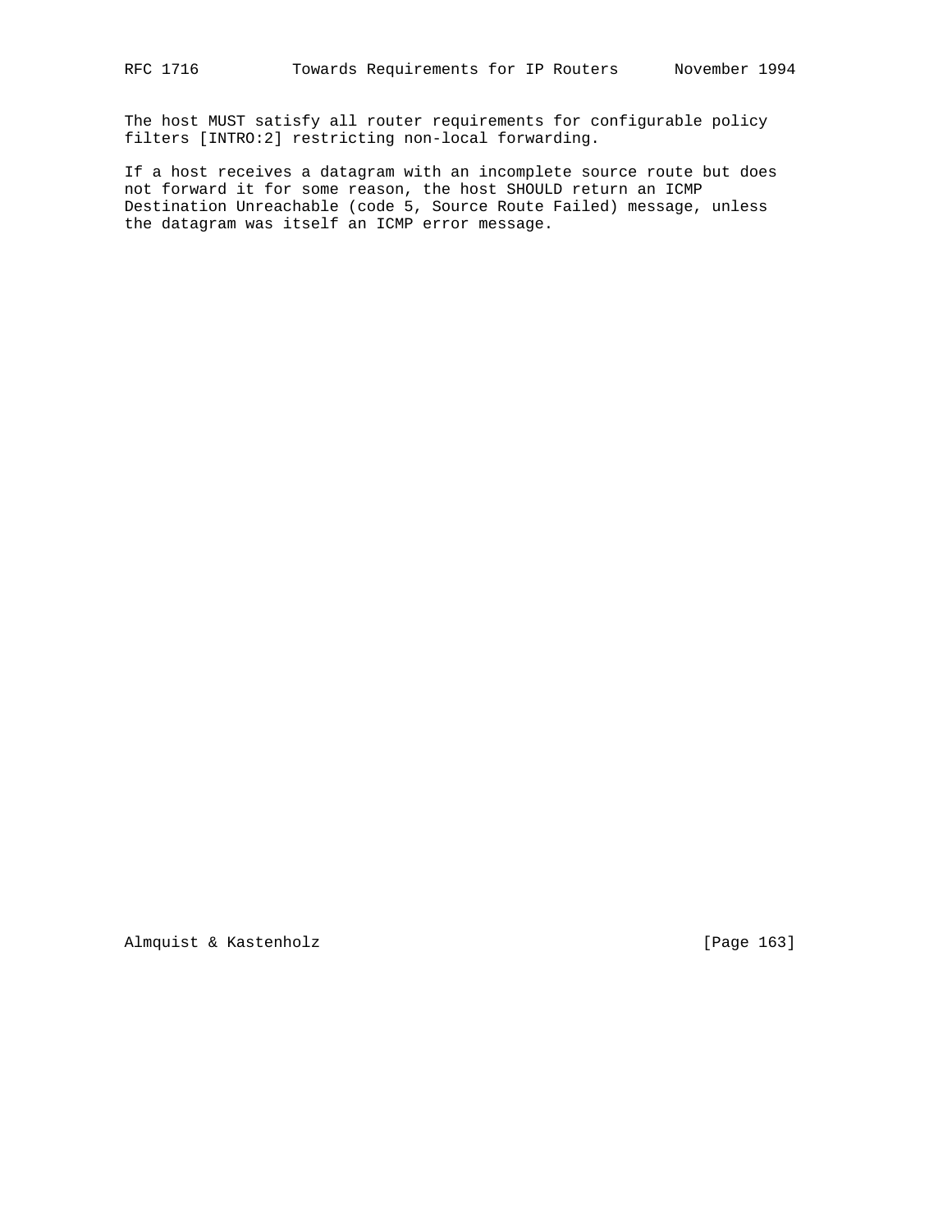The host MUST satisfy all router requirements for configurable policy filters [INTRO:2] restricting non-local forwarding.

If a host receives a datagram with an incomplete source route but does not forward it for some reason, the host SHOULD return an ICMP Destination Unreachable (code 5, Source Route Failed) message, unless the datagram was itself an ICMP error message.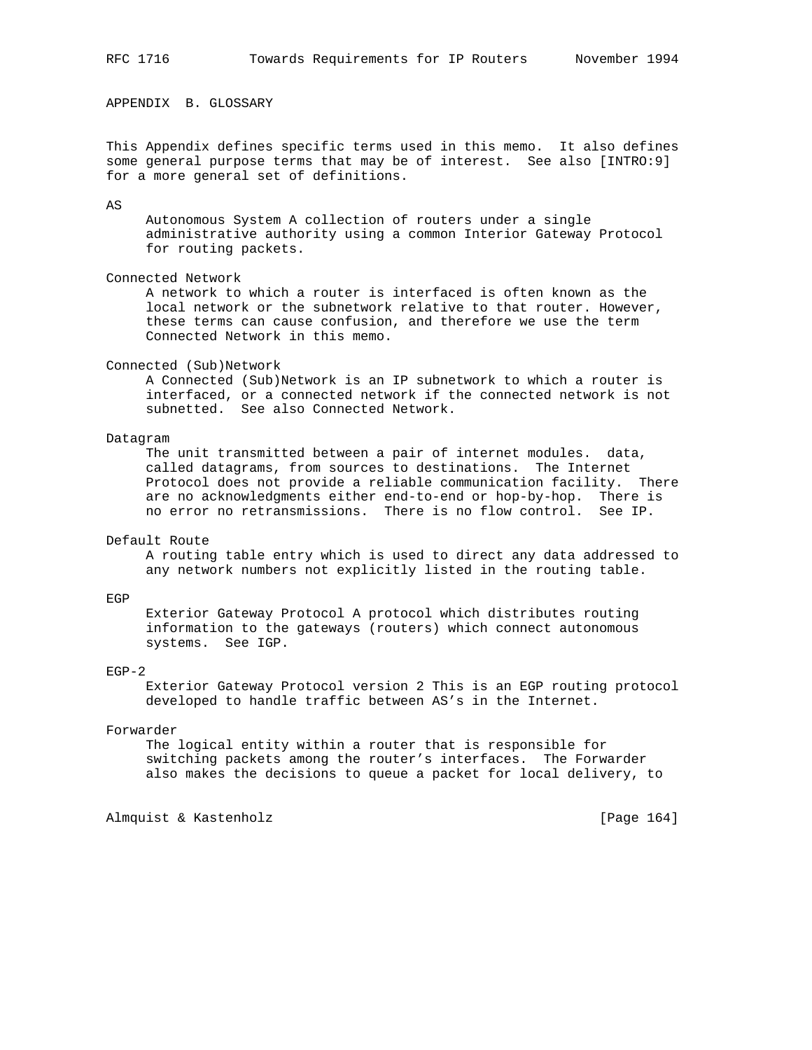## APPENDIX B. GLOSSARY

This Appendix defines specific terms used in this memo. It also defines some general purpose terms that may be of interest. See also [INTRO:9] for a more general set of definitions.

AS
: Autonomous System A collection of routers under a single administrative authority using a common Interior Gateway Protocol for routing packets.

Connected Network
: A network to which a router is interfaced is often known as the local network or the subnetwork relative to that router. However, these terms can cause confusion, and therefore we use the term Connected Network in this memo.

Connected (Sub)Network
: A Connected (Sub)Network is an IP subnetwork to which a router is interfaced, or a connected network if the connected network is not subnetted. See also Connected Network.

Datagram
: The unit transmitted between a pair of internet modules. data, called datagrams, from sources to destinations. The Internet Protocol does not provide a reliable communication facility. There are no acknowledgments either end-to-end or hop-by-hop. There is no error no retransmissions. There is no flow control. See IP.

Default Route
: A routing table entry which is used to direct any data addressed to any network numbers not explicitly listed in the routing table.

EGP
: Exterior Gateway Protocol A protocol which distributes routing information to the gateways (routers) which connect autonomous systems. See IGP.

EGP-2
: Exterior Gateway Protocol version 2 This is an EGP routing protocol developed to handle traffic between AS's in the Internet.

Forwarder
: The logical entity within a router that is responsible for switching packets among the router's interfaces. The Forwarder also makes the decisions to queue a packet for local delivery, to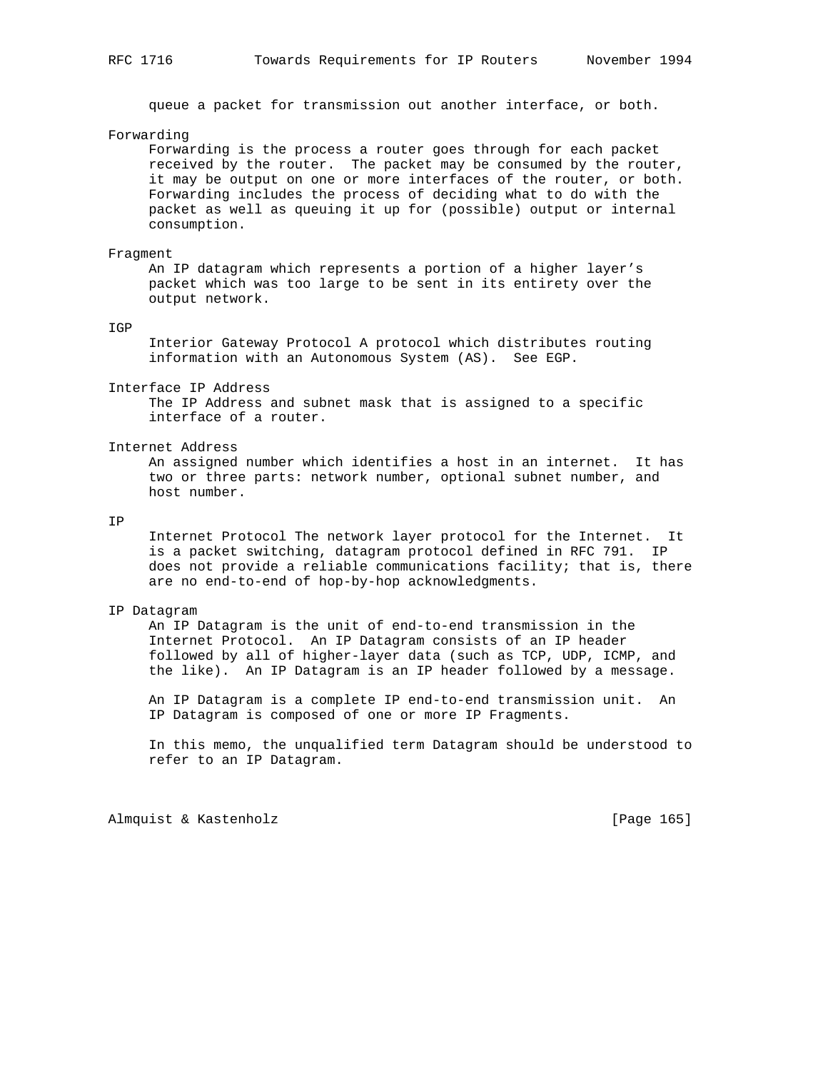queue a packet for transmission out another interface, or both.

Forwarding
    Forwarding is the process a router goes through for each packet received by the router. The packet may be consumed by the router, it may be output on one or more interfaces of the router, or both. Forwarding includes the process of deciding what to do with the packet as well as queuing it up for (possible) output or internal consumption.

Fragment
    An IP datagram which represents a portion of a higher layer's packet which was too large to be sent in its entirety over the output network.

IGP
    Interior Gateway Protocol A protocol which distributes routing information with an Autonomous System (AS). See EGP.

Interface IP Address
    The IP Address and subnet mask that is assigned to a specific interface of a router.

Internet Address
    An assigned number which identifies a host in an internet. It has two or three parts: network number, optional subnet number, and host number.

IP
    Internet Protocol The network layer protocol for the Internet. It is a packet switching, datagram protocol defined in RFC 791. IP does not provide a reliable communications facility; that is, there are no end-to-end of hop-by-hop acknowledgments.

IP Datagram
    An IP Datagram is the unit of end-to-end transmission in the Internet Protocol. An IP Datagram consists of an IP header followed by all of higher-layer data (such as TCP, UDP, ICMP, and the like). An IP Datagram is an IP header followed by a message.

    An IP Datagram is a complete IP end-to-end transmission unit. An IP Datagram is composed of one or more IP Fragments.

    In this memo, the unqualified term Datagram should be understood to refer to an IP Datagram.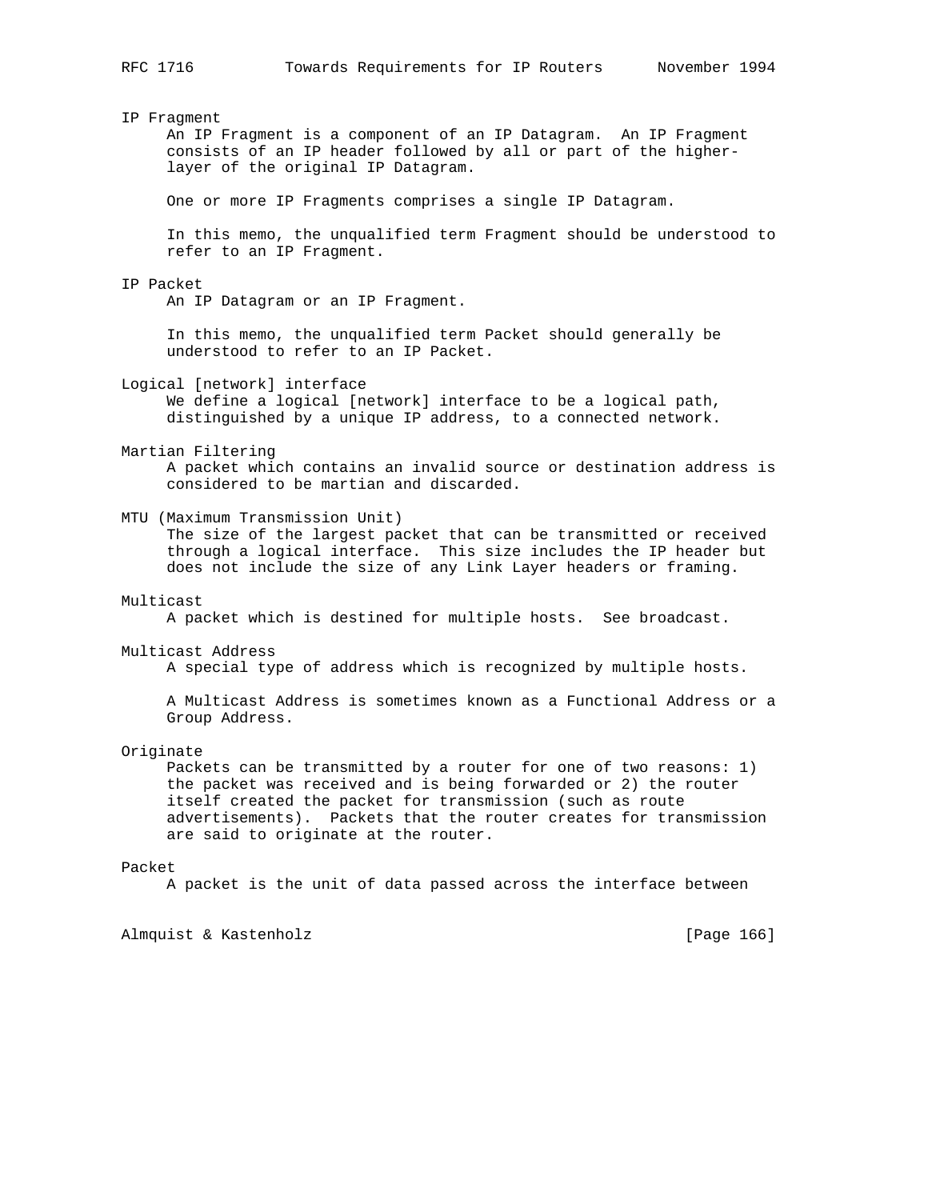IP Fragment

An IP Fragment is a component of an IP Datagram. An IP Fragment consists of an IP header followed by all or part of the higher-layer of the original IP Datagram.

One or more IP Fragments comprises a single IP Datagram.

In this memo, the unqualified term Fragment should be understood to refer to an IP Fragment.

IP Packet

An IP Datagram or an IP Fragment.

In this memo, the unqualified term Packet should generally be understood to refer to an IP Packet.

Logical [network] interface

We define a logical [network] interface to be a logical path, distinguished by a unique IP address, to a connected network.

Martian Filtering

A packet which contains an invalid source or destination address is considered to be martian and discarded.

MTU (Maximum Transmission Unit)

The size of the largest packet that can be transmitted or received through a logical interface. This size includes the IP header but does not include the size of any Link Layer headers or framing.

Multicast

A packet which is destined for multiple hosts. See broadcast.

Multicast Address

A special type of address which is recognized by multiple hosts.

A Multicast Address is sometimes known as a Functional Address or a Group Address.

Originate

Packets can be transmitted by a router for one of two reasons: 1) the packet was received and is being forwarded or 2) the router itself created the packet for transmission (such as route advertisements). Packets that the router creates for transmission are said to originate at the router.

Packet

A packet is the unit of data passed across the interface between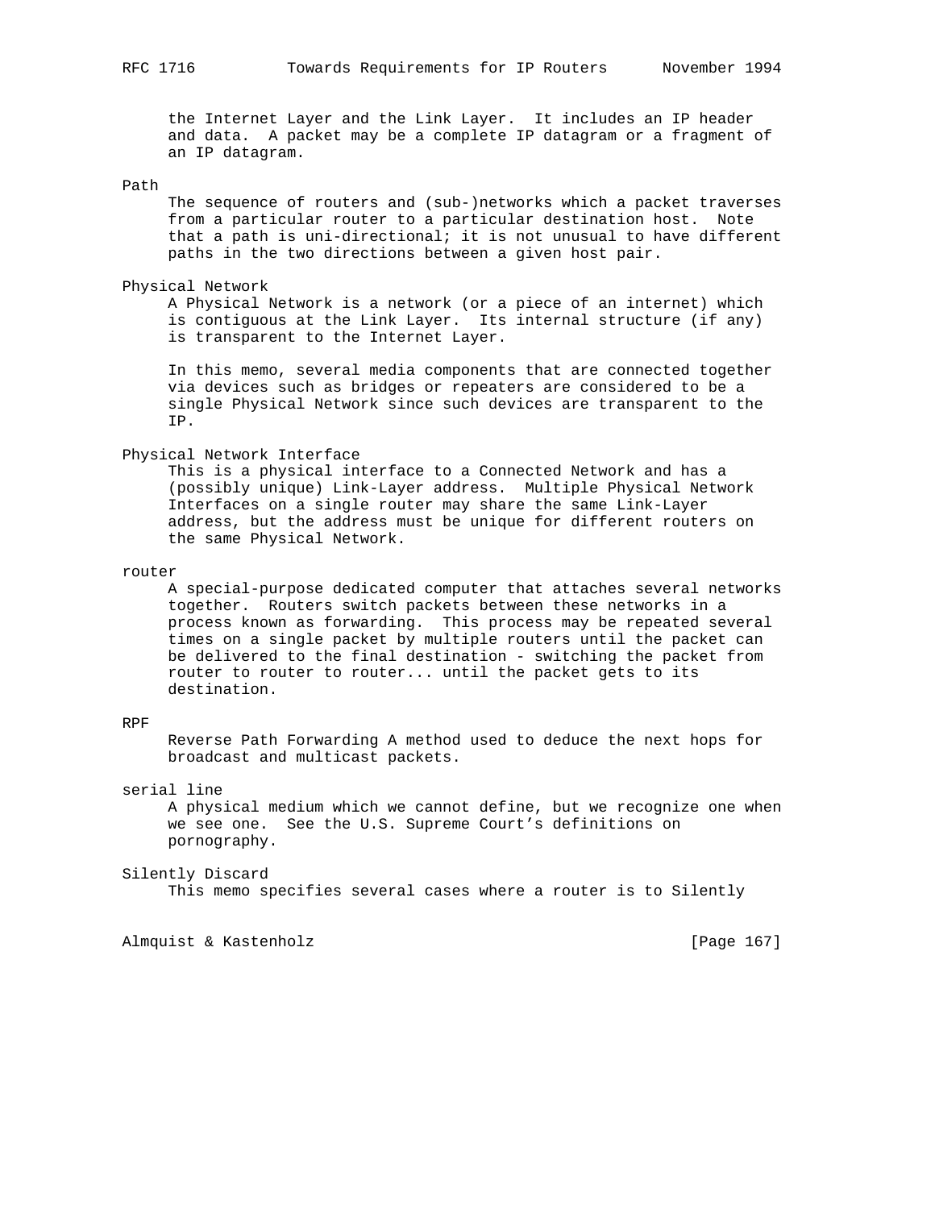the Internet Layer and the Link Layer. It includes an IP header and data. A packet may be a complete IP datagram or a fragment of an IP datagram.

Path

The sequence of routers and (sub-)networks which a packet traverses from a particular router to a particular destination host. Note that a path is uni-directional; it is not unusual to have different paths in the two directions between a given host pair.

Physical Network

A Physical Network is a network (or a piece of an internet) which is contiguous at the Link Layer. Its internal structure (if any) is transparent to the Internet Layer.

In this memo, several media components that are connected together via devices such as bridges or repeaters are considered to be a single Physical Network since such devices are transparent to the IP.

Physical Network Interface

This is a physical interface to a Connected Network and has a (possibly unique) Link-Layer address. Multiple Physical Network Interfaces on a single router may share the same Link-Layer address, but the address must be unique for different routers on the same Physical Network.

router

A special-purpose dedicated computer that attaches several networks together. Routers switch packets between these networks in a process known as forwarding. This process may be repeated several times on a single packet by multiple routers until the packet can be delivered to the final destination - switching the packet from router to router to router... until the packet gets to its destination.

RPF

Reverse Path Forwarding A method used to deduce the next hops for broadcast and multicast packets.

serial line

A physical medium which we cannot define, but we recognize one when we see one. See the U.S. Supreme Court's definitions on pornography.

Silently Discard

This memo specifies several cases where a router is to Silently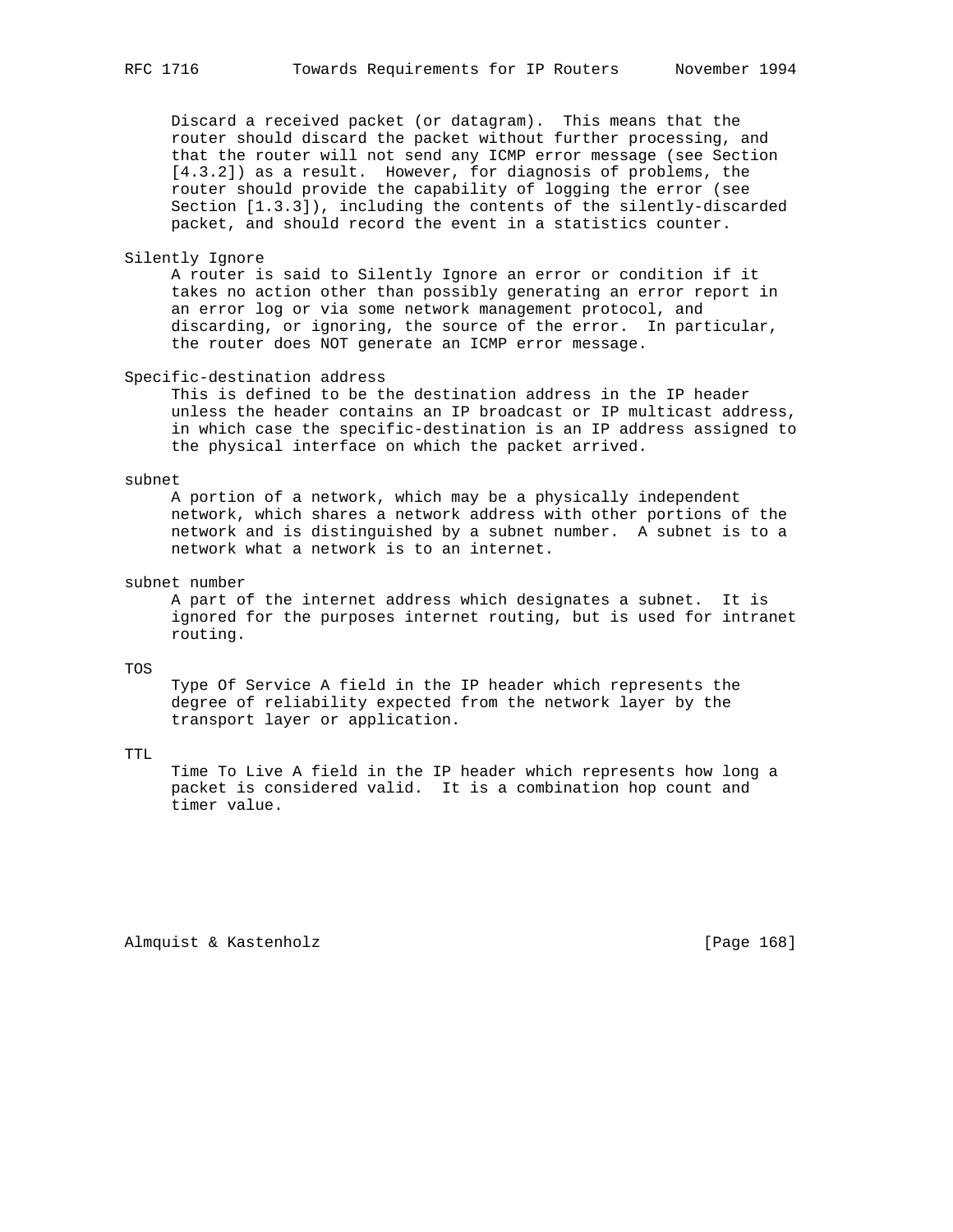Discard a received packet (or datagram). This means that the router should discard the packet without further processing, and that the router will not send any ICMP error message (see Section [4.3.2]) as a result. However, for diagnosis of problems, the router should provide the capability of logging the error (see Section [1.3.3]), including the contents of the silently-discarded packet, and should record the event in a statistics counter.

Silently Ignore
: A router is said to Silently Ignore an error or condition if it takes no action other than possibly generating an error report in an error log or via some network management protocol, and discarding, or ignoring, the source of the error. In particular, the router does NOT generate an ICMP error message.

Specific-destination address
: This is defined to be the destination address in the IP header unless the header contains an IP broadcast or IP multicast address, in which case the specific-destination is an IP address assigned to the physical interface on which the packet arrived.

subnet
: A portion of a network, which may be a physically independent network, which shares a network address with other portions of the network and is distinguished by a subnet number. A subnet is to a network what a network is to an internet.

subnet number
: A part of the internet address which designates a subnet. It is ignored for the purposes internet routing, but is used for intranet routing.

TOS
: Type Of Service A field in the IP header which represents the degree of reliability expected from the network layer by the transport layer or application.

TTL
: Time To Live A field in the IP header which represents how long a packet is considered valid. It is a combination hop count and timer value.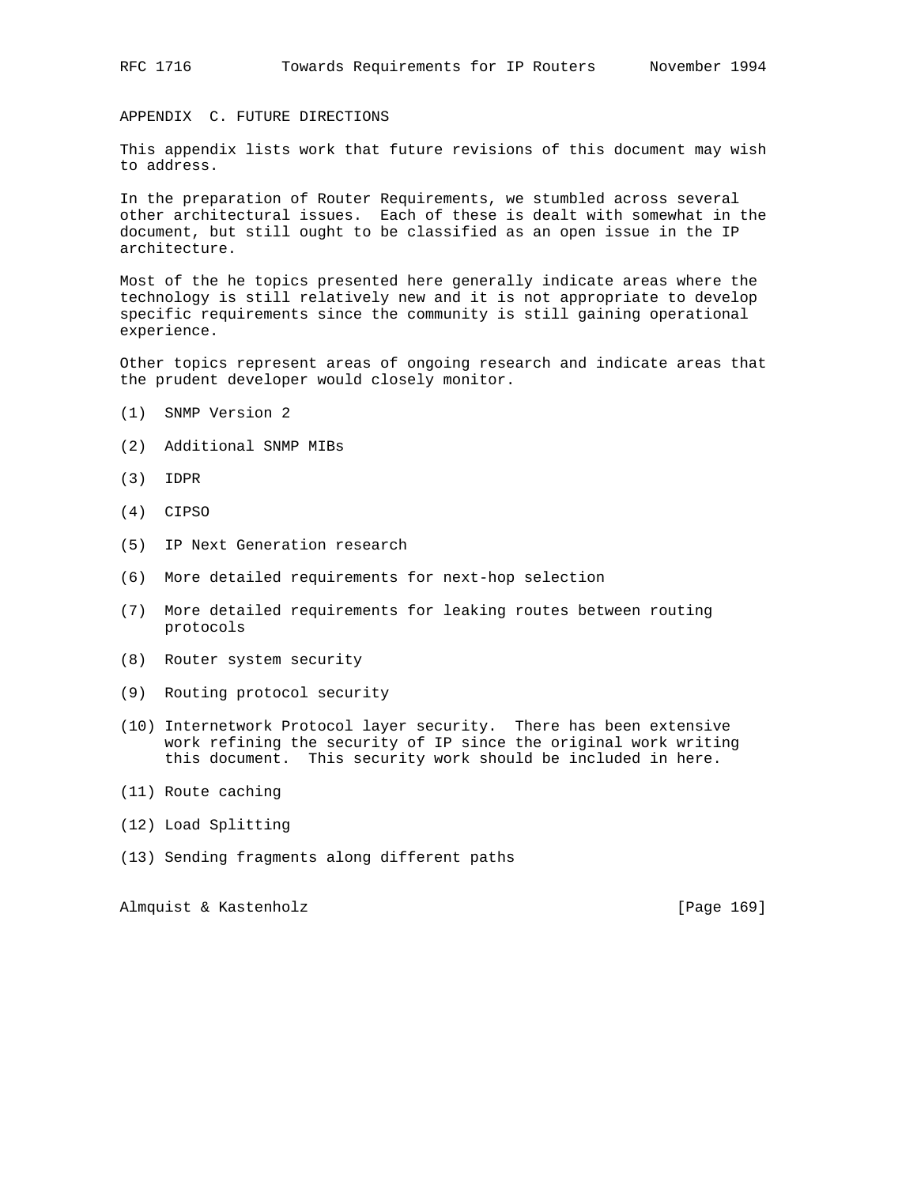## APPENDIX C. FUTURE DIRECTIONS

This appendix lists work that future revisions of this document may wish to address.

In the preparation of Router Requirements, we stumbled across several other architectural issues. Each of these is dealt with somewhat in the document, but still ought to be classified as an open issue in the IP architecture.

Most of the he topics presented here generally indicate areas where the technology is still relatively new and it is not appropriate to develop specific requirements since the community is still gaining operational experience.

Other topics represent areas of ongoing research and indicate areas that the prudent developer would closely monitor.

(1) SNMP Version 2

(2) Additional SNMP MIBs

(3) IDPR

(4) CIPSO

(5) IP Next Generation research

(6) More detailed requirements for next-hop selection

(7) More detailed requirements for leaking routes between routing protocols

(8) Router system security

(9) Routing protocol security

(10) Internetwork Protocol layer security. There has been extensive work refining the security of IP since the original work writing this document. This security work should be included in here.

(11) Route caching

(12) Load Splitting

(13) Sending fragments along different paths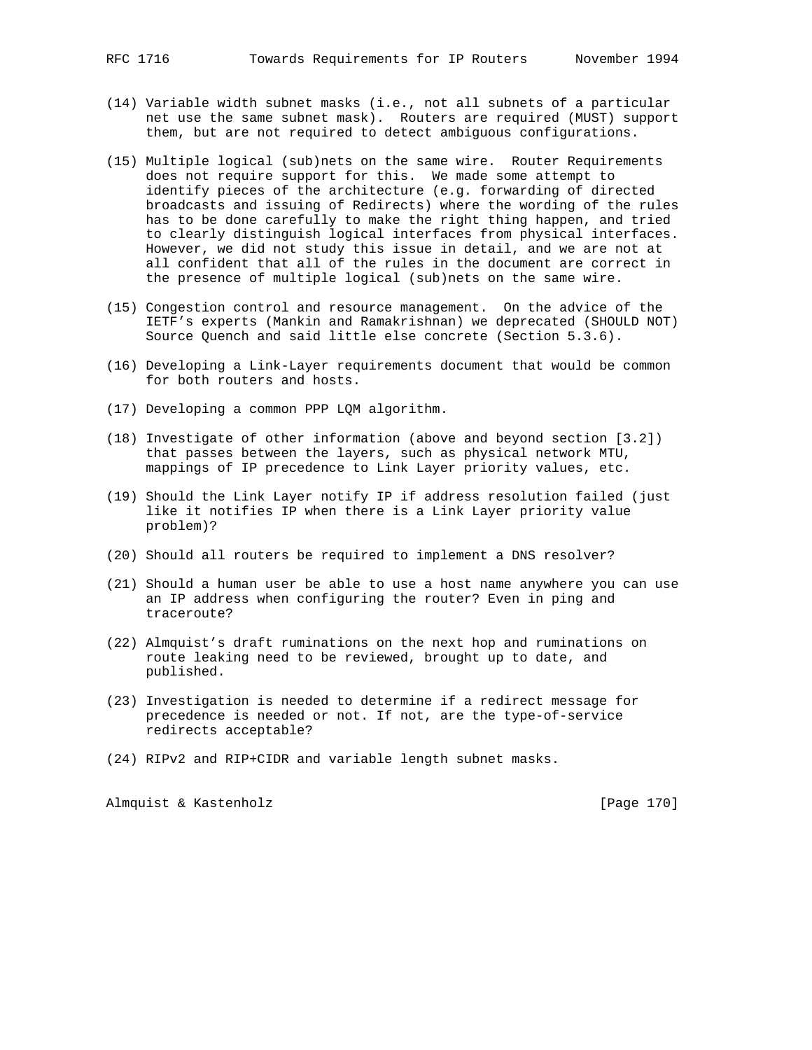(14) Variable width subnet masks (i.e., not all subnets of a particular net use the same subnet mask). Routers are required (MUST) support them, but are not required to detect ambiguous configurations.

(15) Multiple logical (sub)nets on the same wire. Router Requirements does not require support for this. We made some attempt to identify pieces of the architecture (e.g. forwarding of directed broadcasts and issuing of Redirects) where the wording of the rules has to be done carefully to make the right thing happen, and tried to clearly distinguish logical interfaces from physical interfaces. However, we did not study this issue in detail, and we are not at all confident that all of the rules in the document are correct in the presence of multiple logical (sub)nets on the same wire.

(15) Congestion control and resource management. On the advice of the IETF's experts (Mankin and Ramakrishnan) we deprecated (SHOULD NOT) Source Quench and said little else concrete (Section 5.3.6).

(16) Developing a Link-Layer requirements document that would be common for both routers and hosts.

(17) Developing a common PPP LQM algorithm.

(18) Investigate of other information (above and beyond section [3.2]) that passes between the layers, such as physical network MTU, mappings of IP precedence to Link Layer priority values, etc.

(19) Should the Link Layer notify IP if address resolution failed (just like it notifies IP when there is a Link Layer priority value problem)?

(20) Should all routers be required to implement a DNS resolver?

(21) Should a human user be able to use a host name anywhere you can use an IP address when configuring the router? Even in ping and traceroute?

(22) Almquist's draft ruminations on the next hop and ruminations on route leaking need to be reviewed, brought up to date, and published.

(23) Investigation is needed to determine if a redirect message for precedence is needed or not. If not, are the type-of-service redirects acceptable?

(24) RIPv2 and RIP+CIDR and variable length subnet masks.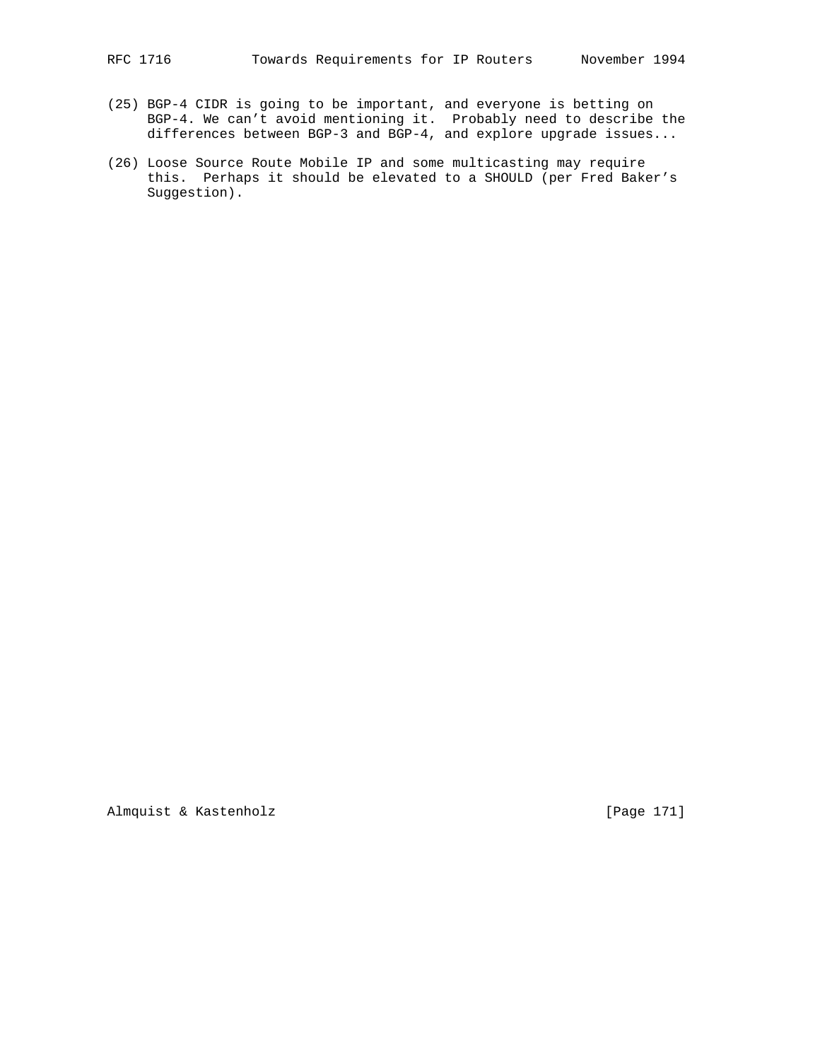(25) BGP-4 CIDR is going to be important, and everyone is betting on BGP-4. We can't avoid mentioning it. Probably need to describe the differences between BGP-3 and BGP-4, and explore upgrade issues...

(26) Loose Source Route Mobile IP and some multicasting may require this. Perhaps it should be elevated to a SHOULD (per Fred Baker's Suggestion).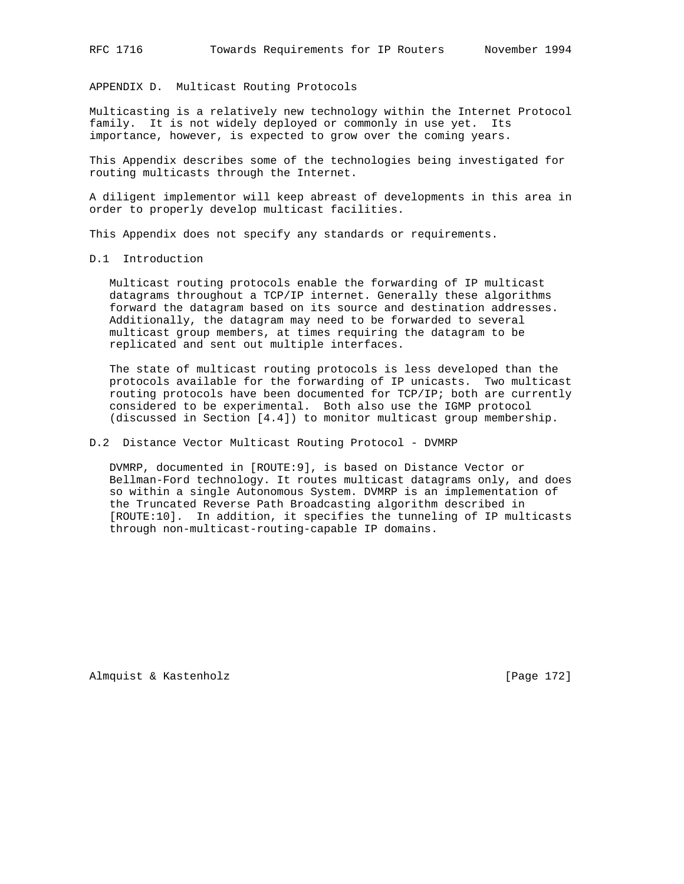## APPENDIX D. Multicast Routing Protocols

Multicasting is a relatively new technology within the Internet Protocol family. It is not widely deployed or commonly in use yet. Its importance, however, is expected to grow over the coming years.

This Appendix describes some of the technologies being investigated for routing multicasts through the Internet.

A diligent implementor will keep abreast of developments in this area in order to properly develop multicast facilities.

This Appendix does not specify any standards or requirements.

### D.1 Introduction

Multicast routing protocols enable the forwarding of IP multicast datagrams throughout a TCP/IP internet. Generally these algorithms forward the datagram based on its source and destination addresses. Additionally, the datagram may need to be forwarded to several multicast group members, at times requiring the datagram to be replicated and sent out multiple interfaces.

The state of multicast routing protocols is less developed than the protocols available for the forwarding of IP unicasts. Two multicast routing protocols have been documented for TCP/IP; both are currently considered to be experimental. Both also use the IGMP protocol (discussed in Section [4.4]) to monitor multicast group membership.

### D.2 Distance Vector Multicast Routing Protocol - DVMRP

DVMRP, documented in [ROUTE:9], is based on Distance Vector or Bellman-Ford technology. It routes multicast datagrams only, and does so within a single Autonomous System. DVMRP is an implementation of the Truncated Reverse Path Broadcasting algorithm described in [ROUTE:10]. In addition, it specifies the tunneling of IP multicasts through non-multicast-routing-capable IP domains.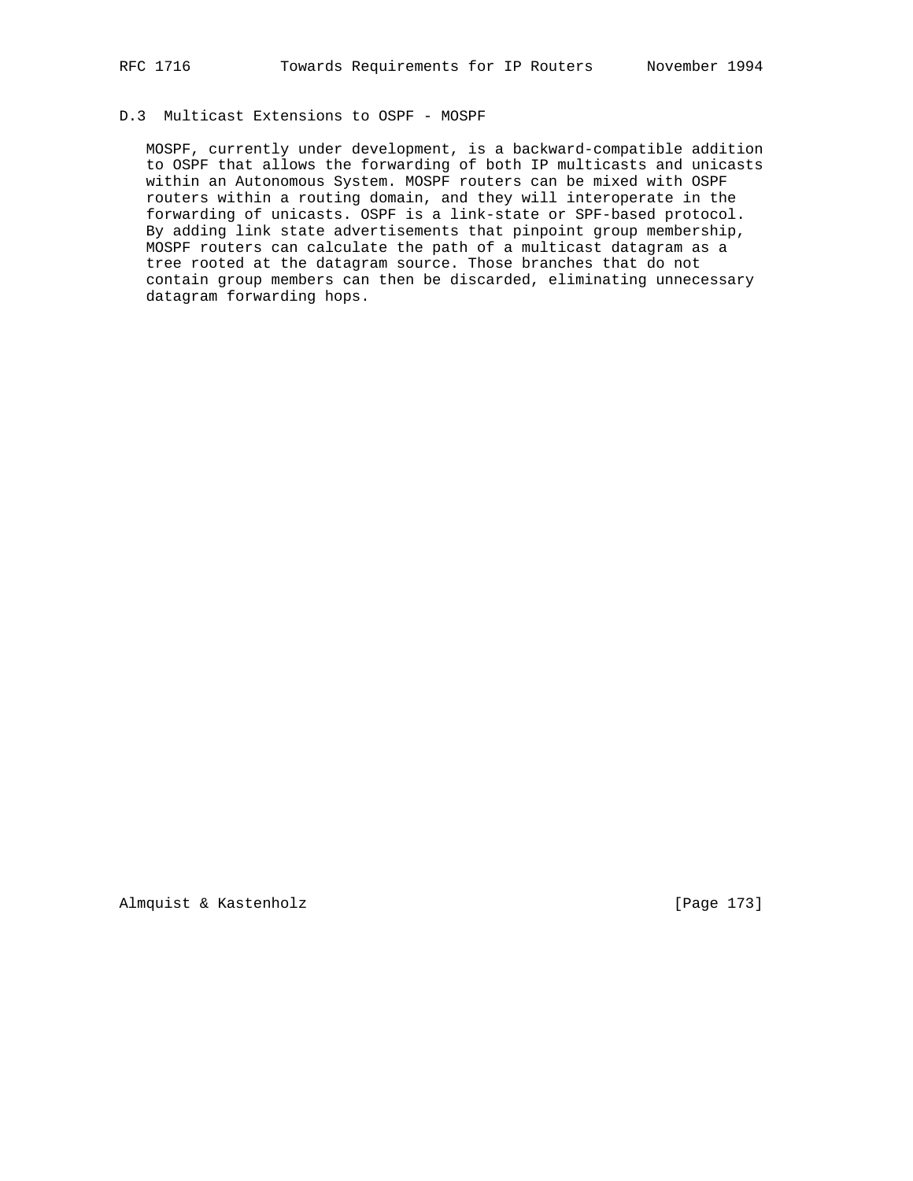### D.3 Multicast Extensions to OSPF - MOSPF

MOSPF, currently under development, is a backward-compatible addition to OSPF that allows the forwarding of both IP multicasts and unicasts within an Autonomous System. MOSPF routers can be mixed with OSPF routers within a routing domain, and they will interoperate in the forwarding of unicasts. OSPF is a link-state or SPF-based protocol. By adding link state advertisements that pinpoint group membership, MOSPF routers can calculate the path of a multicast datagram as a tree rooted at the datagram source. Those branches that do not contain group members can then be discarded, eliminating unnecessary datagram forwarding hops.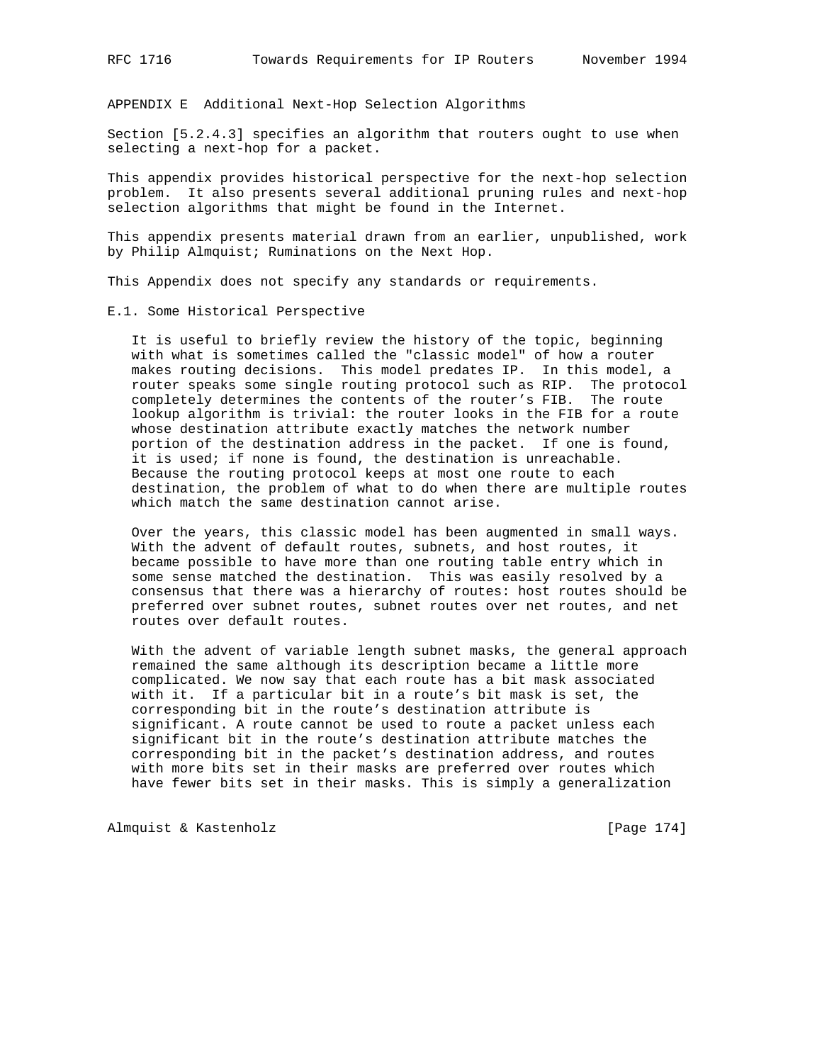## APPENDIX E Additional Next-Hop Selection Algorithms

Section [5.2.4.3] specifies an algorithm that routers ought to use when selecting a next-hop for a packet.

This appendix provides historical perspective for the next-hop selection problem. It also presents several additional pruning rules and next-hop selection algorithms that might be found in the Internet.

This appendix presents material drawn from an earlier, unpublished, work by Philip Almquist; Ruminations on the Next Hop.

This Appendix does not specify any standards or requirements.

### E.1. Some Historical Perspective

It is useful to briefly review the history of the topic, beginning with what is sometimes called the "classic model" of how a router makes routing decisions. This model predates IP. In this model, a router speaks some single routing protocol such as RIP. The protocol completely determines the contents of the router's FIB. The route lookup algorithm is trivial: the router looks in the FIB for a route whose destination attribute exactly matches the network number portion of the destination address in the packet. If one is found, it is used; if none is found, the destination is unreachable. Because the routing protocol keeps at most one route to each destination, the problem of what to do when there are multiple routes which match the same destination cannot arise.

Over the years, this classic model has been augmented in small ways. With the advent of default routes, subnets, and host routes, it became possible to have more than one routing table entry which in some sense matched the destination. This was easily resolved by a consensus that there was a hierarchy of routes: host routes should be preferred over subnet routes, subnet routes over net routes, and net routes over default routes.

With the advent of variable length subnet masks, the general approach remained the same although its description became a little more complicated. We now say that each route has a bit mask associated with it. If a particular bit in a route's bit mask is set, the corresponding bit in the route's destination attribute is significant. A route cannot be used to route a packet unless each significant bit in the route's destination attribute matches the corresponding bit in the packet's destination address, and routes with more bits set in their masks are preferred over routes which have fewer bits set in their masks. This is simply a generalization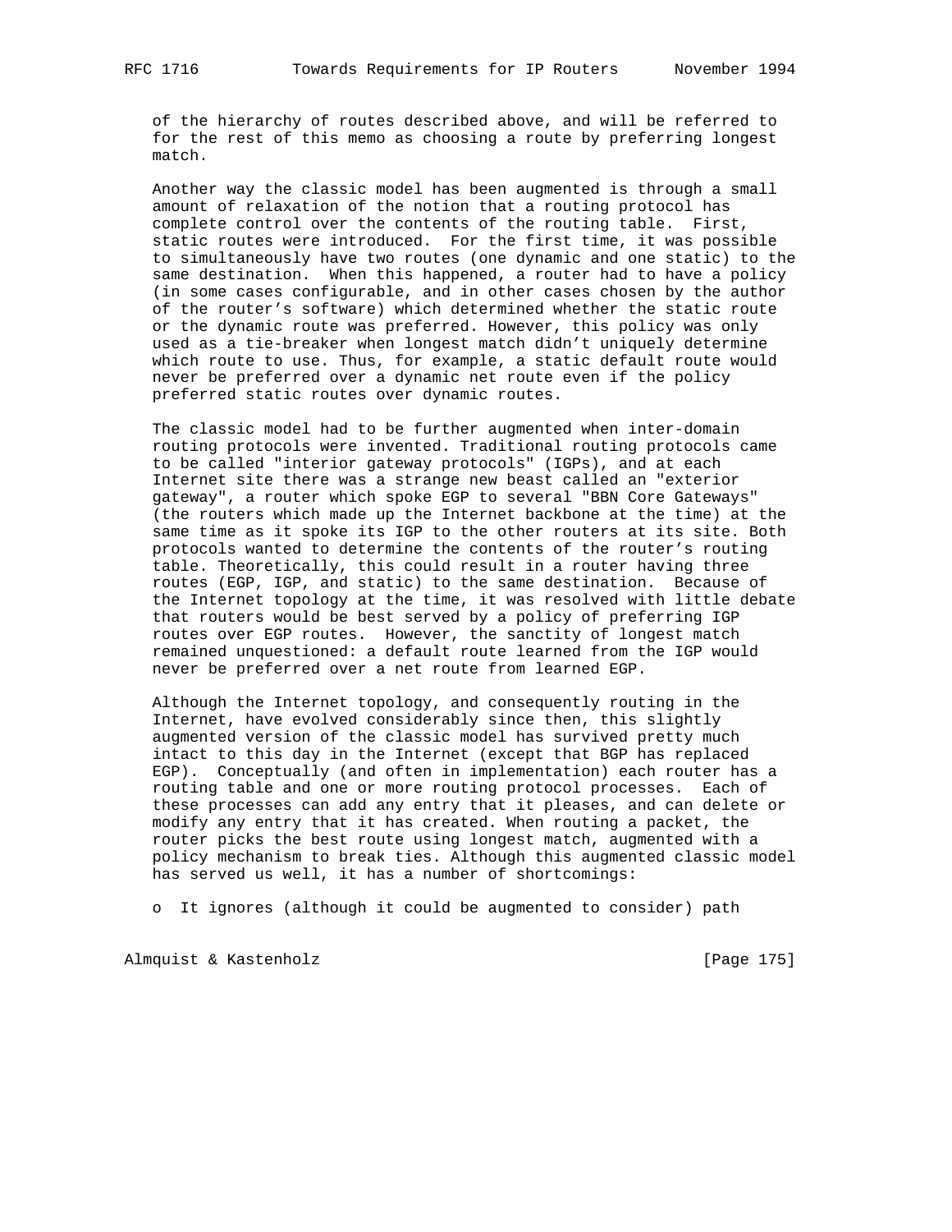of the hierarchy of routes described above, and will be referred to for the rest of this memo as choosing a route by preferring longest match.

Another way the classic model has been augmented is through a small amount of relaxation of the notion that a routing protocol has complete control over the contents of the routing table. First, static routes were introduced. For the first time, it was possible to simultaneously have two routes (one dynamic and one static) to the same destination. When this happened, a router had to have a policy (in some cases configurable, and in other cases chosen by the author of the router's software) which determined whether the static route or the dynamic route was preferred. However, this policy was only used as a tie-breaker when longest match didn't uniquely determine which route to use. Thus, for example, a static default route would never be preferred over a dynamic net route even if the policy preferred static routes over dynamic routes.

The classic model had to be further augmented when inter-domain routing protocols were invented. Traditional routing protocols came to be called "interior gateway protocols" (IGPs), and at each Internet site there was a strange new beast called an "exterior gateway", a router which spoke EGP to several "BBN Core Gateways" (the routers which made up the Internet backbone at the time) at the same time as it spoke its IGP to the other routers at its site. Both protocols wanted to determine the contents of the router's routing table. Theoretically, this could result in a router having three routes (EGP, IGP, and static) to the same destination. Because of the Internet topology at the time, it was resolved with little debate that routers would be best served by a policy of preferring IGP routes over EGP routes. However, the sanctity of longest match remained unquestioned: a default route learned from the IGP would never be preferred over a net route from learned EGP.

Although the Internet topology, and consequently routing in the Internet, have evolved considerably since then, this slightly augmented version of the classic model has survived pretty much intact to this day in the Internet (except that BGP has replaced EGP). Conceptually (and often in implementation) each router has a routing table and one or more routing protocol processes. Each of these processes can add any entry that it pleases, and can delete or modify any entry that it has created. When routing a packet, the router picks the best route using longest match, augmented with a policy mechanism to break ties. Although this augmented classic model has served us well, it has a number of shortcomings:

o It ignores (although it could be augmented to consider) path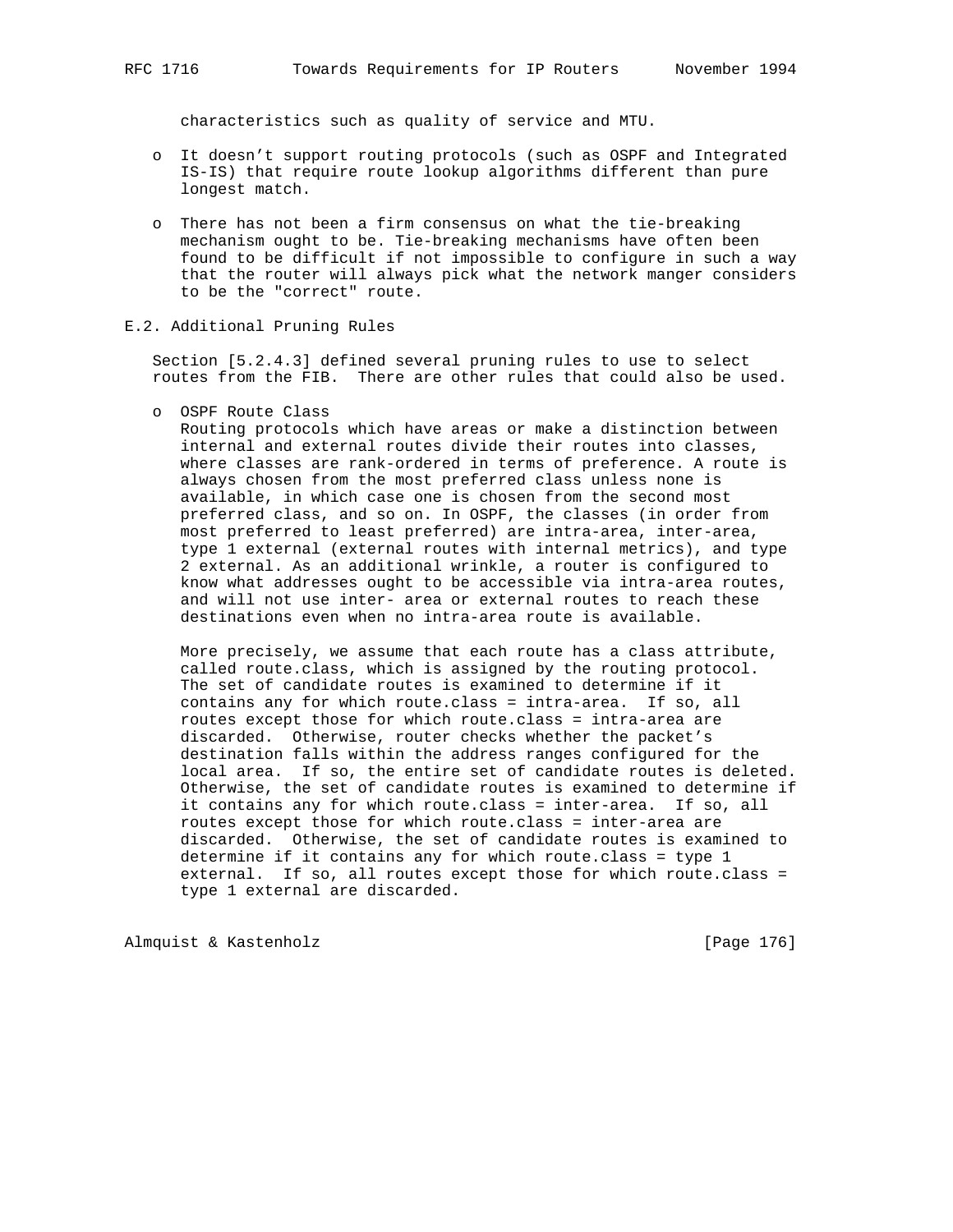characteristics such as quality of service and MTU.

- It doesn't support routing protocols (such as OSPF and Integrated IS-IS) that require route lookup algorithms different than pure longest match.

- There has not been a firm consensus on what the tie-breaking mechanism ought to be. Tie-breaking mechanisms have often been found to be difficult if not impossible to configure in such a way that the router will always pick what the network manger considers to be the "correct" route.

## E.2. Additional Pruning Rules

Section [5.2.4.3] defined several pruning rules to use to select routes from the FIB. There are other rules that could also be used.

- OSPF Route Class
  Routing protocols which have areas or make a distinction between internal and external routes divide their routes into classes, where classes are rank-ordered in terms of preference. A route is always chosen from the most preferred class unless none is available, in which case one is chosen from the second most preferred class, and so on. In OSPF, the classes (in order from most preferred to least preferred) are intra-area, inter-area, type 1 external (external routes with internal metrics), and type 2 external. As an additional wrinkle, a router is configured to know what addresses ought to be accessible via intra-area routes, and will not use inter- area or external routes to reach these destinations even when no intra-area route is available.

  More precisely, we assume that each route has a class attribute, called route.class, which is assigned by the routing protocol. The set of candidate routes is examined to determine if it contains any for which route.class = intra-area. If so, all routes except those for which route.class = intra-area are discarded. Otherwise, router checks whether the packet's destination falls within the address ranges configured for the local area. If so, the entire set of candidate routes is deleted. Otherwise, the set of candidate routes is examined to determine if it contains any for which route.class = inter-area. If so, all routes except those for which route.class = inter-area are discarded. Otherwise, the set of candidate routes is examined to determine if it contains any for which route.class = type 1 external. If so, all routes except those for which route.class = type 1 external are discarded.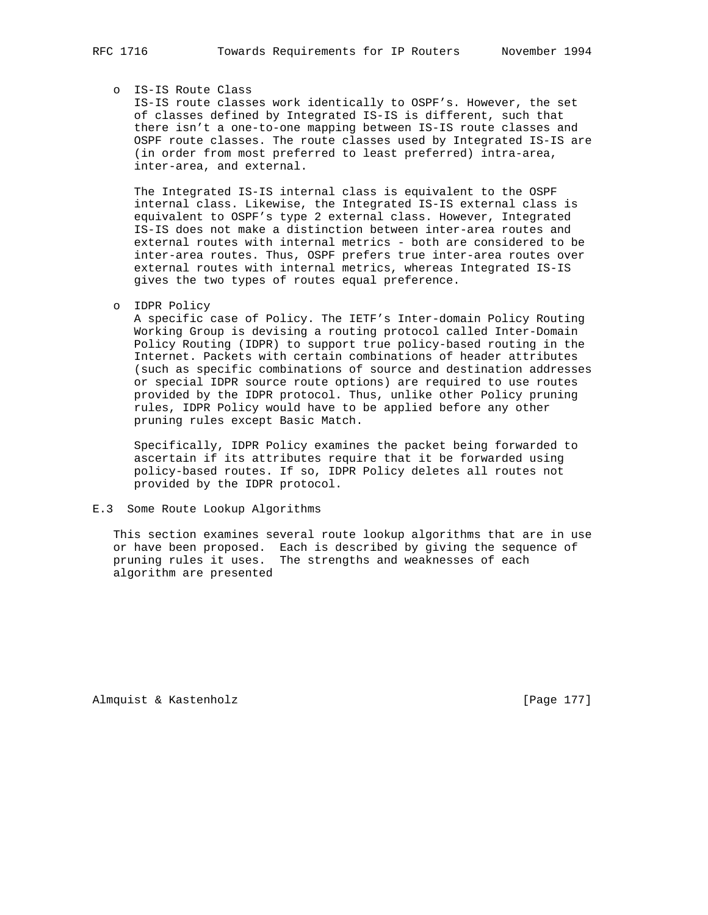- IS-IS Route Class

  IS-IS route classes work identically to OSPF's. However, the set of classes defined by Integrated IS-IS is different, such that there isn't a one-to-one mapping between IS-IS route classes and OSPF route classes. The route classes used by Integrated IS-IS are (in order from most preferred to least preferred) intra-area, inter-area, and external.

  The Integrated IS-IS internal class is equivalent to the OSPF internal class. Likewise, the Integrated IS-IS external class is equivalent to OSPF's type 2 external class. However, Integrated IS-IS does not make a distinction between inter-area routes and external routes with internal metrics - both are considered to be inter-area routes. Thus, OSPF prefers true inter-area routes over external routes with internal metrics, whereas Integrated IS-IS gives the two types of routes equal preference.

- IDPR Policy

  A specific case of Policy. The IETF's Inter-domain Policy Routing Working Group is devising a routing protocol called Inter-Domain Policy Routing (IDPR) to support true policy-based routing in the Internet. Packets with certain combinations of header attributes (such as specific combinations of source and destination addresses or special IDPR source route options) are required to use routes provided by the IDPR protocol. Thus, unlike other Policy pruning rules, IDPR Policy would have to be applied before any other pruning rules except Basic Match.

  Specifically, IDPR Policy examines the packet being forwarded to ascertain if its attributes require that it be forwarded using policy-based routes. If so, IDPR Policy deletes all routes not provided by the IDPR protocol.

## E.3 Some Route Lookup Algorithms

This section examines several route lookup algorithms that are in use or have been proposed. Each is described by giving the sequence of pruning rules it uses. The strengths and weaknesses of each algorithm are presented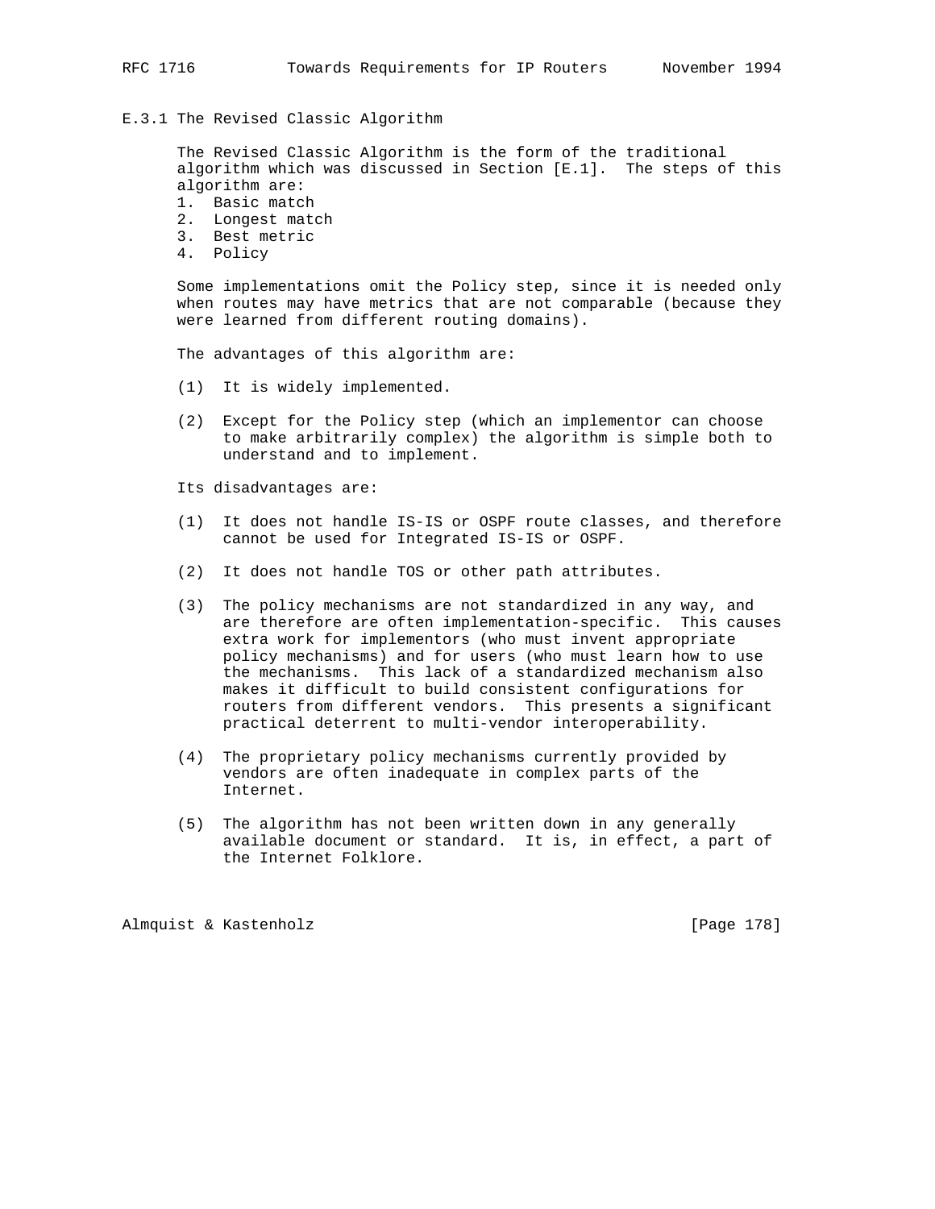### E.3.1 The Revised Classic Algorithm

The Revised Classic Algorithm is the form of the traditional algorithm which was discussed in Section [E.1]. The steps of this algorithm are:

1. Basic match
2. Longest match
3. Best metric
4. Policy

Some implementations omit the Policy step, since it is needed only when routes may have metrics that are not comparable (because they were learned from different routing domains).

The advantages of this algorithm are:

(1) It is widely implemented.

(2) Except for the Policy step (which an implementor can choose to make arbitrarily complex) the algorithm is simple both to understand and to implement.

Its disadvantages are:

(1) It does not handle IS-IS or OSPF route classes, and therefore cannot be used for Integrated IS-IS or OSPF.

(2) It does not handle TOS or other path attributes.

(3) The policy mechanisms are not standardized in any way, and are therefore are often implementation-specific. This causes extra work for implementors (who must invent appropriate policy mechanisms) and for users (who must learn how to use the mechanisms. This lack of a standardized mechanism also makes it difficult to build consistent configurations for routers from different vendors. This presents a significant practical deterrent to multi-vendor interoperability.

(4) The proprietary policy mechanisms currently provided by vendors are often inadequate in complex parts of the Internet.

(5) The algorithm has not been written down in any generally available document or standard. It is, in effect, a part of the Internet Folklore.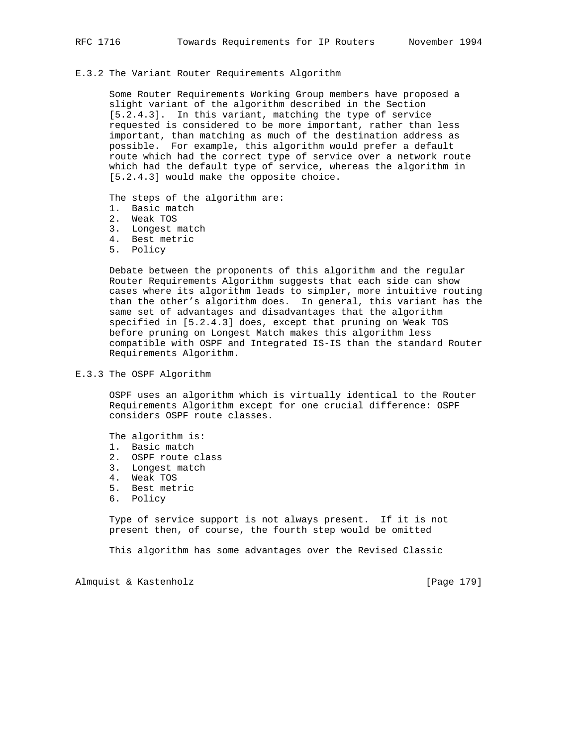### E.3.2 The Variant Router Requirements Algorithm

Some Router Requirements Working Group members have proposed a slight variant of the algorithm described in the Section [5.2.4.3]. In this variant, matching the type of service requested is considered to be more important, rather than less important, than matching as much of the destination address as possible. For example, this algorithm would prefer a default route which had the correct type of service over a network route which had the default type of service, whereas the algorithm in [5.2.4.3] would make the opposite choice.

The steps of the algorithm are:

1. Basic match
2. Weak TOS
3. Longest match
4. Best metric
5. Policy

Debate between the proponents of this algorithm and the regular Router Requirements Algorithm suggests that each side can show cases where its algorithm leads to simpler, more intuitive routing than the other's algorithm does. In general, this variant has the same set of advantages and disadvantages that the algorithm specified in [5.2.4.3] does, except that pruning on Weak TOS before pruning on Longest Match makes this algorithm less compatible with OSPF and Integrated IS-IS than the standard Router Requirements Algorithm.

### E.3.3 The OSPF Algorithm

OSPF uses an algorithm which is virtually identical to the Router Requirements Algorithm except for one crucial difference: OSPF considers OSPF route classes.

The algorithm is:

1. Basic match
2. OSPF route class
3. Longest match
4. Weak TOS
5. Best metric
6. Policy

Type of service support is not always present. If it is not present then, of course, the fourth step would be omitted

This algorithm has some advantages over the Revised Classic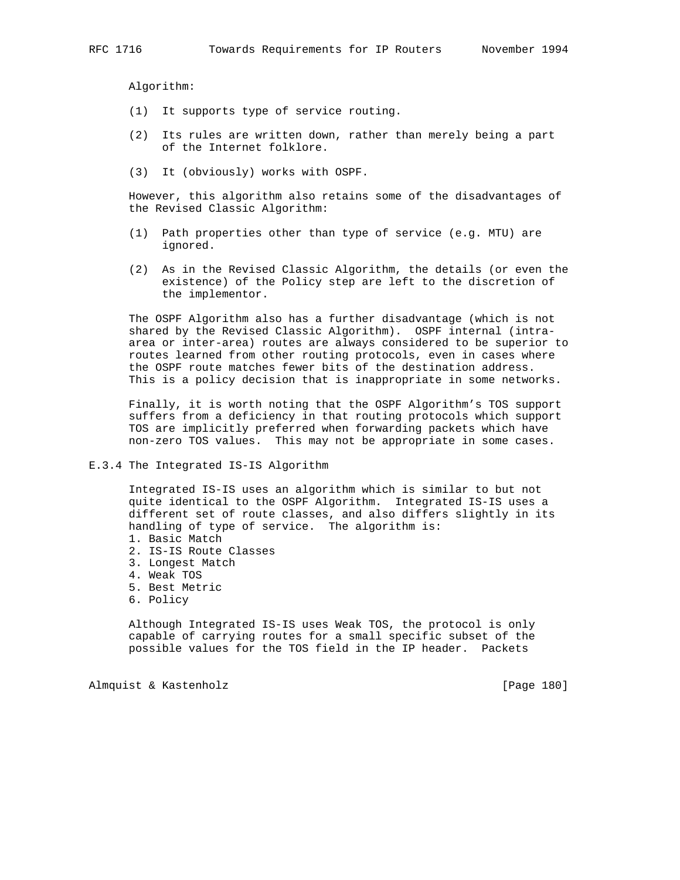Algorithm:

(1) It supports type of service routing.

(2) Its rules are written down, rather than merely being a part of the Internet folklore.

(3) It (obviously) works with OSPF.

However, this algorithm also retains some of the disadvantages of the Revised Classic Algorithm:

(1) Path properties other than type of service (e.g. MTU) are ignored.

(2) As in the Revised Classic Algorithm, the details (or even the existence) of the Policy step are left to the discretion of the implementor.

The OSPF Algorithm also has a further disadvantage (which is not shared by the Revised Classic Algorithm). OSPF internal (intra-area or inter-area) routes are always considered to be superior to routes learned from other routing protocols, even in cases where the OSPF route matches fewer bits of the destination address. This is a policy decision that is inappropriate in some networks.

Finally, it is worth noting that the OSPF Algorithm's TOS support suffers from a deficiency in that routing protocols which support TOS are implicitly preferred when forwarding packets which have non-zero TOS values. This may not be appropriate in some cases.

### E.3.4 The Integrated IS-IS Algorithm

Integrated IS-IS uses an algorithm which is similar to but not quite identical to the OSPF Algorithm. Integrated IS-IS uses a different set of route classes, and also differs slightly in its handling of type of service. The algorithm is:

1. Basic Match
2. IS-IS Route Classes
3. Longest Match
4. Weak TOS
5. Best Metric
6. Policy

Although Integrated IS-IS uses Weak TOS, the protocol is only capable of carrying routes for a small specific subset of the possible values for the TOS field in the IP header. Packets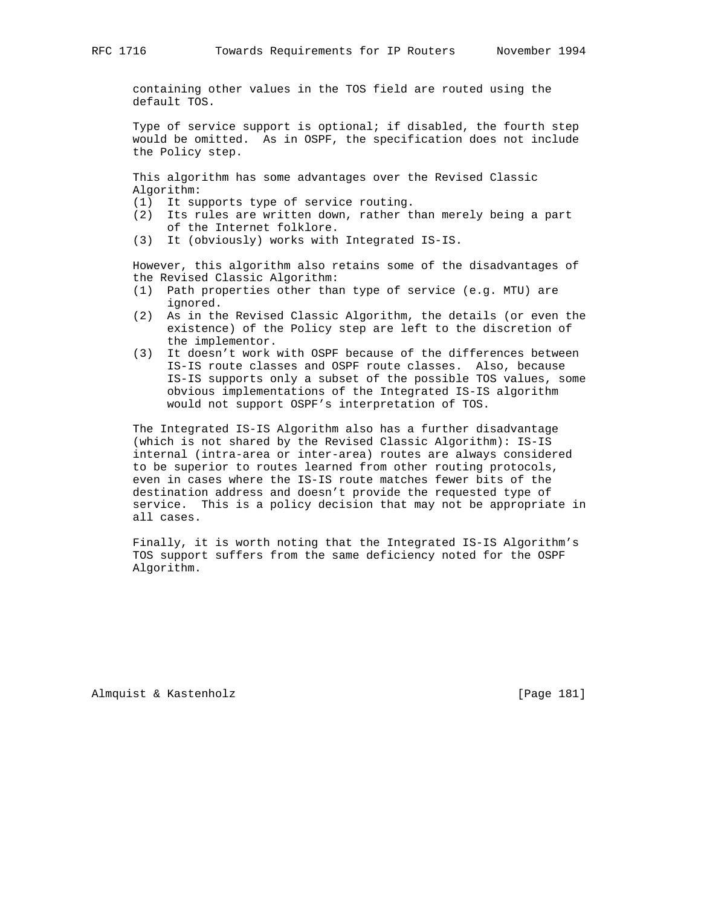containing other values in the TOS field are routed using the default TOS.

Type of service support is optional; if disabled, the fourth step would be omitted. As in OSPF, the specification does not include the Policy step.

This algorithm has some advantages over the Revised Classic Algorithm:

(1) It supports type of service routing.
(2) Its rules are written down, rather than merely being a part of the Internet folklore.
(3) It (obviously) works with Integrated IS-IS.

However, this algorithm also retains some of the disadvantages of the Revised Classic Algorithm:

(1) Path properties other than type of service (e.g. MTU) are ignored.
(2) As in the Revised Classic Algorithm, the details (or even the existence) of the Policy step are left to the discretion of the implementor.
(3) It doesn't work with OSPF because of the differences between IS-IS route classes and OSPF route classes. Also, because IS-IS supports only a subset of the possible TOS values, some obvious implementations of the Integrated IS-IS algorithm would not support OSPF's interpretation of TOS.

The Integrated IS-IS Algorithm also has a further disadvantage (which is not shared by the Revised Classic Algorithm): IS-IS internal (intra-area or inter-area) routes are always considered to be superior to routes learned from other routing protocols, even in cases where the IS-IS route matches fewer bits of the destination address and doesn't provide the requested type of service. This is a policy decision that may not be appropriate in all cases.

Finally, it is worth noting that the Integrated IS-IS Algorithm's TOS support suffers from the same deficiency noted for the OSPF Algorithm.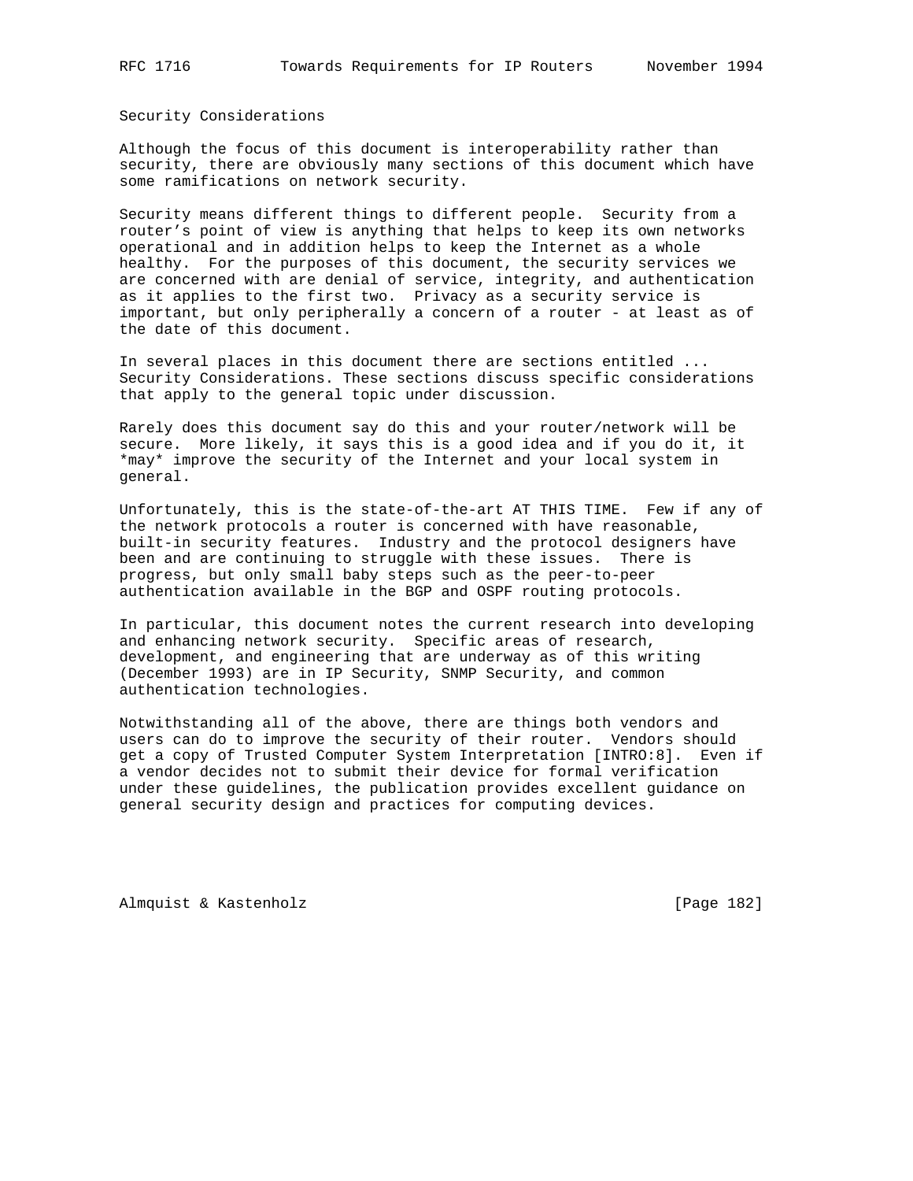## Security Considerations

Although the focus of this document is interoperability rather than security, there are obviously many sections of this document which have some ramifications on network security.

Security means different things to different people. Security from a router's point of view is anything that helps to keep its own networks operational and in addition helps to keep the Internet as a whole healthy. For the purposes of this document, the security services we are concerned with are denial of service, integrity, and authentication as it applies to the first two. Privacy as a security service is important, but only peripherally a concern of a router - at least as of the date of this document.

In several places in this document there are sections entitled ... Security Considerations. These sections discuss specific considerations that apply to the general topic under discussion.

Rarely does this document say do this and your router/network will be secure. More likely, it says this is a good idea and if you do it, it *may* improve the security of the Internet and your local system in general.

Unfortunately, this is the state-of-the-art AT THIS TIME. Few if any of the network protocols a router is concerned with have reasonable, built-in security features. Industry and the protocol designers have been and are continuing to struggle with these issues. There is progress, but only small baby steps such as the peer-to-peer authentication available in the BGP and OSPF routing protocols.

In particular, this document notes the current research into developing and enhancing network security. Specific areas of research, development, and engineering that are underway as of this writing (December 1993) are in IP Security, SNMP Security, and common authentication technologies.

Notwithstanding all of the above, there are things both vendors and users can do to improve the security of their router. Vendors should get a copy of Trusted Computer System Interpretation [INTRO:8]. Even if a vendor decides not to submit their device for formal verification under these guidelines, the publication provides excellent guidance on general security design and practices for computing devices.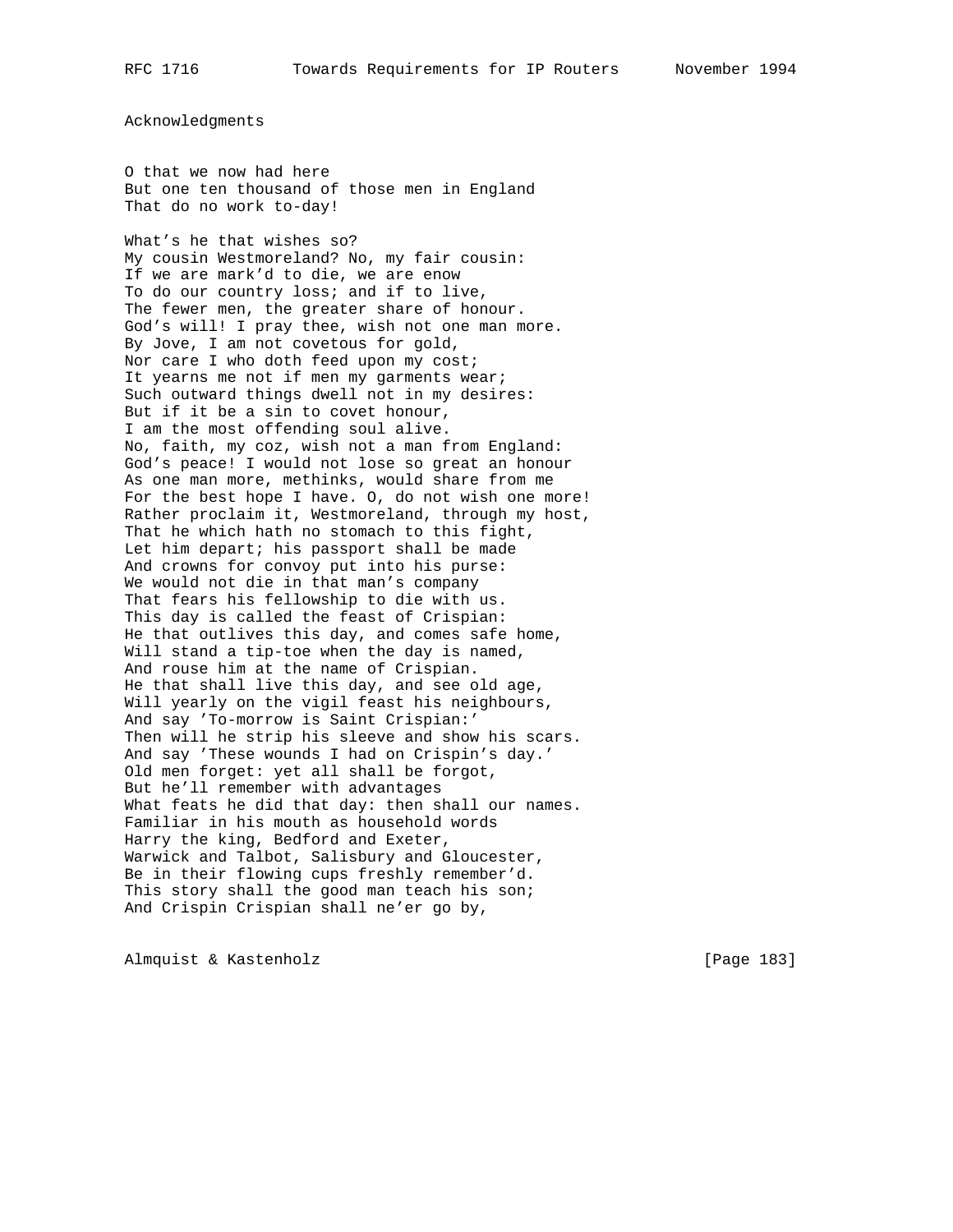## Acknowledgments

O that we now had here
But one ten thousand of those men in England
That do no work to-day!

What’s he that wishes so?
My cousin Westmoreland? No, my fair cousin:
If we are mark’d to die, we are enow
To do our country loss; and if to live,
The fewer men, the greater share of honour.
God’s will! I pray thee, wish not one man more.
By Jove, I am not covetous for gold,
Nor care I who doth feed upon my cost;
It yearns me not if men my garments wear;
Such outward things dwell not in my desires:
But if it be a sin to covet honour,
I am the most offending soul alive.
No, faith, my coz, wish not a man from England:
God’s peace! I would not lose so great an honour
As one man more, methinks, would share from me
For the best hope I have. O, do not wish one more!
Rather proclaim it, Westmoreland, through my host,
That he which hath no stomach to this fight,
Let him depart; his passport shall be made
And crowns for convoy put into his purse:
We would not die in that man’s company
That fears his fellowship to die with us.
This day is called the feast of Crispian:
He that outlives this day, and comes safe home,
Will stand a tip-toe when the day is named,
And rouse him at the name of Crispian.
He that shall live this day, and see old age,
Will yearly on the vigil feast his neighbours,
And say ’To-morrow is Saint Crispian:’
Then will he strip his sleeve and show his scars.
And say ’These wounds I had on Crispin’s day.’
Old men forget: yet all shall be forgot,
But he’ll remember with advantages
What feats he did that day: then shall our names.
Familiar in his mouth as household words
Harry the king, Bedford and Exeter,
Warwick and Talbot, Salisbury and Gloucester,
Be in their flowing cups freshly remember’d.
This story shall the good man teach his son;
And Crispin Crispian shall ne’er go by,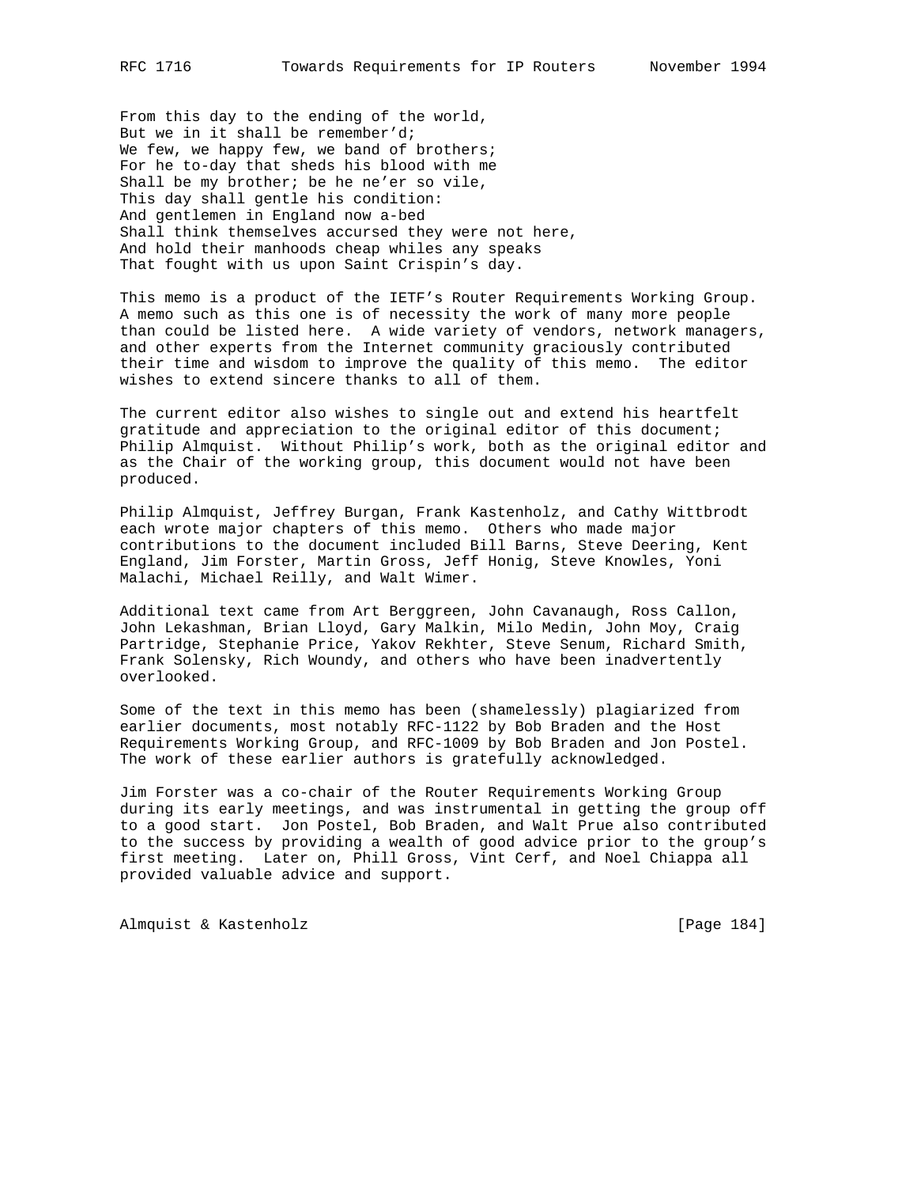From this day to the ending of the world,
But we in it shall be remember'd;
We few, we happy few, we band of brothers;
For he to-day that sheds his blood with me
Shall be my brother; be he ne'er so vile,
This day shall gentle his condition:
And gentlemen in England now a-bed
Shall think themselves accursed they were not here,
And hold their manhoods cheap whiles any speaks
That fought with us upon Saint Crispin's day.

This memo is a product of the IETF's Router Requirements Working Group. A memo such as this one is of necessity the work of many more people than could be listed here. A wide variety of vendors, network managers, and other experts from the Internet community graciously contributed their time and wisdom to improve the quality of this memo. The editor wishes to extend sincere thanks to all of them.

The current editor also wishes to single out and extend his heartfelt gratitude and appreciation to the original editor of this document; Philip Almquist. Without Philip's work, both as the original editor and as the Chair of the working group, this document would not have been produced.

Philip Almquist, Jeffrey Burgan, Frank Kastenholz, and Cathy Wittbrodt each wrote major chapters of this memo. Others who made major contributions to the document included Bill Barns, Steve Deering, Kent England, Jim Forster, Martin Gross, Jeff Honig, Steve Knowles, Yoni Malachi, Michael Reilly, and Walt Wimer.

Additional text came from Art Berggreen, John Cavanaugh, Ross Callon, John Lekashman, Brian Lloyd, Gary Malkin, Milo Medin, John Moy, Craig Partridge, Stephanie Price, Yakov Rekhter, Steve Senum, Richard Smith, Frank Solensky, Rich Woundy, and others who have been inadvertently overlooked.

Some of the text in this memo has been (shamelessly) plagiarized from earlier documents, most notably RFC-1122 by Bob Braden and the Host Requirements Working Group, and RFC-1009 by Bob Braden and Jon Postel. The work of these earlier authors is gratefully acknowledged.

Jim Forster was a co-chair of the Router Requirements Working Group during its early meetings, and was instrumental in getting the group off to a good start. Jon Postel, Bob Braden, and Walt Prue also contributed to the success by providing a wealth of good advice prior to the group's first meeting. Later on, Phill Gross, Vint Cerf, and Noel Chiappa all provided valuable advice and support.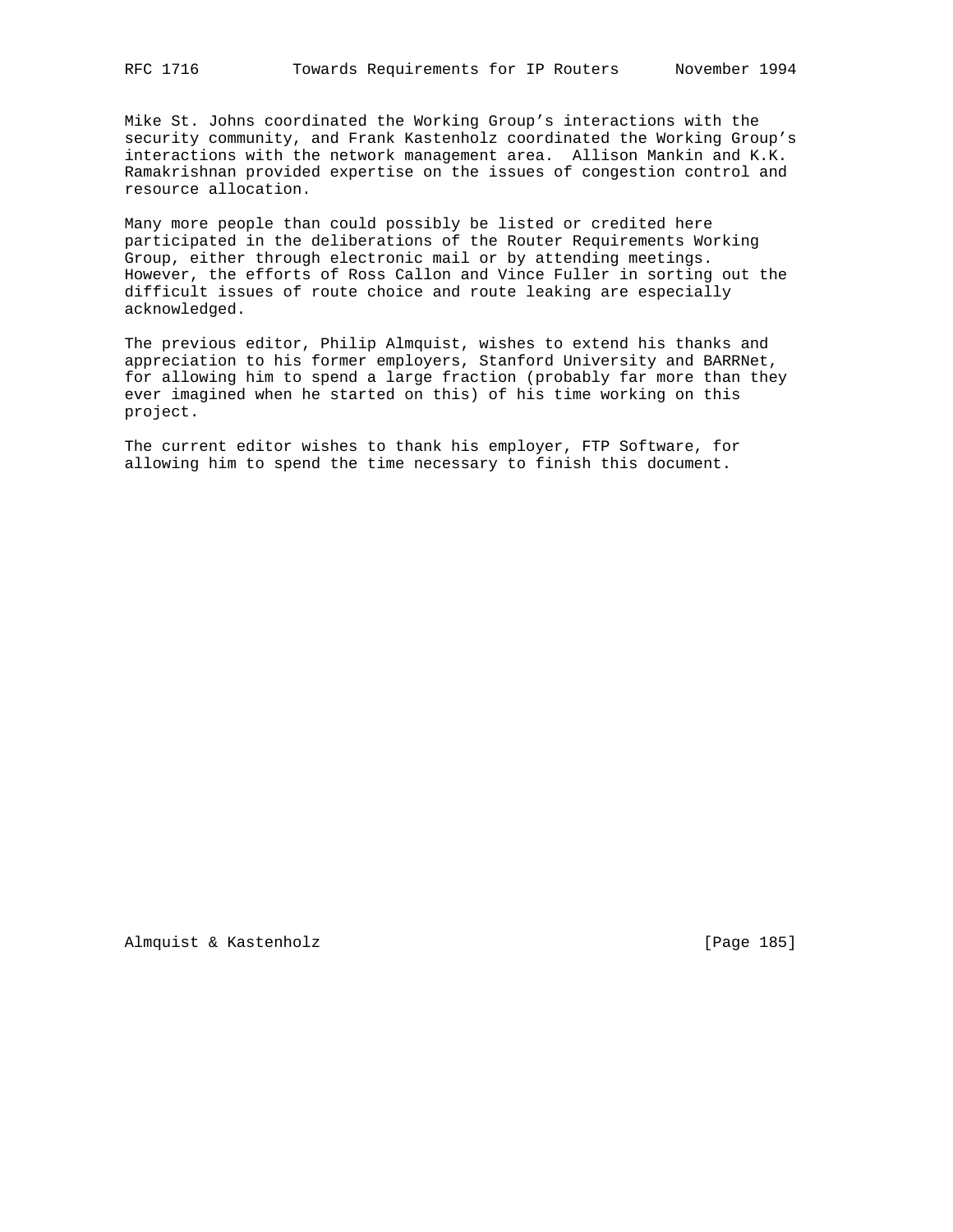Mike St. Johns coordinated the Working Group's interactions with the security community, and Frank Kastenholz coordinated the Working Group's interactions with the network management area. Allison Mankin and K.K. Ramakrishnan provided expertise on the issues of congestion control and resource allocation.

Many more people than could possibly be listed or credited here participated in the deliberations of the Router Requirements Working Group, either through electronic mail or by attending meetings. However, the efforts of Ross Callon and Vince Fuller in sorting out the difficult issues of route choice and route leaking are especially acknowledged.

The previous editor, Philip Almquist, wishes to extend his thanks and appreciation to his former employers, Stanford University and BARRNet, for allowing him to spend a large fraction (probably far more than they ever imagined when he started on this) of his time working on this project.

The current editor wishes to thank his employer, FTP Software, for allowing him to spend the time necessary to finish this document.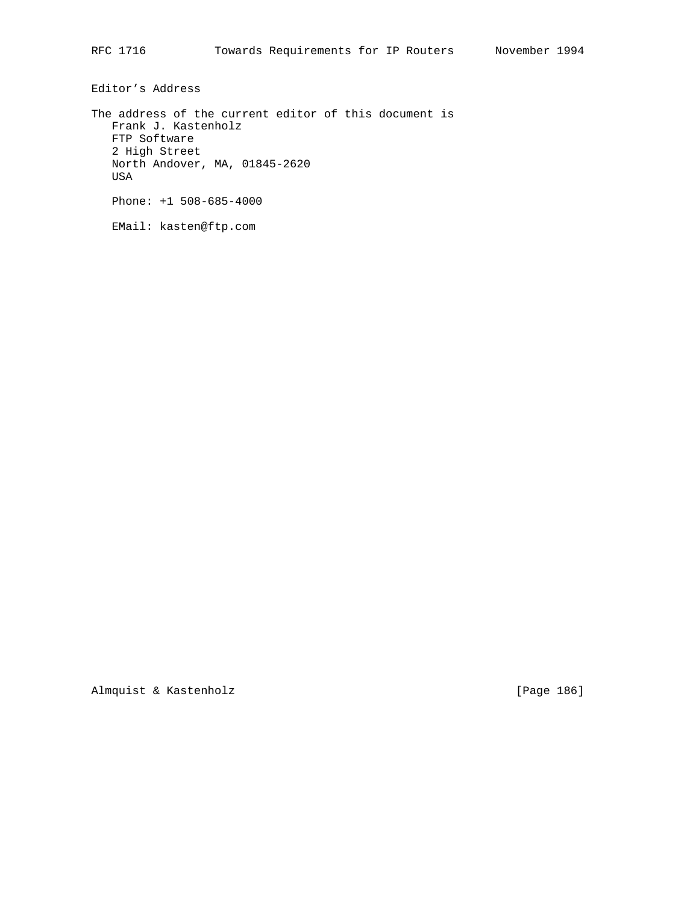## Editor's Address

The address of the current editor of this document is

Frank J. Kastenholz
FTP Software
2 High Street
North Andover, MA, 01845-2620
USA

Phone: +1 508-685-4000

EMail: kasten@ftp.com